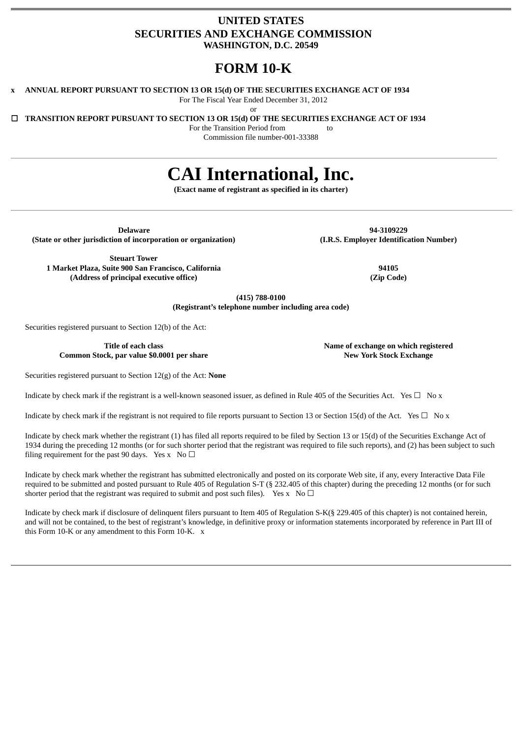**UNITED STATES**
**SECURITIES AND EXCHANGE COMMISSION**
**WASHINGTON, D.C. 20549**

# FORM 10-K

x **ANNUAL REPORT PURSUANT TO SECTION 13 OR 15(d) OF THE SECURITIES EXCHANGE ACT OF 1934**

For The Fiscal Year Ended December 31, 2012

or

☐ **TRANSITION REPORT PURSUANT TO SECTION 13 OR 15(d) OF THE SECURITIES EXCHANGE ACT OF 1934**

For the Transition Period from to

Commission file number-001-33388

# CAI International, Inc.

**(Exact name of registrant as specified in its charter)**

| **Delaware** | **94-3109229** |
|---|---|
| **(State or other jurisdiction of incorporation or organization)** | **(I.R.S. Employer Identification Number)** |
| **Steuart Tower** **1 Market Plaza, Suite 900 San Francisco, California** | **94105** |
| **(Address of principal executive office)** | **(Zip Code)** |

**(415) 788-0100**
**(Registrant's telephone number including area code)**

Securities registered pursuant to Section 12(b) of the Act:

| **Title of each class** | **Name of exchange on which registered** |
|---|---|
| **Common Stock, par value $0.0001 per share** | **New York Stock Exchange** |

Securities registered pursuant to Section 12(g) of the Act: **None**

Indicate by check mark if the registrant is a well-known seasoned issuer, as defined in Rule 405 of the Securities Act. Yes ☐ No x

Indicate by check mark if the registrant is not required to file reports pursuant to Section 13 or Section 15(d) of the Act. Yes ☐ No x

Indicate by check mark whether the registrant (1) has filed all reports required to be filed by Section 13 or 15(d) of the Securities Exchange Act of 1934 during the preceding 12 months (or for such shorter period that the registrant was required to file such reports), and (2) has been subject to such filing requirement for the past 90 days. Yes x No ☐

Indicate by check mark whether the registrant has submitted electronically and posted on its corporate Web site, if any, every Interactive Data File required to be submitted and posted pursuant to Rule 405 of Regulation S-T (§ 232.405 of this chapter) during the preceding 12 months (or for such shorter period that the registrant was required to submit and post such files). Yes x No ☐

Indicate by check mark if disclosure of delinquent filers pursuant to Item 405 of Regulation S-K(§ 229.405 of this chapter) is not contained herein, and will not be contained, to the best of registrant's knowledge, in definitive proxy or information statements incorporated by reference in Part III of this Form 10-K or any amendment to this Form 10-K. x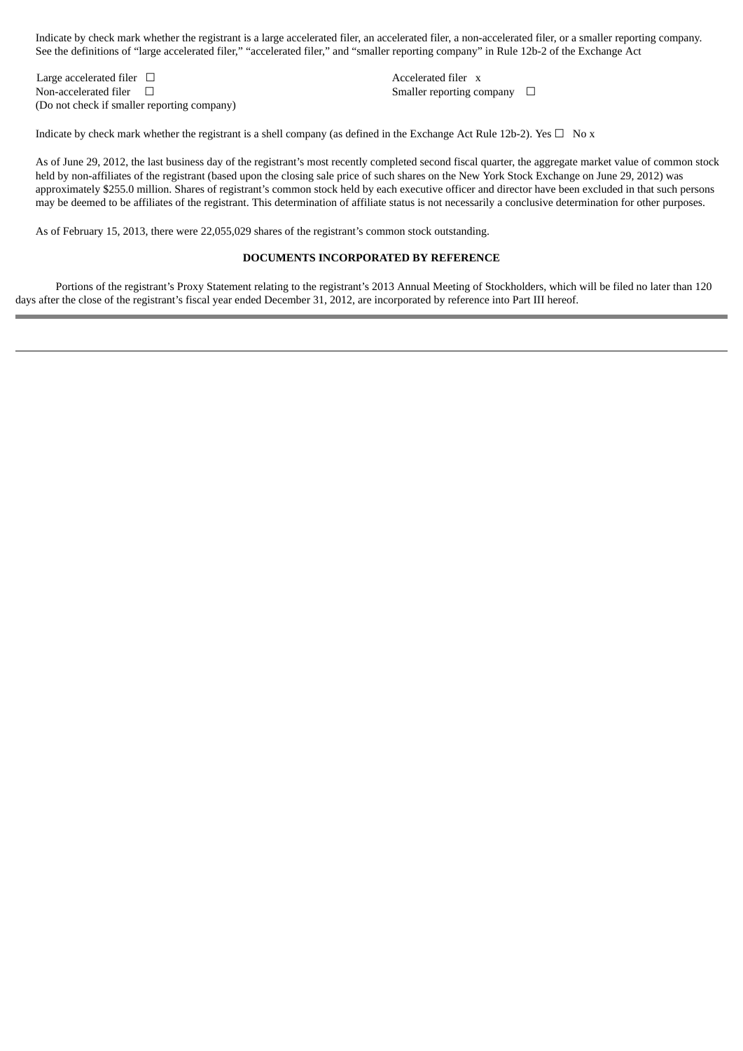Indicate by check mark whether the registrant is a large accelerated filer, an accelerated filer, a non-accelerated filer, or a smaller reporting company. See the definitions of "large accelerated filer," "accelerated filer," and "smaller reporting company" in Rule 12b-2 of the Exchange Act

| | |
|---|---|
| Large accelerated filer ☐ | Accelerated filer x |
| Non-accelerated filer ☐ (Do not check if smaller reporting company) | Smaller reporting company ☐ |

Indicate by check mark whether the registrant is a shell company (as defined in the Exchange Act Rule 12b-2). Yes ☐ No x

As of June 29, 2012, the last business day of the registrant's most recently completed second fiscal quarter, the aggregate market value of common stock held by non-affiliates of the registrant (based upon the closing sale price of such shares on the New York Stock Exchange on June 29, 2012) was approximately $255.0 million. Shares of registrant's common stock held by each executive officer and director have been excluded in that such persons may be deemed to be affiliates of the registrant. This determination of affiliate status is not necessarily a conclusive determination for other purposes.

As of February 15, 2013, there were 22,055,029 shares of the registrant's common stock outstanding.

**DOCUMENTS INCORPORATED BY REFERENCE**

Portions of the registrant's Proxy Statement relating to the registrant's 2013 Annual Meeting of Stockholders, which will be filed no later than 120 days after the close of the registrant's fiscal year ended December 31, 2012, are incorporated by reference into Part III hereof.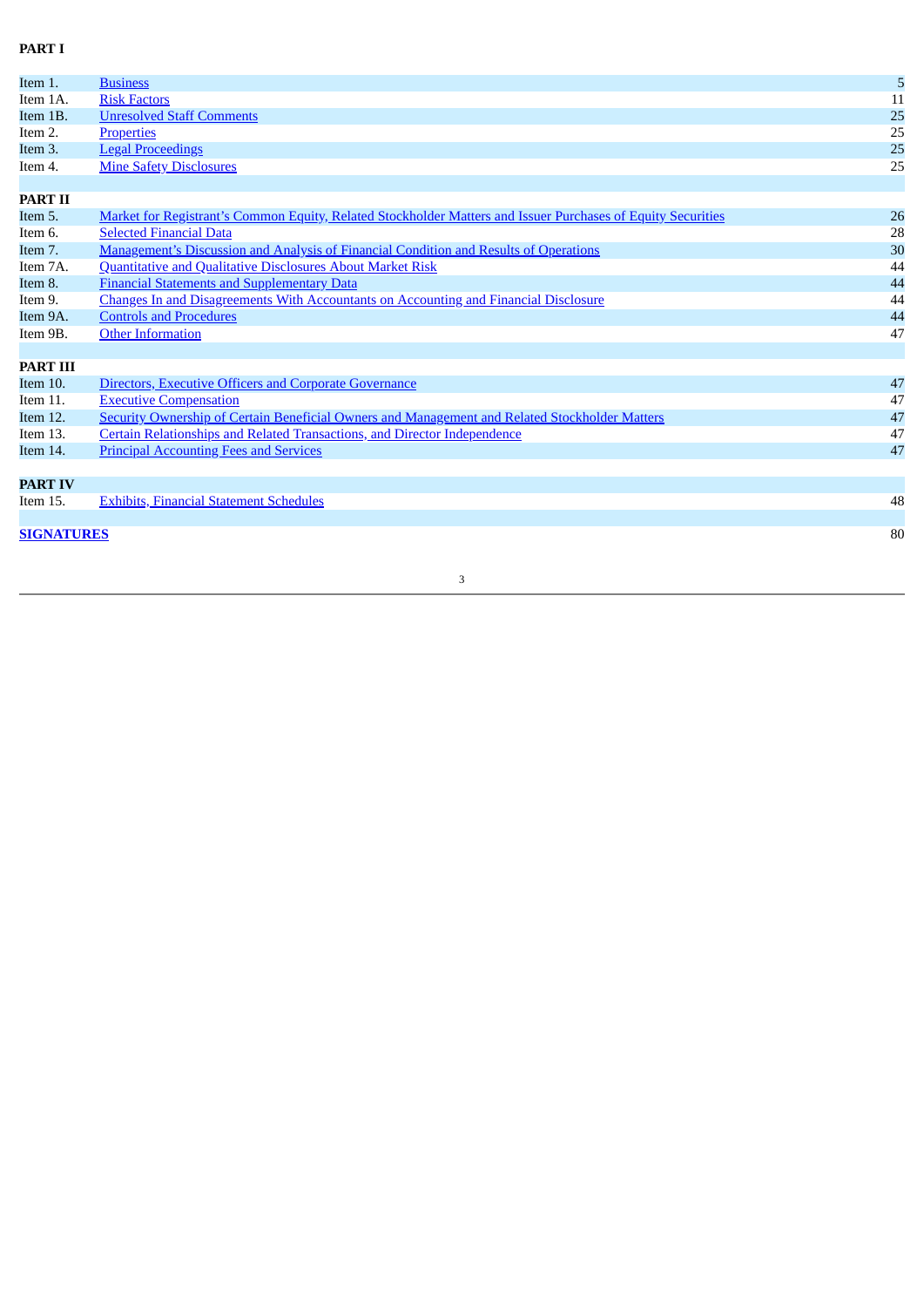**PART I**

| | | |
|---|---|---|
| Item 1. | Business | 5 |
| Item 1A. | Risk Factors | 11 |
| Item 1B. | Unresolved Staff Comments | 25 |
| Item 2. | Properties | 25 |
| Item 3. | Legal Proceedings | 25 |
| Item 4. | Mine Safety Disclosures | 25 |
| **PART II** | | |
| Item 5. | Market for Registrant's Common Equity, Related Stockholder Matters and Issuer Purchases of Equity Securities | 26 |
| Item 6. | Selected Financial Data | 28 |
| Item 7. | Management's Discussion and Analysis of Financial Condition and Results of Operations | 30 |
| Item 7A. | Quantitative and Qualitative Disclosures About Market Risk | 44 |
| Item 8. | Financial Statements and Supplementary Data | 44 |
| Item 9. | Changes In and Disagreements With Accountants on Accounting and Financial Disclosure | 44 |
| Item 9A. | Controls and Procedures | 44 |
| Item 9B. | Other Information | 47 |
| **PART III** | | |
| Item 10. | Directors, Executive Officers and Corporate Governance | 47 |
| Item 11. | Executive Compensation | 47 |
| Item 12. | Security Ownership of Certain Beneficial Owners and Management and Related Stockholder Matters | 47 |
| Item 13. | Certain Relationships and Related Transactions, and Director Independence | 47 |
| Item 14. | Principal Accounting Fees and Services | 47 |
| **PART IV** | | |
| Item 15. | Exhibits, Financial Statement Schedules | 48 |
| **SIGNATURES** | | 80 |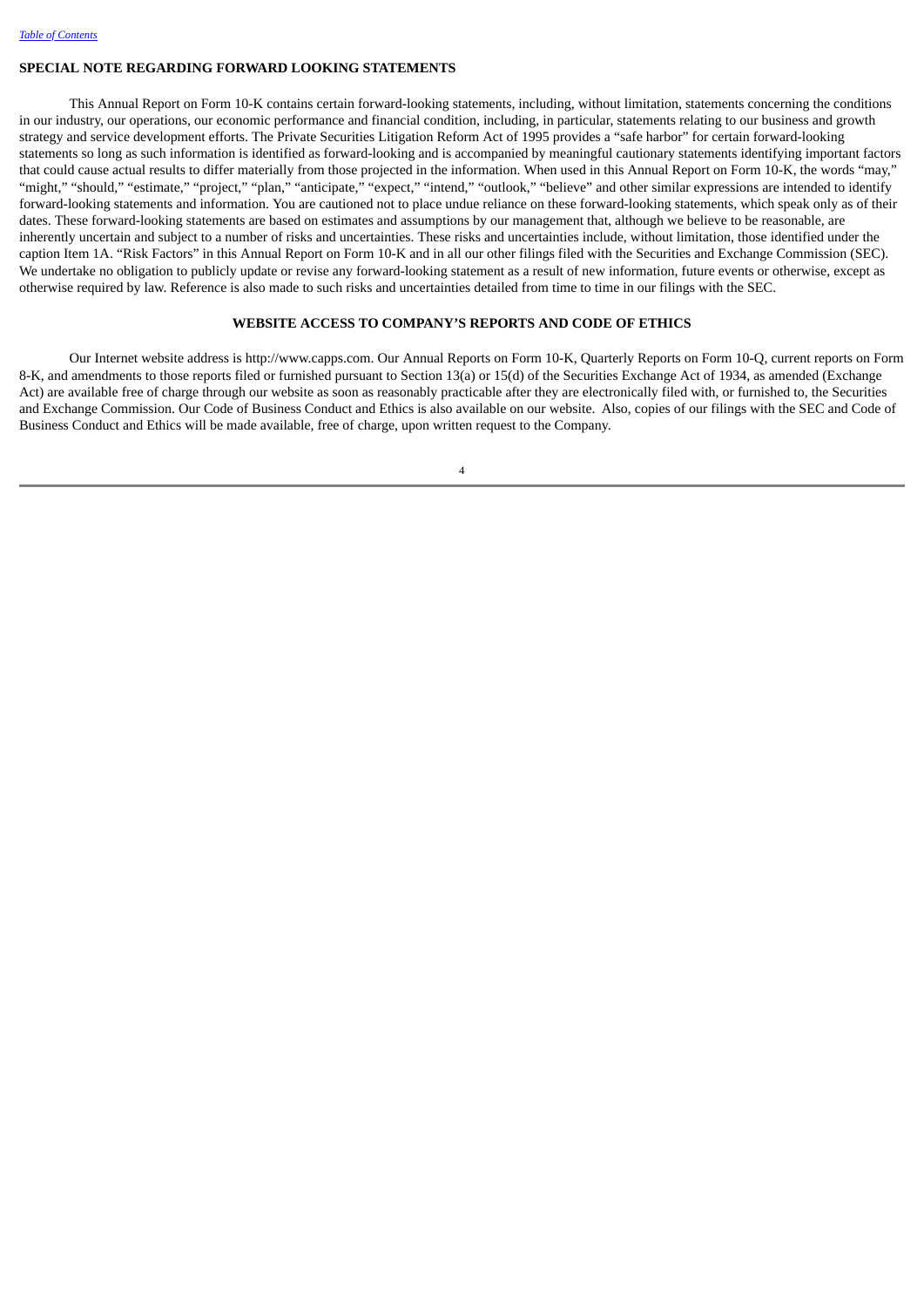## SPECIAL NOTE REGARDING FORWARD LOOKING STATEMENTS

This Annual Report on Form 10-K contains certain forward-looking statements, including, without limitation, statements concerning the conditions in our industry, our operations, our economic performance and financial condition, including, in particular, statements relating to our business and growth strategy and service development efforts. The Private Securities Litigation Reform Act of 1995 provides a "safe harbor" for certain forward-looking statements so long as such information is identified as forward-looking and is accompanied by meaningful cautionary statements identifying important factors that could cause actual results to differ materially from those projected in the information. When used in this Annual Report on Form 10-K, the words "may," "might," "should," "estimate," "project," "plan," "anticipate," "expect," "intend," "outlook," "believe" and other similar expressions are intended to identify forward-looking statements and information. You are cautioned not to place undue reliance on these forward-looking statements, which speak only as of their dates. These forward-looking statements are based on estimates and assumptions by our management that, although we believe to be reasonable, are inherently uncertain and subject to a number of risks and uncertainties. These risks and uncertainties include, without limitation, those identified under the caption Item 1A. "Risk Factors" in this Annual Report on Form 10-K and in all our other filings filed with the Securities and Exchange Commission (SEC). We undertake no obligation to publicly update or revise any forward-looking statement as a result of new information, future events or otherwise, except as otherwise required by law. Reference is also made to such risks and uncertainties detailed from time to time in our filings with the SEC.

## WEBSITE ACCESS TO COMPANY'S REPORTS AND CODE OF ETHICS

Our Internet website address is http://www.capps.com. Our Annual Reports on Form 10-K, Quarterly Reports on Form 10-Q, current reports on Form 8-K, and amendments to those reports filed or furnished pursuant to Section 13(a) or 15(d) of the Securities Exchange Act of 1934, as amended (Exchange Act) are available free of charge through our website as soon as reasonably practicable after they are electronically filed with, or furnished to, the Securities and Exchange Commission. Our Code of Business Conduct and Ethics is also available on our website. Also, copies of our filings with the SEC and Code of Business Conduct and Ethics will be made available, free of charge, upon written request to the Company.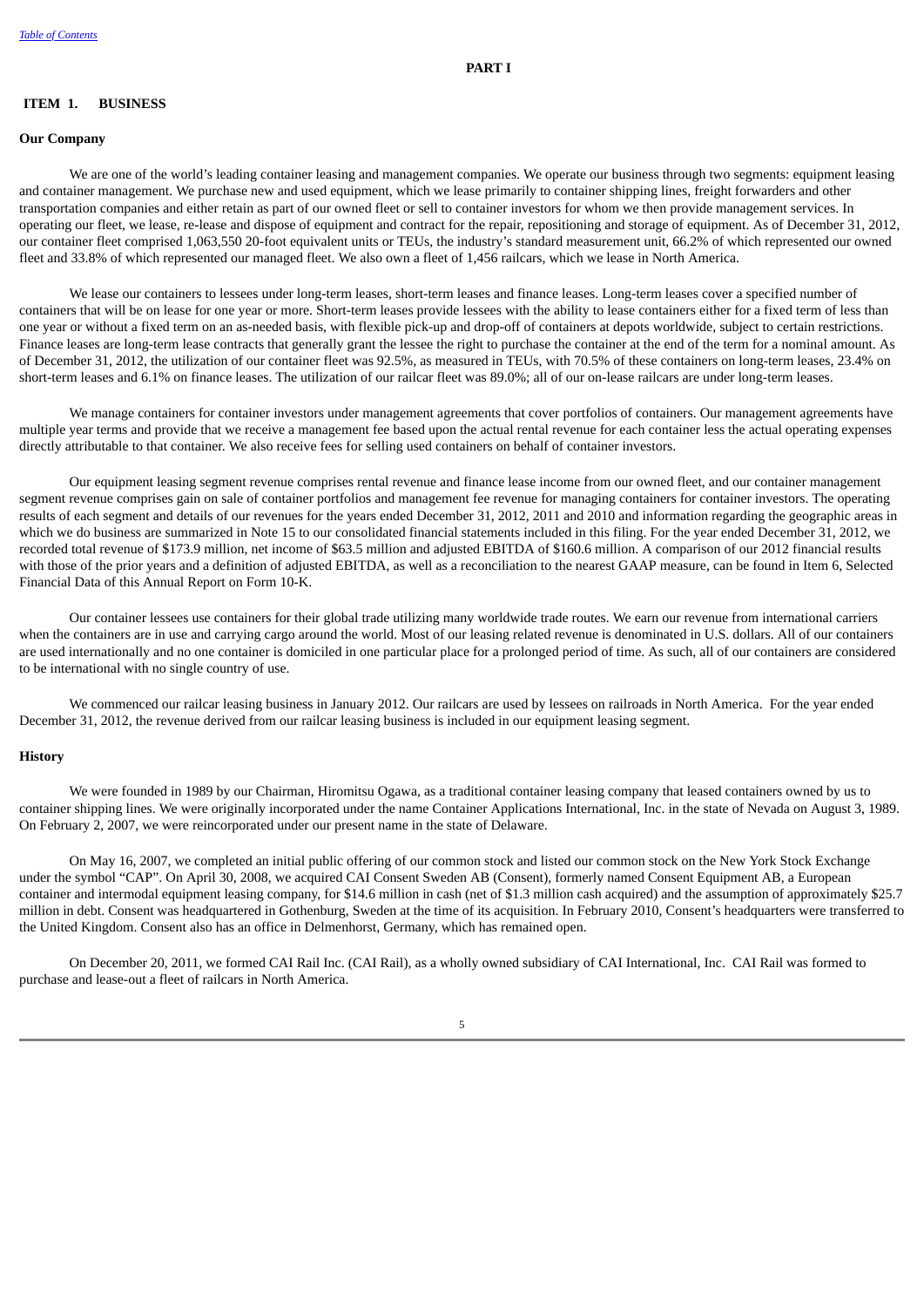# PART I

## ITEM 1. BUSINESS

### Our Company

We are one of the world's leading container leasing and management companies. We operate our business through two segments: equipment leasing and container management. We purchase new and used equipment, which we lease primarily to container shipping lines, freight forwarders and other transportation companies and either retain as part of our owned fleet or sell to container investors for whom we then provide management services. In operating our fleet, we lease, re-lease and dispose of equipment and contract for the repair, repositioning and storage of equipment. As of December 31, 2012, our container fleet comprised 1,063,550 20-foot equivalent units or TEUs, the industry's standard measurement unit, 66.2% of which represented our owned fleet and 33.8% of which represented our managed fleet. We also own a fleet of 1,456 railcars, which we lease in North America.

We lease our containers to lessees under long-term leases, short-term leases and finance leases. Long-term leases cover a specified number of containers that will be on lease for one year or more. Short-term leases provide lessees with the ability to lease containers either for a fixed term of less than one year or without a fixed term on an as-needed basis, with flexible pick-up and drop-off of containers at depots worldwide, subject to certain restrictions. Finance leases are long-term lease contracts that generally grant the lessee the right to purchase the container at the end of the term for a nominal amount. As of December 31, 2012, the utilization of our container fleet was 92.5%, as measured in TEUs, with 70.5% of these containers on long-term leases, 23.4% on short-term leases and 6.1% on finance leases. The utilization of our railcar fleet was 89.0%; all of our on-lease railcars are under long-term leases.

We manage containers for container investors under management agreements that cover portfolios of containers. Our management agreements have multiple year terms and provide that we receive a management fee based upon the actual rental revenue for each container less the actual operating expenses directly attributable to that container. We also receive fees for selling used containers on behalf of container investors.

Our equipment leasing segment revenue comprises rental revenue and finance lease income from our owned fleet, and our container management segment revenue comprises gain on sale of container portfolios and management fee revenue for managing containers for container investors. The operating results of each segment and details of our revenues for the years ended December 31, 2012, 2011 and 2010 and information regarding the geographic areas in which we do business are summarized in Note 15 to our consolidated financial statements included in this filing. For the year ended December 31, 2012, we recorded total revenue of $173.9 million, net income of $63.5 million and adjusted EBITDA of $160.6 million. A comparison of our 2012 financial results with those of the prior years and a definition of adjusted EBITDA, as well as a reconciliation to the nearest GAAP measure, can be found in Item 6, Selected Financial Data of this Annual Report on Form 10-K.

Our container lessees use containers for their global trade utilizing many worldwide trade routes. We earn our revenue from international carriers when the containers are in use and carrying cargo around the world. Most of our leasing related revenue is denominated in U.S. dollars. All of our containers are used internationally and no one container is domiciled in one particular place for a prolonged period of time. As such, all of our containers are considered to be international with no single country of use.

We commenced our railcar leasing business in January 2012. Our railcars are used by lessees on railroads in North America. For the year ended December 31, 2012, the revenue derived from our railcar leasing business is included in our equipment leasing segment.

### History

We were founded in 1989 by our Chairman, Hiromitsu Ogawa, as a traditional container leasing company that leased containers owned by us to container shipping lines. We were originally incorporated under the name Container Applications International, Inc. in the state of Nevada on August 3, 1989. On February 2, 2007, we were reincorporated under our present name in the state of Delaware.

On May 16, 2007, we completed an initial public offering of our common stock and listed our common stock on the New York Stock Exchange under the symbol "CAP". On April 30, 2008, we acquired CAI Consent Sweden AB (Consent), formerly named Consent Equipment AB, a European container and intermodal equipment leasing company, for $14.6 million in cash (net of $1.3 million cash acquired) and the assumption of approximately $25.7 million in debt. Consent was headquartered in Gothenburg, Sweden at the time of its acquisition. In February 2010, Consent's headquarters were transferred to the United Kingdom. Consent also has an office in Delmenhorst, Germany, which has remained open.

On December 20, 2011, we formed CAI Rail Inc. (CAI Rail), as a wholly owned subsidiary of CAI International, Inc. CAI Rail was formed to purchase and lease-out a fleet of railcars in North America.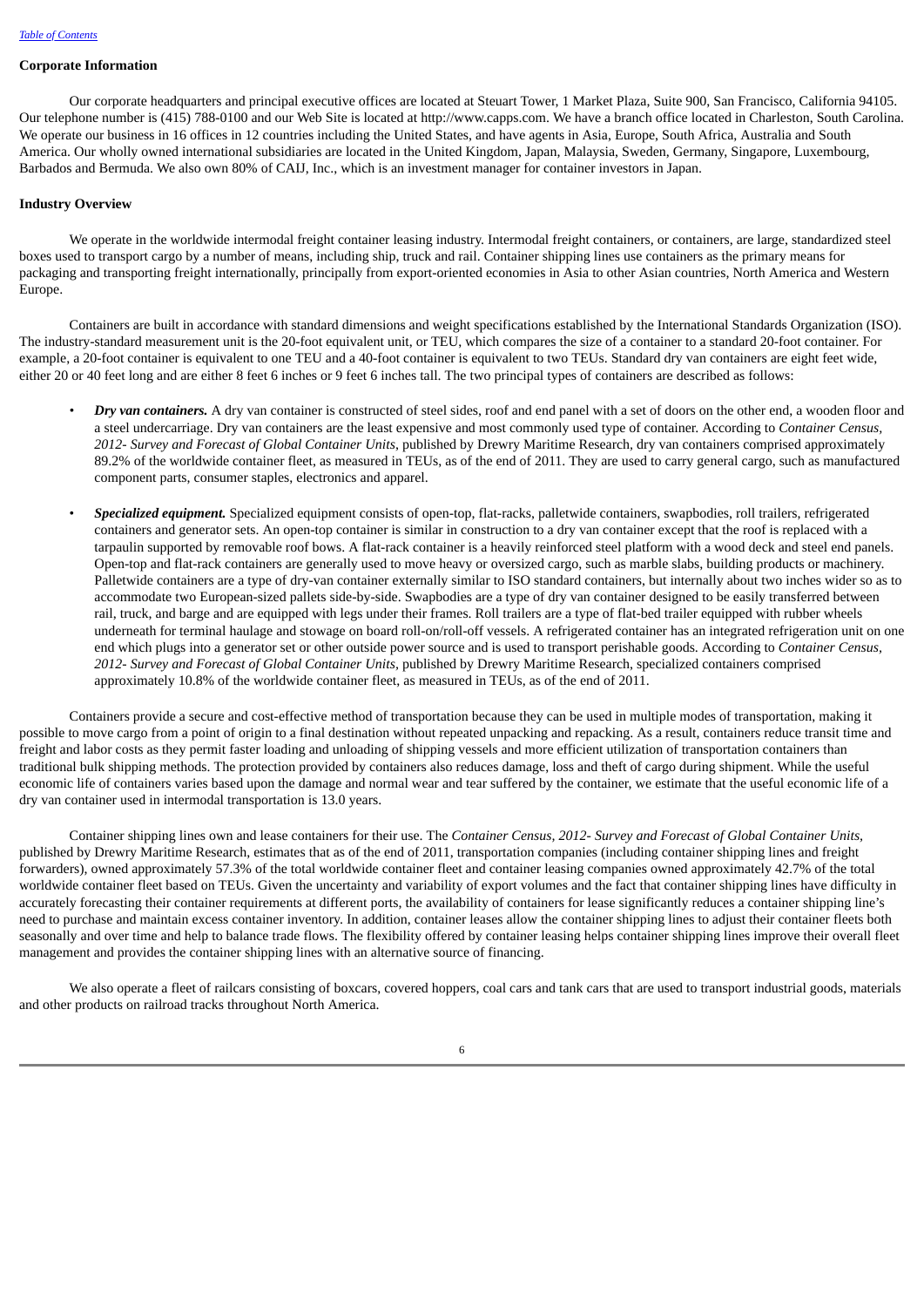### Corporate Information

Our corporate headquarters and principal executive offices are located at Steuart Tower, 1 Market Plaza, Suite 900, San Francisco, California 94105. Our telephone number is (415) 788-0100 and our Web Site is located at http://www.capps.com. We have a branch office located in Charleston, South Carolina. We operate our business in 16 offices in 12 countries including the United States, and have agents in Asia, Europe, South Africa, Australia and South America. Our wholly owned international subsidiaries are located in the United Kingdom, Japan, Malaysia, Sweden, Germany, Singapore, Luxembourg, Barbados and Bermuda. We also own 80% of CAIJ, Inc., which is an investment manager for container investors in Japan.

### Industry Overview

We operate in the worldwide intermodal freight container leasing industry. Intermodal freight containers, or containers, are large, standardized steel boxes used to transport cargo by a number of means, including ship, truck and rail. Container shipping lines use containers as the primary means for packaging and transporting freight internationally, principally from export-oriented economies in Asia to other Asian countries, North America and Western Europe.

Containers are built in accordance with standard dimensions and weight specifications established by the International Standards Organization (ISO). The industry-standard measurement unit is the 20-foot equivalent unit, or TEU, which compares the size of a container to a standard 20-foot container. For example, a 20-foot container is equivalent to one TEU and a 40-foot container is equivalent to two TEUs. Standard dry van containers are eight feet wide, either 20 or 40 feet long and are either 8 feet 6 inches or 9 feet 6 inches tall. The two principal types of containers are described as follows:

- ***Dry van containers.*** A dry van container is constructed of steel sides, roof and end panel with a set of doors on the other end, a wooden floor and a steel undercarriage. Dry van containers are the least expensive and most commonly used type of container. According to *Container Census, 2012- Survey and Forecast of Global Container Units*, published by Drewry Maritime Research, dry van containers comprised approximately 89.2% of the worldwide container fleet, as measured in TEUs, as of the end of 2011. They are used to carry general cargo, such as manufactured component parts, consumer staples, electronics and apparel.

- ***Specialized equipment.*** Specialized equipment consists of open-top, flat-racks, palletwide containers, swapbodies, roll trailers, refrigerated containers and generator sets. An open-top container is similar in construction to a dry van container except that the roof is replaced with a tarpaulin supported by removable roof bows. A flat-rack container is a heavily reinforced steel platform with a wood deck and steel end panels. Open-top and flat-rack containers are generally used to move heavy or oversized cargo, such as marble slabs, building products or machinery. Palletwide containers are a type of dry-van container externally similar to ISO standard containers, but internally about two inches wider so as to accommodate two European-sized pallets side-by-side. Swapbodies are a type of dry van container designed to be easily transferred between rail, truck, and barge and are equipped with legs under their frames. Roll trailers are a type of flat-bed trailer equipped with rubber wheels underneath for terminal haulage and stowage on board roll-on/roll-off vessels. A refrigerated container has an integrated refrigeration unit on one end which plugs into a generator set or other outside power source and is used to transport perishable goods. According to *Container Census, 2012- Survey and Forecast of Global Container Units*, published by Drewry Maritime Research, specialized containers comprised approximately 10.8% of the worldwide container fleet, as measured in TEUs, as of the end of 2011.

Containers provide a secure and cost-effective method of transportation because they can be used in multiple modes of transportation, making it possible to move cargo from a point of origin to a final destination without repeated unpacking and repacking. As a result, containers reduce transit time and freight and labor costs as they permit faster loading and unloading of shipping vessels and more efficient utilization of transportation containers than traditional bulk shipping methods. The protection provided by containers also reduces damage, loss and theft of cargo during shipment. While the useful economic life of containers varies based upon the damage and normal wear and tear suffered by the container, we estimate that the useful economic life of a dry van container used in intermodal transportation is 13.0 years.

Container shipping lines own and lease containers for their use. The *Container Census, 2012- Survey and Forecast of Global Container Units*, published by Drewry Maritime Research, estimates that as of the end of 2011, transportation companies (including container shipping lines and freight forwarders), owned approximately 57.3% of the total worldwide container fleet and container leasing companies owned approximately 42.7% of the total worldwide container fleet based on TEUs. Given the uncertainty and variability of export volumes and the fact that container shipping lines have difficulty in accurately forecasting their container requirements at different ports, the availability of containers for lease significantly reduces a container shipping line's need to purchase and maintain excess container inventory. In addition, container leases allow the container shipping lines to adjust their container fleets both seasonally and over time and help to balance trade flows. The flexibility offered by container leasing helps container shipping lines improve their overall fleet management and provides the container shipping lines with an alternative source of financing.

We also operate a fleet of railcars consisting of boxcars, covered hoppers, coal cars and tank cars that are used to transport industrial goods, materials and other products on railroad tracks throughout North America.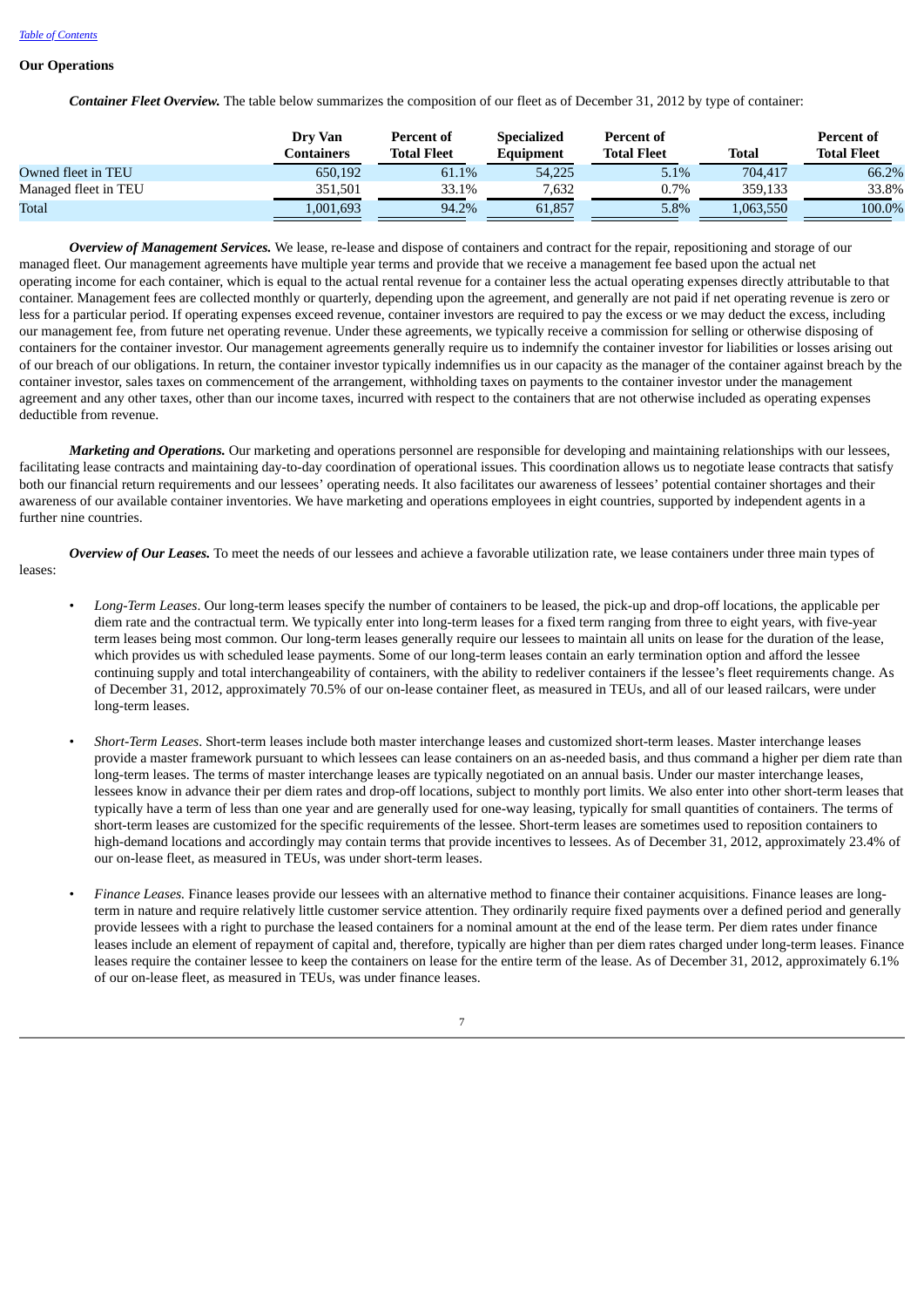[Table of Contents](#)

**Our Operations**

***Container Fleet Overview.*** The table below summarizes the composition of our fleet as of December 31, 2012 by type of container:

| | Dry Van Containers | Percent of Total Fleet | Specialized Equipment | Percent of Total Fleet | Total | Percent of Total Fleet |
|---|---|---|---|---|---|---|
| Owned fleet in TEU | 650,192 | 61.1% | 54,225 | 5.1% | 704,417 | 66.2% |
| Managed fleet in TEU | 351,501 | 33.1% | 7,632 | 0.7% | 359,133 | 33.8% |
| Total | 1,001,693 | 94.2% | 61,857 | 5.8% | 1,063,550 | 100.0% |

***Overview of Management Services.*** We lease, re-lease and dispose of containers and contract for the repair, repositioning and storage of our managed fleet. Our management agreements have multiple year terms and provide that we receive a management fee based upon the actual net operating income for each container, which is equal to the actual rental revenue for a container less the actual operating expenses directly attributable to that container. Management fees are collected monthly or quarterly, depending upon the agreement, and generally are not paid if net operating revenue is zero or less for a particular period. If operating expenses exceed revenue, container investors are required to pay the excess or we may deduct the excess, including our management fee, from future net operating revenue. Under these agreements, we typically receive a commission for selling or otherwise disposing of containers for the container investor. Our management agreements generally require us to indemnify the container investor for liabilities or losses arising out of our breach of our obligations. In return, the container investor typically indemnifies us in our capacity as the manager of the container against breach by the container investor, sales taxes on commencement of the arrangement, withholding taxes on payments to the container investor under the management agreement and any other taxes, other than our income taxes, incurred with respect to the containers that are not otherwise included as operating expenses deductible from revenue.

***Marketing and Operations.*** Our marketing and operations personnel are responsible for developing and maintaining relationships with our lessees, facilitating lease contracts and maintaining day-to-day coordination of operational issues. This coordination allows us to negotiate lease contracts that satisfy both our financial return requirements and our lessees' operating needs. It also facilitates our awareness of lessees' potential container shortages and their awareness of our available container inventories. We have marketing and operations employees in eight countries, supported by independent agents in a further nine countries.

***Overview of Our Leases.*** To meet the needs of our lessees and achieve a favorable utilization rate, we lease containers under three main types of leases:

- *Long-Term Leases*. Our long-term leases specify the number of containers to be leased, the pick-up and drop-off locations, the applicable per diem rate and the contractual term. We typically enter into long-term leases for a fixed term ranging from three to eight years, with five-year term leases being most common. Our long-term leases generally require our lessees to maintain all units on lease for the duration of the lease, which provides us with scheduled lease payments. Some of our long-term leases contain an early termination option and afford the lessee continuing supply and total interchangeability of containers, with the ability to redeliver containers if the lessee's fleet requirements change. As of December 31, 2012, approximately 70.5% of our on-lease container fleet, as measured in TEUs, and all of our leased railcars, were under long-term leases.

- *Short-Term Leases*. Short-term leases include both master interchange leases and customized short-term leases. Master interchange leases provide a master framework pursuant to which lessees can lease containers on an as-needed basis, and thus command a higher per diem rate than long-term leases. The terms of master interchange leases are typically negotiated on an annual basis. Under our master interchange leases, lessees know in advance their per diem rates and drop-off locations, subject to monthly port limits. We also enter into other short-term leases that typically have a term of less than one year and are generally used for one-way leasing, typically for small quantities of containers. The terms of short-term leases are customized for the specific requirements of the lessee. Short-term leases are sometimes used to reposition containers to high-demand locations and accordingly may contain terms that provide incentives to lessees. As of December 31, 2012, approximately 23.4% of our on-lease fleet, as measured in TEUs, was under short-term leases.

- *Finance Leases.* Finance leases provide our lessees with an alternative method to finance their container acquisitions. Finance leases are long-term in nature and require relatively little customer service attention. They ordinarily require fixed payments over a defined period and generally provide lessees with a right to purchase the leased containers for a nominal amount at the end of the lease term. Per diem rates under finance leases include an element of repayment of capital and, therefore, typically are higher than per diem rates charged under long-term leases. Finance leases require the container lessee to keep the containers on lease for the entire term of the lease. As of December 31, 2012, approximately 6.1% of our on-lease fleet, as measured in TEUs, was under finance leases.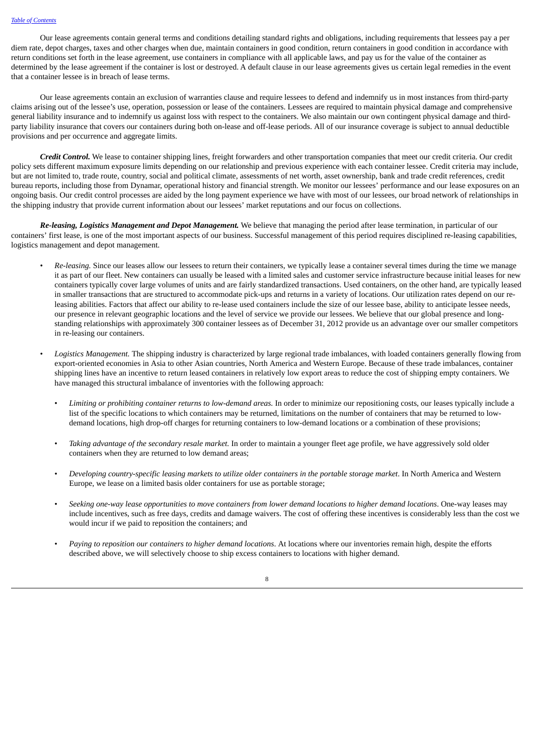Our lease agreements contain general terms and conditions detailing standard rights and obligations, including requirements that lessees pay a per diem rate, depot charges, taxes and other charges when due, maintain containers in good condition, return containers in good condition in accordance with return conditions set forth in the lease agreement, use containers in compliance with all applicable laws, and pay us for the value of the container as determined by the lease agreement if the container is lost or destroyed. A default clause in our lease agreements gives us certain legal remedies in the event that a container lessee is in breach of lease terms.

Our lease agreements contain an exclusion of warranties clause and require lessees to defend and indemnify us in most instances from third-party claims arising out of the lessee's use, operation, possession or lease of the containers. Lessees are required to maintain physical damage and comprehensive general liability insurance and to indemnify us against loss with respect to the containers. We also maintain our own contingent physical damage and third-party liability insurance that covers our containers during both on-lease and off-lease periods. All of our insurance coverage is subject to annual deductible provisions and per occurrence and aggregate limits.

***Credit Control.*** We lease to container shipping lines, freight forwarders and other transportation companies that meet our credit criteria. Our credit policy sets different maximum exposure limits depending on our relationship and previous experience with each container lessee. Credit criteria may include, but are not limited to, trade route, country, social and political climate, assessments of net worth, asset ownership, bank and trade credit references, credit bureau reports, including those from Dynamar, operational history and financial strength. We monitor our lessees' performance and our lease exposures on an ongoing basis. Our credit control processes are aided by the long payment experience we have with most of our lessees, our broad network of relationships in the shipping industry that provide current information about our lessees' market reputations and our focus on collections.

***Re-leasing, Logistics Management and Depot Management.*** We believe that managing the period after lease termination, in particular of our containers' first lease, is one of the most important aspects of our business. Successful management of this period requires disciplined re-leasing capabilities, logistics management and depot management.

- *Re-leasing.* Since our leases allow our lessees to return their containers, we typically lease a container several times during the time we manage it as part of our fleet. New containers can usually be leased with a limited sales and customer service infrastructure because initial leases for new containers typically cover large volumes of units and are fairly standardized transactions. Used containers, on the other hand, are typically leased in smaller transactions that are structured to accommodate pick-ups and returns in a variety of locations. Our utilization rates depend on our re-leasing abilities. Factors that affect our ability to re-lease used containers include the size of our lessee base, ability to anticipate lessee needs, our presence in relevant geographic locations and the level of service we provide our lessees. We believe that our global presence and long-standing relationships with approximately 300 container lessees as of December 31, 2012 provide us an advantage over our smaller competitors in re-leasing our containers.

- *Logistics Management.* The shipping industry is characterized by large regional trade imbalances, with loaded containers generally flowing from export-oriented economies in Asia to other Asian countries, North America and Western Europe. Because of these trade imbalances, container shipping lines have an incentive to return leased containers in relatively low export areas to reduce the cost of shipping empty containers. We have managed this structural imbalance of inventories with the following approach:

  - *Limiting or prohibiting container returns to low-demand areas.* In order to minimize our repositioning costs, our leases typically include a list of the specific locations to which containers may be returned, limitations on the number of containers that may be returned to low-demand locations, high drop-off charges for returning containers to low-demand locations or a combination of these provisions;

  - *Taking advantage of the secondary resale market.* In order to maintain a younger fleet age profile, we have aggressively sold older containers when they are returned to low demand areas;

  - *Developing country-specific leasing markets to utilize older containers in the portable storage market*. In North America and Western Europe, we lease on a limited basis older containers for use as portable storage;

  - *Seeking one-way lease opportunities to move containers from lower demand locations to higher demand locations*. One-way leases may include incentives, such as free days, credits and damage waivers. The cost of offering these incentives is considerably less than the cost we would incur if we paid to reposition the containers; and

  - *Paying to reposition our containers to higher demand locations*. At locations where our inventories remain high, despite the efforts described above, we will selectively choose to ship excess containers to locations with higher demand.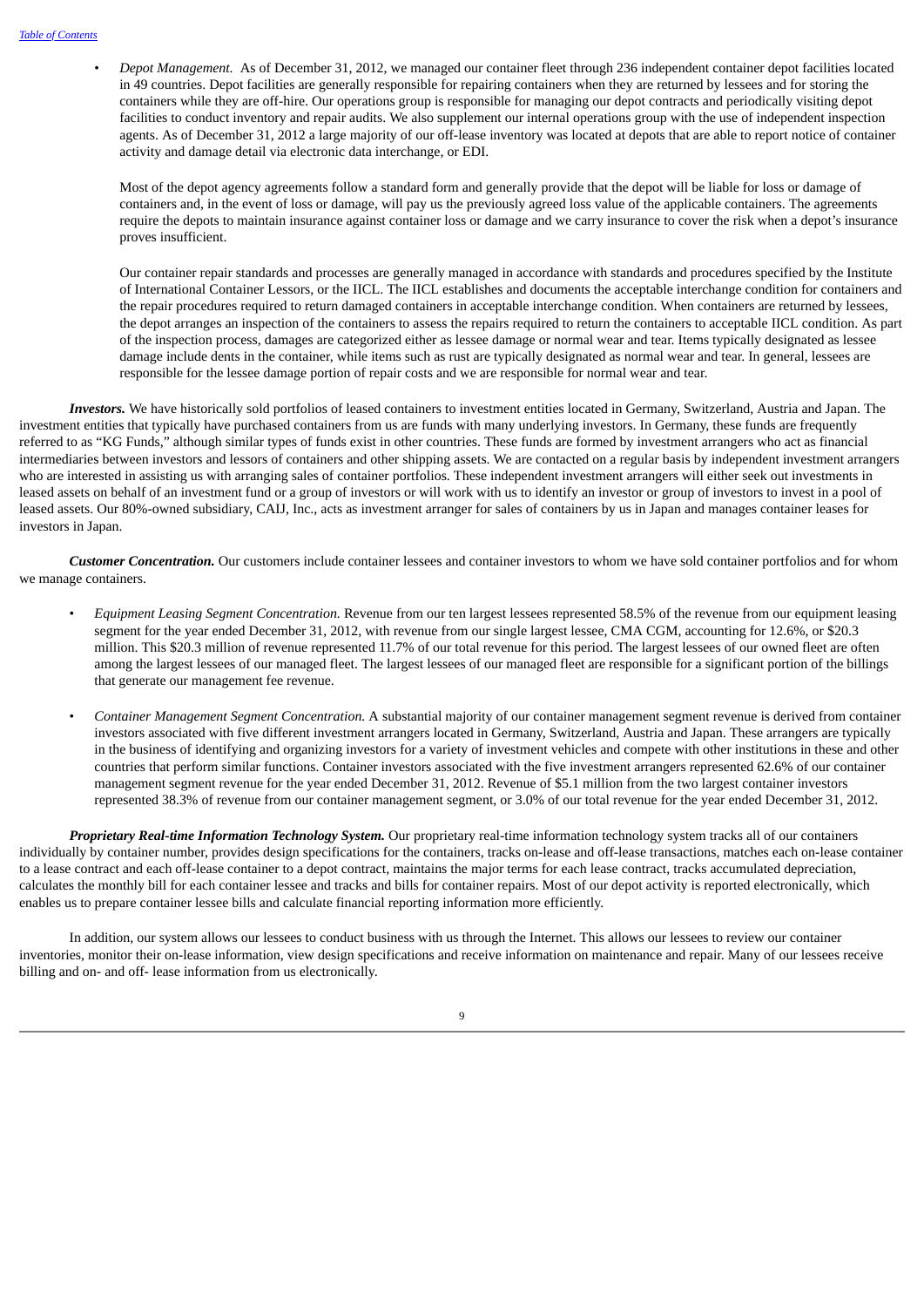- *Depot Management.* As of December 31, 2012, we managed our container fleet through 236 independent container depot facilities located in 49 countries. Depot facilities are generally responsible for repairing containers when they are returned by lessees and for storing the containers while they are off-hire. Our operations group is responsible for managing our depot contracts and periodically visiting depot facilities to conduct inventory and repair audits. We also supplement our internal operations group with the use of independent inspection agents. As of December 31, 2012 a large majority of our off-lease inventory was located at depots that are able to report notice of container activity and damage detail via electronic data interchange, or EDI.

  Most of the depot agency agreements follow a standard form and generally provide that the depot will be liable for loss or damage of containers and, in the event of loss or damage, will pay us the previously agreed loss value of the applicable containers. The agreements require the depots to maintain insurance against container loss or damage and we carry insurance to cover the risk when a depot's insurance proves insufficient.

  Our container repair standards and processes are generally managed in accordance with standards and procedures specified by the Institute of International Container Lessors, or the IICL. The IICL establishes and documents the acceptable interchange condition for containers and the repair procedures required to return damaged containers in acceptable interchange condition. When containers are returned by lessees, the depot arranges an inspection of the containers to assess the repairs required to return the containers to acceptable IICL condition. As part of the inspection process, damages are categorized either as lessee damage or normal wear and tear. Items typically designated as lessee damage include dents in the container, while items such as rust are typically designated as normal wear and tear. In general, lessees are responsible for the lessee damage portion of repair costs and we are responsible for normal wear and tear.

***Investors.*** We have historically sold portfolios of leased containers to investment entities located in Germany, Switzerland, Austria and Japan. The investment entities that typically have purchased containers from us are funds with many underlying investors. In Germany, these funds are frequently referred to as "KG Funds," although similar types of funds exist in other countries. These funds are formed by investment arrangers who act as financial intermediaries between investors and lessors of containers and other shipping assets. We are contacted on a regular basis by independent investment arrangers who are interested in assisting us with arranging sales of container portfolios. These independent investment arrangers will either seek out investments in leased assets on behalf of an investment fund or a group of investors or will work with us to identify an investor or group of investors to invest in a pool of leased assets. Our 80%-owned subsidiary, CAIJ, Inc., acts as investment arranger for sales of containers by us in Japan and manages container leases for investors in Japan.

***Customer Concentration.*** Our customers include container lessees and container investors to whom we have sold container portfolios and for whom we manage containers.

- *Equipment Leasing Segment Concentration.* Revenue from our ten largest lessees represented 58.5% of the revenue from our equipment leasing segment for the year ended December 31, 2012, with revenue from our single largest lessee, CMA CGM, accounting for 12.6%, or $20.3 million. This $20.3 million of revenue represented 11.7% of our total revenue for this period. The largest lessees of our owned fleet are often among the largest lessees of our managed fleet. The largest lessees of our managed fleet are responsible for a significant portion of the billings that generate our management fee revenue.

- *Container Management Segment Concentration.* A substantial majority of our container management segment revenue is derived from container investors associated with five different investment arrangers located in Germany, Switzerland, Austria and Japan. These arrangers are typically in the business of identifying and organizing investors for a variety of investment vehicles and compete with other institutions in these and other countries that perform similar functions. Container investors associated with the five investment arrangers represented 62.6% of our container management segment revenue for the year ended December 31, 2012. Revenue of $5.1 million from the two largest container investors represented 38.3% of revenue from our container management segment, or 3.0% of our total revenue for the year ended December 31, 2012.

***Proprietary Real-time Information Technology System.*** Our proprietary real-time information technology system tracks all of our containers individually by container number, provides design specifications for the containers, tracks on-lease and off-lease transactions, matches each on-lease container to a lease contract and each off-lease container to a depot contract, maintains the major terms for each lease contract, tracks accumulated depreciation, calculates the monthly bill for each container lessee and tracks and bills for container repairs. Most of our depot activity is reported electronically, which enables us to prepare container lessee bills and calculate financial reporting information more efficiently.

In addition, our system allows our lessees to conduct business with us through the Internet. This allows our lessees to review our container inventories, monitor their on-lease information, view design specifications and receive information on maintenance and repair. Many of our lessees receive billing and on- and off- lease information from us electronically.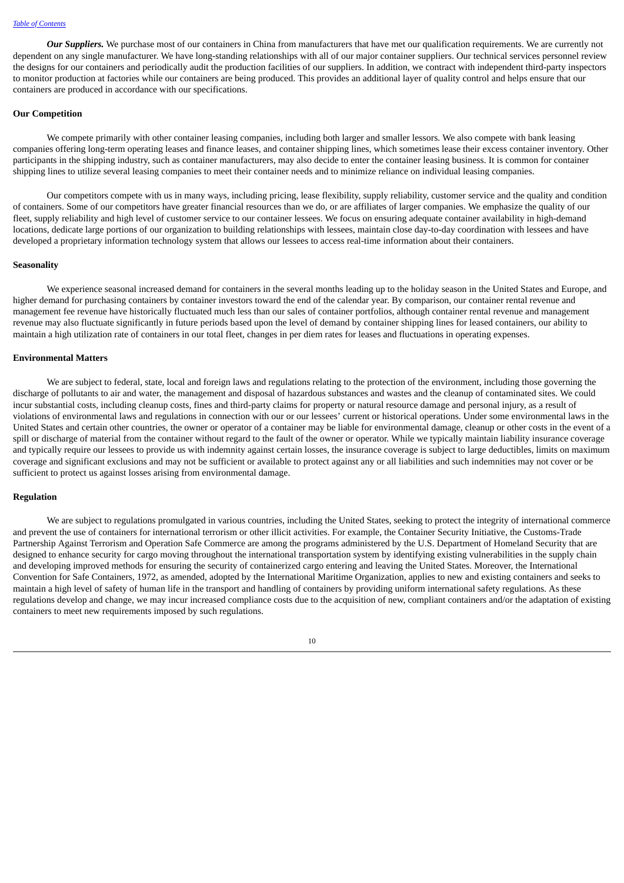***Our Suppliers.*** We purchase most of our containers in China from manufacturers that have met our qualification requirements. We are currently not dependent on any single manufacturer. We have long-standing relationships with all of our major container suppliers. Our technical services personnel review the designs for our containers and periodically audit the production facilities of our suppliers. In addition, we contract with independent third-party inspectors to monitor production at factories while our containers are being produced. This provides an additional layer of quality control and helps ensure that our containers are produced in accordance with our specifications.

**Our Competition**

We compete primarily with other container leasing companies, including both larger and smaller lessors. We also compete with bank leasing companies offering long-term operating leases and finance leases, and container shipping lines, which sometimes lease their excess container inventory. Other participants in the shipping industry, such as container manufacturers, may also decide to enter the container leasing business. It is common for container shipping lines to utilize several leasing companies to meet their container needs and to minimize reliance on individual leasing companies.

Our competitors compete with us in many ways, including pricing, lease flexibility, supply reliability, customer service and the quality and condition of containers. Some of our competitors have greater financial resources than we do, or are affiliates of larger companies. We emphasize the quality of our fleet, supply reliability and high level of customer service to our container lessees. We focus on ensuring adequate container availability in high-demand locations, dedicate large portions of our organization to building relationships with lessees, maintain close day-to-day coordination with lessees and have developed a proprietary information technology system that allows our lessees to access real-time information about their containers.

**Seasonality**

We experience seasonal increased demand for containers in the several months leading up to the holiday season in the United States and Europe, and higher demand for purchasing containers by container investors toward the end of the calendar year. By comparison, our container rental revenue and management fee revenue have historically fluctuated much less than our sales of container portfolios, although container rental revenue and management revenue may also fluctuate significantly in future periods based upon the level of demand by container shipping lines for leased containers, our ability to maintain a high utilization rate of containers in our total fleet, changes in per diem rates for leases and fluctuations in operating expenses.

**Environmental Matters**

We are subject to federal, state, local and foreign laws and regulations relating to the protection of the environment, including those governing the discharge of pollutants to air and water, the management and disposal of hazardous substances and wastes and the cleanup of contaminated sites. We could incur substantial costs, including cleanup costs, fines and third-party claims for property or natural resource damage and personal injury, as a result of violations of environmental laws and regulations in connection with our or our lessees' current or historical operations. Under some environmental laws in the United States and certain other countries, the owner or operator of a container may be liable for environmental damage, cleanup or other costs in the event of a spill or discharge of material from the container without regard to the fault of the owner or operator. While we typically maintain liability insurance coverage and typically require our lessees to provide us with indemnity against certain losses, the insurance coverage is subject to large deductibles, limits on maximum coverage and significant exclusions and may not be sufficient or available to protect against any or all liabilities and such indemnities may not cover or be sufficient to protect us against losses arising from environmental damage.

**Regulation**

We are subject to regulations promulgated in various countries, including the United States, seeking to protect the integrity of international commerce and prevent the use of containers for international terrorism or other illicit activities. For example, the Container Security Initiative, the Customs-Trade Partnership Against Terrorism and Operation Safe Commerce are among the programs administered by the U.S. Department of Homeland Security that are designed to enhance security for cargo moving throughout the international transportation system by identifying existing vulnerabilities in the supply chain and developing improved methods for ensuring the security of containerized cargo entering and leaving the United States. Moreover, the International Convention for Safe Containers, 1972, as amended, adopted by the International Maritime Organization, applies to new and existing containers and seeks to maintain a high level of safety of human life in the transport and handling of containers by providing uniform international safety regulations. As these regulations develop and change, we may incur increased compliance costs due to the acquisition of new, compliant containers and/or the adaptation of existing containers to meet new requirements imposed by such regulations.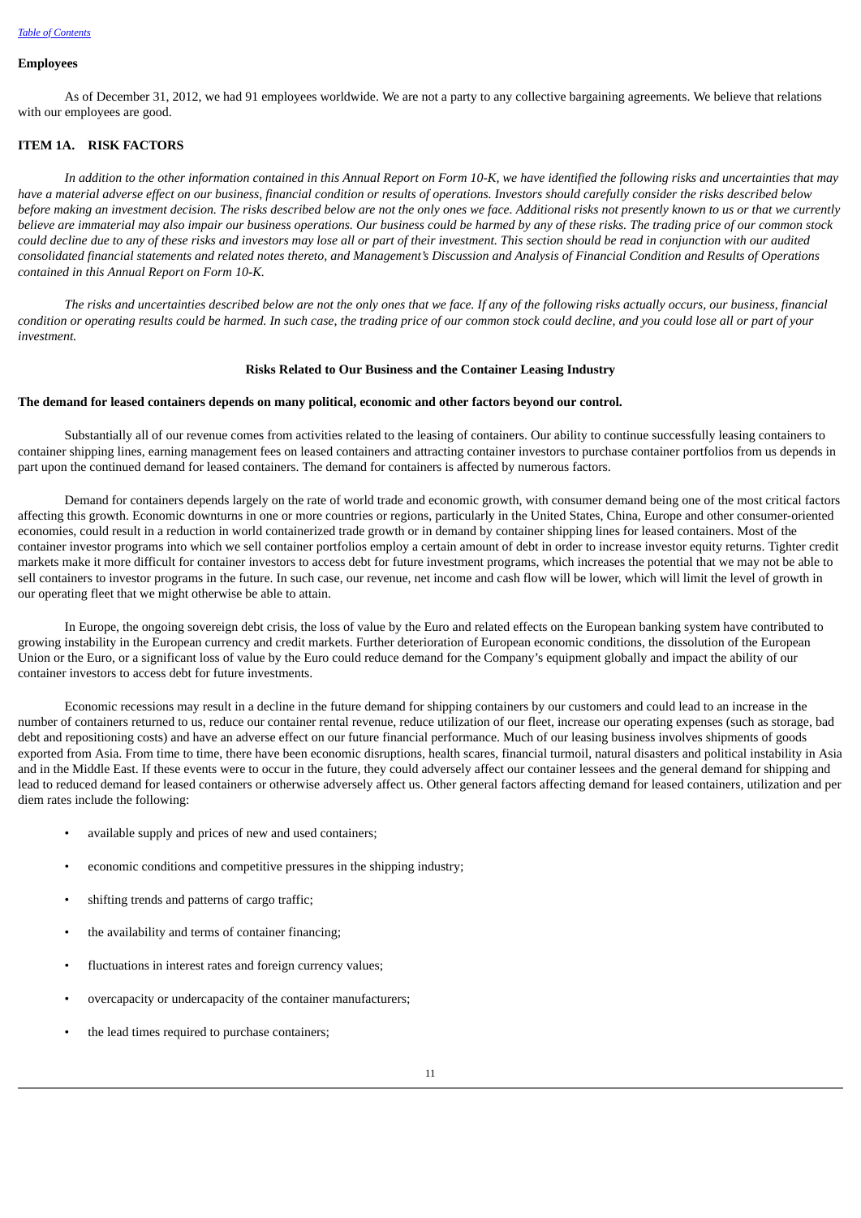**Employees**

As of December 31, 2012, we had 91 employees worldwide. We are not a party to any collective bargaining agreements. We believe that relations with our employees are good.

## ITEM 1A. RISK FACTORS

*In addition to the other information contained in this Annual Report on Form 10-K, we have identified the following risks and uncertainties that may have a material adverse effect on our business, financial condition or results of operations. Investors should carefully consider the risks described below before making an investment decision. The risks described below are not the only ones we face. Additional risks not presently known to us or that we currently believe are immaterial may also impair our business operations. Our business could be harmed by any of these risks. The trading price of our common stock could decline due to any of these risks and investors may lose all or part of their investment. This section should be read in conjunction with our audited consolidated financial statements and related notes thereto, and Management's Discussion and Analysis of Financial Condition and Results of Operations contained in this Annual Report on Form 10-K.*

*The risks and uncertainties described below are not the only ones that we face. If any of the following risks actually occurs, our business, financial condition or operating results could be harmed. In such case, the trading price of our common stock could decline, and you could lose all or part of your investment.*

### Risks Related to Our Business and the Container Leasing Industry

**The demand for leased containers depends on many political, economic and other factors beyond our control.**

Substantially all of our revenue comes from activities related to the leasing of containers. Our ability to continue successfully leasing containers to container shipping lines, earning management fees on leased containers and attracting container investors to purchase container portfolios from us depends in part upon the continued demand for leased containers. The demand for containers is affected by numerous factors.

Demand for containers depends largely on the rate of world trade and economic growth, with consumer demand being one of the most critical factors affecting this growth. Economic downturns in one or more countries or regions, particularly in the United States, China, Europe and other consumer-oriented economies, could result in a reduction in world containerized trade growth or in demand by container shipping lines for leased containers. Most of the container investor programs into which we sell container portfolios employ a certain amount of debt in order to increase investor equity returns. Tighter credit markets make it more difficult for container investors to access debt for future investment programs, which increases the potential that we may not be able to sell containers to investor programs in the future. In such case, our revenue, net income and cash flow will be lower, which will limit the level of growth in our operating fleet that we might otherwise be able to attain.

In Europe, the ongoing sovereign debt crisis, the loss of value by the Euro and related effects on the European banking system have contributed to growing instability in the European currency and credit markets. Further deterioration of European economic conditions, the dissolution of the European Union or the Euro, or a significant loss of value by the Euro could reduce demand for the Company's equipment globally and impact the ability of our container investors to access debt for future investments.

Economic recessions may result in a decline in the future demand for shipping containers by our customers and could lead to an increase in the number of containers returned to us, reduce our container rental revenue, reduce utilization of our fleet, increase our operating expenses (such as storage, bad debt and repositioning costs) and have an adverse effect on our future financial performance. Much of our leasing business involves shipments of goods exported from Asia. From time to time, there have been economic disruptions, health scares, financial turmoil, natural disasters and political instability in Asia and in the Middle East. If these events were to occur in the future, they could adversely affect our container lessees and the general demand for shipping and lead to reduced demand for leased containers or otherwise adversely affect us. Other general factors affecting demand for leased containers, utilization and per diem rates include the following:

- available supply and prices of new and used containers;
- economic conditions and competitive pressures in the shipping industry;
- shifting trends and patterns of cargo traffic;
- the availability and terms of container financing;
- fluctuations in interest rates and foreign currency values;
- overcapacity or undercapacity of the container manufacturers;
- the lead times required to purchase containers;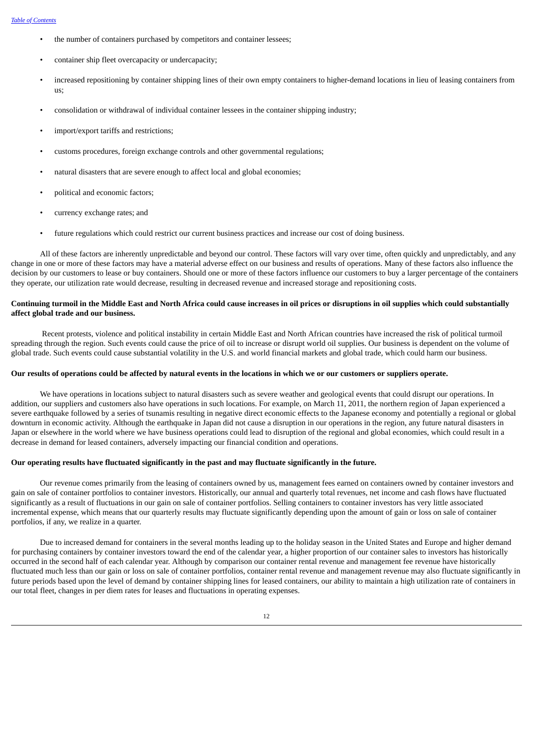- the number of containers purchased by competitors and container lessees;
- container ship fleet overcapacity or undercapacity;
- increased repositioning by container shipping lines of their own empty containers to higher-demand locations in lieu of leasing containers from us;
- consolidation or withdrawal of individual container lessees in the container shipping industry;
- import/export tariffs and restrictions;
- customs procedures, foreign exchange controls and other governmental regulations;
- natural disasters that are severe enough to affect local and global economies;
- political and economic factors;
- currency exchange rates; and
- future regulations which could restrict our current business practices and increase our cost of doing business.

All of these factors are inherently unpredictable and beyond our control. These factors will vary over time, often quickly and unpredictably, and any change in one or more of these factors may have a material adverse effect on our business and results of operations. Many of these factors also influence the decision by our customers to lease or buy containers. Should one or more of these factors influence our customers to buy a larger percentage of the containers they operate, our utilization rate would decrease, resulting in decreased revenue and increased storage and repositioning costs.

**Continuing turmoil in the Middle East and North Africa could cause increases in oil prices or disruptions in oil supplies which could substantially affect global trade and our business.**

Recent protests, violence and political instability in certain Middle East and North African countries have increased the risk of political turmoil spreading through the region. Such events could cause the price of oil to increase or disrupt world oil supplies. Our business is dependent on the volume of global trade. Such events could cause substantial volatility in the U.S. and world financial markets and global trade, which could harm our business.

**Our results of operations could be affected by natural events in the locations in which we or our customers or suppliers operate.**

We have operations in locations subject to natural disasters such as severe weather and geological events that could disrupt our operations. In addition, our suppliers and customers also have operations in such locations. For example, on March 11, 2011, the northern region of Japan experienced a severe earthquake followed by a series of tsunamis resulting in negative direct economic effects to the Japanese economy and potentially a regional or global downturn in economic activity. Although the earthquake in Japan did not cause a disruption in our operations in the region, any future natural disasters in Japan or elsewhere in the world where we have business operations could lead to disruption of the regional and global economies, which could result in a decrease in demand for leased containers, adversely impacting our financial condition and operations.

**Our operating results have fluctuated significantly in the past and may fluctuate significantly in the future.**

Our revenue comes primarily from the leasing of containers owned by us, management fees earned on containers owned by container investors and gain on sale of container portfolios to container investors. Historically, our annual and quarterly total revenues, net income and cash flows have fluctuated significantly as a result of fluctuations in our gain on sale of container portfolios. Selling containers to container investors has very little associated incremental expense, which means that our quarterly results may fluctuate significantly depending upon the amount of gain or loss on sale of container portfolios, if any, we realize in a quarter.

Due to increased demand for containers in the several months leading up to the holiday season in the United States and Europe and higher demand for purchasing containers by container investors toward the end of the calendar year, a higher proportion of our container sales to investors has historically occurred in the second half of each calendar year. Although by comparison our container rental revenue and management fee revenue have historically fluctuated much less than our gain or loss on sale of container portfolios, container rental revenue and management revenue may also fluctuate significantly in future periods based upon the level of demand by container shipping lines for leased containers, our ability to maintain a high utilization rate of containers in our total fleet, changes in per diem rates for leases and fluctuations in operating expenses.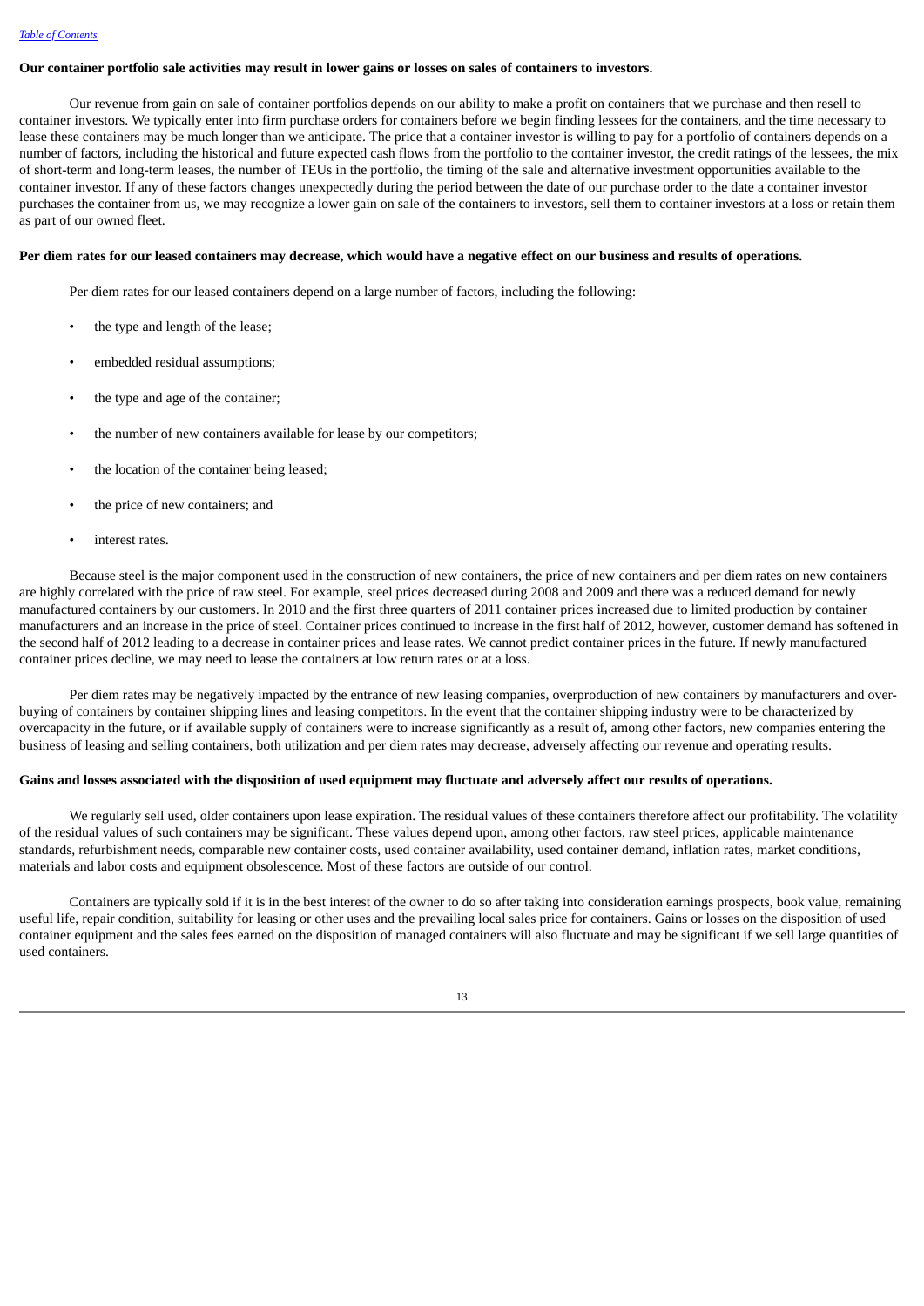**Our container portfolio sale activities may result in lower gains or losses on sales of containers to investors.**

Our revenue from gain on sale of container portfolios depends on our ability to make a profit on containers that we purchase and then resell to container investors. We typically enter into firm purchase orders for containers before we begin finding lessees for the containers, and the time necessary to lease these containers may be much longer than we anticipate. The price that a container investor is willing to pay for a portfolio of containers depends on a number of factors, including the historical and future expected cash flows from the portfolio to the container investor, the credit ratings of the lessees, the mix of short-term and long-term leases, the number of TEUs in the portfolio, the timing of the sale and alternative investment opportunities available to the container investor. If any of these factors changes unexpectedly during the period between the date of our purchase order to the date a container investor purchases the container from us, we may recognize a lower gain on sale of the containers to investors, sell them to container investors at a loss or retain them as part of our owned fleet.

**Per diem rates for our leased containers may decrease, which would have a negative effect on our business and results of operations.**

Per diem rates for our leased containers depend on a large number of factors, including the following:

- the type and length of the lease;
- embedded residual assumptions;
- the type and age of the container;
- the number of new containers available for lease by our competitors;
- the location of the container being leased;
- the price of new containers; and
- interest rates.

Because steel is the major component used in the construction of new containers, the price of new containers and per diem rates on new containers are highly correlated with the price of raw steel. For example, steel prices decreased during 2008 and 2009 and there was a reduced demand for newly manufactured containers by our customers. In 2010 and the first three quarters of 2011 container prices increased due to limited production by container manufacturers and an increase in the price of steel. Container prices continued to increase in the first half of 2012, however, customer demand has softened in the second half of 2012 leading to a decrease in container prices and lease rates. We cannot predict container prices in the future. If newly manufactured container prices decline, we may need to lease the containers at low return rates or at a loss.

Per diem rates may be negatively impacted by the entrance of new leasing companies, overproduction of new containers by manufacturers and over-buying of containers by container shipping lines and leasing competitors. In the event that the container shipping industry were to be characterized by overcapacity in the future, or if available supply of containers were to increase significantly as a result of, among other factors, new companies entering the business of leasing and selling containers, both utilization and per diem rates may decrease, adversely affecting our revenue and operating results.

**Gains and losses associated with the disposition of used equipment may fluctuate and adversely affect our results of operations.**

We regularly sell used, older containers upon lease expiration. The residual values of these containers therefore affect our profitability. The volatility of the residual values of such containers may be significant. These values depend upon, among other factors, raw steel prices, applicable maintenance standards, refurbishment needs, comparable new container costs, used container availability, used container demand, inflation rates, market conditions, materials and labor costs and equipment obsolescence. Most of these factors are outside of our control.

Containers are typically sold if it is in the best interest of the owner to do so after taking into consideration earnings prospects, book value, remaining useful life, repair condition, suitability for leasing or other uses and the prevailing local sales price for containers. Gains or losses on the disposition of used container equipment and the sales fees earned on the disposition of managed containers will also fluctuate and may be significant if we sell large quantities of used containers.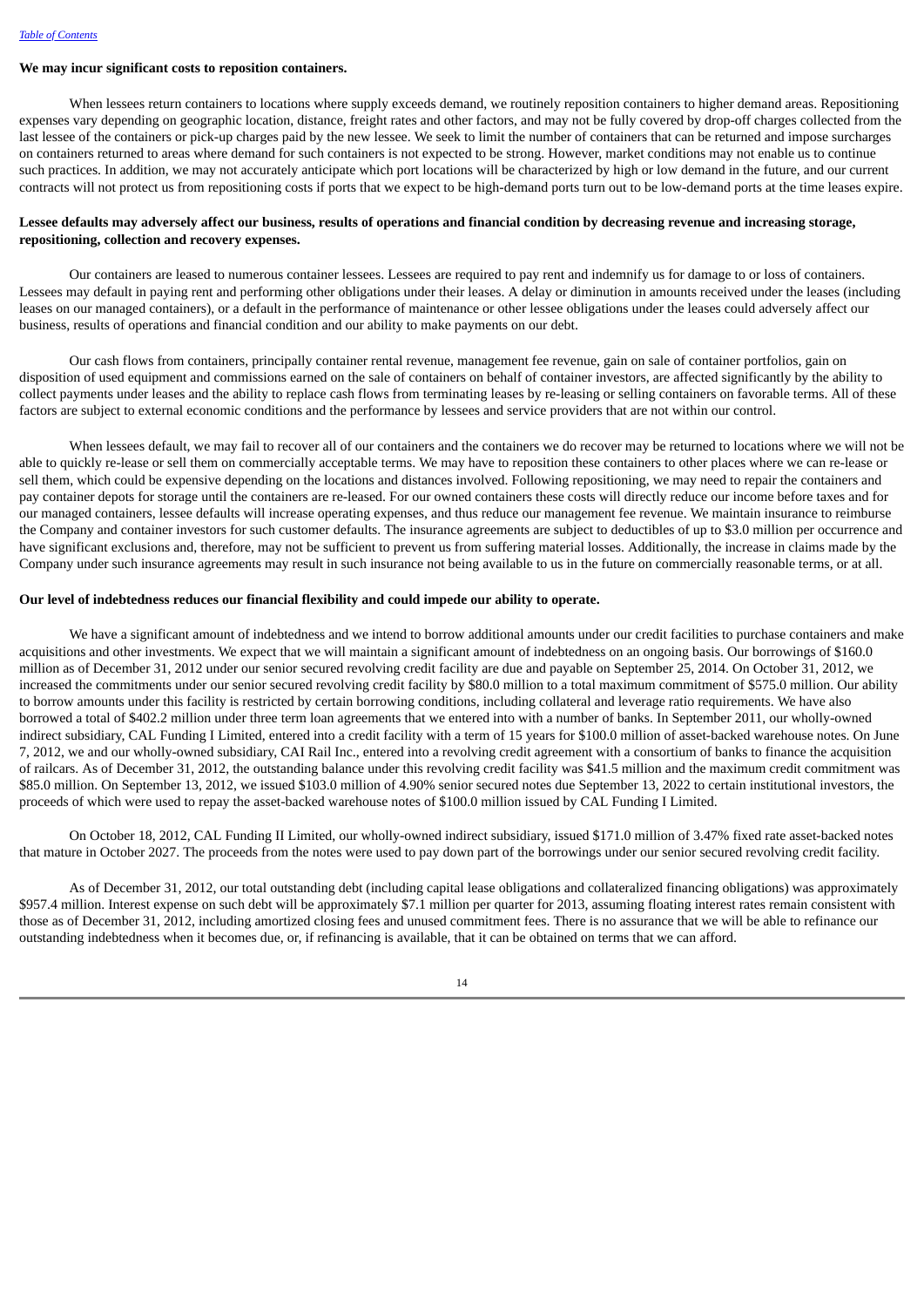**We may incur significant costs to reposition containers.**

When lessees return containers to locations where supply exceeds demand, we routinely reposition containers to higher demand areas. Repositioning expenses vary depending on geographic location, distance, freight rates and other factors, and may not be fully covered by drop-off charges collected from the last lessee of the containers or pick-up charges paid by the new lessee. We seek to limit the number of containers that can be returned and impose surcharges on containers returned to areas where demand for such containers is not expected to be strong. However, market conditions may not enable us to continue such practices. In addition, we may not accurately anticipate which port locations will be characterized by high or low demand in the future, and our current contracts will not protect us from repositioning costs if ports that we expect to be high-demand ports turn out to be low-demand ports at the time leases expire.

**Lessee defaults may adversely affect our business, results of operations and financial condition by decreasing revenue and increasing storage, repositioning, collection and recovery expenses.**

Our containers are leased to numerous container lessees. Lessees are required to pay rent and indemnify us for damage to or loss of containers. Lessees may default in paying rent and performing other obligations under their leases. A delay or diminution in amounts received under the leases (including leases on our managed containers), or a default in the performance of maintenance or other lessee obligations under the leases could adversely affect our business, results of operations and financial condition and our ability to make payments on our debt.

Our cash flows from containers, principally container rental revenue, management fee revenue, gain on sale of container portfolios, gain on disposition of used equipment and commissions earned on the sale of containers on behalf of container investors, are affected significantly by the ability to collect payments under leases and the ability to replace cash flows from terminating leases by re-leasing or selling containers on favorable terms. All of these factors are subject to external economic conditions and the performance by lessees and service providers that are not within our control.

When lessees default, we may fail to recover all of our containers and the containers we do recover may be returned to locations where we will not be able to quickly re-lease or sell them on commercially acceptable terms. We may have to reposition these containers to other places where we can re-lease or sell them, which could be expensive depending on the locations and distances involved. Following repositioning, we may need to repair the containers and pay container depots for storage until the containers are re-leased. For our owned containers these costs will directly reduce our income before taxes and for our managed containers, lessee defaults will increase operating expenses, and thus reduce our management fee revenue. We maintain insurance to reimburse the Company and container investors for such customer defaults. The insurance agreements are subject to deductibles of up to $3.0 million per occurrence and have significant exclusions and, therefore, may not be sufficient to prevent us from suffering material losses. Additionally, the increase in claims made by the Company under such insurance agreements may result in such insurance not being available to us in the future on commercially reasonable terms, or at all.

**Our level of indebtedness reduces our financial flexibility and could impede our ability to operate.**

We have a significant amount of indebtedness and we intend to borrow additional amounts under our credit facilities to purchase containers and make acquisitions and other investments. We expect that we will maintain a significant amount of indebtedness on an ongoing basis. Our borrowings of $160.0 million as of December 31, 2012 under our senior secured revolving credit facility are due and payable on September 25, 2014. On October 31, 2012, we increased the commitments under our senior secured revolving credit facility by $80.0 million to a total maximum commitment of $575.0 million. Our ability to borrow amounts under this facility is restricted by certain borrowing conditions, including collateral and leverage ratio requirements. We have also borrowed a total of $402.2 million under three term loan agreements that we entered into with a number of banks. In September 2011, our wholly-owned indirect subsidiary, CAL Funding I Limited, entered into a credit facility with a term of 15 years for $100.0 million of asset-backed warehouse notes. On June 7, 2012, we and our wholly-owned subsidiary, CAI Rail Inc., entered into a revolving credit agreement with a consortium of banks to finance the acquisition of railcars. As of December 31, 2012, the outstanding balance under this revolving credit facility was $41.5 million and the maximum credit commitment was $85.0 million. On September 13, 2012, we issued $103.0 million of 4.90% senior secured notes due September 13, 2022 to certain institutional investors, the proceeds of which were used to repay the asset-backed warehouse notes of $100.0 million issued by CAL Funding I Limited.

On October 18, 2012, CAL Funding II Limited, our wholly-owned indirect subsidiary, issued $171.0 million of 3.47% fixed rate asset-backed notes that mature in October 2027. The proceeds from the notes were used to pay down part of the borrowings under our senior secured revolving credit facility.

As of December 31, 2012, our total outstanding debt (including capital lease obligations and collateralized financing obligations) was approximately $957.4 million. Interest expense on such debt will be approximately $7.1 million per quarter for 2013, assuming floating interest rates remain consistent with those as of December 31, 2012, including amortized closing fees and unused commitment fees. There is no assurance that we will be able to refinance our outstanding indebtedness when it becomes due, or, if refinancing is available, that it can be obtained on terms that we can afford.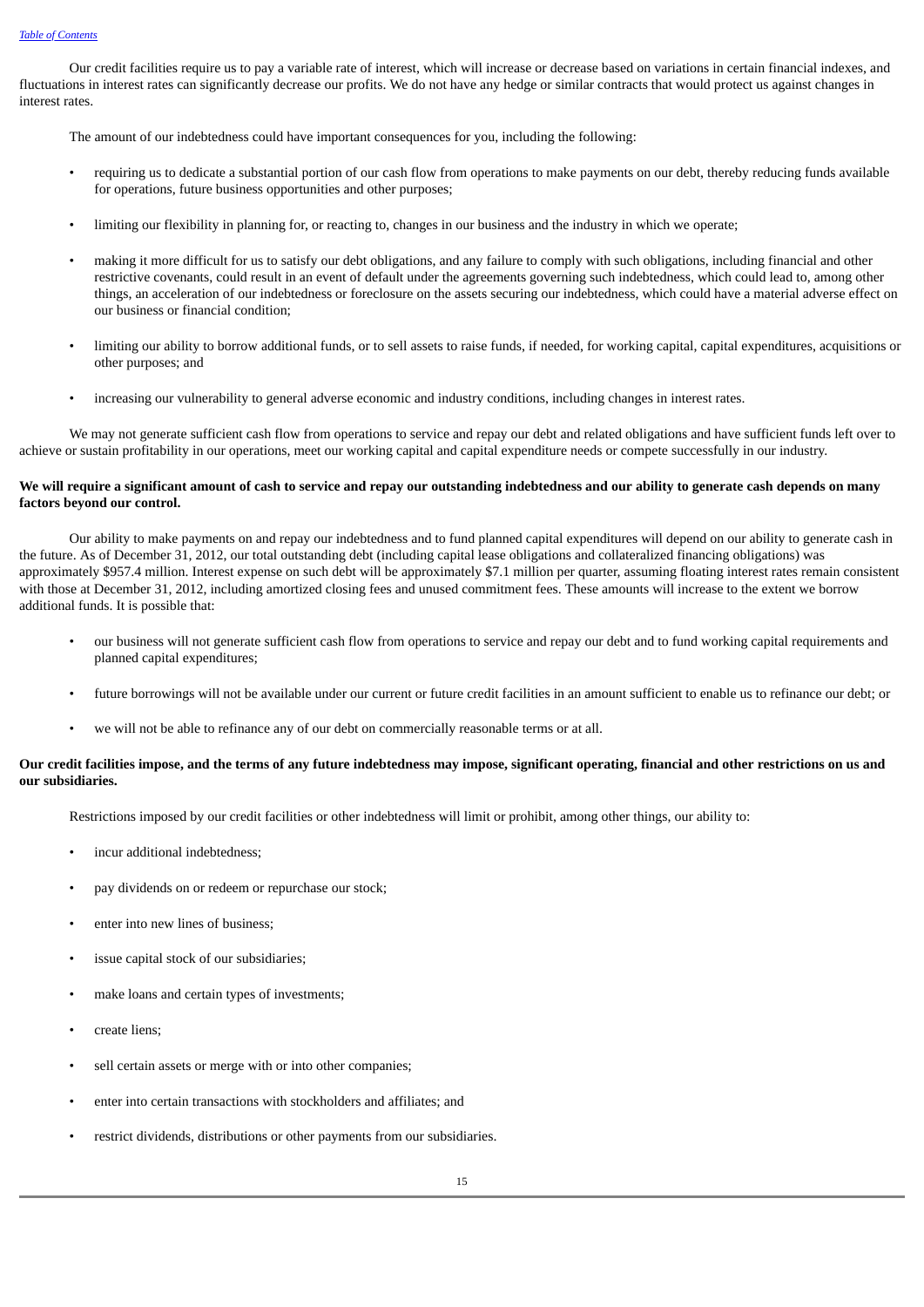Our credit facilities require us to pay a variable rate of interest, which will increase or decrease based on variations in certain financial indexes, and fluctuations in interest rates can significantly decrease our profits. We do not have any hedge or similar contracts that would protect us against changes in interest rates.

The amount of our indebtedness could have important consequences for you, including the following:

- requiring us to dedicate a substantial portion of our cash flow from operations to make payments on our debt, thereby reducing funds available for operations, future business opportunities and other purposes;
- limiting our flexibility in planning for, or reacting to, changes in our business and the industry in which we operate;
- making it more difficult for us to satisfy our debt obligations, and any failure to comply with such obligations, including financial and other restrictive covenants, could result in an event of default under the agreements governing such indebtedness, which could lead to, among other things, an acceleration of our indebtedness or foreclosure on the assets securing our indebtedness, which could have a material adverse effect on our business or financial condition;
- limiting our ability to borrow additional funds, or to sell assets to raise funds, if needed, for working capital, capital expenditures, acquisitions or other purposes; and
- increasing our vulnerability to general adverse economic and industry conditions, including changes in interest rates.

We may not generate sufficient cash flow from operations to service and repay our debt and related obligations and have sufficient funds left over to achieve or sustain profitability in our operations, meet our working capital and capital expenditure needs or compete successfully in our industry.

**We will require a significant amount of cash to service and repay our outstanding indebtedness and our ability to generate cash depends on many factors beyond our control.**

Our ability to make payments on and repay our indebtedness and to fund planned capital expenditures will depend on our ability to generate cash in the future. As of December 31, 2012, our total outstanding debt (including capital lease obligations and collateralized financing obligations) was approximately $957.4 million. Interest expense on such debt will be approximately $7.1 million per quarter, assuming floating interest rates remain consistent with those at December 31, 2012, including amortized closing fees and unused commitment fees. These amounts will increase to the extent we borrow additional funds. It is possible that:

- our business will not generate sufficient cash flow from operations to service and repay our debt and to fund working capital requirements and planned capital expenditures;
- future borrowings will not be available under our current or future credit facilities in an amount sufficient to enable us to refinance our debt; or
- we will not be able to refinance any of our debt on commercially reasonable terms or at all.

**Our credit facilities impose, and the terms of any future indebtedness may impose, significant operating, financial and other restrictions on us and our subsidiaries.**

Restrictions imposed by our credit facilities or other indebtedness will limit or prohibit, among other things, our ability to:

- incur additional indebtedness;
- pay dividends on or redeem or repurchase our stock;
- enter into new lines of business;
- issue capital stock of our subsidiaries;
- make loans and certain types of investments;
- create liens;
- sell certain assets or merge with or into other companies;
- enter into certain transactions with stockholders and affiliates; and
- restrict dividends, distributions or other payments from our subsidiaries.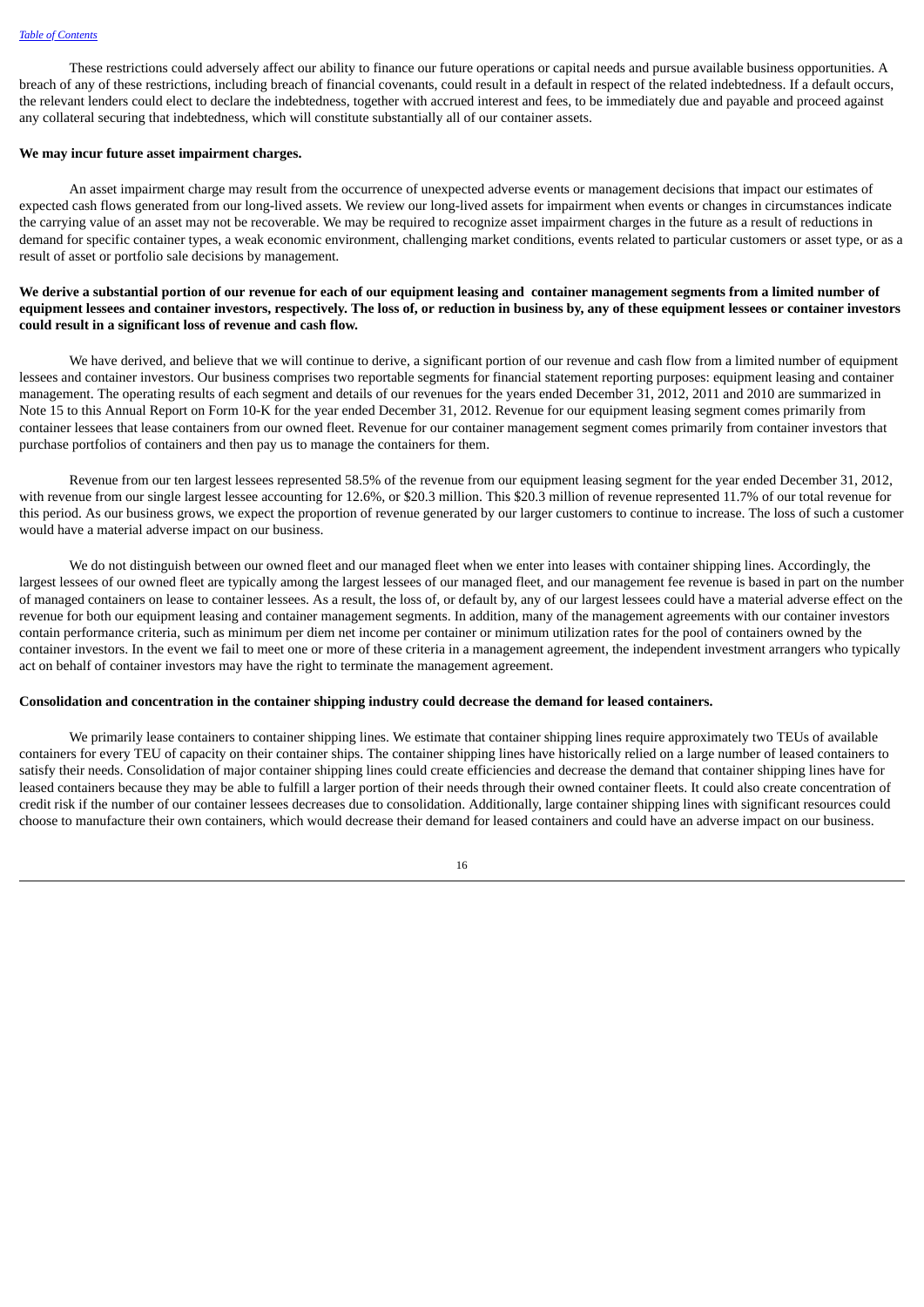These restrictions could adversely affect our ability to finance our future operations or capital needs and pursue available business opportunities. A breach of any of these restrictions, including breach of financial covenants, could result in a default in respect of the related indebtedness. If a default occurs, the relevant lenders could elect to declare the indebtedness, together with accrued interest and fees, to be immediately due and payable and proceed against any collateral securing that indebtedness, which will constitute substantially all of our container assets.

**We may incur future asset impairment charges.**

An asset impairment charge may result from the occurrence of unexpected adverse events or management decisions that impact our estimates of expected cash flows generated from our long-lived assets. We review our long-lived assets for impairment when events or changes in circumstances indicate the carrying value of an asset may not be recoverable. We may be required to recognize asset impairment charges in the future as a result of reductions in demand for specific container types, a weak economic environment, challenging market conditions, events related to particular customers or asset type, or as a result of asset or portfolio sale decisions by management.

**We derive a substantial portion of our revenue for each of our equipment leasing and container management segments from a limited number of equipment lessees and container investors, respectively. The loss of, or reduction in business by, any of these equipment lessees or container investors could result in a significant loss of revenue and cash flow.**

We have derived, and believe that we will continue to derive, a significant portion of our revenue and cash flow from a limited number of equipment lessees and container investors. Our business comprises two reportable segments for financial statement reporting purposes: equipment leasing and container management. The operating results of each segment and details of our revenues for the years ended December 31, 2012, 2011 and 2010 are summarized in Note 15 to this Annual Report on Form 10-K for the year ended December 31, 2012. Revenue for our equipment leasing segment comes primarily from container lessees that lease containers from our owned fleet. Revenue for our container management segment comes primarily from container investors that purchase portfolios of containers and then pay us to manage the containers for them.

Revenue from our ten largest lessees represented 58.5% of the revenue from our equipment leasing segment for the year ended December 31, 2012, with revenue from our single largest lessee accounting for 12.6%, or $20.3 million. This $20.3 million of revenue represented 11.7% of our total revenue for this period. As our business grows, we expect the proportion of revenue generated by our larger customers to continue to increase. The loss of such a customer would have a material adverse impact on our business.

We do not distinguish between our owned fleet and our managed fleet when we enter into leases with container shipping lines. Accordingly, the largest lessees of our owned fleet are typically among the largest lessees of our managed fleet, and our management fee revenue is based in part on the number of managed containers on lease to container lessees. As a result, the loss of, or default by, any of our largest lessees could have a material adverse effect on the revenue for both our equipment leasing and container management segments. In addition, many of the management agreements with our container investors contain performance criteria, such as minimum per diem net income per container or minimum utilization rates for the pool of containers owned by the container investors. In the event we fail to meet one or more of these criteria in a management agreement, the independent investment arrangers who typically act on behalf of container investors may have the right to terminate the management agreement.

**Consolidation and concentration in the container shipping industry could decrease the demand for leased containers.**

We primarily lease containers to container shipping lines. We estimate that container shipping lines require approximately two TEUs of available containers for every TEU of capacity on their container ships. The container shipping lines have historically relied on a large number of leased containers to satisfy their needs. Consolidation of major container shipping lines could create efficiencies and decrease the demand that container shipping lines have for leased containers because they may be able to fulfill a larger portion of their needs through their owned container fleets. It could also create concentration of credit risk if the number of our container lessees decreases due to consolidation. Additionally, large container shipping lines with significant resources could choose to manufacture their own containers, which would decrease their demand for leased containers and could have an adverse impact on our business.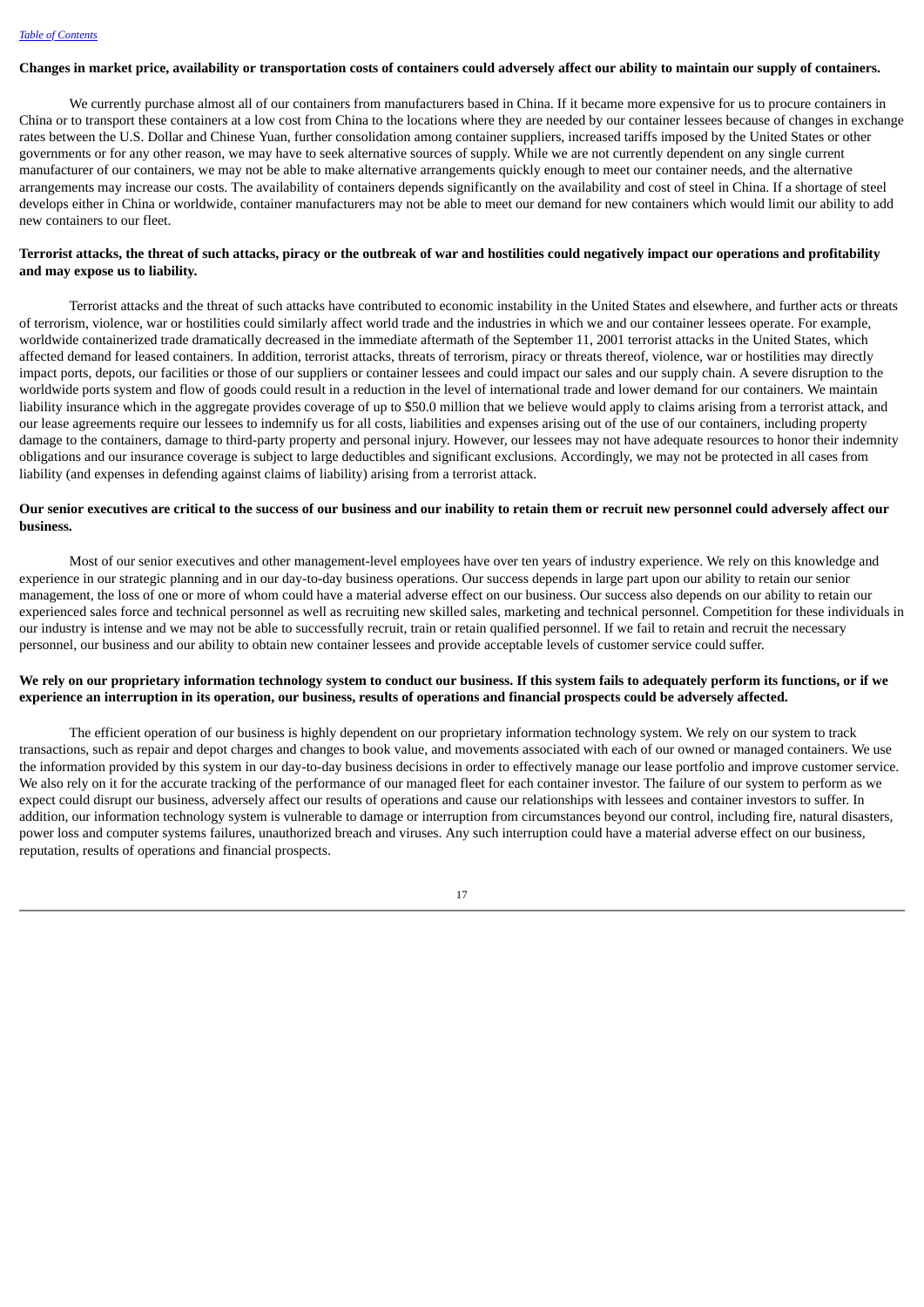**Changes in market price, availability or transportation costs of containers could adversely affect our ability to maintain our supply of containers.**

We currently purchase almost all of our containers from manufacturers based in China. If it became more expensive for us to procure containers in China or to transport these containers at a low cost from China to the locations where they are needed by our container lessees because of changes in exchange rates between the U.S. Dollar and Chinese Yuan, further consolidation among container suppliers, increased tariffs imposed by the United States or other governments or for any other reason, we may have to seek alternative sources of supply. While we are not currently dependent on any single current manufacturer of our containers, we may not be able to make alternative arrangements quickly enough to meet our container needs, and the alternative arrangements may increase our costs. The availability of containers depends significantly on the availability and cost of steel in China. If a shortage of steel develops either in China or worldwide, container manufacturers may not be able to meet our demand for new containers which would limit our ability to add new containers to our fleet.

**Terrorist attacks, the threat of such attacks, piracy or the outbreak of war and hostilities could negatively impact our operations and profitability and may expose us to liability.**

Terrorist attacks and the threat of such attacks have contributed to economic instability in the United States and elsewhere, and further acts or threats of terrorism, violence, war or hostilities could similarly affect world trade and the industries in which we and our container lessees operate. For example, worldwide containerized trade dramatically decreased in the immediate aftermath of the September 11, 2001 terrorist attacks in the United States, which affected demand for leased containers. In addition, terrorist attacks, threats of terrorism, piracy or threats thereof, violence, war or hostilities may directly impact ports, depots, our facilities or those of our suppliers or container lessees and could impact our sales and our supply chain. A severe disruption to the worldwide ports system and flow of goods could result in a reduction in the level of international trade and lower demand for our containers. We maintain liability insurance which in the aggregate provides coverage of up to $50.0 million that we believe would apply to claims arising from a terrorist attack, and our lease agreements require our lessees to indemnify us for all costs, liabilities and expenses arising out of the use of our containers, including property damage to the containers, damage to third-party property and personal injury. However, our lessees may not have adequate resources to honor their indemnity obligations and our insurance coverage is subject to large deductibles and significant exclusions. Accordingly, we may not be protected in all cases from liability (and expenses in defending against claims of liability) arising from a terrorist attack.

**Our senior executives are critical to the success of our business and our inability to retain them or recruit new personnel could adversely affect our business.**

Most of our senior executives and other management-level employees have over ten years of industry experience. We rely on this knowledge and experience in our strategic planning and in our day-to-day business operations. Our success depends in large part upon our ability to retain our senior management, the loss of one or more of whom could have a material adverse effect on our business. Our success also depends on our ability to retain our experienced sales force and technical personnel as well as recruiting new skilled sales, marketing and technical personnel. Competition for these individuals in our industry is intense and we may not be able to successfully recruit, train or retain qualified personnel. If we fail to retain and recruit the necessary personnel, our business and our ability to obtain new container lessees and provide acceptable levels of customer service could suffer.

**We rely on our proprietary information technology system to conduct our business. If this system fails to adequately perform its functions, or if we experience an interruption in its operation, our business, results of operations and financial prospects could be adversely affected.**

The efficient operation of our business is highly dependent on our proprietary information technology system. We rely on our system to track transactions, such as repair and depot charges and changes to book value, and movements associated with each of our owned or managed containers. We use the information provided by this system in our day-to-day business decisions in order to effectively manage our lease portfolio and improve customer service. We also rely on it for the accurate tracking of the performance of our managed fleet for each container investor. The failure of our system to perform as we expect could disrupt our business, adversely affect our results of operations and cause our relationships with lessees and container investors to suffer. In addition, our information technology system is vulnerable to damage or interruption from circumstances beyond our control, including fire, natural disasters, power loss and computer systems failures, unauthorized breach and viruses. Any such interruption could have a material adverse effect on our business, reputation, results of operations and financial prospects.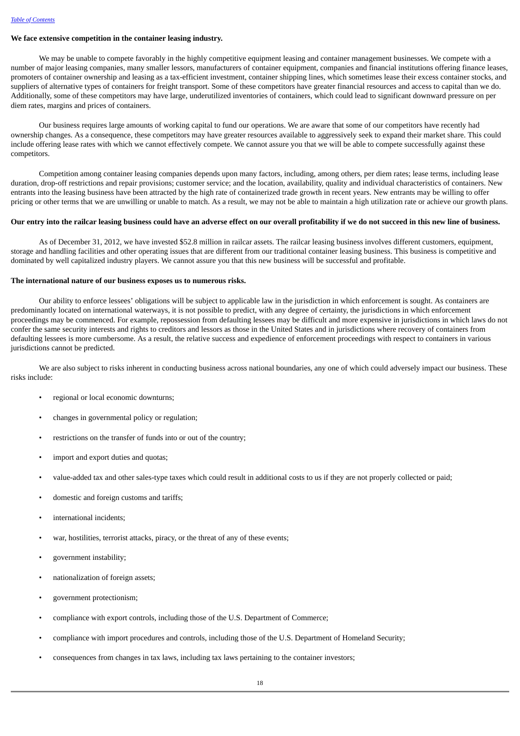**We face extensive competition in the container leasing industry.**

We may be unable to compete favorably in the highly competitive equipment leasing and container management businesses. We compete with a number of major leasing companies, many smaller lessors, manufacturers of container equipment, companies and financial institutions offering finance leases, promoters of container ownership and leasing as a tax-efficient investment, container shipping lines, which sometimes lease their excess container stocks, and suppliers of alternative types of containers for freight transport. Some of these competitors have greater financial resources and access to capital than we do. Additionally, some of these competitors may have large, underutilized inventories of containers, which could lead to significant downward pressure on per diem rates, margins and prices of containers.

Our business requires large amounts of working capital to fund our operations. We are aware that some of our competitors have recently had ownership changes. As a consequence, these competitors may have greater resources available to aggressively seek to expand their market share. This could include offering lease rates with which we cannot effectively compete. We cannot assure you that we will be able to compete successfully against these competitors.

Competition among container leasing companies depends upon many factors, including, among others, per diem rates; lease terms, including lease duration, drop-off restrictions and repair provisions; customer service; and the location, availability, quality and individual characteristics of containers. New entrants into the leasing business have been attracted by the high rate of containerized trade growth in recent years. New entrants may be willing to offer pricing or other terms that we are unwilling or unable to match. As a result, we may not be able to maintain a high utilization rate or achieve our growth plans.

**Our entry into the railcar leasing business could have an adverse effect on our overall profitability if we do not succeed in this new line of business.**

As of December 31, 2012, we have invested $52.8 million in railcar assets. The railcar leasing business involves different customers, equipment, storage and handling facilities and other operating issues that are different from our traditional container leasing business. This business is competitive and dominated by well capitalized industry players. We cannot assure you that this new business will be successful and profitable.

**The international nature of our business exposes us to numerous risks.**

Our ability to enforce lessees' obligations will be subject to applicable law in the jurisdiction in which enforcement is sought. As containers are predominantly located on international waterways, it is not possible to predict, with any degree of certainty, the jurisdictions in which enforcement proceedings may be commenced. For example, repossession from defaulting lessees may be difficult and more expensive in jurisdictions in which laws do not confer the same security interests and rights to creditors and lessors as those in the United States and in jurisdictions where recovery of containers from defaulting lessees is more cumbersome. As a result, the relative success and expedience of enforcement proceedings with respect to containers in various jurisdictions cannot be predicted.

We are also subject to risks inherent in conducting business across national boundaries, any one of which could adversely impact our business. These risks include:

- regional or local economic downturns;
- changes in governmental policy or regulation;
- restrictions on the transfer of funds into or out of the country;
- import and export duties and quotas;
- value-added tax and other sales-type taxes which could result in additional costs to us if they are not properly collected or paid;
- domestic and foreign customs and tariffs;
- international incidents;
- war, hostilities, terrorist attacks, piracy, or the threat of any of these events;
- government instability;
- nationalization of foreign assets;
- government protectionism;
- compliance with export controls, including those of the U.S. Department of Commerce;
- compliance with import procedures and controls, including those of the U.S. Department of Homeland Security;
- consequences from changes in tax laws, including tax laws pertaining to the container investors;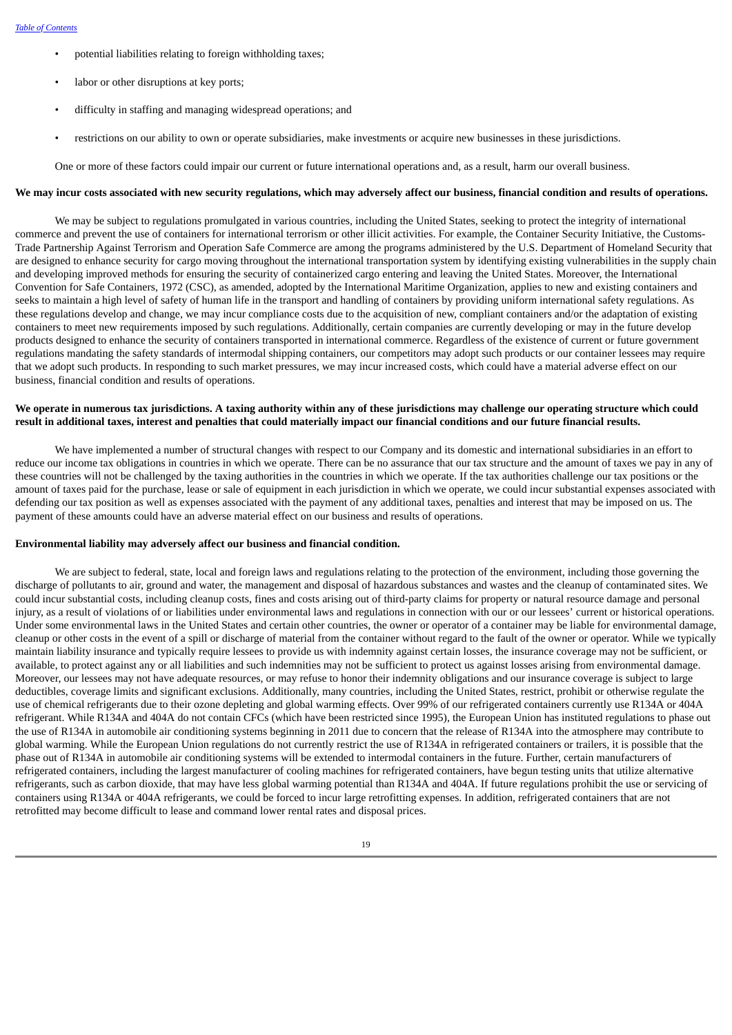- potential liabilities relating to foreign withholding taxes;
- labor or other disruptions at key ports;
- difficulty in staffing and managing widespread operations; and
- restrictions on our ability to own or operate subsidiaries, make investments or acquire new businesses in these jurisdictions.

One or more of these factors could impair our current or future international operations and, as a result, harm our overall business.

**We may incur costs associated with new security regulations, which may adversely affect our business, financial condition and results of operations.**

We may be subject to regulations promulgated in various countries, including the United States, seeking to protect the integrity of international commerce and prevent the use of containers for international terrorism or other illicit activities. For example, the Container Security Initiative, the Customs-Trade Partnership Against Terrorism and Operation Safe Commerce are among the programs administered by the U.S. Department of Homeland Security that are designed to enhance security for cargo moving throughout the international transportation system by identifying existing vulnerabilities in the supply chain and developing improved methods for ensuring the security of containerized cargo entering and leaving the United States. Moreover, the International Convention for Safe Containers, 1972 (CSC), as amended, adopted by the International Maritime Organization, applies to new and existing containers and seeks to maintain a high level of safety of human life in the transport and handling of containers by providing uniform international safety regulations. As these regulations develop and change, we may incur compliance costs due to the acquisition of new, compliant containers and/or the adaptation of existing containers to meet new requirements imposed by such regulations. Additionally, certain companies are currently developing or may in the future develop products designed to enhance the security of containers transported in international commerce. Regardless of the existence of current or future government regulations mandating the safety standards of intermodal shipping containers, our competitors may adopt such products or our container lessees may require that we adopt such products. In responding to such market pressures, we may incur increased costs, which could have a material adverse effect on our business, financial condition and results of operations.

**We operate in numerous tax jurisdictions. A taxing authority within any of these jurisdictions may challenge our operating structure which could result in additional taxes, interest and penalties that could materially impact our financial conditions and our future financial results.**

We have implemented a number of structural changes with respect to our Company and its domestic and international subsidiaries in an effort to reduce our income tax obligations in countries in which we operate. There can be no assurance that our tax structure and the amount of taxes we pay in any of these countries will not be challenged by the taxing authorities in the countries in which we operate. If the tax authorities challenge our tax positions or the amount of taxes paid for the purchase, lease or sale of equipment in each jurisdiction in which we operate, we could incur substantial expenses associated with defending our tax position as well as expenses associated with the payment of any additional taxes, penalties and interest that may be imposed on us. The payment of these amounts could have an adverse material effect on our business and results of operations.

**Environmental liability may adversely affect our business and financial condition.**

We are subject to federal, state, local and foreign laws and regulations relating to the protection of the environment, including those governing the discharge of pollutants to air, ground and water, the management and disposal of hazardous substances and wastes and the cleanup of contaminated sites. We could incur substantial costs, including cleanup costs, fines and costs arising out of third-party claims for property or natural resource damage and personal injury, as a result of violations of or liabilities under environmental laws and regulations in connection with our or our lessees' current or historical operations. Under some environmental laws in the United States and certain other countries, the owner or operator of a container may be liable for environmental damage, cleanup or other costs in the event of a spill or discharge of material from the container without regard to the fault of the owner or operator. While we typically maintain liability insurance and typically require lessees to provide us with indemnity against certain losses, the insurance coverage may not be sufficient, or available, to protect against any or all liabilities and such indemnities may not be sufficient to protect us against losses arising from environmental damage. Moreover, our lessees may not have adequate resources, or may refuse to honor their indemnity obligations and our insurance coverage is subject to large deductibles, coverage limits and significant exclusions. Additionally, many countries, including the United States, restrict, prohibit or otherwise regulate the use of chemical refrigerants due to their ozone depleting and global warming effects. Over 99% of our refrigerated containers currently use R134A or 404A refrigerant. While R134A and 404A do not contain CFCs (which have been restricted since 1995), the European Union has instituted regulations to phase out the use of R134A in automobile air conditioning systems beginning in 2011 due to concern that the release of R134A into the atmosphere may contribute to global warming. While the European Union regulations do not currently restrict the use of R134A in refrigerated containers or trailers, it is possible that the phase out of R134A in automobile air conditioning systems will be extended to intermodal containers in the future. Further, certain manufacturers of refrigerated containers, including the largest manufacturer of cooling machines for refrigerated containers, have begun testing units that utilize alternative refrigerants, such as carbon dioxide, that may have less global warming potential than R134A and 404A. If future regulations prohibit the use or servicing of containers using R134A or 404A refrigerants, we could be forced to incur large retrofitting expenses. In addition, refrigerated containers that are not retrofitted may become difficult to lease and command lower rental rates and disposal prices.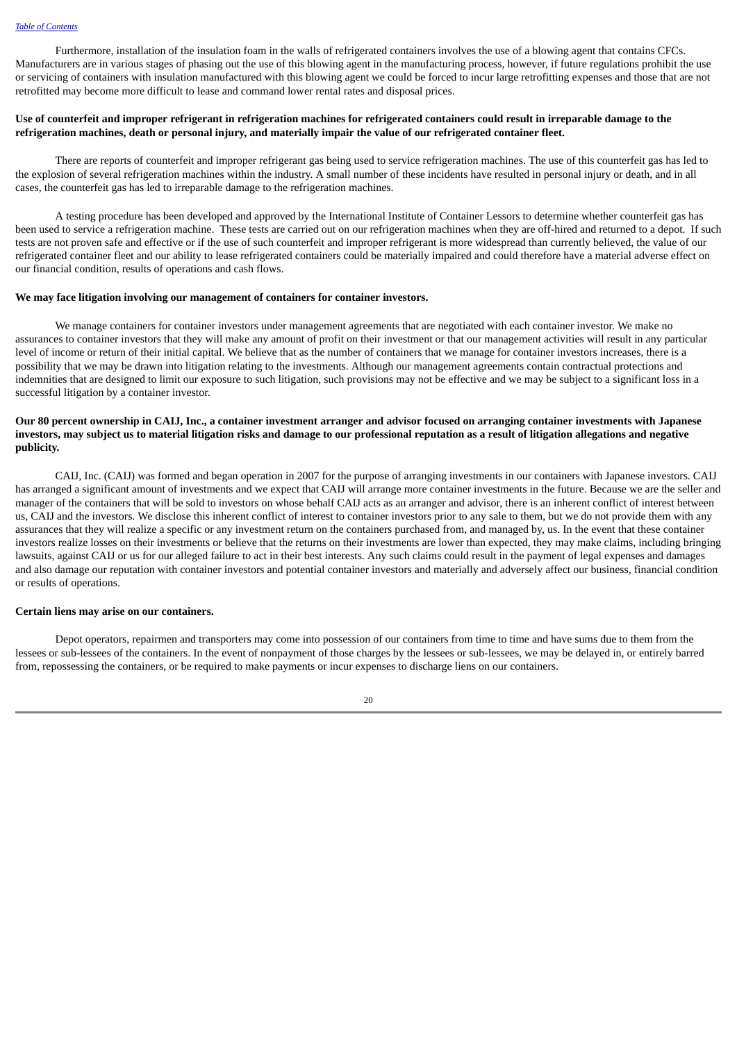Furthermore, installation of the insulation foam in the walls of refrigerated containers involves the use of a blowing agent that contains CFCs. Manufacturers are in various stages of phasing out the use of this blowing agent in the manufacturing process, however, if future regulations prohibit the use or servicing of containers with insulation manufactured with this blowing agent we could be forced to incur large retrofitting expenses and those that are not retrofitted may become more difficult to lease and command lower rental rates and disposal prices.

**Use of counterfeit and improper refrigerant in refrigeration machines for refrigerated containers could result in irreparable damage to the refrigeration machines, death or personal injury, and materially impair the value of our refrigerated container fleet.**

There are reports of counterfeit and improper refrigerant gas being used to service refrigeration machines. The use of this counterfeit gas has led to the explosion of several refrigeration machines within the industry. A small number of these incidents have resulted in personal injury or death, and in all cases, the counterfeit gas has led to irreparable damage to the refrigeration machines.

A testing procedure has been developed and approved by the International Institute of Container Lessors to determine whether counterfeit gas has been used to service a refrigeration machine. These tests are carried out on our refrigeration machines when they are off-hired and returned to a depot. If such tests are not proven safe and effective or if the use of such counterfeit and improper refrigerant is more widespread than currently believed, the value of our refrigerated container fleet and our ability to lease refrigerated containers could be materially impaired and could therefore have a material adverse effect on our financial condition, results of operations and cash flows.

**We may face litigation involving our management of containers for container investors.**

We manage containers for container investors under management agreements that are negotiated with each container investor. We make no assurances to container investors that they will make any amount of profit on their investment or that our management activities will result in any particular level of income or return of their initial capital. We believe that as the number of containers that we manage for container investors increases, there is a possibility that we may be drawn into litigation relating to the investments. Although our management agreements contain contractual protections and indemnities that are designed to limit our exposure to such litigation, such provisions may not be effective and we may be subject to a significant loss in a successful litigation by a container investor.

**Our 80 percent ownership in CAIJ, Inc., a container investment arranger and advisor focused on arranging container investments with Japanese investors, may subject us to material litigation risks and damage to our professional reputation as a result of litigation allegations and negative publicity.**

CAIJ, Inc. (CAIJ) was formed and began operation in 2007 for the purpose of arranging investments in our containers with Japanese investors. CAIJ has arranged a significant amount of investments and we expect that CAIJ will arrange more container investments in the future. Because we are the seller and manager of the containers that will be sold to investors on whose behalf CAIJ acts as an arranger and advisor, there is an inherent conflict of interest between us, CAIJ and the investors. We disclose this inherent conflict of interest to container investors prior to any sale to them, but we do not provide them with any assurances that they will realize a specific or any investment return on the containers purchased from, and managed by, us. In the event that these container investors realize losses on their investments or believe that the returns on their investments are lower than expected, they may make claims, including bringing lawsuits, against CAIJ or us for our alleged failure to act in their best interests. Any such claims could result in the payment of legal expenses and damages and also damage our reputation with container investors and potential container investors and materially and adversely affect our business, financial condition or results of operations.

**Certain liens may arise on our containers.**

Depot operators, repairmen and transporters may come into possession of our containers from time to time and have sums due to them from the lessees or sub-lessees of the containers. In the event of nonpayment of those charges by the lessees or sub-lessees, we may be delayed in, or entirely barred from, repossessing the containers, or be required to make payments or incur expenses to discharge liens on our containers.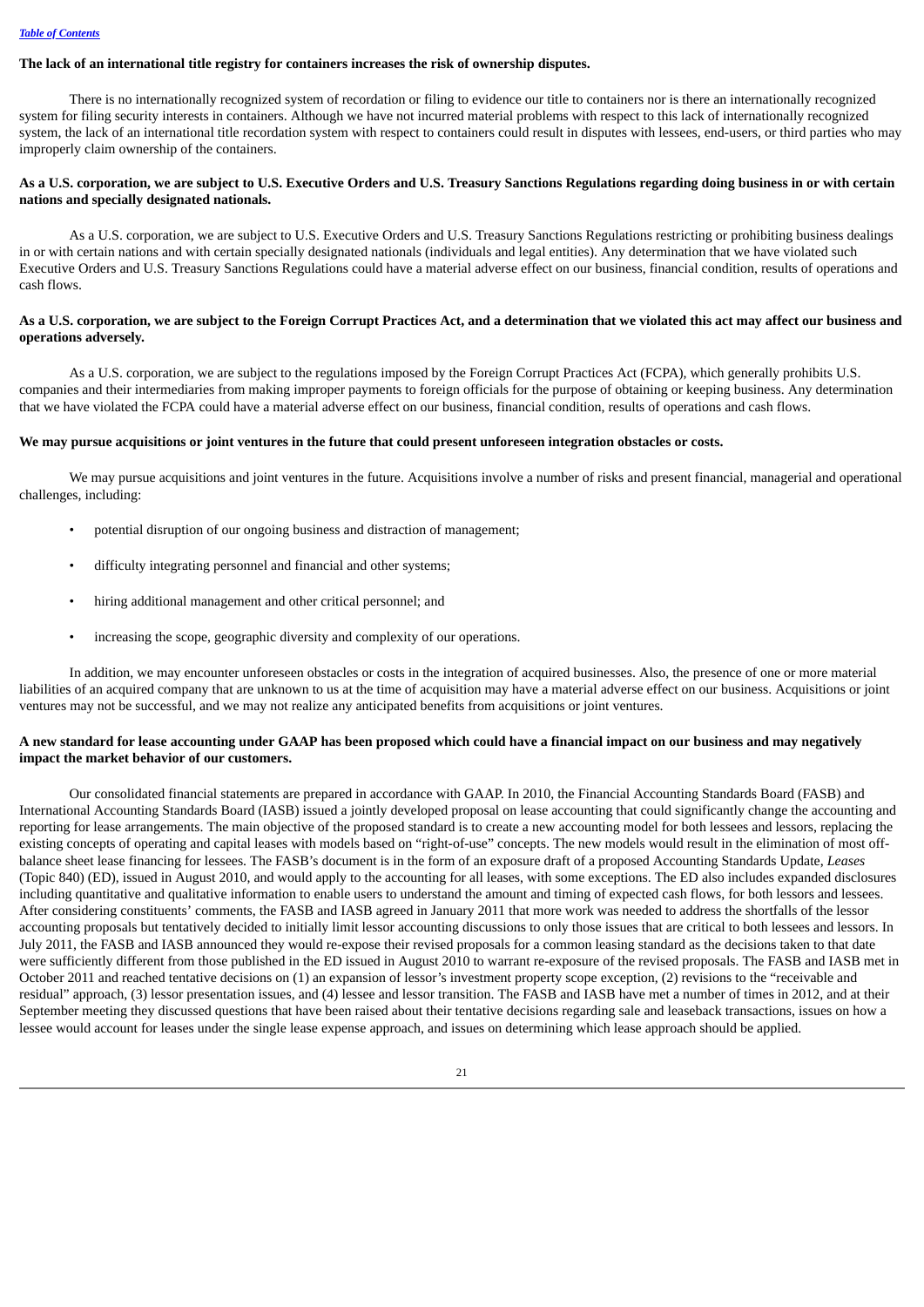**The lack of an international title registry for containers increases the risk of ownership disputes.**

There is no internationally recognized system of recordation or filing to evidence our title to containers nor is there an internationally recognized system for filing security interests in containers. Although we have not incurred material problems with respect to this lack of internationally recognized system, the lack of an international title recordation system with respect to containers could result in disputes with lessees, end-users, or third parties who may improperly claim ownership of the containers.

**As a U.S. corporation, we are subject to U.S. Executive Orders and U.S. Treasury Sanctions Regulations regarding doing business in or with certain nations and specially designated nationals.**

As a U.S. corporation, we are subject to U.S. Executive Orders and U.S. Treasury Sanctions Regulations restricting or prohibiting business dealings in or with certain nations and with certain specially designated nationals (individuals and legal entities). Any determination that we have violated such Executive Orders and U.S. Treasury Sanctions Regulations could have a material adverse effect on our business, financial condition, results of operations and cash flows.

**As a U.S. corporation, we are subject to the Foreign Corrupt Practices Act, and a determination that we violated this act may affect our business and operations adversely.**

As a U.S. corporation, we are subject to the regulations imposed by the Foreign Corrupt Practices Act (FCPA), which generally prohibits U.S. companies and their intermediaries from making improper payments to foreign officials for the purpose of obtaining or keeping business. Any determination that we have violated the FCPA could have a material adverse effect on our business, financial condition, results of operations and cash flows.

**We may pursue acquisitions or joint ventures in the future that could present unforeseen integration obstacles or costs.**

We may pursue acquisitions and joint ventures in the future. Acquisitions involve a number of risks and present financial, managerial and operational challenges, including:

- potential disruption of our ongoing business and distraction of management;
- difficulty integrating personnel and financial and other systems;
- hiring additional management and other critical personnel; and
- increasing the scope, geographic diversity and complexity of our operations.

In addition, we may encounter unforeseen obstacles or costs in the integration of acquired businesses. Also, the presence of one or more material liabilities of an acquired company that are unknown to us at the time of acquisition may have a material adverse effect on our business. Acquisitions or joint ventures may not be successful, and we may not realize any anticipated benefits from acquisitions or joint ventures.

**A new standard for lease accounting under GAAP has been proposed which could have a financial impact on our business and may negatively impact the market behavior of our customers.**

Our consolidated financial statements are prepared in accordance with GAAP. In 2010, the Financial Accounting Standards Board (FASB) and International Accounting Standards Board (IASB) issued a jointly developed proposal on lease accounting that could significantly change the accounting and reporting for lease arrangements. The main objective of the proposed standard is to create a new accounting model for both lessees and lessors, replacing the existing concepts of operating and capital leases with models based on "right-of-use" concepts. The new models would result in the elimination of most off-balance sheet lease financing for lessees. The FASB's document is in the form of an exposure draft of a proposed Accounting Standards Update, *Leases* (Topic 840) (ED), issued in August 2010, and would apply to the accounting for all leases, with some exceptions. The ED also includes expanded disclosures including quantitative and qualitative information to enable users to understand the amount and timing of expected cash flows, for both lessors and lessees. After considering constituents' comments, the FASB and IASB agreed in January 2011 that more work was needed to address the shortfalls of the lessor accounting proposals but tentatively decided to initially limit lessor accounting discussions to only those issues that are critical to both lessees and lessors. In July 2011, the FASB and IASB announced they would re-expose their revised proposals for a common leasing standard as the decisions taken to that date were sufficiently different from those published in the ED issued in August 2010 to warrant re-exposure of the revised proposals. The FASB and IASB met in October 2011 and reached tentative decisions on (1) an expansion of lessor's investment property scope exception, (2) revisions to the "receivable and residual" approach, (3) lessor presentation issues, and (4) lessee and lessor transition. The FASB and IASB have met a number of times in 2012, and at their September meeting they discussed questions that have been raised about their tentative decisions regarding sale and leaseback transactions, issues on how a lessee would account for leases under the single lease expense approach, and issues on determining which lease approach should be applied.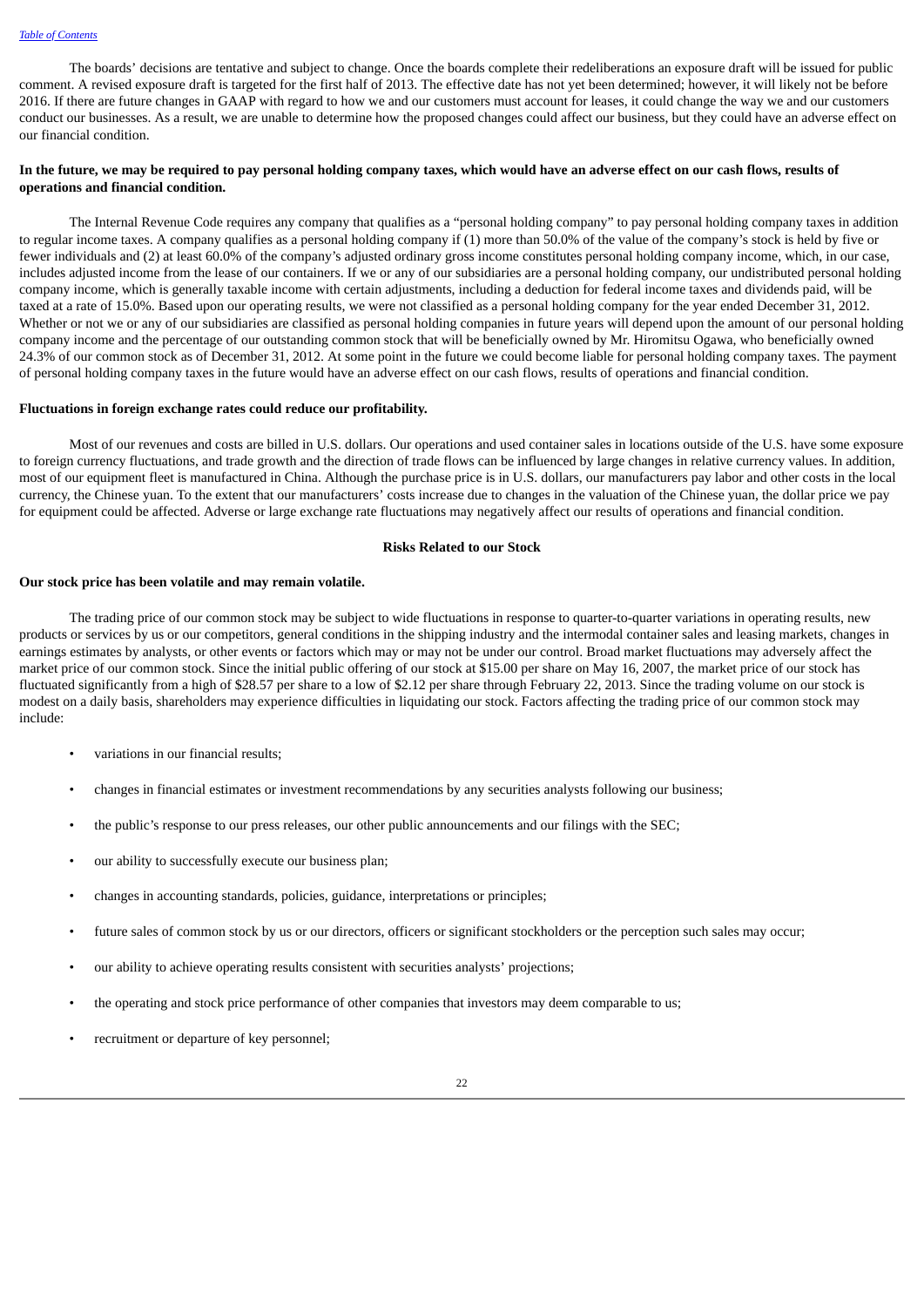The boards' decisions are tentative and subject to change. Once the boards complete their redeliberations an exposure draft will be issued for public comment. A revised exposure draft is targeted for the first half of 2013. The effective date has not yet been determined; however, it will likely not be before 2016. If there are future changes in GAAP with regard to how we and our customers must account for leases, it could change the way we and our customers conduct our businesses. As a result, we are unable to determine how the proposed changes could affect our business, but they could have an adverse effect on our financial condition.

**In the future, we may be required to pay personal holding company taxes, which would have an adverse effect on our cash flows, results of operations and financial condition.**

The Internal Revenue Code requires any company that qualifies as a "personal holding company" to pay personal holding company taxes in addition to regular income taxes. A company qualifies as a personal holding company if (1) more than 50.0% of the value of the company's stock is held by five or fewer individuals and (2) at least 60.0% of the company's adjusted ordinary gross income constitutes personal holding company income, which, in our case, includes adjusted income from the lease of our containers. If we or any of our subsidiaries are a personal holding company, our undistributed personal holding company income, which is generally taxable income with certain adjustments, including a deduction for federal income taxes and dividends paid, will be taxed at a rate of 15.0%. Based upon our operating results, we were not classified as a personal holding company for the year ended December 31, 2012. Whether or not we or any of our subsidiaries are classified as personal holding companies in future years will depend upon the amount of our personal holding company income and the percentage of our outstanding common stock that will be beneficially owned by Mr. Hiromitsu Ogawa, who beneficially owned 24.3% of our common stock as of December 31, 2012. At some point in the future we could become liable for personal holding company taxes. The payment of personal holding company taxes in the future would have an adverse effect on our cash flows, results of operations and financial condition.

**Fluctuations in foreign exchange rates could reduce our profitability.**

Most of our revenues and costs are billed in U.S. dollars. Our operations and used container sales in locations outside of the U.S. have some exposure to foreign currency fluctuations, and trade growth and the direction of trade flows can be influenced by large changes in relative currency values. In addition, most of our equipment fleet is manufactured in China. Although the purchase price is in U.S. dollars, our manufacturers pay labor and other costs in the local currency, the Chinese yuan. To the extent that our manufacturers' costs increase due to changes in the valuation of the Chinese yuan, the dollar price we pay for equipment could be affected. Adverse or large exchange rate fluctuations may negatively affect our results of operations and financial condition.

## Risks Related to our Stock

**Our stock price has been volatile and may remain volatile.**

The trading price of our common stock may be subject to wide fluctuations in response to quarter-to-quarter variations in operating results, new products or services by us or our competitors, general conditions in the shipping industry and the intermodal container sales and leasing markets, changes in earnings estimates by analysts, or other events or factors which may or may not be under our control. Broad market fluctuations may adversely affect the market price of our common stock. Since the initial public offering of our stock at $15.00 per share on May 16, 2007, the market price of our stock has fluctuated significantly from a high of $28.57 per share to a low of $2.12 per share through February 22, 2013. Since the trading volume on our stock is modest on a daily basis, shareholders may experience difficulties in liquidating our stock. Factors affecting the trading price of our common stock may include:

- variations in our financial results;
- changes in financial estimates or investment recommendations by any securities analysts following our business;
- the public's response to our press releases, our other public announcements and our filings with the SEC;
- our ability to successfully execute our business plan;
- changes in accounting standards, policies, guidance, interpretations or principles;
- future sales of common stock by us or our directors, officers or significant stockholders or the perception such sales may occur;
- our ability to achieve operating results consistent with securities analysts' projections;
- the operating and stock price performance of other companies that investors may deem comparable to us;
- recruitment or departure of key personnel;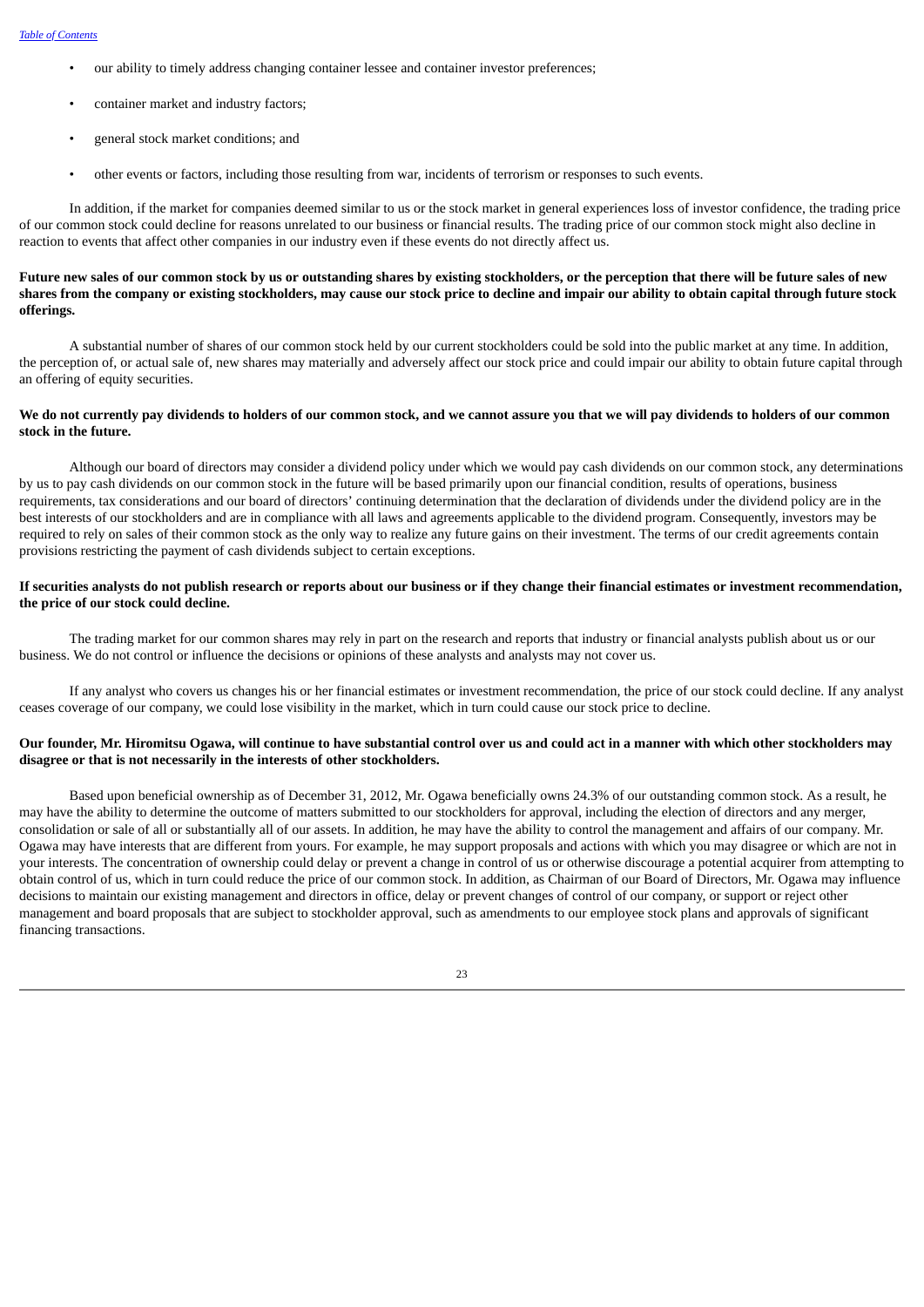- our ability to timely address changing container lessee and container investor preferences;
- container market and industry factors;
- general stock market conditions; and
- other events or factors, including those resulting from war, incidents of terrorism or responses to such events.

In addition, if the market for companies deemed similar to us or the stock market in general experiences loss of investor confidence, the trading price of our common stock could decline for reasons unrelated to our business or financial results. The trading price of our common stock might also decline in reaction to events that affect other companies in our industry even if these events do not directly affect us.

**Future new sales of our common stock by us or outstanding shares by existing stockholders, or the perception that there will be future sales of new shares from the company or existing stockholders, may cause our stock price to decline and impair our ability to obtain capital through future stock offerings.**

A substantial number of shares of our common stock held by our current stockholders could be sold into the public market at any time. In addition, the perception of, or actual sale of, new shares may materially and adversely affect our stock price and could impair our ability to obtain future capital through an offering of equity securities.

**We do not currently pay dividends to holders of our common stock, and we cannot assure you that we will pay dividends to holders of our common stock in the future.**

Although our board of directors may consider a dividend policy under which we would pay cash dividends on our common stock, any determinations by us to pay cash dividends on our common stock in the future will be based primarily upon our financial condition, results of operations, business requirements, tax considerations and our board of directors' continuing determination that the declaration of dividends under the dividend policy are in the best interests of our stockholders and are in compliance with all laws and agreements applicable to the dividend program. Consequently, investors may be required to rely on sales of their common stock as the only way to realize any future gains on their investment. The terms of our credit agreements contain provisions restricting the payment of cash dividends subject to certain exceptions.

**If securities analysts do not publish research or reports about our business or if they change their financial estimates or investment recommendation, the price of our stock could decline.**

The trading market for our common shares may rely in part on the research and reports that industry or financial analysts publish about us or our business. We do not control or influence the decisions or opinions of these analysts and analysts may not cover us.

If any analyst who covers us changes his or her financial estimates or investment recommendation, the price of our stock could decline. If any analyst ceases coverage of our company, we could lose visibility in the market, which in turn could cause our stock price to decline.

**Our founder, Mr. Hiromitsu Ogawa, will continue to have substantial control over us and could act in a manner with which other stockholders may disagree or that is not necessarily in the interests of other stockholders.**

Based upon beneficial ownership as of December 31, 2012, Mr. Ogawa beneficially owns 24.3% of our outstanding common stock. As a result, he may have the ability to determine the outcome of matters submitted to our stockholders for approval, including the election of directors and any merger, consolidation or sale of all or substantially all of our assets. In addition, he may have the ability to control the management and affairs of our company. Mr. Ogawa may have interests that are different from yours. For example, he may support proposals and actions with which you may disagree or which are not in your interests. The concentration of ownership could delay or prevent a change in control of us or otherwise discourage a potential acquirer from attempting to obtain control of us, which in turn could reduce the price of our common stock. In addition, as Chairman of our Board of Directors, Mr. Ogawa may influence decisions to maintain our existing management and directors in office, delay or prevent changes of control of our company, or support or reject other management and board proposals that are subject to stockholder approval, such as amendments to our employee stock plans and approvals of significant financing transactions.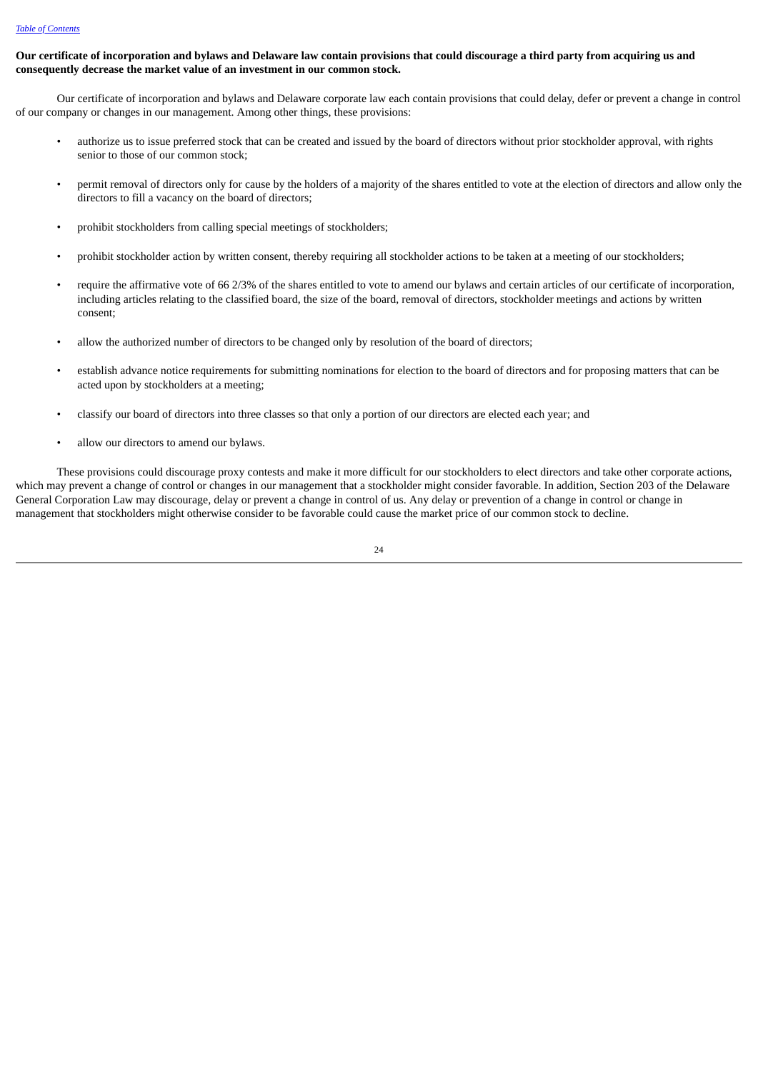**Our certificate of incorporation and bylaws and Delaware law contain provisions that could discourage a third party from acquiring us and consequently decrease the market value of an investment in our common stock.**

Our certificate of incorporation and bylaws and Delaware corporate law each contain provisions that could delay, defer or prevent a change in control of our company or changes in our management. Among other things, these provisions:

- authorize us to issue preferred stock that can be created and issued by the board of directors without prior stockholder approval, with rights senior to those of our common stock;
- permit removal of directors only for cause by the holders of a majority of the shares entitled to vote at the election of directors and allow only the directors to fill a vacancy on the board of directors;
- prohibit stockholders from calling special meetings of stockholders;
- prohibit stockholder action by written consent, thereby requiring all stockholder actions to be taken at a meeting of our stockholders;
- require the affirmative vote of 66 2/3% of the shares entitled to vote to amend our bylaws and certain articles of our certificate of incorporation, including articles relating to the classified board, the size of the board, removal of directors, stockholder meetings and actions by written consent;
- allow the authorized number of directors to be changed only by resolution of the board of directors;
- establish advance notice requirements for submitting nominations for election to the board of directors and for proposing matters that can be acted upon by stockholders at a meeting;
- classify our board of directors into three classes so that only a portion of our directors are elected each year; and
- allow our directors to amend our bylaws.

These provisions could discourage proxy contests and make it more difficult for our stockholders to elect directors and take other corporate actions, which may prevent a change of control or changes in our management that a stockholder might consider favorable. In addition, Section 203 of the Delaware General Corporation Law may discourage, delay or prevent a change in control of us. Any delay or prevention of a change in control or change in management that stockholders might otherwise consider to be favorable could cause the market price of our common stock to decline.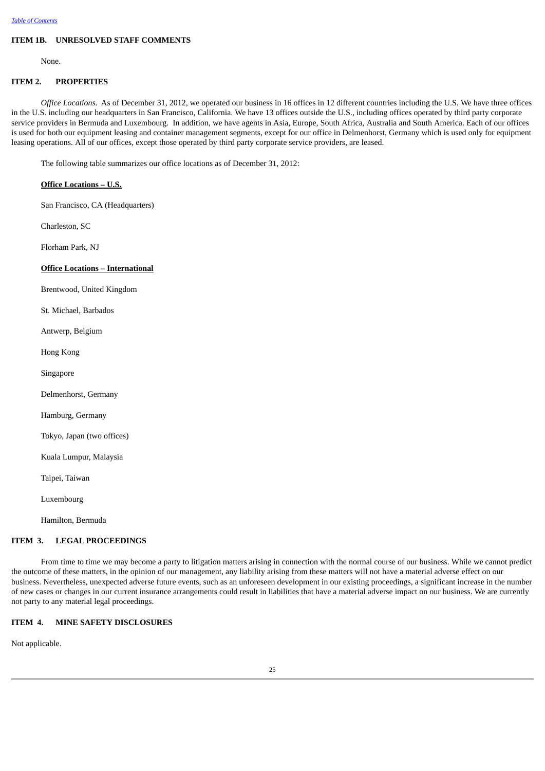[Table of Contents](#)

## ITEM 1B. UNRESOLVED STAFF COMMENTS

None.

## ITEM 2. PROPERTIES

*Office Locations.* As of December 31, 2012, we operated our business in 16 offices in 12 different countries including the U.S. We have three offices in the U.S. including our headquarters in San Francisco, California. We have 13 offices outside the U.S., including offices operated by third party corporate service providers in Bermuda and Luxembourg. In addition, we have agents in Asia, Europe, South Africa, Australia and South America. Each of our offices is used for both our equipment leasing and container management segments, except for our office in Delmenhorst, Germany which is used only for equipment leasing operations. All of our offices, except those operated by third party corporate service providers, are leased.

The following table summarizes our office locations as of December 31, 2012:

**Office Locations – U.S.**

San Francisco, CA (Headquarters)

Charleston, SC

Florham Park, NJ

**Office Locations – International**

Brentwood, United Kingdom

St. Michael, Barbados

Antwerp, Belgium

Hong Kong

Singapore

Delmenhorst, Germany

Hamburg, Germany

Tokyo, Japan (two offices)

Kuala Lumpur, Malaysia

Taipei, Taiwan

Luxembourg

Hamilton, Bermuda

## ITEM 3. LEGAL PROCEEDINGS

From time to time we may become a party to litigation matters arising in connection with the normal course of our business. While we cannot predict the outcome of these matters, in the opinion of our management, any liability arising from these matters will not have a material adverse effect on our business. Nevertheless, unexpected adverse future events, such as an unforeseen development in our existing proceedings, a significant increase in the number of new cases or changes in our current insurance arrangements could result in liabilities that have a material adverse impact on our business. We are currently not party to any material legal proceedings.

## ITEM 4. MINE SAFETY DISCLOSURES

Not applicable.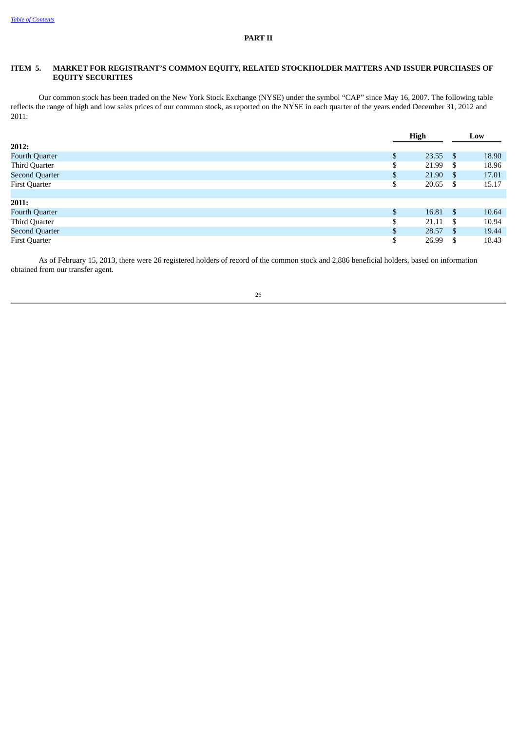[Table of Contents](#)

# PART II

## ITEM 5. MARKET FOR REGISTRANT'S COMMON EQUITY, RELATED STOCKHOLDER MATTERS AND ISSUER PURCHASES OF EQUITY SECURITIES

Our common stock has been traded on the New York Stock Exchange (NYSE) under the symbol "CAP" since May 16, 2007. The following table reflects the range of high and low sales prices of our common stock, as reported on the NYSE in each quarter of the years ended December 31, 2012 and 2011:

| | High | Low |
|---|---|---|
| **2012:** | | |
| Fourth Quarter | $ 23.55 | $ 18.90 |
| Third Quarter | $ 21.99 | $ 18.96 |
| Second Quarter | $ 21.90 | $ 17.01 |
| First Quarter | $ 20.65 | $ 15.17 |
| | | |
| **2011:** | | |
| Fourth Quarter | $ 16.81 | $ 10.64 |
| Third Quarter | $ 21.11 | $ 10.94 |
| Second Quarter | $ 28.57 | $ 19.44 |
| First Quarter | $ 26.99 | $ 18.43 |

As of February 15, 2013, there were 26 registered holders of record of the common stock and 2,886 beneficial holders, based on information obtained from our transfer agent.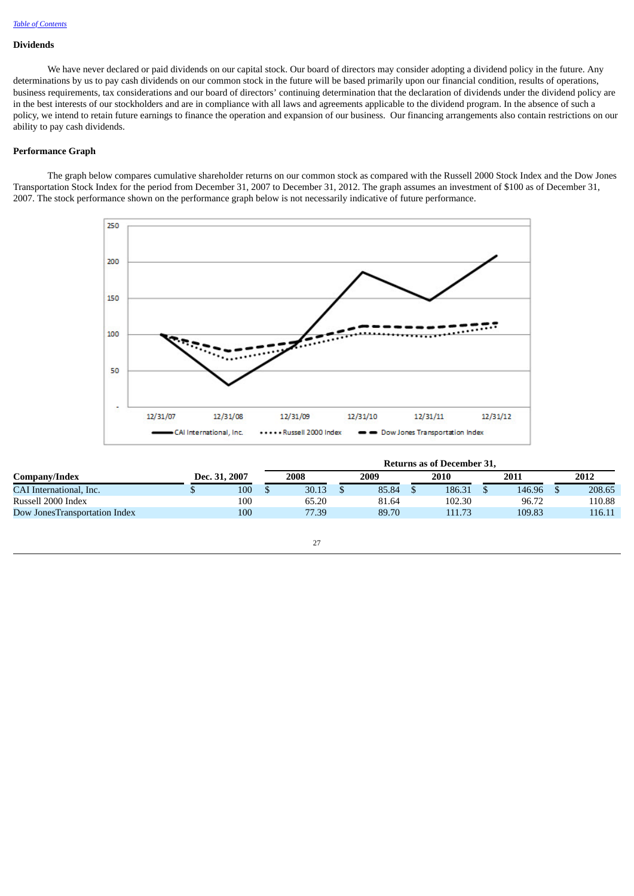*Table of Contents*

**Dividends**

We have never declared or paid dividends on our capital stock. Our board of directors may consider adopting a dividend policy in the future. Any determinations by us to pay cash dividends on our common stock in the future will be based primarily upon our financial condition, results of operations, business requirements, tax considerations and our board of directors' continuing determination that the declaration of dividends under the dividend policy are in the best interests of our stockholders and are in compliance with all laws and agreements applicable to the dividend program. In the absence of such a policy, we intend to retain future earnings to finance the operation and expansion of our business. Our financing arrangements also contain restrictions on our ability to pay cash dividends.

**Performance Graph**

The graph below compares cumulative shareholder returns on our common stock as compared with the Russell 2000 Stock Index and the Dow Jones Transportation Stock Index for the period from December 31, 2007 to December 31, 2012. The graph assumes an investment of $100 as of December 31, 2007. The stock performance shown on the performance graph below is not necessarily indicative of future performance.

| Company/Index | Dec. 31, 2007 | Returns as of December 31, 2008 | 2009 | 2010 | 2011 | 2012 |
|---|---|---|---|---|---|---|
| CAI International, Inc. | $ 100 | $ 30.13 | $ 85.84 | $ 186.31 | $ 146.96 | $ 208.65 |
| Russell 2000 Index | 100 | 65.20 | 81.64 | 102.30 | 96.72 | 110.88 |
| Dow JonesTransportation Index | 100 | 77.39 | 89.70 | 111.73 | 109.83 | 116.11 |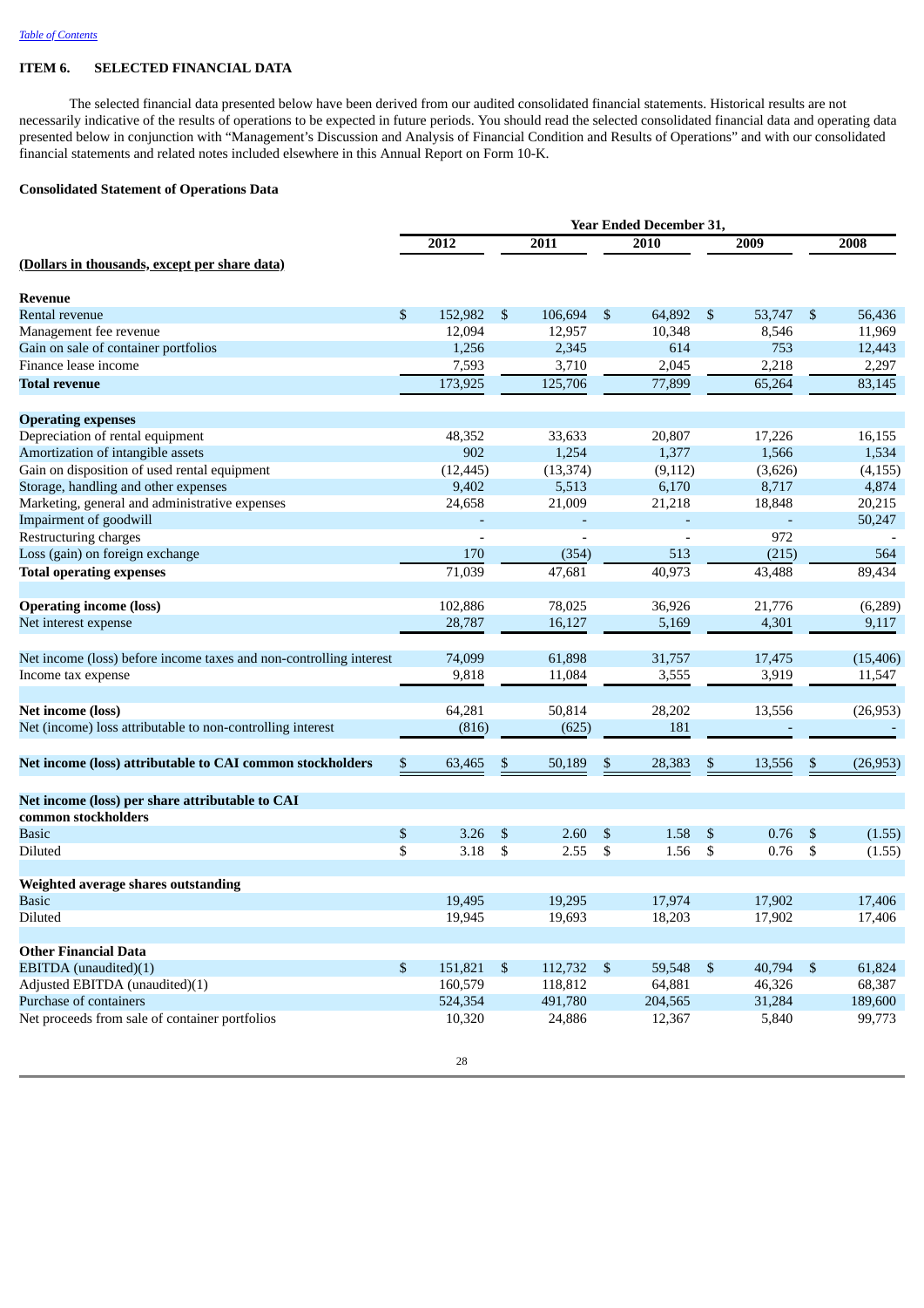*Table of Contents*

## ITEM 6. SELECTED FINANCIAL DATA

The selected financial data presented below have been derived from our audited consolidated financial statements. Historical results are not necessarily indicative of the results of operations to be expected in future periods. You should read the selected consolidated financial data and operating data presented below in conjunction with "Management's Discussion and Analysis of Financial Condition and Results of Operations" and with our consolidated financial statements and related notes included elsewhere in this Annual Report on Form 10-K.

### Consolidated Statement of Operations Data

| | Year Ended December 31, | | | | |
|---|---|---|---|---|---|
| (Dollars in thousands, except per share data) | 2012 | 2011 | 2010 | 2009 | 2008 |
| **Revenue** | | | | | |
| Rental revenue | $ 152,982 | $ 106,694 | $ 64,892 | $ 53,747 | $ 56,436 |
| Management fee revenue | 12,094 | 12,957 | 10,348 | 8,546 | 11,969 |
| Gain on sale of container portfolios | 1,256 | 2,345 | 614 | 753 | 12,443 |
| Finance lease income | 7,593 | 3,710 | 2,045 | 2,218 | 2,297 |
| **Total revenue** | 173,925 | 125,706 | 77,899 | 65,264 | 83,145 |
| **Operating expenses** | | | | | |
| Depreciation of rental equipment | 48,352 | 33,633 | 20,807 | 17,226 | 16,155 |
| Amortization of intangible assets | 902 | 1,254 | 1,377 | 1,566 | 1,534 |
| Gain on disposition of used rental equipment | (12,445) | (13,374) | (9,112) | (3,626) | (4,155) |
| Storage, handling and other expenses | 9,402 | 5,513 | 6,170 | 8,717 | 4,874 |
| Marketing, general and administrative expenses | 24,658 | 21,009 | 21,218 | 18,848 | 20,215 |
| Impairment of goodwill | - | - | - | - | 50,247 |
| Restructuring charges | - | - | - | 972 | - |
| Loss (gain) on foreign exchange | 170 | (354) | 513 | (215) | 564 |
| **Total operating expenses** | 71,039 | 47,681 | 40,973 | 43,488 | 89,434 |
| **Operating income (loss)** | 102,886 | 78,025 | 36,926 | 21,776 | (6,289) |
| Net interest expense | 28,787 | 16,127 | 5,169 | 4,301 | 9,117 |
| Net income (loss) before income taxes and non-controlling interest | 74,099 | 61,898 | 31,757 | 17,475 | (15,406) |
| Income tax expense | 9,818 | 11,084 | 3,555 | 3,919 | 11,547 |
| **Net income (loss)** | 64,281 | 50,814 | 28,202 | 13,556 | (26,953) |
| Net (income) loss attributable to non-controlling interest | (816) | (625) | 181 | - | - |
| **Net income (loss) attributable to CAI common stockholders** | $ 63,465 | $ 50,189 | $ 28,383 | $ 13,556 | $ (26,953) |
| **Net income (loss) per share attributable to CAI common stockholders** | | | | | |
| Basic | $ 3.26 | $ 2.60 | $ 1.58 | $ 0.76 | $ (1.55) |
| Diluted | $ 3.18 | $ 2.55 | $ 1.56 | $ 0.76 | $ (1.55) |
| **Weighted average shares outstanding** | | | | | |
| Basic | 19,495 | 19,295 | 17,974 | 17,902 | 17,406 |
| Diluted | 19,945 | 19,693 | 18,203 | 17,902 | 17,406 |
| **Other Financial Data** | | | | | |
| EBITDA (unaudited)(1) | $ 151,821 | $ 112,732 | $ 59,548 | $ 40,794 | $ 61,824 |
| Adjusted EBITDA (unaudited)(1) | 160,579 | 118,812 | 64,881 | 46,326 | 68,387 |
| Purchase of containers | 524,354 | 491,780 | 204,565 | 31,284 | 189,600 |
| Net proceeds from sale of container portfolios | 10,320 | 24,886 | 12,367 | 5,840 | 99,773 |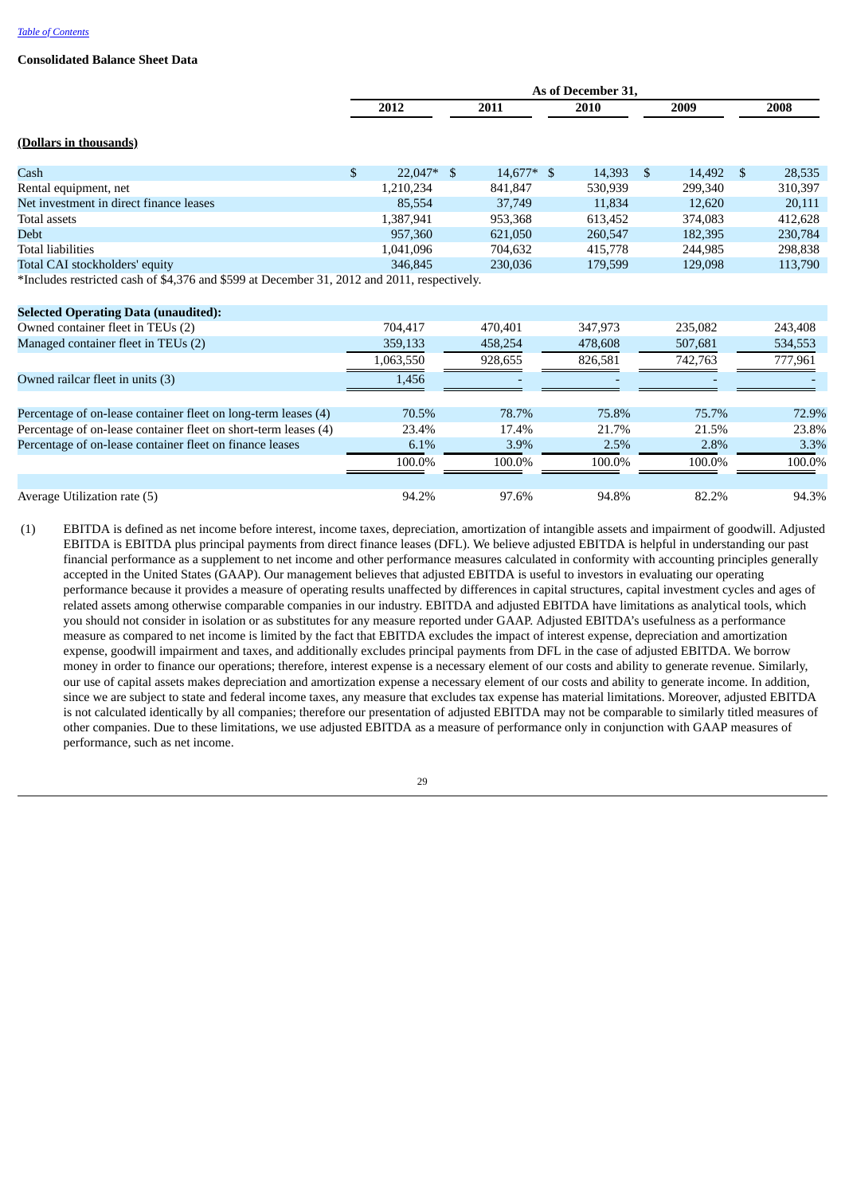[Table of Contents](#)

**Consolidated Balance Sheet Data**

| | As of December 31, | | | | |
|---|---|---|---|---|---|
| | 2012 | 2011 | 2010 | 2009 | 2008 |
| **(Dollars in thousands)** | | | | | |
| Cash | $ 22,047* | $ 14,677* | $ 14,393 | $ 14,492 | $ 28,535 |
| Rental equipment, net | 1,210,234 | 841,847 | 530,939 | 299,340 | 310,397 |
| Net investment in direct finance leases | 85,554 | 37,749 | 11,834 | 12,620 | 20,111 |
| Total assets | 1,387,941 | 953,368 | 613,452 | 374,083 | 412,628 |
| Debt | 957,360 | 621,050 | 260,547 | 182,395 | 230,784 |
| Total liabilities | 1,041,096 | 704,632 | 415,778 | 244,985 | 298,838 |
| Total CAI stockholders' equity | 346,845 | 230,036 | 179,599 | 129,098 | 113,790 |

*Includes restricted cash of $4,376 and $599 at December 31, 2012 and 2011, respectively.

| **Selected Operating Data (unaudited):** | 2012 | 2011 | 2010 | 2009 | 2008 |
|---|---|---|---|---|---|
| Owned container fleet in TEUs (2) | 704,417 | 470,401 | 347,973 | 235,082 | 243,408 |
| Managed container fleet in TEUs (2) | 359,133 | 458,254 | 478,608 | 507,681 | 534,553 |
| | 1,063,550 | 928,655 | 826,581 | 742,763 | 777,961 |
| Owned railcar fleet in units (3) | 1,456 | - | - | - | - |
| | | | | | |
| Percentage of on-lease container fleet on long-term leases (4) | 70.5% | 78.7% | 75.8% | 75.7% | 72.9% |
| Percentage of on-lease container fleet on short-term leases (4) | 23.4% | 17.4% | 21.7% | 21.5% | 23.8% |
| Percentage of on-lease container fleet on finance leases | 6.1% | 3.9% | 2.5% | 2.8% | 3.3% |
| | 100.0% | 100.0% | 100.0% | 100.0% | 100.0% |
| | | | | | |
| Average Utilization rate (5) | 94.2% | 97.6% | 94.8% | 82.2% | 94.3% |

(1) EBITDA is defined as net income before interest, income taxes, depreciation, amortization of intangible assets and impairment of goodwill. Adjusted EBITDA is EBITDA plus principal payments from direct finance leases (DFL). We believe adjusted EBITDA is helpful in understanding our past financial performance as a supplement to net income and other performance measures calculated in conformity with accounting principles generally accepted in the United States (GAAP). Our management believes that adjusted EBITDA is useful to investors in evaluating our operating performance because it provides a measure of operating results unaffected by differences in capital structures, capital investment cycles and ages of related assets among otherwise comparable companies in our industry. EBITDA and adjusted EBITDA have limitations as analytical tools, which you should not consider in isolation or as substitutes for any measure reported under GAAP. Adjusted EBITDA's usefulness as a performance measure as compared to net income is limited by the fact that EBITDA excludes the impact of interest expense, depreciation and amortization expense, goodwill impairment and taxes, and additionally excludes principal payments from DFL in the case of adjusted EBITDA. We borrow money in order to finance our operations; therefore, interest expense is a necessary element of our costs and ability to generate revenue. Similarly, our use of capital assets makes depreciation and amortization expense a necessary element of our costs and ability to generate income. In addition, since we are subject to state and federal income taxes, any measure that excludes tax expense has material limitations. Moreover, adjusted EBITDA is not calculated identically by all companies; therefore our presentation of adjusted EBITDA may not be comparable to similarly titled measures of other companies. Due to these limitations, we use adjusted EBITDA as a measure of performance only in conjunction with GAAP measures of performance, such as net income.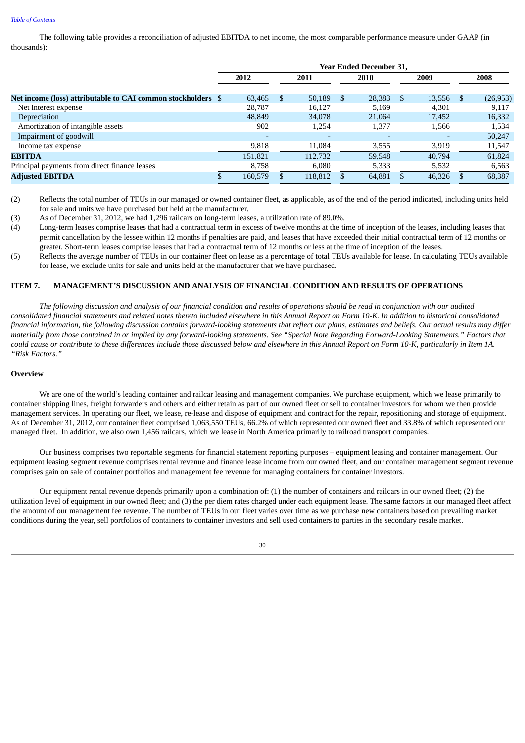The following table provides a reconciliation of adjusted EBITDA to net income, the most comparable performance measure under GAAP (in thousands):

| | Year Ended December 31, | | | | |
|---|---|---|---|---|---|
| | 2012 | 2011 | 2010 | 2009 | 2008 |
| **Net income (loss) attributable to CAI common stockholders** | $ 63,465 | $ 50,189 | $ 28,383 | $ 13,556 | $ (26,953) |
| Net interest expense | 28,787 | 16,127 | 5,169 | 4,301 | 9,117 |
| Depreciation | 48,849 | 34,078 | 21,064 | 17,452 | 16,332 |
| Amortization of intangible assets | 902 | 1,254 | 1,377 | 1,566 | 1,534 |
| Impairment of goodwill | - | - | - | - | 50,247 |
| Income tax expense | 9,818 | 11,084 | 3,555 | 3,919 | 11,547 |
| **EBITDA** | 151,821 | 112,732 | 59,548 | 40,794 | 61,824 |
| Principal payments from direct finance leases | 8,758 | 6,080 | 5,333 | 5,532 | 6,563 |
| **Adjusted EBITDA** | $ 160,579 | $ 118,812 | $ 64,881 | $ 46,326 | $ 68,387 |

(2) Reflects the total number of TEUs in our managed or owned container fleet, as applicable, as of the end of the period indicated, including units held for sale and units we have purchased but held at the manufacturer.

(3) As of December 31, 2012, we had 1,296 railcars on long-term leases, a utilization rate of 89.0%.

(4) Long-term leases comprise leases that had a contractual term in excess of twelve months at the time of inception of the leases, including leases that permit cancellation by the lessee within 12 months if penalties are paid, and leases that have exceeded their initial contractual term of 12 months or greater. Short-term leases comprise leases that had a contractual term of 12 months or less at the time of inception of the leases.

(5) Reflects the average number of TEUs in our container fleet on lease as a percentage of total TEUs available for lease. In calculating TEUs available for lease, we exclude units for sale and units held at the manufacturer that we have purchased.

## ITEM 7. MANAGEMENT'S DISCUSSION AND ANALYSIS OF FINANCIAL CONDITION AND RESULTS OF OPERATIONS

*The following discussion and analysis of our financial condition and results of operations should be read in conjunction with our audited consolidated financial statements and related notes thereto included elsewhere in this Annual Report on Form 10-K. In addition to historical consolidated financial information, the following discussion contains forward-looking statements that reflect our plans, estimates and beliefs. Our actual results may differ materially from those contained in or implied by any forward-looking statements. See "Special Note Regarding Forward-Looking Statements." Factors that could cause or contribute to these differences include those discussed below and elsewhere in this Annual Report on Form 10-K, particularly in Item 1A. "Risk Factors."*

### Overview

We are one of the world's leading container and railcar leasing and management companies. We purchase equipment, which we lease primarily to container shipping lines, freight forwarders and others and either retain as part of our owned fleet or sell to container investors for whom we then provide management services. In operating our fleet, we lease, re-lease and dispose of equipment and contract for the repair, repositioning and storage of equipment. As of December 31, 2012, our container fleet comprised 1,063,550 TEUs, 66.2% of which represented our owned fleet and 33.8% of which represented our managed fleet. In addition, we also own 1,456 railcars, which we lease in North America primarily to railroad transport companies.

Our business comprises two reportable segments for financial statement reporting purposes – equipment leasing and container management. Our equipment leasing segment revenue comprises rental revenue and finance lease income from our owned fleet, and our container management segment revenue comprises gain on sale of container portfolios and management fee revenue for managing containers for container investors.

Our equipment rental revenue depends primarily upon a combination of: (1) the number of containers and railcars in our owned fleet; (2) the utilization level of equipment in our owned fleet; and (3) the per diem rates charged under each equipment lease. The same factors in our managed fleet affect the amount of our management fee revenue. The number of TEUs in our fleet varies over time as we purchase new containers based on prevailing market conditions during the year, sell portfolios of containers to container investors and sell used containers to parties in the secondary resale market.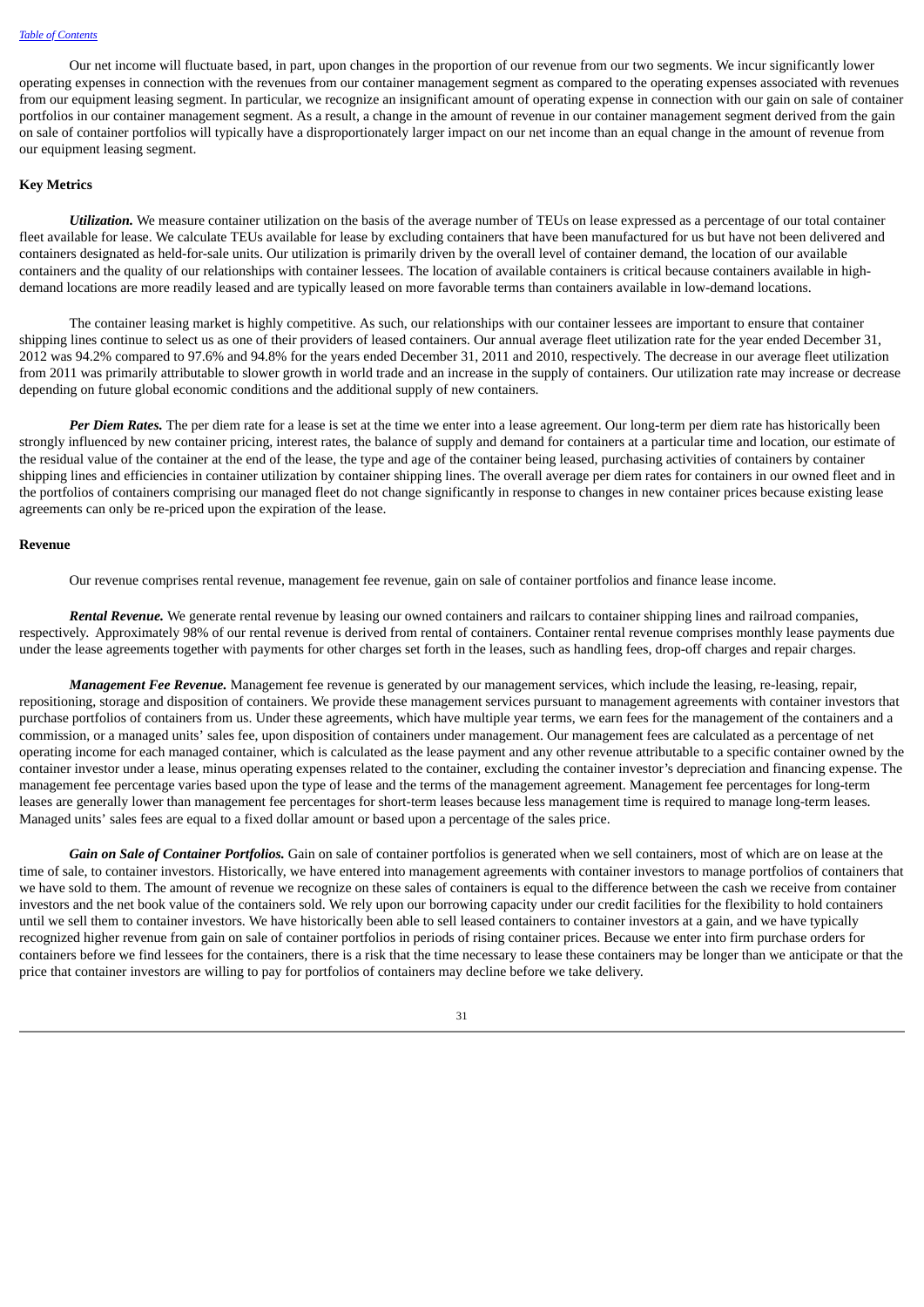Our net income will fluctuate based, in part, upon changes in the proportion of our revenue from our two segments. We incur significantly lower operating expenses in connection with the revenues from our container management segment as compared to the operating expenses associated with revenues from our equipment leasing segment. In particular, we recognize an insignificant amount of operating expense in connection with our gain on sale of container portfolios in our container management segment. As a result, a change in the amount of revenue in our container management segment derived from the gain on sale of container portfolios will typically have a disproportionately larger impact on our net income than an equal change in the amount of revenue from our equipment leasing segment.

**Key Metrics**

***Utilization.*** We measure container utilization on the basis of the average number of TEUs on lease expressed as a percentage of our total container fleet available for lease. We calculate TEUs available for lease by excluding containers that have been manufactured for us but have not been delivered and containers designated as held-for-sale units. Our utilization is primarily driven by the overall level of container demand, the location of our available containers and the quality of our relationships with container lessees. The location of available containers is critical because containers available in high-demand locations are more readily leased and are typically leased on more favorable terms than containers available in low-demand locations.

The container leasing market is highly competitive. As such, our relationships with our container lessees are important to ensure that container shipping lines continue to select us as one of their providers of leased containers. Our annual average fleet utilization rate for the year ended December 31, 2012 was 94.2% compared to 97.6% and 94.8% for the years ended December 31, 2011 and 2010, respectively. The decrease in our average fleet utilization from 2011 was primarily attributable to slower growth in world trade and an increase in the supply of containers. Our utilization rate may increase or decrease depending on future global economic conditions and the additional supply of new containers.

***Per Diem Rates.*** The per diem rate for a lease is set at the time we enter into a lease agreement. Our long-term per diem rate has historically been strongly influenced by new container pricing, interest rates, the balance of supply and demand for containers at a particular time and location, our estimate of the residual value of the container at the end of the lease, the type and age of the container being leased, purchasing activities of containers by container shipping lines and efficiencies in container utilization by container shipping lines. The overall average per diem rates for containers in our owned fleet and in the portfolios of containers comprising our managed fleet do not change significantly in response to changes in new container prices because existing lease agreements can only be re-priced upon the expiration of the lease.

**Revenue**

Our revenue comprises rental revenue, management fee revenue, gain on sale of container portfolios and finance lease income.

***Rental Revenue.*** We generate rental revenue by leasing our owned containers and railcars to container shipping lines and railroad companies, respectively. Approximately 98% of our rental revenue is derived from rental of containers. Container rental revenue comprises monthly lease payments due under the lease agreements together with payments for other charges set forth in the leases, such as handling fees, drop-off charges and repair charges.

***Management Fee Revenue.*** Management fee revenue is generated by our management services, which include the leasing, re-leasing, repair, repositioning, storage and disposition of containers. We provide these management services pursuant to management agreements with container investors that purchase portfolios of containers from us. Under these agreements, which have multiple year terms, we earn fees for the management of the containers and a commission, or a managed units' sales fee, upon disposition of containers under management. Our management fees are calculated as a percentage of net operating income for each managed container, which is calculated as the lease payment and any other revenue attributable to a specific container owned by the container investor under a lease, minus operating expenses related to the container, excluding the container investor's depreciation and financing expense. The management fee percentage varies based upon the type of lease and the terms of the management agreement. Management fee percentages for long-term leases are generally lower than management fee percentages for short-term leases because less management time is required to manage long-term leases. Managed units' sales fees are equal to a fixed dollar amount or based upon a percentage of the sales price.

***Gain on Sale of Container Portfolios.*** Gain on sale of container portfolios is generated when we sell containers, most of which are on lease at the time of sale, to container investors. Historically, we have entered into management agreements with container investors to manage portfolios of containers that we have sold to them. The amount of revenue we recognize on these sales of containers is equal to the difference between the cash we receive from container investors and the net book value of the containers sold. We rely upon our borrowing capacity under our credit facilities for the flexibility to hold containers until we sell them to container investors. We have historically been able to sell leased containers to container investors at a gain, and we have typically recognized higher revenue from gain on sale of container portfolios in periods of rising container prices. Because we enter into firm purchase orders for containers before we find lessees for the containers, there is a risk that the time necessary to lease these containers may be longer than we anticipate or that the price that container investors are willing to pay for portfolios of containers may decline before we take delivery.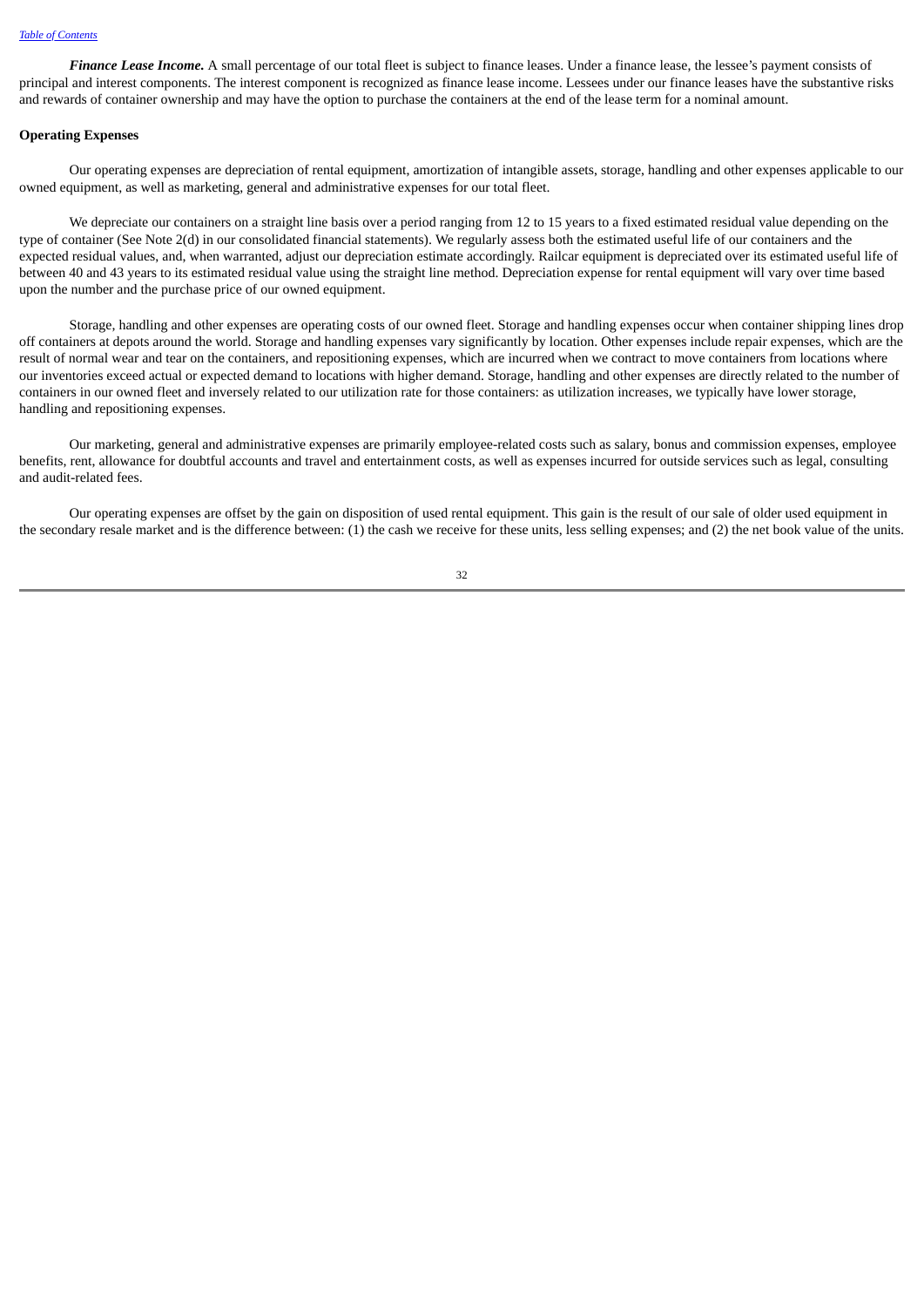***Finance Lease Income.*** A small percentage of our total fleet is subject to finance leases. Under a finance lease, the lessee's payment consists of principal and interest components. The interest component is recognized as finance lease income. Lessees under our finance leases have the substantive risks and rewards of container ownership and may have the option to purchase the containers at the end of the lease term for a nominal amount.

**Operating Expenses**

Our operating expenses are depreciation of rental equipment, amortization of intangible assets, storage, handling and other expenses applicable to our owned equipment, as well as marketing, general and administrative expenses for our total fleet.

We depreciate our containers on a straight line basis over a period ranging from 12 to 15 years to a fixed estimated residual value depending on the type of container (See Note 2(d) in our consolidated financial statements). We regularly assess both the estimated useful life of our containers and the expected residual values, and, when warranted, adjust our depreciation estimate accordingly. Railcar equipment is depreciated over its estimated useful life of between 40 and 43 years to its estimated residual value using the straight line method. Depreciation expense for rental equipment will vary over time based upon the number and the purchase price of our owned equipment.

Storage, handling and other expenses are operating costs of our owned fleet. Storage and handling expenses occur when container shipping lines drop off containers at depots around the world. Storage and handling expenses vary significantly by location. Other expenses include repair expenses, which are the result of normal wear and tear on the containers, and repositioning expenses, which are incurred when we contract to move containers from locations where our inventories exceed actual or expected demand to locations with higher demand. Storage, handling and other expenses are directly related to the number of containers in our owned fleet and inversely related to our utilization rate for those containers: as utilization increases, we typically have lower storage, handling and repositioning expenses.

Our marketing, general and administrative expenses are primarily employee-related costs such as salary, bonus and commission expenses, employee benefits, rent, allowance for doubtful accounts and travel and entertainment costs, as well as expenses incurred for outside services such as legal, consulting and audit-related fees.

Our operating expenses are offset by the gain on disposition of used rental equipment. This gain is the result of our sale of older used equipment in the secondary resale market and is the difference between: (1) the cash we receive for these units, less selling expenses; and (2) the net book value of the units.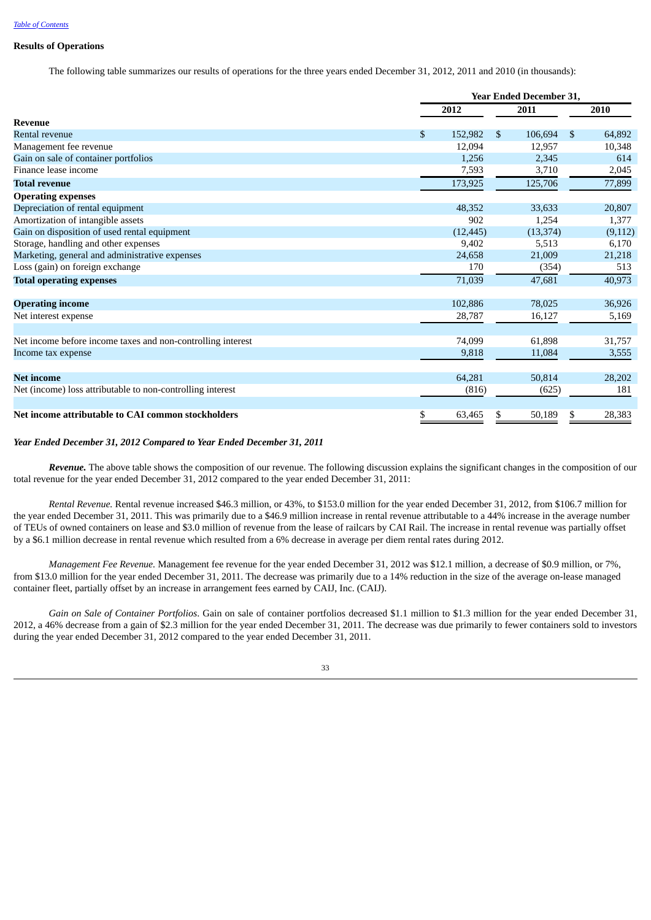## Results of Operations

The following table summarizes our results of operations for the three years ended December 31, 2012, 2011 and 2010 (in thousands):

| | Year Ended December 31, | | |
|---|---|---|---|
| | 2012 | 2011 | 2010 |
| **Revenue** | | | |
| Rental revenue | $ 152,982 | $ 106,694 | $ 64,892 |
| Management fee revenue | 12,094 | 12,957 | 10,348 |
| Gain on sale of container portfolios | 1,256 | 2,345 | 614 |
| Finance lease income | 7,593 | 3,710 | 2,045 |
| **Total revenue** | 173,925 | 125,706 | 77,899 |
| **Operating expenses** | | | |
| Depreciation of rental equipment | 48,352 | 33,633 | 20,807 |
| Amortization of intangible assets | 902 | 1,254 | 1,377 |
| Gain on disposition of used rental equipment | (12,445) | (13,374) | (9,112) |
| Storage, handling and other expenses | 9,402 | 5,513 | 6,170 |
| Marketing, general and administrative expenses | 24,658 | 21,009 | 21,218 |
| Loss (gain) on foreign exchange | 170 | (354) | 513 |
| **Total operating expenses** | 71,039 | 47,681 | 40,973 |
| **Operating income** | 102,886 | 78,025 | 36,926 |
| Net interest expense | 28,787 | 16,127 | 5,169 |
| Net income before income taxes and non-controlling interest | 74,099 | 61,898 | 31,757 |
| Income tax expense | 9,818 | 11,084 | 3,555 |
| **Net income** | 64,281 | 50,814 | 28,202 |
| Net (income) loss attributable to non-controlling interest | (816) | (625) | 181 |
| **Net income attributable to CAI common stockholders** | $ 63,465 | $ 50,189 | $ 28,383 |

***Year Ended December 31, 2012 Compared to Year Ended December 31, 2011***

***Revenue.*** The above table shows the composition of our revenue. The following discussion explains the significant changes in the composition of our total revenue for the year ended December 31, 2012 compared to the year ended December 31, 2011:

*Rental Revenue.* Rental revenue increased $46.3 million, or 43%, to $153.0 million for the year ended December 31, 2012, from $106.7 million for the year ended December 31, 2011. This was primarily due to a $46.9 million increase in rental revenue attributable to a 44% increase in the average number of TEUs of owned containers on lease and $3.0 million of revenue from the lease of railcars by CAI Rail. The increase in rental revenue was partially offset by a $6.1 million decrease in rental revenue which resulted from a 6% decrease in average per diem rental rates during 2012.

*Management Fee Revenue.* Management fee revenue for the year ended December 31, 2012 was $12.1 million, a decrease of $0.9 million, or 7%, from $13.0 million for the year ended December 31, 2011. The decrease was primarily due to a 14% reduction in the size of the average on-lease managed container fleet, partially offset by an increase in arrangement fees earned by CAIJ, Inc. (CAIJ).

*Gain on Sale of Container Portfolios.* Gain on sale of container portfolios decreased $1.1 million to $1.3 million for the year ended December 31, 2012, a 46% decrease from a gain of $2.3 million for the year ended December 31, 2011. The decrease was due primarily to fewer containers sold to investors during the year ended December 31, 2012 compared to the year ended December 31, 2011.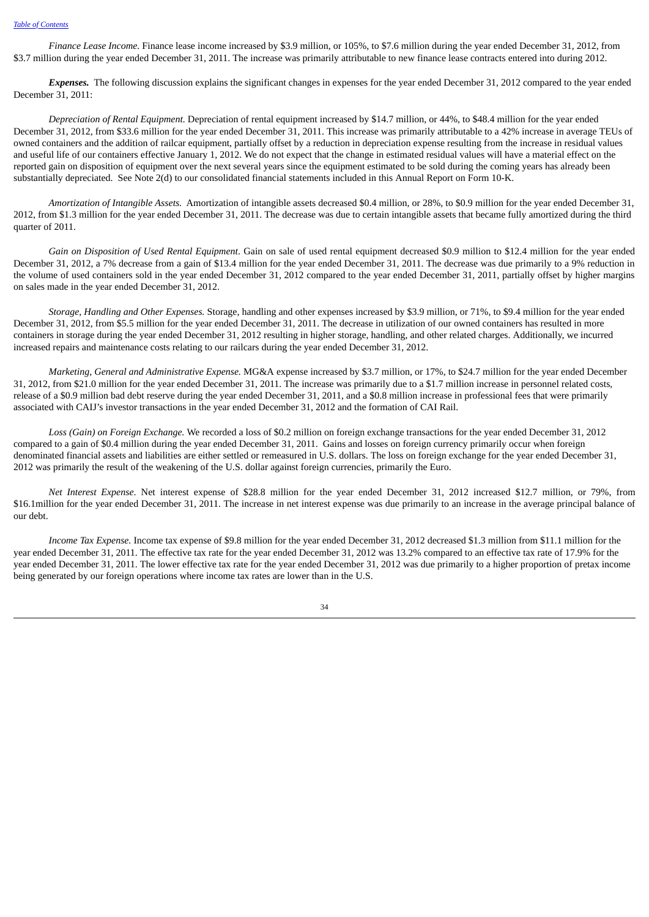*Finance Lease Income.* Finance lease income increased by $3.9 million, or 105%, to $7.6 million during the year ended December 31, 2012, from $3.7 million during the year ended December 31, 2011. The increase was primarily attributable to new finance lease contracts entered into during 2012.

***Expenses.*** The following discussion explains the significant changes in expenses for the year ended December 31, 2012 compared to the year ended December 31, 2011:

*Depreciation of Rental Equipment.* Depreciation of rental equipment increased by $14.7 million, or 44%, to $48.4 million for the year ended December 31, 2012, from $33.6 million for the year ended December 31, 2011. This increase was primarily attributable to a 42% increase in average TEUs of owned containers and the addition of railcar equipment, partially offset by a reduction in depreciation expense resulting from the increase in residual values and useful life of our containers effective January 1, 2012. We do not expect that the change in estimated residual values will have a material effect on the reported gain on disposition of equipment over the next several years since the equipment estimated to be sold during the coming years has already been substantially depreciated. See Note 2(d) to our consolidated financial statements included in this Annual Report on Form 10-K.

*Amortization of Intangible Assets.* Amortization of intangible assets decreased $0.4 million, or 28%, to $0.9 million for the year ended December 31, 2012, from $1.3 million for the year ended December 31, 2011. The decrease was due to certain intangible assets that became fully amortized during the third quarter of 2011.

*Gain on Disposition of Used Rental Equipment*. Gain on sale of used rental equipment decreased $0.9 million to $12.4 million for the year ended December 31, 2012, a 7% decrease from a gain of $13.4 million for the year ended December 31, 2011. The decrease was due primarily to a 9% reduction in the volume of used containers sold in the year ended December 31, 2012 compared to the year ended December 31, 2011, partially offset by higher margins on sales made in the year ended December 31, 2012.

*Storage, Handling and Other Expenses.* Storage, handling and other expenses increased by $3.9 million, or 71%, to $9.4 million for the year ended December 31, 2012, from $5.5 million for the year ended December 31, 2011. The decrease in utilization of our owned containers has resulted in more containers in storage during the year ended December 31, 2012 resulting in higher storage, handling, and other related charges. Additionally, we incurred increased repairs and maintenance costs relating to our railcars during the year ended December 31, 2012.

*Marketing, General and Administrative Expense.* MG&A expense increased by $3.7 million, or 17%, to $24.7 million for the year ended December 31, 2012, from $21.0 million for the year ended December 31, 2011. The increase was primarily due to a $1.7 million increase in personnel related costs, release of a $0.9 million bad debt reserve during the year ended December 31, 2011, and a $0.8 million increase in professional fees that were primarily associated with CAIJ's investor transactions in the year ended December 31, 2012 and the formation of CAI Rail.

*Loss (Gain) on Foreign Exchange.* We recorded a loss of $0.2 million on foreign exchange transactions for the year ended December 31, 2012 compared to a gain of $0.4 million during the year ended December 31, 2011. Gains and losses on foreign currency primarily occur when foreign denominated financial assets and liabilities are either settled or remeasured in U.S. dollars. The loss on foreign exchange for the year ended December 31, 2012 was primarily the result of the weakening of the U.S. dollar against foreign currencies, primarily the Euro.

*Net Interest Expense*. Net interest expense of $28.8 million for the year ended December 31, 2012 increased $12.7 million, or 79%, from $16.1million for the year ended December 31, 2011. The increase in net interest expense was due primarily to an increase in the average principal balance of our debt.

*Income Tax Expense.* Income tax expense of $9.8 million for the year ended December 31, 2012 decreased $1.3 million from $11.1 million for the year ended December 31, 2011. The effective tax rate for the year ended December 31, 2012 was 13.2% compared to an effective tax rate of 17.9% for the year ended December 31, 2011. The lower effective tax rate for the year ended December 31, 2012 was due primarily to a higher proportion of pretax income being generated by our foreign operations where income tax rates are lower than in the U.S.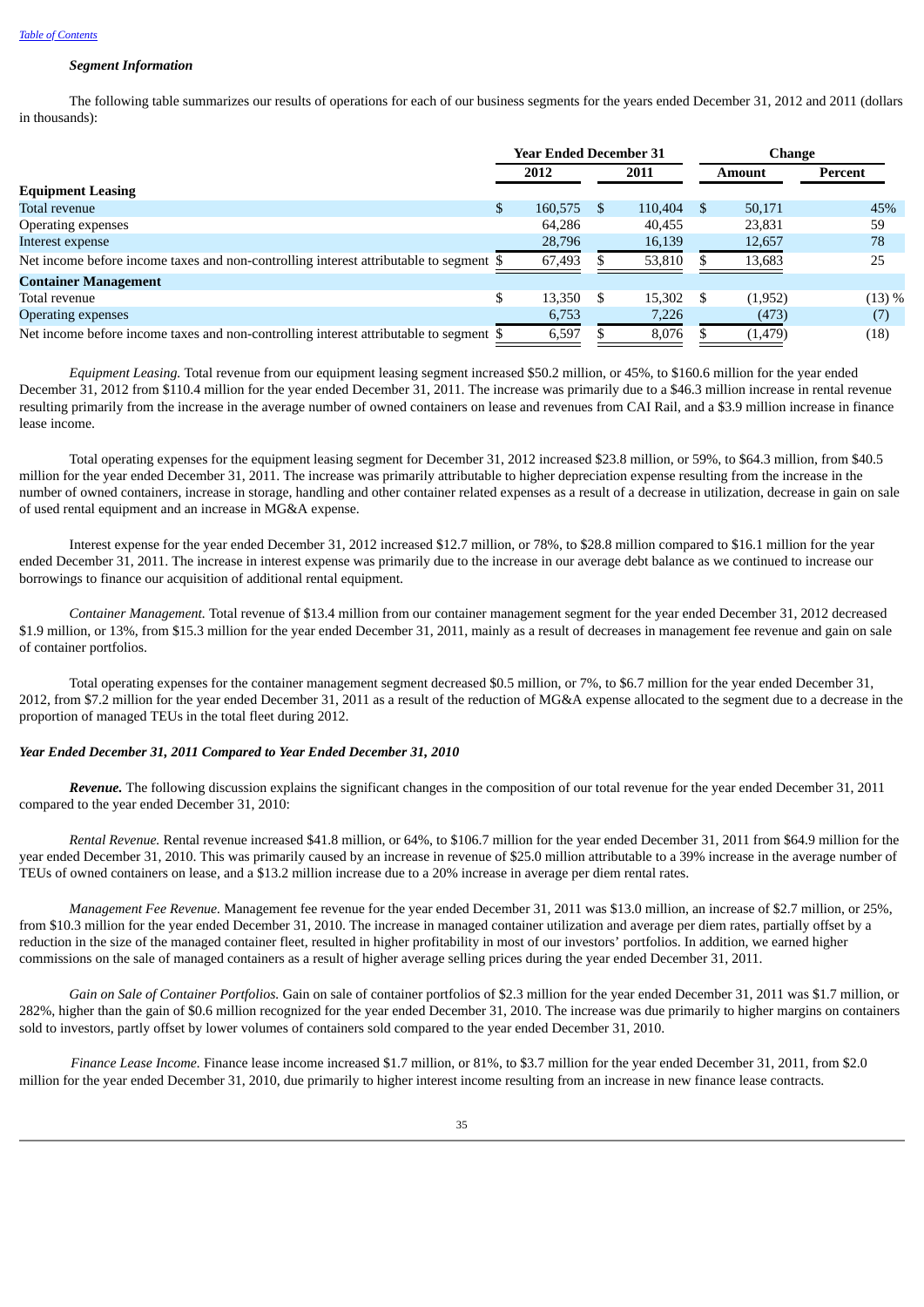### *Segment Information*

The following table summarizes our results of operations for each of our business segments for the years ended December 31, 2012 and 2011 (dollars in thousands):

| | Year Ended December 31 | | Change | |
|---|---|---|---|---|
| | 2012 | 2011 | Amount | Percent |
| **Equipment Leasing** | | | | |
| Total revenue | $ 160,575 | $ 110,404 | $ 50,171 | 45% |
| Operating expenses | 64,286 | 40,455 | 23,831 | 59 |
| Interest expense | 28,796 | 16,139 | 12,657 | 78 |
| Net income before income taxes and non-controlling interest attributable to segment | $ 67,493 | $ 53,810 | $ 13,683 | 25 |
| **Container Management** | | | | |
| Total revenue | $ 13,350 | $ 15,302 | $ (1,952) | (13) % |
| Operating expenses | 6,753 | 7,226 | (473) | (7) |
| Net income before income taxes and non-controlling interest attributable to segment | $ 6,597 | $ 8,076 | $ (1,479) | (18) |

*Equipment Leasing.* Total revenue from our equipment leasing segment increased $50.2 million, or 45%, to $160.6 million for the year ended December 31, 2012 from $110.4 million for the year ended December 31, 2011. The increase was primarily due to a $46.3 million increase in rental revenue resulting primarily from the increase in the average number of owned containers on lease and revenues from CAI Rail, and a $3.9 million increase in finance lease income.

Total operating expenses for the equipment leasing segment for December 31, 2012 increased $23.8 million, or 59%, to $64.3 million, from $40.5 million for the year ended December 31, 2011. The increase was primarily attributable to higher depreciation expense resulting from the increase in the number of owned containers, increase in storage, handling and other container related expenses as a result of a decrease in utilization, decrease in gain on sale of used rental equipment and an increase in MG&A expense.

Interest expense for the year ended December 31, 2012 increased $12.7 million, or 78%, to $28.8 million compared to $16.1 million for the year ended December 31, 2011. The increase in interest expense was primarily due to the increase in our average debt balance as we continued to increase our borrowings to finance our acquisition of additional rental equipment.

*Container Management.* Total revenue of $13.4 million from our container management segment for the year ended December 31, 2012 decreased $1.9 million, or 13%, from $15.3 million for the year ended December 31, 2011, mainly as a result of decreases in management fee revenue and gain on sale of container portfolios.

Total operating expenses for the container management segment decreased $0.5 million, or 7%, to $6.7 million for the year ended December 31, 2012, from $7.2 million for the year ended December 31, 2011 as a result of the reduction of MG&A expense allocated to the segment due to a decrease in the proportion of managed TEUs in the total fleet during 2012.

### *Year Ended December 31, 2011 Compared to Year Ended December 31, 2010*

***Revenue.*** The following discussion explains the significant changes in the composition of our total revenue for the year ended December 31, 2011 compared to the year ended December 31, 2010:

*Rental Revenue.* Rental revenue increased $41.8 million, or 64%, to $106.7 million for the year ended December 31, 2011 from $64.9 million for the year ended December 31, 2010. This was primarily caused by an increase in revenue of $25.0 million attributable to a 39% increase in the average number of TEUs of owned containers on lease, and a $13.2 million increase due to a 20% increase in average per diem rental rates.

*Management Fee Revenue.* Management fee revenue for the year ended December 31, 2011 was $13.0 million, an increase of $2.7 million, or 25%, from $10.3 million for the year ended December 31, 2010. The increase in managed container utilization and average per diem rates, partially offset by a reduction in the size of the managed container fleet, resulted in higher profitability in most of our investors' portfolios. In addition, we earned higher commissions on the sale of managed containers as a result of higher average selling prices during the year ended December 31, 2011.

*Gain on Sale of Container Portfolios.* Gain on sale of container portfolios of $2.3 million for the year ended December 31, 2011 was $1.7 million, or 282%, higher than the gain of $0.6 million recognized for the year ended December 31, 2010. The increase was due primarily to higher margins on containers sold to investors, partly offset by lower volumes of containers sold compared to the year ended December 31, 2010.

*Finance Lease Income.* Finance lease income increased $1.7 million, or 81%, to $3.7 million for the year ended December 31, 2011, from $2.0 million for the year ended December 31, 2010, due primarily to higher interest income resulting from an increase in new finance lease contracts.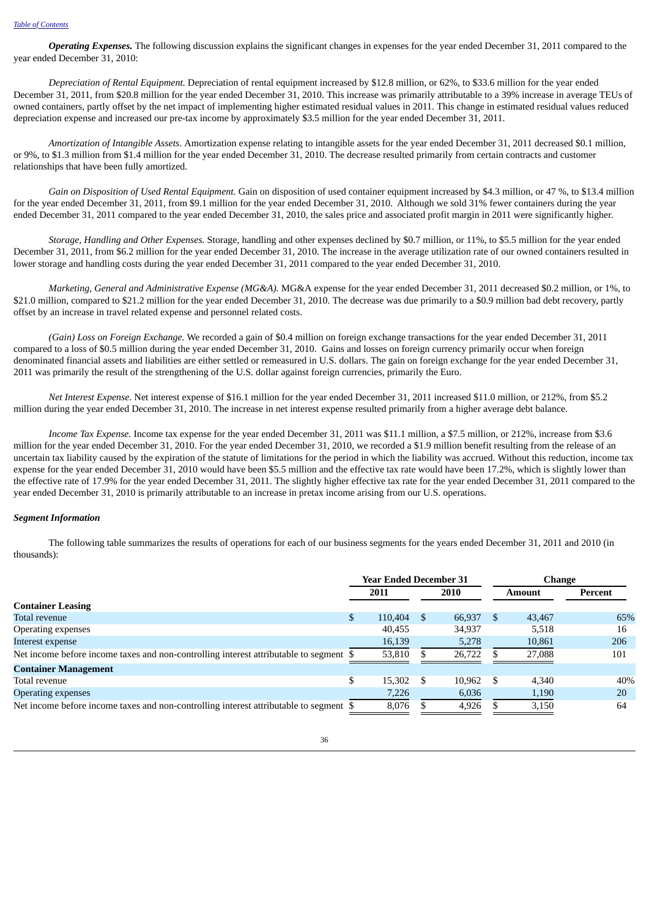***Operating Expenses.*** The following discussion explains the significant changes in expenses for the year ended December 31, 2011 compared to the year ended December 31, 2010:

*Depreciation of Rental Equipment.* Depreciation of rental equipment increased by $12.8 million, or 62%, to $33.6 million for the year ended December 31, 2011, from $20.8 million for the year ended December 31, 2010. This increase was primarily attributable to a 39% increase in average TEUs of owned containers, partly offset by the net impact of implementing higher estimated residual values in 2011. This change in estimated residual values reduced depreciation expense and increased our pre-tax income by approximately $3.5 million for the year ended December 31, 2011.

*Amortization of Intangible Assets.* Amortization expense relating to intangible assets for the year ended December 31, 2011 decreased $0.1 million, or 9%, to $1.3 million from $1.4 million for the year ended December 31, 2010. The decrease resulted primarily from certain contracts and customer relationships that have been fully amortized.

*Gain on Disposition of Used Rental Equipment.* Gain on disposition of used container equipment increased by $4.3 million, or 47 %, to $13.4 million for the year ended December 31, 2011, from $9.1 million for the year ended December 31, 2010. Although we sold 31% fewer containers during the year ended December 31, 2011 compared to the year ended December 31, 2010, the sales price and associated profit margin in 2011 were significantly higher.

*Storage, Handling and Other Expenses.* Storage, handling and other expenses declined by $0.7 million, or 11%, to $5.5 million for the year ended December 31, 2011, from $6.2 million for the year ended December 31, 2010. The increase in the average utilization rate of our owned containers resulted in lower storage and handling costs during the year ended December 31, 2011 compared to the year ended December 31, 2010.

*Marketing, General and Administrative Expense (MG&A).* MG&A expense for the year ended December 31, 2011 decreased $0.2 million, or 1%, to $21.0 million, compared to $21.2 million for the year ended December 31, 2010. The decrease was due primarily to a $0.9 million bad debt recovery, partly offset by an increase in travel related expense and personnel related costs.

*(Gain) Loss on Foreign Exchange.* We recorded a gain of $0.4 million on foreign exchange transactions for the year ended December 31, 2011 compared to a loss of $0.5 million during the year ended December 31, 2010. Gains and losses on foreign currency primarily occur when foreign denominated financial assets and liabilities are either settled or remeasured in U.S. dollars. The gain on foreign exchange for the year ended December 31, 2011 was primarily the result of the strengthening of the U.S. dollar against foreign currencies, primarily the Euro.

*Net Interest Expense.* Net interest expense of $16.1 million for the year ended December 31, 2011 increased $11.0 million, or 212%, from $5.2 million during the year ended December 31, 2010. The increase in net interest expense resulted primarily from a higher average debt balance.

*Income Tax Expense.* Income tax expense for the year ended December 31, 2011 was $11.1 million, a $7.5 million, or 212%, increase from $3.6 million for the year ended December 31, 2010. For the year ended December 31, 2010, we recorded a $1.9 million benefit resulting from the release of an uncertain tax liability caused by the expiration of the statute of limitations for the period in which the liability was accrued. Without this reduction, income tax expense for the year ended December 31, 2010 would have been $5.5 million and the effective tax rate would have been 17.2%, which is slightly lower than the effective rate of 17.9% for the year ended December 31, 2011. The slightly higher effective tax rate for the year ended December 31, 2011 compared to the year ended December 31, 2010 is primarily attributable to an increase in pretax income arising from our U.S. operations.

***Segment Information***

The following table summarizes the results of operations for each of our business segments for the years ended December 31, 2011 and 2010 (in thousands):

| | Year Ended December 31 | | Change | |
|---|---|---|---|---|
| | 2011 | 2010 | Amount | Percent |
| **Container Leasing** | | | | |
| Total revenue | $ 110,404 | $ 66,937 | $ 43,467 | 65% |
| Operating expenses | 40,455 | 34,937 | 5,518 | 16 |
| Interest expense | 16,139 | 5,278 | 10,861 | 206 |
| Net income before income taxes and non-controlling interest attributable to segment | $ 53,810 | $ 26,722 | $ 27,088 | 101 |
| **Container Management** | | | | |
| Total revenue | $ 15,302 | $ 10,962 | $ 4,340 | 40% |
| Operating expenses | 7,226 | 6,036 | 1,190 | 20 |
| Net income before income taxes and non-controlling interest attributable to segment | $ 8,076 | $ 4,926 | $ 3,150 | 64 |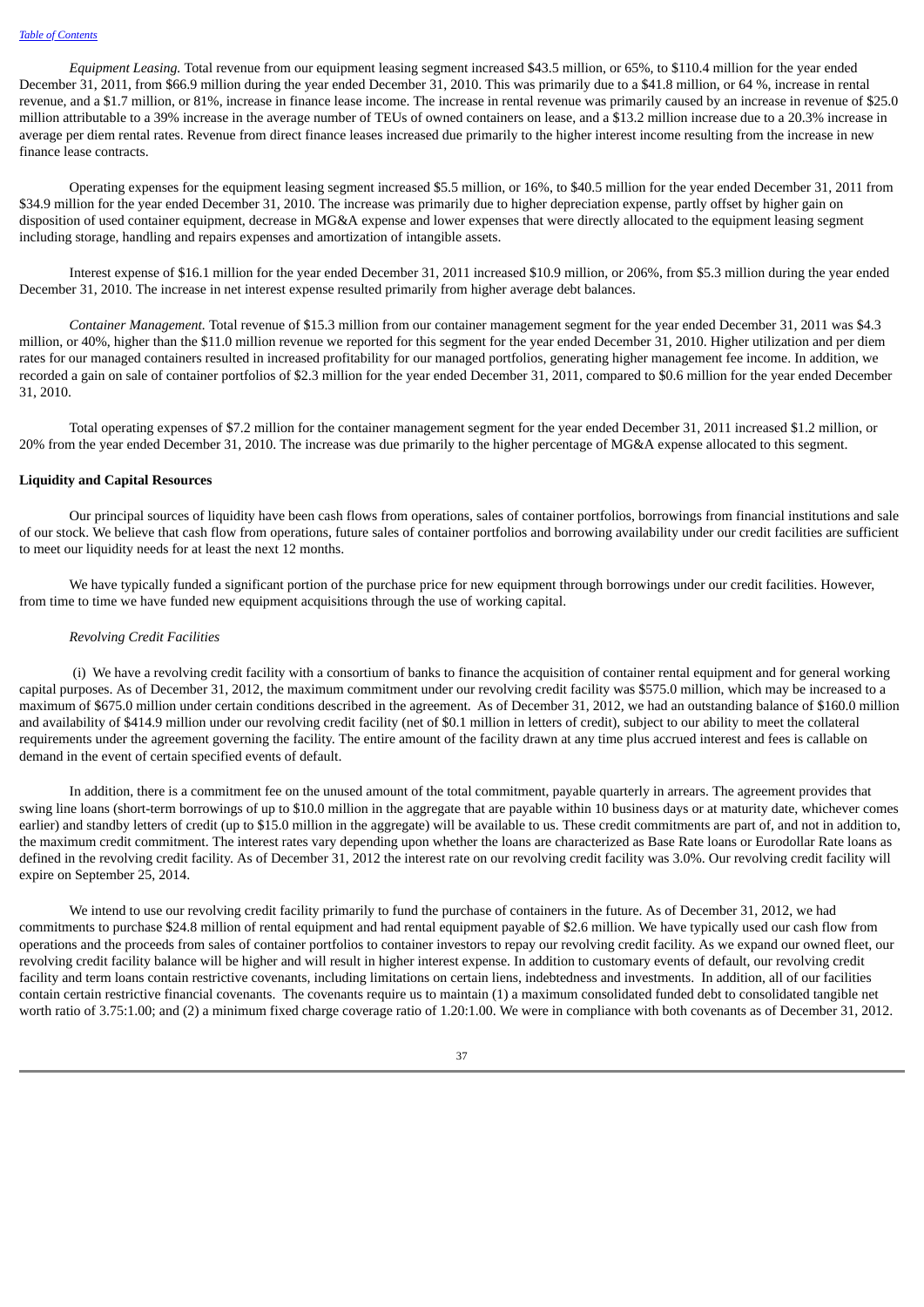*Equipment Leasing.* Total revenue from our equipment leasing segment increased $43.5 million, or 65%, to $110.4 million for the year ended December 31, 2011, from $66.9 million during the year ended December 31, 2010. This was primarily due to a $41.8 million, or 64 %, increase in rental revenue, and a $1.7 million, or 81%, increase in finance lease income. The increase in rental revenue was primarily caused by an increase in revenue of $25.0 million attributable to a 39% increase in the average number of TEUs of owned containers on lease, and a $13.2 million increase due to a 20.3% increase in average per diem rental rates. Revenue from direct finance leases increased due primarily to the higher interest income resulting from the increase in new finance lease contracts.

Operating expenses for the equipment leasing segment increased $5.5 million, or 16%, to $40.5 million for the year ended December 31, 2011 from $34.9 million for the year ended December 31, 2010. The increase was primarily due to higher depreciation expense, partly offset by higher gain on disposition of used container equipment, decrease in MG&A expense and lower expenses that were directly allocated to the equipment leasing segment including storage, handling and repairs expenses and amortization of intangible assets.

Interest expense of $16.1 million for the year ended December 31, 2011 increased $10.9 million, or 206%, from $5.3 million during the year ended December 31, 2010. The increase in net interest expense resulted primarily from higher average debt balances.

*Container Management.* Total revenue of $15.3 million from our container management segment for the year ended December 31, 2011 was $4.3 million, or 40%, higher than the $11.0 million revenue we reported for this segment for the year ended December 31, 2010. Higher utilization and per diem rates for our managed containers resulted in increased profitability for our managed portfolios, generating higher management fee income. In addition, we recorded a gain on sale of container portfolios of $2.3 million for the year ended December 31, 2011, compared to $0.6 million for the year ended December 31, 2010.

Total operating expenses of $7.2 million for the container management segment for the year ended December 31, 2011 increased $1.2 million, or 20% from the year ended December 31, 2010. The increase was due primarily to the higher percentage of MG&A expense allocated to this segment.

**Liquidity and Capital Resources**

Our principal sources of liquidity have been cash flows from operations, sales of container portfolios, borrowings from financial institutions and sale of our stock. We believe that cash flow from operations, future sales of container portfolios and borrowing availability under our credit facilities are sufficient to meet our liquidity needs for at least the next 12 months.

We have typically funded a significant portion of the purchase price for new equipment through borrowings under our credit facilities. However, from time to time we have funded new equipment acquisitions through the use of working capital.

*Revolving Credit Facilities*

(i) We have a revolving credit facility with a consortium of banks to finance the acquisition of container rental equipment and for general working capital purposes. As of December 31, 2012, the maximum commitment under our revolving credit facility was $575.0 million, which may be increased to a maximum of $675.0 million under certain conditions described in the agreement. As of December 31, 2012, we had an outstanding balance of $160.0 million and availability of $414.9 million under our revolving credit facility (net of $0.1 million in letters of credit), subject to our ability to meet the collateral requirements under the agreement governing the facility. The entire amount of the facility drawn at any time plus accrued interest and fees is callable on demand in the event of certain specified events of default.

In addition, there is a commitment fee on the unused amount of the total commitment, payable quarterly in arrears. The agreement provides that swing line loans (short-term borrowings of up to $10.0 million in the aggregate that are payable within 10 business days or at maturity date, whichever comes earlier) and standby letters of credit (up to $15.0 million in the aggregate) will be available to us. These credit commitments are part of, and not in addition to, the maximum credit commitment. The interest rates vary depending upon whether the loans are characterized as Base Rate loans or Eurodollar Rate loans as defined in the revolving credit facility. As of December 31, 2012 the interest rate on our revolving credit facility was 3.0%. Our revolving credit facility will expire on September 25, 2014.

We intend to use our revolving credit facility primarily to fund the purchase of containers in the future. As of December 31, 2012, we had commitments to purchase $24.8 million of rental equipment and had rental equipment payable of $2.6 million. We have typically used our cash flow from operations and the proceeds from sales of container portfolios to container investors to repay our revolving credit facility. As we expand our owned fleet, our revolving credit facility balance will be higher and will result in higher interest expense. In addition to customary events of default, our revolving credit facility and term loans contain restrictive covenants, including limitations on certain liens, indebtedness and investments. In addition, all of our facilities contain certain restrictive financial covenants. The covenants require us to maintain (1) a maximum consolidated funded debt to consolidated tangible net worth ratio of 3.75:1.00; and (2) a minimum fixed charge coverage ratio of 1.20:1.00. We were in compliance with both covenants as of December 31, 2012.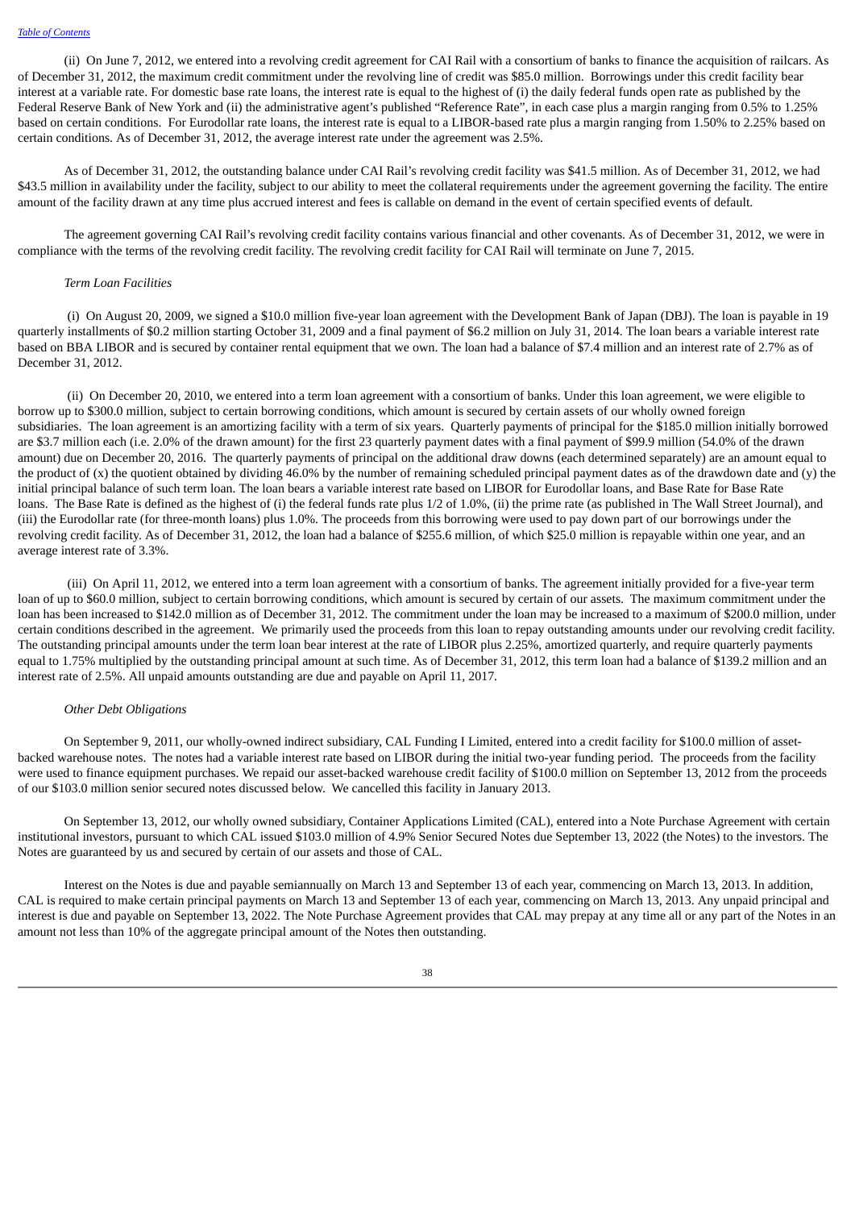(ii) On June 7, 2012, we entered into a revolving credit agreement for CAI Rail with a consortium of banks to finance the acquisition of railcars. As of December 31, 2012, the maximum credit commitment under the revolving line of credit was $85.0 million. Borrowings under this credit facility bear interest at a variable rate. For domestic base rate loans, the interest rate is equal to the highest of (i) the daily federal funds open rate as published by the Federal Reserve Bank of New York and (ii) the administrative agent's published "Reference Rate", in each case plus a margin ranging from 0.5% to 1.25% based on certain conditions. For Eurodollar rate loans, the interest rate is equal to a LIBOR-based rate plus a margin ranging from 1.50% to 2.25% based on certain conditions. As of December 31, 2012, the average interest rate under the agreement was 2.5%.

As of December 31, 2012, the outstanding balance under CAI Rail's revolving credit facility was $41.5 million. As of December 31, 2012, we had $43.5 million in availability under the facility, subject to our ability to meet the collateral requirements under the agreement governing the facility. The entire amount of the facility drawn at any time plus accrued interest and fees is callable on demand in the event of certain specified events of default.

The agreement governing CAI Rail's revolving credit facility contains various financial and other covenants. As of December 31, 2012, we were in compliance with the terms of the revolving credit facility. The revolving credit facility for CAI Rail will terminate on June 7, 2015.

*Term Loan Facilities*

(i) On August 20, 2009, we signed a $10.0 million five-year loan agreement with the Development Bank of Japan (DBJ). The loan is payable in 19 quarterly installments of $0.2 million starting October 31, 2009 and a final payment of $6.2 million on July 31, 2014. The loan bears a variable interest rate based on BBA LIBOR and is secured by container rental equipment that we own. The loan had a balance of $7.4 million and an interest rate of 2.7% as of December 31, 2012.

(ii) On December 20, 2010, we entered into a term loan agreement with a consortium of banks. Under this loan agreement, we were eligible to borrow up to $300.0 million, subject to certain borrowing conditions, which amount is secured by certain assets of our wholly owned foreign subsidiaries. The loan agreement is an amortizing facility with a term of six years. Quarterly payments of principal for the $185.0 million initially borrowed are $3.7 million each (i.e. 2.0% of the drawn amount) for the first 23 quarterly payment dates with a final payment of $99.9 million (54.0% of the drawn amount) due on December 20, 2016. The quarterly payments of principal on the additional draw downs (each determined separately) are an amount equal to the product of (x) the quotient obtained by dividing 46.0% by the number of remaining scheduled principal payment dates as of the drawdown date and (y) the initial principal balance of such term loan. The loan bears a variable interest rate based on LIBOR for Eurodollar loans, and Base Rate for Base Rate loans. The Base Rate is defined as the highest of (i) the federal funds rate plus 1/2 of 1.0%, (ii) the prime rate (as published in The Wall Street Journal), and (iii) the Eurodollar rate (for three-month loans) plus 1.0%. The proceeds from this borrowing were used to pay down part of our borrowings under the revolving credit facility. As of December 31, 2012, the loan had a balance of $255.6 million, of which $25.0 million is repayable within one year, and an average interest rate of 3.3%.

(iii) On April 11, 2012, we entered into a term loan agreement with a consortium of banks. The agreement initially provided for a five-year term loan of up to $60.0 million, subject to certain borrowing conditions, which amount is secured by certain of our assets. The maximum commitment under the loan has been increased to $142.0 million as of December 31, 2012. The commitment under the loan may be increased to a maximum of $200.0 million, under certain conditions described in the agreement. We primarily used the proceeds from this loan to repay outstanding amounts under our revolving credit facility. The outstanding principal amounts under the term loan bear interest at the rate of LIBOR plus 2.25%, amortized quarterly, and require quarterly payments equal to 1.75% multiplied by the outstanding principal amount at such time. As of December 31, 2012, this term loan had a balance of $139.2 million and an interest rate of 2.5%. All unpaid amounts outstanding are due and payable on April 11, 2017.

*Other Debt Obligations*

On September 9, 2011, our wholly-owned indirect subsidiary, CAL Funding I Limited, entered into a credit facility for $100.0 million of asset-backed warehouse notes. The notes had a variable interest rate based on LIBOR during the initial two-year funding period. The proceeds from the facility were used to finance equipment purchases. We repaid our asset-backed warehouse credit facility of $100.0 million on September 13, 2012 from the proceeds of our $103.0 million senior secured notes discussed below. We cancelled this facility in January 2013.

On September 13, 2012, our wholly owned subsidiary, Container Applications Limited (CAL), entered into a Note Purchase Agreement with certain institutional investors, pursuant to which CAL issued $103.0 million of 4.9% Senior Secured Notes due September 13, 2022 (the Notes) to the investors. The Notes are guaranteed by us and secured by certain of our assets and those of CAL.

Interest on the Notes is due and payable semiannually on March 13 and September 13 of each year, commencing on March 13, 2013. In addition, CAL is required to make certain principal payments on March 13 and September 13 of each year, commencing on March 13, 2013. Any unpaid principal and interest is due and payable on September 13, 2022. The Note Purchase Agreement provides that CAL may prepay at any time all or any part of the Notes in an amount not less than 10% of the aggregate principal amount of the Notes then outstanding.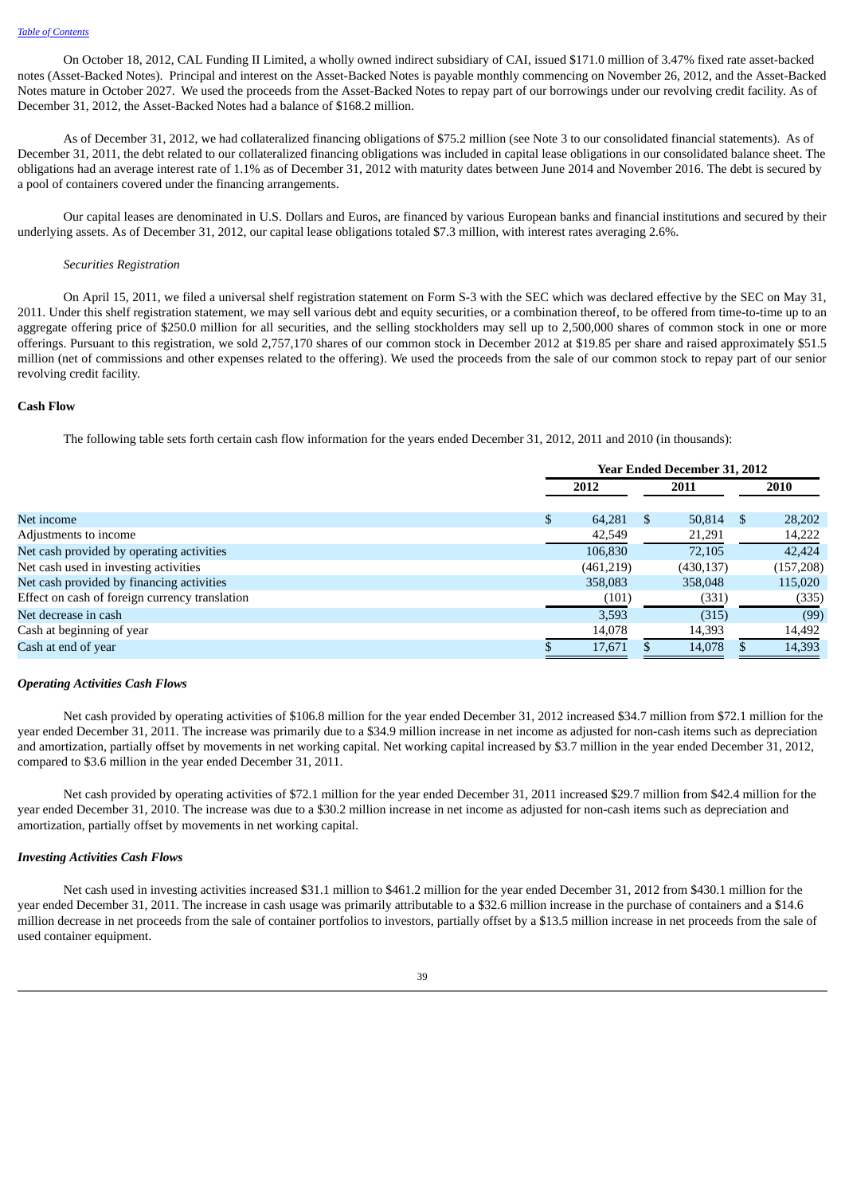On October 18, 2012, CAL Funding II Limited, a wholly owned indirect subsidiary of CAI, issued $171.0 million of 3.47% fixed rate asset-backed notes (Asset-Backed Notes). Principal and interest on the Asset-Backed Notes is payable monthly commencing on November 26, 2012, and the Asset-Backed Notes mature in October 2027. We used the proceeds from the Asset-Backed Notes to repay part of our borrowings under our revolving credit facility. As of December 31, 2012, the Asset-Backed Notes had a balance of $168.2 million.

As of December 31, 2012, we had collateralized financing obligations of $75.2 million (see Note 3 to our consolidated financial statements). As of December 31, 2011, the debt related to our collateralized financing obligations was included in capital lease obligations in our consolidated balance sheet. The obligations had an average interest rate of 1.1% as of December 31, 2012 with maturity dates between June 2014 and November 2016. The debt is secured by a pool of containers covered under the financing arrangements.

Our capital leases are denominated in U.S. Dollars and Euros, are financed by various European banks and financial institutions and secured by their underlying assets. As of December 31, 2012, our capital lease obligations totaled $7.3 million, with interest rates averaging 2.6%.

*Securities Registration*

On April 15, 2011, we filed a universal shelf registration statement on Form S-3 with the SEC which was declared effective by the SEC on May 31, 2011. Under this shelf registration statement, we may sell various debt and equity securities, or a combination thereof, to be offered from time-to-time up to an aggregate offering price of $250.0 million for all securities, and the selling stockholders may sell up to 2,500,000 shares of common stock in one or more offerings. Pursuant to this registration, we sold 2,757,170 shares of our common stock in December 2012 at $19.85 per share and raised approximately $51.5 million (net of commissions and other expenses related to the offering). We used the proceeds from the sale of our common stock to repay part of our senior revolving credit facility.

**Cash Flow**

The following table sets forth certain cash flow information for the years ended December 31, 2012, 2011 and 2010 (in thousands):

| | Year Ended December 31, 2012 | | |
|---|---|---|---|
| | 2012 | 2011 | 2010 |
| Net income | $ 64,281 | $ 50,814 | $ 28,202 |
| Adjustments to income | 42,549 | 21,291 | 14,222 |
| Net cash provided by operating activities | 106,830 | 72,105 | 42,424 |
| Net cash used in investing activities | (461,219) | (430,137) | (157,208) |
| Net cash provided by financing activities | 358,083 | 358,048 | 115,020 |
| Effect on cash of foreign currency translation | (101) | (331) | (335) |
| Net decrease in cash | 3,593 | (315) | (99) |
| Cash at beginning of year | 14,078 | 14,393 | 14,492 |
| Cash at end of year | $ 17,671 | $ 14,078 | $ 14,393 |

***Operating Activities Cash Flows***

Net cash provided by operating activities of $106.8 million for the year ended December 31, 2012 increased $34.7 million from $72.1 million for the year ended December 31, 2011. The increase was primarily due to a $34.9 million increase in net income as adjusted for non-cash items such as depreciation and amortization, partially offset by movements in net working capital. Net working capital increased by $3.7 million in the year ended December 31, 2012, compared to $3.6 million in the year ended December 31, 2011.

Net cash provided by operating activities of $72.1 million for the year ended December 31, 2011 increased $29.7 million from $42.4 million for the year ended December 31, 2010. The increase was due to a $30.2 million increase in net income as adjusted for non-cash items such as depreciation and amortization, partially offset by movements in net working capital.

***Investing Activities Cash Flows***

Net cash used in investing activities increased $31.1 million to $461.2 million for the year ended December 31, 2012 from $430.1 million for the year ended December 31, 2011. The increase in cash usage was primarily attributable to a $32.6 million increase in the purchase of containers and a $14.6 million decrease in net proceeds from the sale of container portfolios to investors, partially offset by a $13.5 million increase in net proceeds from the sale of used container equipment.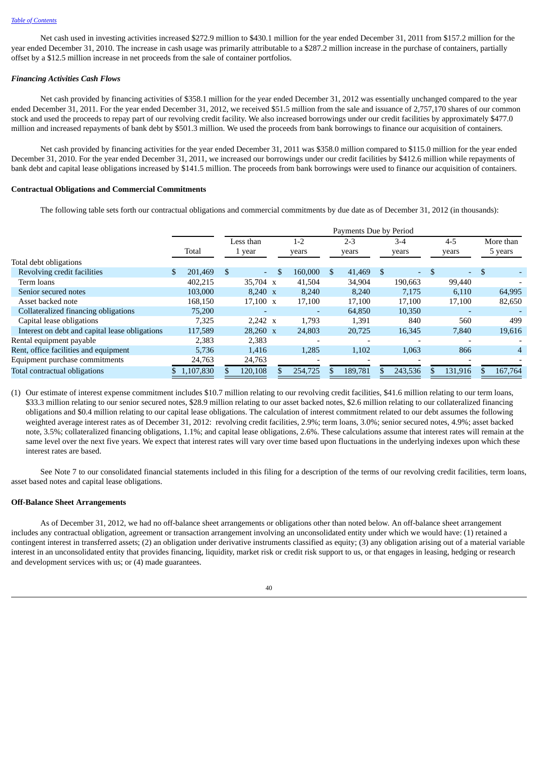Net cash used in investing activities increased $272.9 million to $430.1 million for the year ended December 31, 2011 from $157.2 million for the year ended December 31, 2010. The increase in cash usage was primarily attributable to a $287.2 million increase in the purchase of containers, partially offset by a $12.5 million increase in net proceeds from the sale of container portfolios.

***Financing Activities Cash Flows***

Net cash provided by financing activities of $358.1 million for the year ended December 31, 2012 was essentially unchanged compared to the year ended December 31, 2011. For the year ended December 31, 2012, we received $51.5 million from the sale and issuance of 2,757,170 shares of our common stock and used the proceeds to repay part of our revolving credit facility. We also increased borrowings under our credit facilities by approximately $477.0 million and increased repayments of bank debt by $501.3 million. We used the proceeds from bank borrowings to finance our acquisition of containers.

Net cash provided by financing activities for the year ended December 31, 2011 was $358.0 million compared to $115.0 million for the year ended December 31, 2010. For the year ended December 31, 2011, we increased our borrowings under our credit facilities by $412.6 million while repayments of bank debt and capital lease obligations increased by $141.5 million. The proceeds from bank borrowings were used to finance our acquisition of containers.

**Contractual Obligations and Commercial Commitments**

The following table sets forth our contractual obligations and commercial commitments by due date as of December 31, 2012 (in thousands):

| | | Payments Due by Period | | | | | |
|---|---|---|---|---|---|---|---|
| | Total | Less than 1 year | 1-2 years | 2-3 years | 3-4 years | 4-5 years | More than 5 years |
| Total debt obligations | | | | | | | |
| Revolving credit facilities | $ 201,469 | $ - | $ 160,000 | $ 41,469 | $ - | $ - | $ - |
| Term loans | 402,215 | 35,704 x | 41,504 | 34,904 | 190,663 | 99,440 | - |
| Senior secured notes | 103,000 | 8,240 x | 8,240 | 8,240 | 7,175 | 6,110 | 64,995 |
| Asset backed note | 168,150 | 17,100 x | 17,100 | 17,100 | 17,100 | 17,100 | 82,650 |
| Collateralized financing obligations | 75,200 | - | - | 64,850 | 10,350 | - | - |
| Capital lease obligations | 7,325 | 2,242 x | 1,793 | 1,391 | 840 | 560 | 499 |
| Interest on debt and capital lease obligations | 117,589 | 28,260 x | 24,803 | 20,725 | 16,345 | 7,840 | 19,616 |
| Rental equipment payable | 2,383 | 2,383 | - | - | - | - | - |
| Rent, office facilities and equipment | 5,736 | 1,416 | 1,285 | 1,102 | 1,063 | 866 | 4 |
| Equipment purchase commitments | 24,763 | 24,763 | - | - | - | - | - |
| Total contractual obligations | $ 1,107,830 | $ 120,108 | $ 254,725 | $ 189,781 | $ 243,536 | $ 131,916 | $ 167,764 |

(1) Our estimate of interest expense commitment includes $10.7 million relating to our revolving credit facilities, $41.6 million relating to our term loans, $33.3 million relating to our senior secured notes, $28.9 million relating to our asset backed notes, $2.6 million relating to our collateralized financing obligations and $0.4 million relating to our capital lease obligations. The calculation of interest commitment related to our debt assumes the following weighted average interest rates as of December 31, 2012: revolving credit facilities, 2.9%; term loans, 3.0%; senior secured notes, 4.9%; asset backed note, 3.5%; collateralized financing obligations, 1.1%; and capital lease obligations, 2.6%. These calculations assume that interest rates will remain at the same level over the next five years. We expect that interest rates will vary over time based upon fluctuations in the underlying indexes upon which these interest rates are based.

See Note 7 to our consolidated financial statements included in this filing for a description of the terms of our revolving credit facilities, term loans, asset based notes and capital lease obligations.

**Off-Balance Sheet Arrangements**

As of December 31, 2012, we had no off-balance sheet arrangements or obligations other than noted below. An off-balance sheet arrangement includes any contractual obligation, agreement or transaction arrangement involving an unconsolidated entity under which we would have: (1) retained a contingent interest in transferred assets; (2) an obligation under derivative instruments classified as equity; (3) any obligation arising out of a material variable interest in an unconsolidated entity that provides financing, liquidity, market risk or credit risk support to us, or that engages in leasing, hedging or research and development services with us; or (4) made guarantees.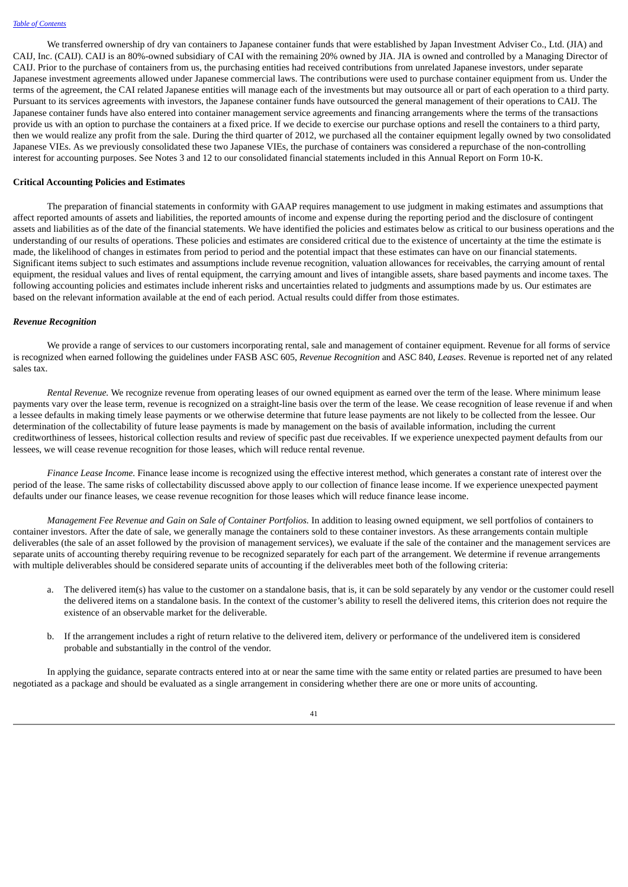We transferred ownership of dry van containers to Japanese container funds that were established by Japan Investment Adviser Co., Ltd. (JIA) and CAIJ, Inc. (CAIJ). CAIJ is an 80%-owned subsidiary of CAI with the remaining 20% owned by JIA. JIA is owned and controlled by a Managing Director of CAIJ. Prior to the purchase of containers from us, the purchasing entities had received contributions from unrelated Japanese investors, under separate Japanese investment agreements allowed under Japanese commercial laws. The contributions were used to purchase container equipment from us. Under the terms of the agreement, the CAI related Japanese entities will manage each of the investments but may outsource all or part of each operation to a third party. Pursuant to its services agreements with investors, the Japanese container funds have outsourced the general management of their operations to CAIJ. The Japanese container funds have also entered into container management service agreements and financing arrangements where the terms of the transactions provide us with an option to purchase the containers at a fixed price. If we decide to exercise our purchase options and resell the containers to a third party, then we would realize any profit from the sale. During the third quarter of 2012, we purchased all the container equipment legally owned by two consolidated Japanese VIEs. As we previously consolidated these two Japanese VIEs, the purchase of containers was considered a repurchase of the non-controlling interest for accounting purposes. See Notes 3 and 12 to our consolidated financial statements included in this Annual Report on Form 10-K.

**Critical Accounting Policies and Estimates**

The preparation of financial statements in conformity with GAAP requires management to use judgment in making estimates and assumptions that affect reported amounts of assets and liabilities, the reported amounts of income and expense during the reporting period and the disclosure of contingent assets and liabilities as of the date of the financial statements. We have identified the policies and estimates below as critical to our business operations and the understanding of our results of operations. These policies and estimates are considered critical due to the existence of uncertainty at the time the estimate is made, the likelihood of changes in estimates from period to period and the potential impact that these estimates can have on our financial statements. Significant items subject to such estimates and assumptions include revenue recognition, valuation allowances for receivables, the carrying amount of rental equipment, the residual values and lives of rental equipment, the carrying amount and lives of intangible assets, share based payments and income taxes. The following accounting policies and estimates include inherent risks and uncertainties related to judgments and assumptions made by us. Our estimates are based on the relevant information available at the end of each period. Actual results could differ from those estimates.

***Revenue Recognition***

We provide a range of services to our customers incorporating rental, sale and management of container equipment. Revenue for all forms of service is recognized when earned following the guidelines under FASB ASC 605, *Revenue Recognition* and ASC 840, *Leases*. Revenue is reported net of any related sales tax.

*Rental Revenue.* We recognize revenue from operating leases of our owned equipment as earned over the term of the lease. Where minimum lease payments vary over the lease term, revenue is recognized on a straight-line basis over the term of the lease. We cease recognition of lease revenue if and when a lessee defaults in making timely lease payments or we otherwise determine that future lease payments are not likely to be collected from the lessee. Our determination of the collectability of future lease payments is made by management on the basis of available information, including the current creditworthiness of lessees, historical collection results and review of specific past due receivables. If we experience unexpected payment defaults from our lessees, we will cease revenue recognition for those leases, which will reduce rental revenue.

*Finance Lease Income.* Finance lease income is recognized using the effective interest method, which generates a constant rate of interest over the period of the lease. The same risks of collectability discussed above apply to our collection of finance lease income. If we experience unexpected payment defaults under our finance leases, we cease revenue recognition for those leases which will reduce finance lease income.

*Management Fee Revenue and Gain on Sale of Container Portfolios.* In addition to leasing owned equipment, we sell portfolios of containers to container investors. After the date of sale, we generally manage the containers sold to these container investors. As these arrangements contain multiple deliverables (the sale of an asset followed by the provision of management services), we evaluate if the sale of the container and the management services are separate units of accounting thereby requiring revenue to be recognized separately for each part of the arrangement. We determine if revenue arrangements with multiple deliverables should be considered separate units of accounting if the deliverables meet both of the following criteria:

a. The delivered item(s) has value to the customer on a standalone basis, that is, it can be sold separately by any vendor or the customer could resell the delivered items on a standalone basis. In the context of the customer's ability to resell the delivered items, this criterion does not require the existence of an observable market for the deliverable.

b. If the arrangement includes a right of return relative to the delivered item, delivery or performance of the undelivered item is considered probable and substantially in the control of the vendor.

In applying the guidance, separate contracts entered into at or near the same time with the same entity or related parties are presumed to have been negotiated as a package and should be evaluated as a single arrangement in considering whether there are one or more units of accounting.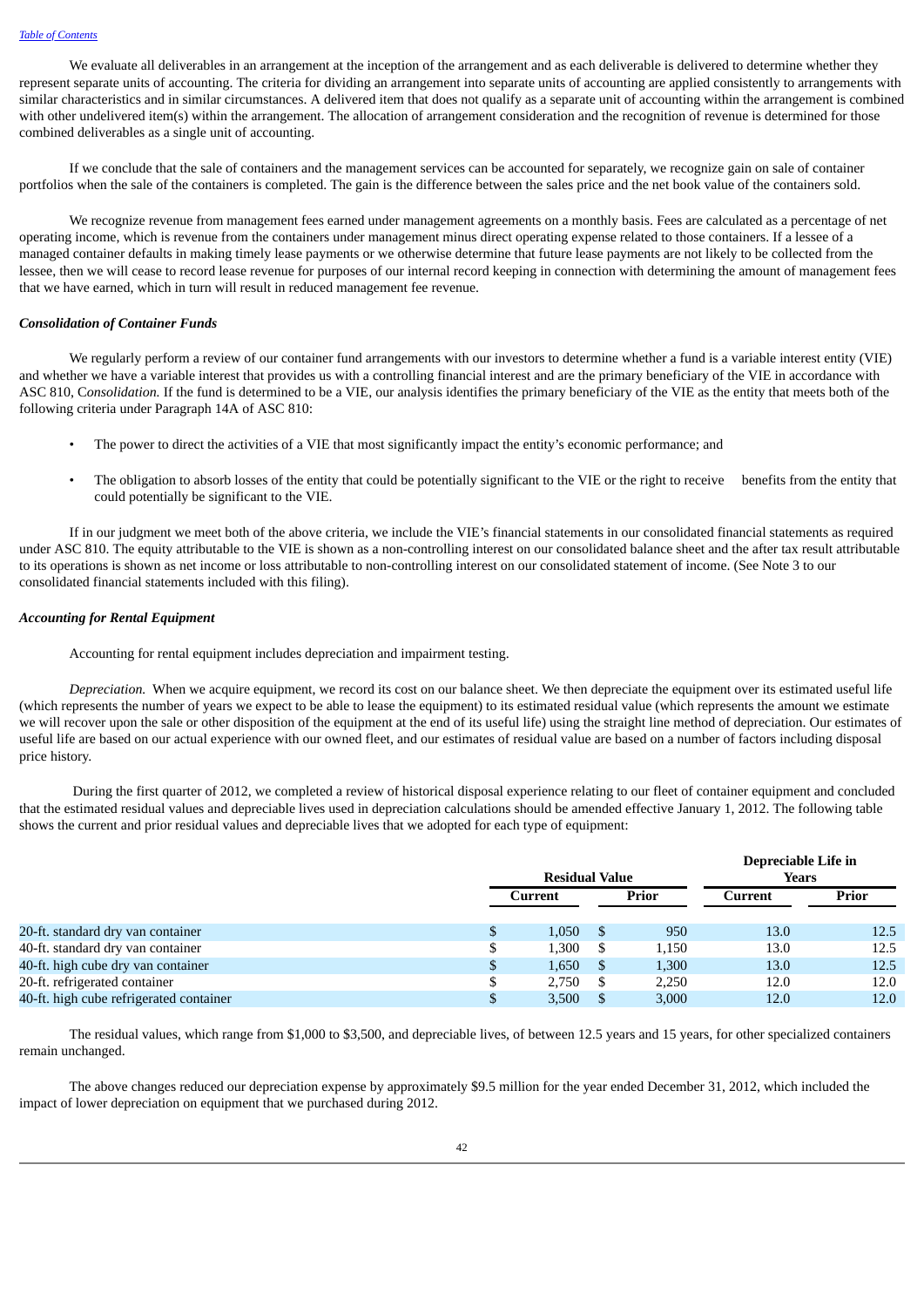We evaluate all deliverables in an arrangement at the inception of the arrangement and as each deliverable is delivered to determine whether they represent separate units of accounting. The criteria for dividing an arrangement into separate units of accounting are applied consistently to arrangements with similar characteristics and in similar circumstances. A delivered item that does not qualify as a separate unit of accounting within the arrangement is combined with other undelivered item(s) within the arrangement. The allocation of arrangement consideration and the recognition of revenue is determined for those combined deliverables as a single unit of accounting.

If we conclude that the sale of containers and the management services can be accounted for separately, we recognize gain on sale of container portfolios when the sale of the containers is completed. The gain is the difference between the sales price and the net book value of the containers sold.

We recognize revenue from management fees earned under management agreements on a monthly basis. Fees are calculated as a percentage of net operating income, which is revenue from the containers under management minus direct operating expense related to those containers. If a lessee of a managed container defaults in making timely lease payments or we otherwise determine that future lease payments are not likely to be collected from the lessee, then we will cease to record lease revenue for purposes of our internal record keeping in connection with determining the amount of management fees that we have earned, which in turn will result in reduced management fee revenue.

***Consolidation of Container Funds***

We regularly perform a review of our container fund arrangements with our investors to determine whether a fund is a variable interest entity (VIE) and whether we have a variable interest that provides us with a controlling financial interest and are the primary beneficiary of the VIE in accordance with ASC 810, C*onsolidation.* If the fund is determined to be a VIE, our analysis identifies the primary beneficiary of the VIE as the entity that meets both of the following criteria under Paragraph 14A of ASC 810:

- The power to direct the activities of a VIE that most significantly impact the entity's economic performance; and
- The obligation to absorb losses of the entity that could be potentially significant to the VIE or the right to receive benefits from the entity that could potentially be significant to the VIE.

If in our judgment we meet both of the above criteria, we include the VIE's financial statements in our consolidated financial statements as required under ASC 810. The equity attributable to the VIE is shown as a non-controlling interest on our consolidated balance sheet and the after tax result attributable to its operations is shown as net income or loss attributable to non-controlling interest on our consolidated statement of income. (See Note 3 to our consolidated financial statements included with this filing).

***Accounting for Rental Equipment***

Accounting for rental equipment includes depreciation and impairment testing.

*Depreciation.* When we acquire equipment, we record its cost on our balance sheet. We then depreciate the equipment over its estimated useful life (which represents the number of years we expect to be able to lease the equipment) to its estimated residual value (which represents the amount we estimate we will recover upon the sale or other disposition of the equipment at the end of its useful life) using the straight line method of depreciation. Our estimates of useful life are based on our actual experience with our owned fleet, and our estimates of residual value are based on a number of factors including disposal price history.

During the first quarter of 2012, we completed a review of historical disposal experience relating to our fleet of container equipment and concluded that the estimated residual values and depreciable lives used in depreciation calculations should be amended effective January 1, 2012. The following table shows the current and prior residual values and depreciable lives that we adopted for each type of equipment:

| | Residual Value | | Depreciable Life in Years | |
|---|---|---|---|---|
| | Current | Prior | Current | Prior |
| 20-ft. standard dry van container | $ 1,050 | $ 950 | 13.0 | 12.5 |
| 40-ft. standard dry van container | $ 1,300 | $ 1,150 | 13.0 | 12.5 |
| 40-ft. high cube dry van container | $ 1,650 | $ 1,300 | 13.0 | 12.5 |
| 20-ft. refrigerated container | $ 2,750 | $ 2,250 | 12.0 | 12.0 |
| 40-ft. high cube refrigerated container | $ 3,500 | $ 3,000 | 12.0 | 12.0 |

The residual values, which range from $1,000 to $3,500, and depreciable lives, of between 12.5 years and 15 years, for other specialized containers remain unchanged.

The above changes reduced our depreciation expense by approximately $9.5 million for the year ended December 31, 2012, which included the impact of lower depreciation on equipment that we purchased during 2012.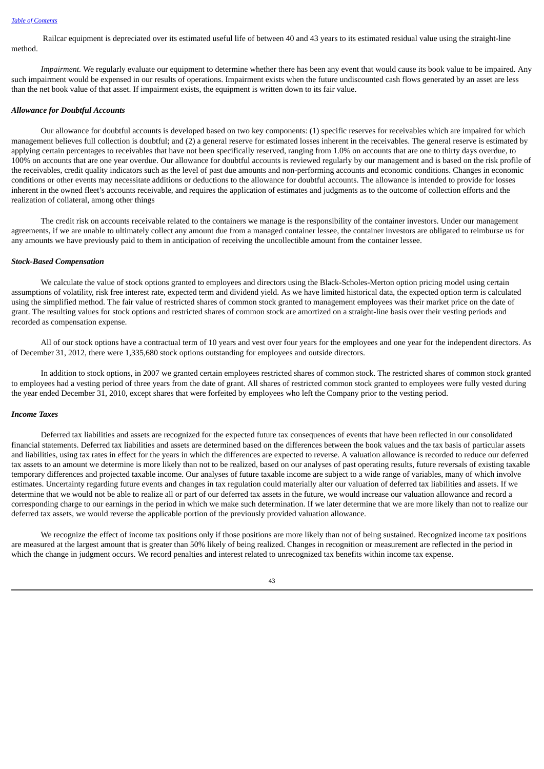Railcar equipment is depreciated over its estimated useful life of between 40 and 43 years to its estimated residual value using the straight-line method.

*Impairment.* We regularly evaluate our equipment to determine whether there has been any event that would cause its book value to be impaired. Any such impairment would be expensed in our results of operations. Impairment exists when the future undiscounted cash flows generated by an asset are less than the net book value of that asset. If impairment exists, the equipment is written down to its fair value.

***Allowance for Doubtful Accounts***

Our allowance for doubtful accounts is developed based on two key components: (1) specific reserves for receivables which are impaired for which management believes full collection is doubtful; and (2) a general reserve for estimated losses inherent in the receivables. The general reserve is estimated by applying certain percentages to receivables that have not been specifically reserved, ranging from 1.0% on accounts that are one to thirty days overdue, to 100% on accounts that are one year overdue. Our allowance for doubtful accounts is reviewed regularly by our management and is based on the risk profile of the receivables, credit quality indicators such as the level of past due amounts and non-performing accounts and economic conditions. Changes in economic conditions or other events may necessitate additions or deductions to the allowance for doubtful accounts. The allowance is intended to provide for losses inherent in the owned fleet's accounts receivable, and requires the application of estimates and judgments as to the outcome of collection efforts and the realization of collateral, among other things

The credit risk on accounts receivable related to the containers we manage is the responsibility of the container investors. Under our management agreements, if we are unable to ultimately collect any amount due from a managed container lessee, the container investors are obligated to reimburse us for any amounts we have previously paid to them in anticipation of receiving the uncollectible amount from the container lessee.

***Stock-Based Compensation***

We calculate the value of stock options granted to employees and directors using the Black-Scholes-Merton option pricing model using certain assumptions of volatility, risk free interest rate, expected term and dividend yield. As we have limited historical data, the expected option term is calculated using the simplified method. The fair value of restricted shares of common stock granted to management employees was their market price on the date of grant. The resulting values for stock options and restricted shares of common stock are amortized on a straight-line basis over their vesting periods and recorded as compensation expense.

All of our stock options have a contractual term of 10 years and vest over four years for the employees and one year for the independent directors. As of December 31, 2012, there were 1,335,680 stock options outstanding for employees and outside directors.

In addition to stock options, in 2007 we granted certain employees restricted shares of common stock. The restricted shares of common stock granted to employees had a vesting period of three years from the date of grant. All shares of restricted common stock granted to employees were fully vested during the year ended December 31, 2010, except shares that were forfeited by employees who left the Company prior to the vesting period.

***Income Taxes***

Deferred tax liabilities and assets are recognized for the expected future tax consequences of events that have been reflected in our consolidated financial statements. Deferred tax liabilities and assets are determined based on the differences between the book values and the tax basis of particular assets and liabilities, using tax rates in effect for the years in which the differences are expected to reverse. A valuation allowance is recorded to reduce our deferred tax assets to an amount we determine is more likely than not to be realized, based on our analyses of past operating results, future reversals of existing taxable temporary differences and projected taxable income. Our analyses of future taxable income are subject to a wide range of variables, many of which involve estimates. Uncertainty regarding future events and changes in tax regulation could materially alter our valuation of deferred tax liabilities and assets. If we determine that we would not be able to realize all or part of our deferred tax assets in the future, we would increase our valuation allowance and record a corresponding charge to our earnings in the period in which we make such determination. If we later determine that we are more likely than not to realize our deferred tax assets, we would reverse the applicable portion of the previously provided valuation allowance.

We recognize the effect of income tax positions only if those positions are more likely than not of being sustained. Recognized income tax positions are measured at the largest amount that is greater than 50% likely of being realized. Changes in recognition or measurement are reflected in the period in which the change in judgment occurs. We record penalties and interest related to unrecognized tax benefits within income tax expense.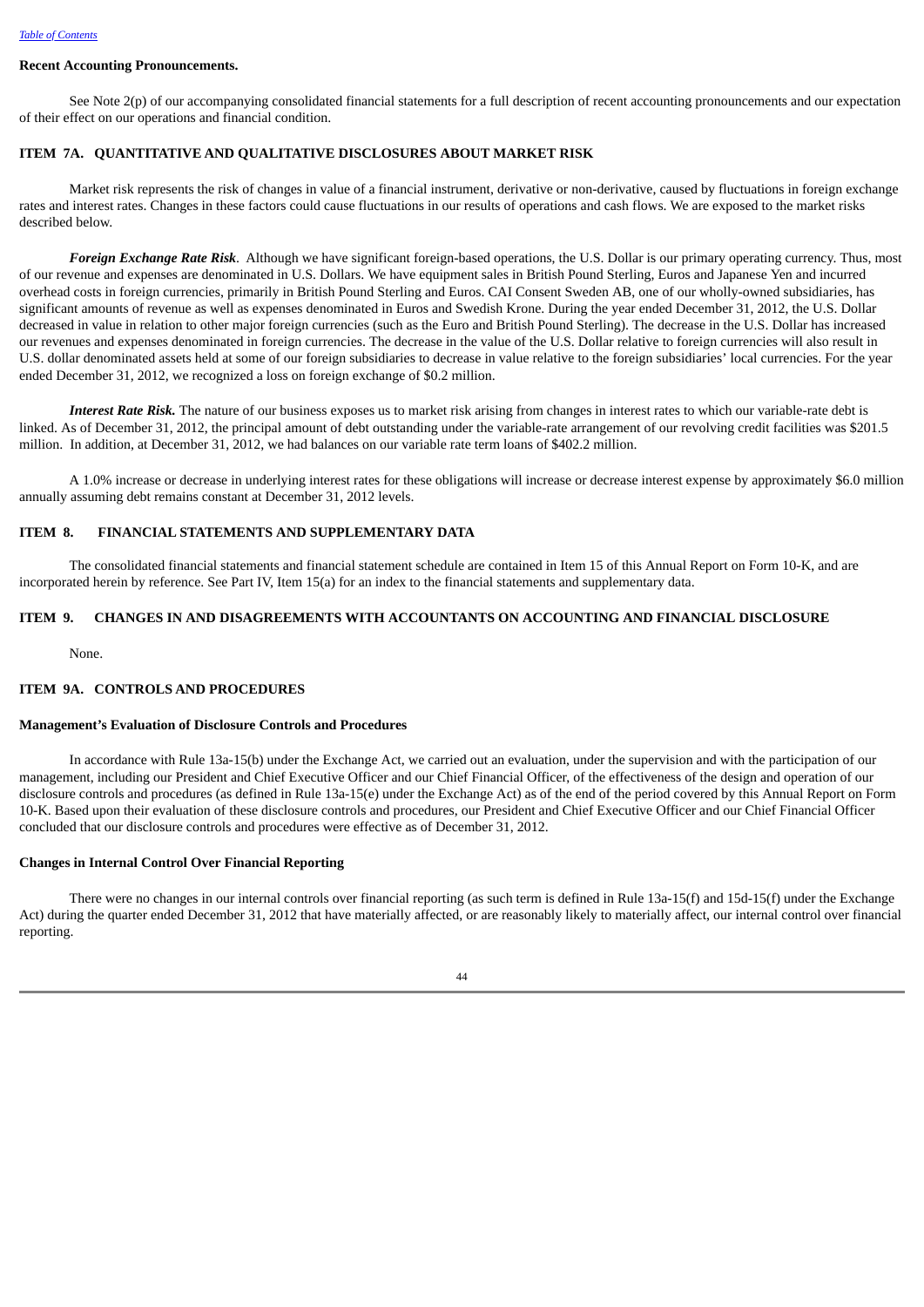**Recent Accounting Pronouncements.**

See Note 2(p) of our accompanying consolidated financial statements for a full description of recent accounting pronouncements and our expectation of their effect on our operations and financial condition.

## ITEM 7A. QUANTITATIVE AND QUALITATIVE DISCLOSURES ABOUT MARKET RISK

Market risk represents the risk of changes in value of a financial instrument, derivative or non-derivative, caused by fluctuations in foreign exchange rates and interest rates. Changes in these factors could cause fluctuations in our results of operations and cash flows. We are exposed to the market risks described below.

***Foreign Exchange Rate Risk***. Although we have significant foreign-based operations, the U.S. Dollar is our primary operating currency. Thus, most of our revenue and expenses are denominated in U.S. Dollars. We have equipment sales in British Pound Sterling, Euros and Japanese Yen and incurred overhead costs in foreign currencies, primarily in British Pound Sterling and Euros. CAI Consent Sweden AB, one of our wholly-owned subsidiaries, has significant amounts of revenue as well as expenses denominated in Euros and Swedish Krone. During the year ended December 31, 2012, the U.S. Dollar decreased in value in relation to other major foreign currencies (such as the Euro and British Pound Sterling). The decrease in the U.S. Dollar has increased our revenues and expenses denominated in foreign currencies. The decrease in the value of the U.S. Dollar relative to foreign currencies will also result in U.S. dollar denominated assets held at some of our foreign subsidiaries to decrease in value relative to the foreign subsidiaries' local currencies. For the year ended December 31, 2012, we recognized a loss on foreign exchange of $0.2 million.

***Interest Rate Risk.*** The nature of our business exposes us to market risk arising from changes in interest rates to which our variable-rate debt is linked. As of December 31, 2012, the principal amount of debt outstanding under the variable-rate arrangement of our revolving credit facilities was $201.5 million. In addition, at December 31, 2012, we had balances on our variable rate term loans of $402.2 million.

A 1.0% increase or decrease in underlying interest rates for these obligations will increase or decrease interest expense by approximately $6.0 million annually assuming debt remains constant at December 31, 2012 levels.

## ITEM 8. FINANCIAL STATEMENTS AND SUPPLEMENTARY DATA

The consolidated financial statements and financial statement schedule are contained in Item 15 of this Annual Report on Form 10-K, and are incorporated herein by reference. See Part IV, Item 15(a) for an index to the financial statements and supplementary data.

## ITEM 9. CHANGES IN AND DISAGREEMENTS WITH ACCOUNTANTS ON ACCOUNTING AND FINANCIAL DISCLOSURE

None.

## ITEM 9A. CONTROLS AND PROCEDURES

**Management's Evaluation of Disclosure Controls and Procedures**

In accordance with Rule 13a-15(b) under the Exchange Act, we carried out an evaluation, under the supervision and with the participation of our management, including our President and Chief Executive Officer and our Chief Financial Officer, of the effectiveness of the design and operation of our disclosure controls and procedures (as defined in Rule 13a-15(e) under the Exchange Act) as of the end of the period covered by this Annual Report on Form 10-K. Based upon their evaluation of these disclosure controls and procedures, our President and Chief Executive Officer and our Chief Financial Officer concluded that our disclosure controls and procedures were effective as of December 31, 2012.

**Changes in Internal Control Over Financial Reporting**

There were no changes in our internal controls over financial reporting (as such term is defined in Rule 13a-15(f) and 15d-15(f) under the Exchange Act) during the quarter ended December 31, 2012 that have materially affected, or are reasonably likely to materially affect, our internal control over financial reporting.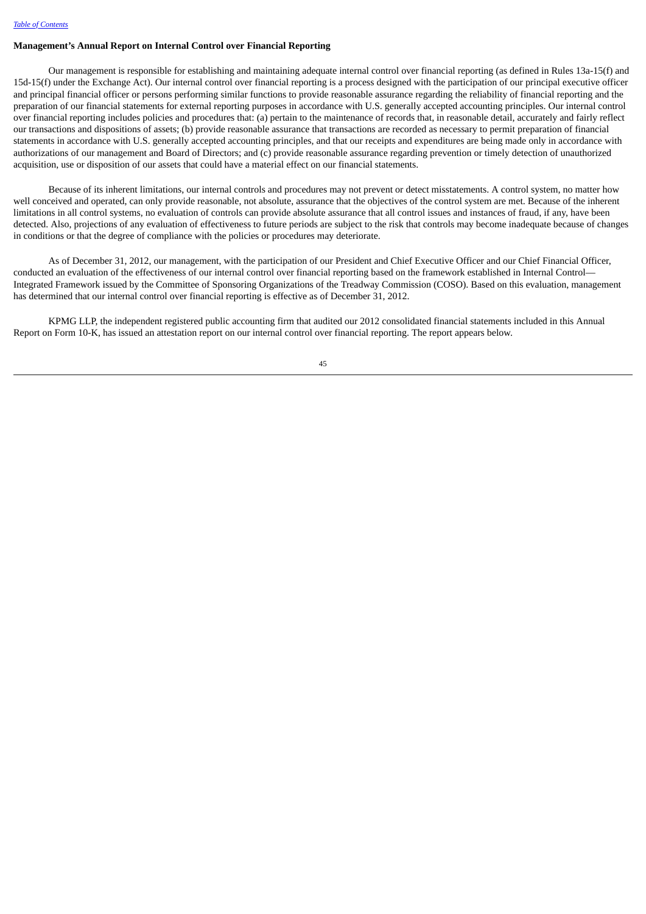**Management's Annual Report on Internal Control over Financial Reporting**

Our management is responsible for establishing and maintaining adequate internal control over financial reporting (as defined in Rules 13a-15(f) and 15d-15(f) under the Exchange Act). Our internal control over financial reporting is a process designed with the participation of our principal executive officer and principal financial officer or persons performing similar functions to provide reasonable assurance regarding the reliability of financial reporting and the preparation of our financial statements for external reporting purposes in accordance with U.S. generally accepted accounting principles. Our internal control over financial reporting includes policies and procedures that: (a) pertain to the maintenance of records that, in reasonable detail, accurately and fairly reflect our transactions and dispositions of assets; (b) provide reasonable assurance that transactions are recorded as necessary to permit preparation of financial statements in accordance with U.S. generally accepted accounting principles, and that our receipts and expenditures are being made only in accordance with authorizations of our management and Board of Directors; and (c) provide reasonable assurance regarding prevention or timely detection of unauthorized acquisition, use or disposition of our assets that could have a material effect on our financial statements.

Because of its inherent limitations, our internal controls and procedures may not prevent or detect misstatements. A control system, no matter how well conceived and operated, can only provide reasonable, not absolute, assurance that the objectives of the control system are met. Because of the inherent limitations in all control systems, no evaluation of controls can provide absolute assurance that all control issues and instances of fraud, if any, have been detected. Also, projections of any evaluation of effectiveness to future periods are subject to the risk that controls may become inadequate because of changes in conditions or that the degree of compliance with the policies or procedures may deteriorate.

As of December 31, 2012, our management, with the participation of our President and Chief Executive Officer and our Chief Financial Officer, conducted an evaluation of the effectiveness of our internal control over financial reporting based on the framework established in Internal Control—Integrated Framework issued by the Committee of Sponsoring Organizations of the Treadway Commission (COSO). Based on this evaluation, management has determined that our internal control over financial reporting is effective as of December 31, 2012.

KPMG LLP, the independent registered public accounting firm that audited our 2012 consolidated financial statements included in this Annual Report on Form 10-K, has issued an attestation report on our internal control over financial reporting. The report appears below.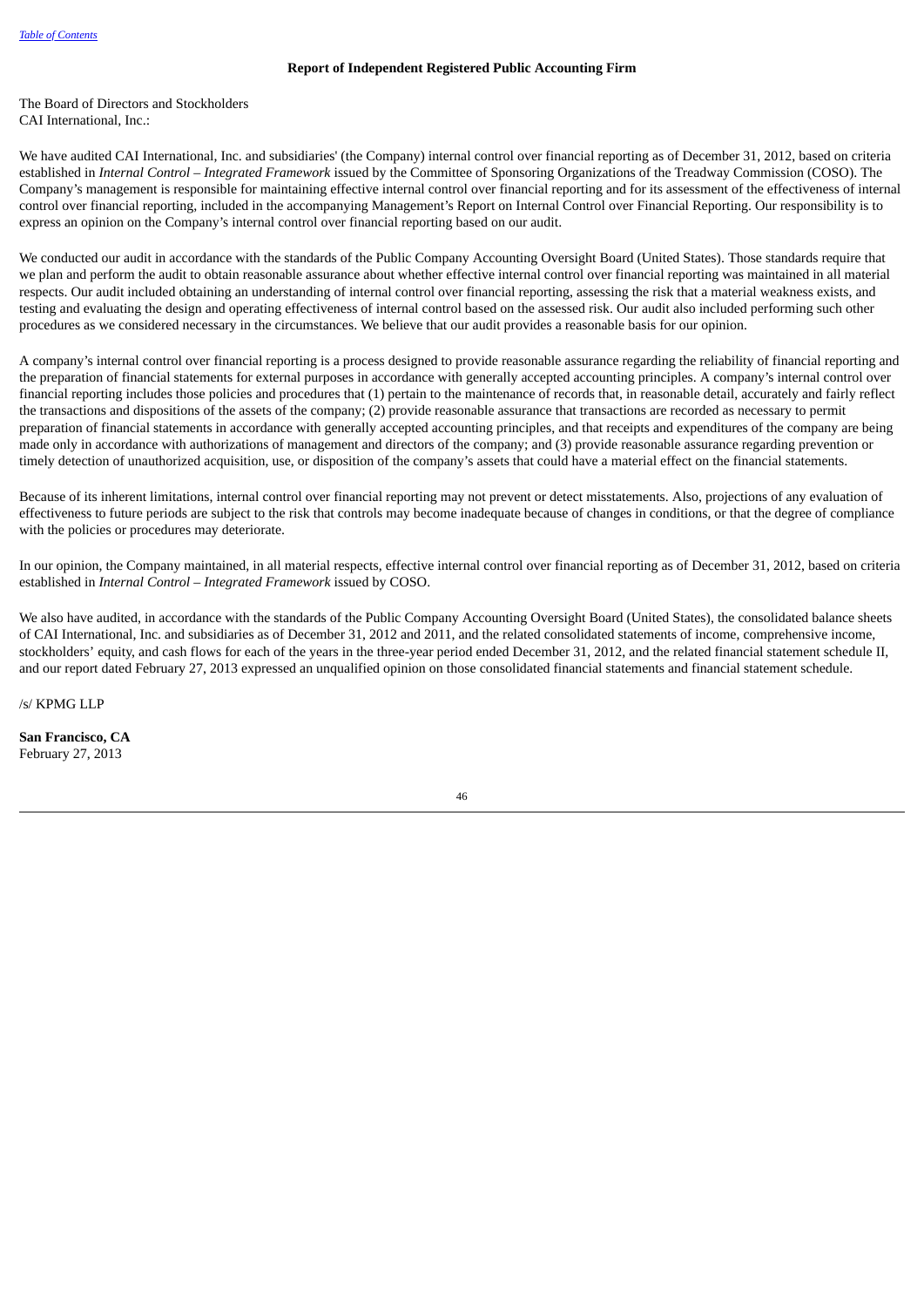## Report of Independent Registered Public Accounting Firm

The Board of Directors and Stockholders
CAI International, Inc.:

We have audited CAI International, Inc. and subsidiaries' (the Company) internal control over financial reporting as of December 31, 2012, based on criteria established in *Internal Control – Integrated Framework* issued by the Committee of Sponsoring Organizations of the Treadway Commission (COSO). The Company's management is responsible for maintaining effective internal control over financial reporting and for its assessment of the effectiveness of internal control over financial reporting, included in the accompanying Management's Report on Internal Control over Financial Reporting. Our responsibility is to express an opinion on the Company's internal control over financial reporting based on our audit.

We conducted our audit in accordance with the standards of the Public Company Accounting Oversight Board (United States). Those standards require that we plan and perform the audit to obtain reasonable assurance about whether effective internal control over financial reporting was maintained in all material respects. Our audit included obtaining an understanding of internal control over financial reporting, assessing the risk that a material weakness exists, and testing and evaluating the design and operating effectiveness of internal control based on the assessed risk. Our audit also included performing such other procedures as we considered necessary in the circumstances. We believe that our audit provides a reasonable basis for our opinion.

A company's internal control over financial reporting is a process designed to provide reasonable assurance regarding the reliability of financial reporting and the preparation of financial statements for external purposes in accordance with generally accepted accounting principles. A company's internal control over financial reporting includes those policies and procedures that (1) pertain to the maintenance of records that, in reasonable detail, accurately and fairly reflect the transactions and dispositions of the assets of the company; (2) provide reasonable assurance that transactions are recorded as necessary to permit preparation of financial statements in accordance with generally accepted accounting principles, and that receipts and expenditures of the company are being made only in accordance with authorizations of management and directors of the company; and (3) provide reasonable assurance regarding prevention or timely detection of unauthorized acquisition, use, or disposition of the company's assets that could have a material effect on the financial statements.

Because of its inherent limitations, internal control over financial reporting may not prevent or detect misstatements. Also, projections of any evaluation of effectiveness to future periods are subject to the risk that controls may become inadequate because of changes in conditions, or that the degree of compliance with the policies or procedures may deteriorate.

In our opinion, the Company maintained, in all material respects, effective internal control over financial reporting as of December 31, 2012, based on criteria established in *Internal Control – Integrated Framework* issued by COSO.

We also have audited, in accordance with the standards of the Public Company Accounting Oversight Board (United States), the consolidated balance sheets of CAI International, Inc. and subsidiaries as of December 31, 2012 and 2011, and the related consolidated statements of income, comprehensive income, stockholders' equity, and cash flows for each of the years in the three-year period ended December 31, 2012, and the related financial statement schedule II, and our report dated February 27, 2013 expressed an unqualified opinion on those consolidated financial statements and financial statement schedule.

/s/ KPMG LLP

**San Francisco, CA**
February 27, 2013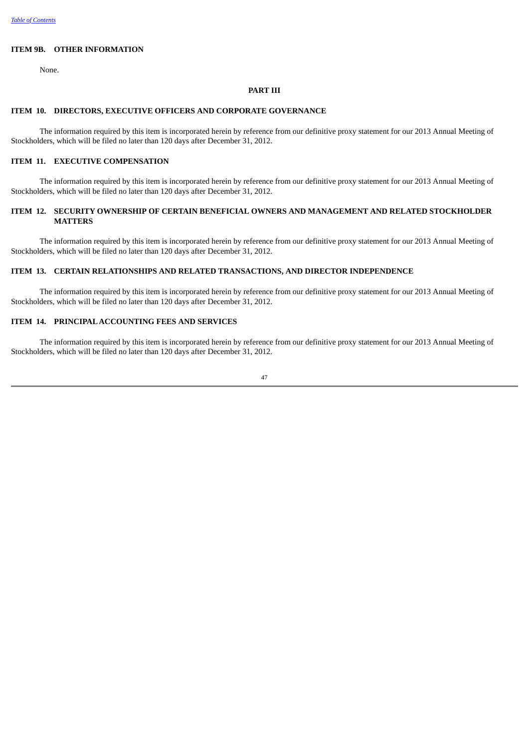## ITEM 9B. OTHER INFORMATION

None.

# PART III

## ITEM 10. DIRECTORS, EXECUTIVE OFFICERS AND CORPORATE GOVERNANCE

The information required by this item is incorporated herein by reference from our definitive proxy statement for our 2013 Annual Meeting of Stockholders, which will be filed no later than 120 days after December 31, 2012.

## ITEM 11. EXECUTIVE COMPENSATION

The information required by this item is incorporated herein by reference from our definitive proxy statement for our 2013 Annual Meeting of Stockholders, which will be filed no later than 120 days after December 31, 2012.

## ITEM 12. SECURITY OWNERSHIP OF CERTAIN BENEFICIAL OWNERS AND MANAGEMENT AND RELATED STOCKHOLDER MATTERS

The information required by this item is incorporated herein by reference from our definitive proxy statement for our 2013 Annual Meeting of Stockholders, which will be filed no later than 120 days after December 31, 2012.

## ITEM 13. CERTAIN RELATIONSHIPS AND RELATED TRANSACTIONS, AND DIRECTOR INDEPENDENCE

The information required by this item is incorporated herein by reference from our definitive proxy statement for our 2013 Annual Meeting of Stockholders, which will be filed no later than 120 days after December 31, 2012.

## ITEM 14. PRINCIPAL ACCOUNTING FEES AND SERVICES

The information required by this item is incorporated herein by reference from our definitive proxy statement for our 2013 Annual Meeting of Stockholders, which will be filed no later than 120 days after December 31, 2012.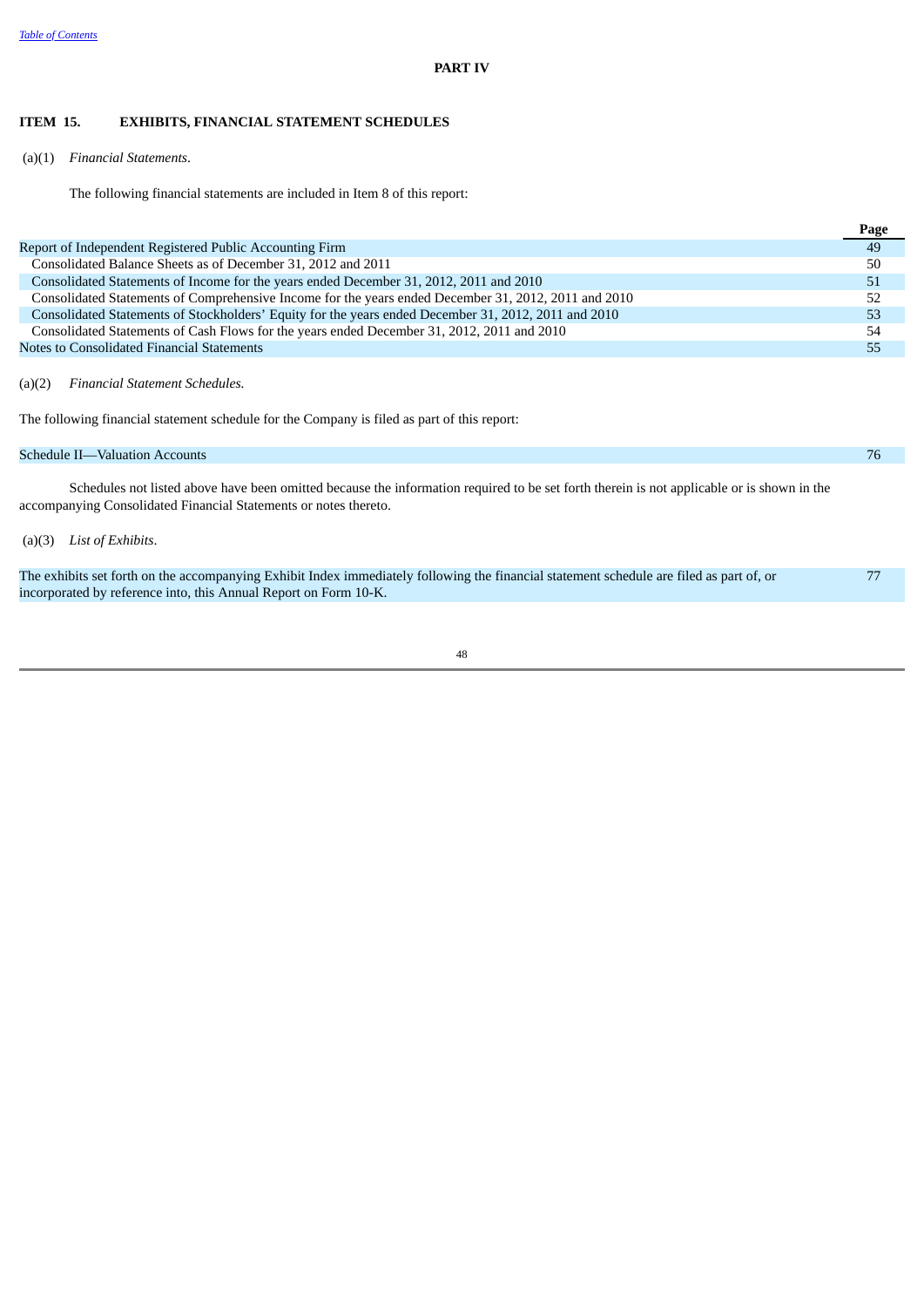# PART IV

## ITEM 15. EXHIBITS, FINANCIAL STATEMENT SCHEDULES

(a)(1) *Financial Statements*.

The following financial statements are included in Item 8 of this report:

| | Page |
|---|---|
| Report of Independent Registered Public Accounting Firm | 49 |
| Consolidated Balance Sheets as of December 31, 2012 and 2011 | 50 |
| Consolidated Statements of Income for the years ended December 31, 2012, 2011 and 2010 | 51 |
| Consolidated Statements of Comprehensive Income for the years ended December 31, 2012, 2011 and 2010 | 52 |
| Consolidated Statements of Stockholders' Equity for the years ended December 31, 2012, 2011 and 2010 | 53 |
| Consolidated Statements of Cash Flows for the years ended December 31, 2012, 2011 and 2010 | 54 |
| Notes to Consolidated Financial Statements | 55 |

(a)(2) *Financial Statement Schedules.*

The following financial statement schedule for the Company is filed as part of this report:

| | |
|---|---|
| Schedule II—Valuation Accounts | 76 |

Schedules not listed above have been omitted because the information required to be set forth therein is not applicable or is shown in the accompanying Consolidated Financial Statements or notes thereto.

(a)(3) *List of Exhibits*.

| | |
|---|---|
| The exhibits set forth on the accompanying Exhibit Index immediately following the financial statement schedule are filed as part of, or incorporated by reference into, this Annual Report on Form 10-K. | 77 |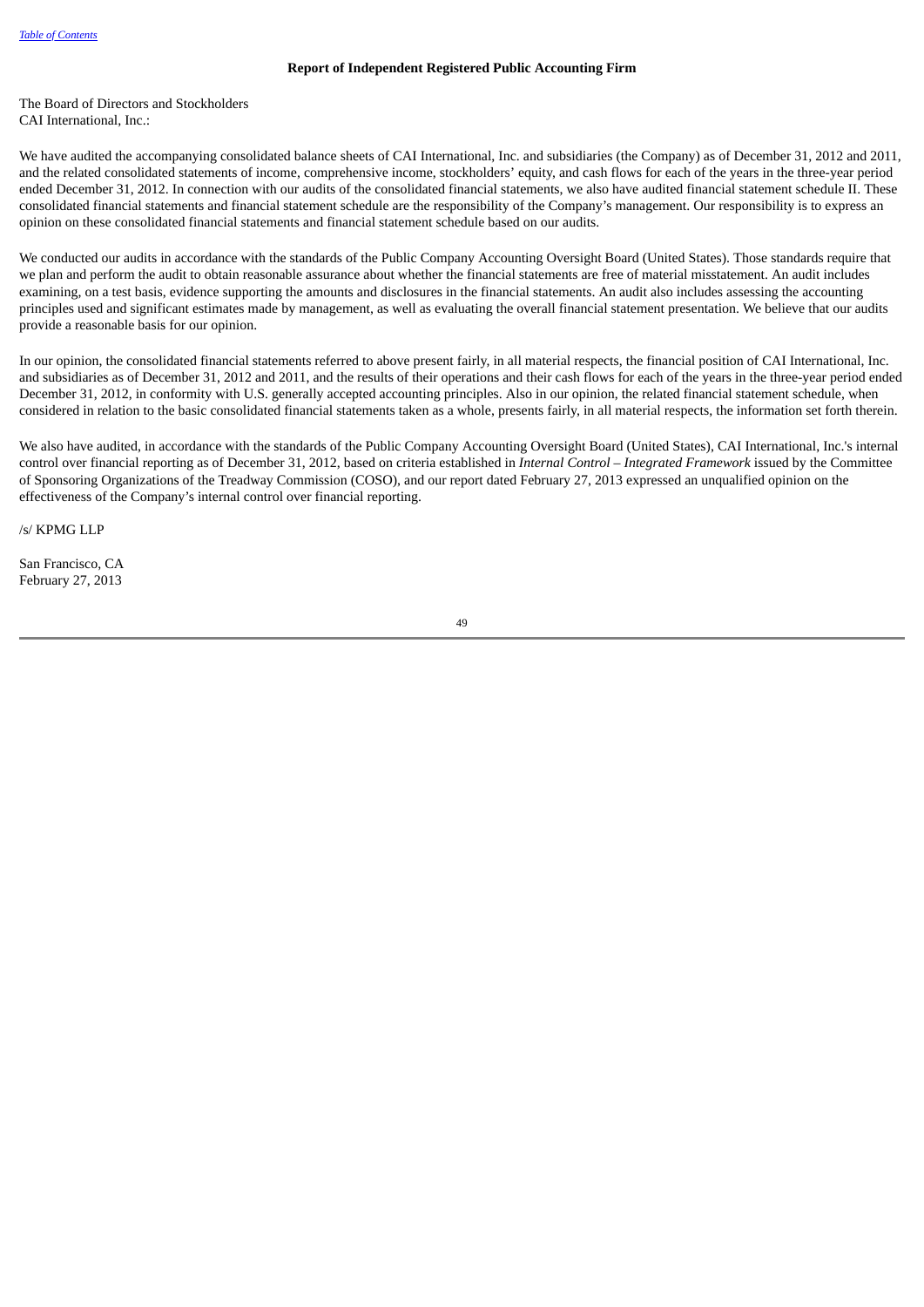## Report of Independent Registered Public Accounting Firm

The Board of Directors and Stockholders
CAI International, Inc.:

We have audited the accompanying consolidated balance sheets of CAI International, Inc. and subsidiaries (the Company) as of December 31, 2012 and 2011, and the related consolidated statements of income, comprehensive income, stockholders' equity, and cash flows for each of the years in the three-year period ended December 31, 2012. In connection with our audits of the consolidated financial statements, we also have audited financial statement schedule II. These consolidated financial statements and financial statement schedule are the responsibility of the Company's management. Our responsibility is to express an opinion on these consolidated financial statements and financial statement schedule based on our audits.

We conducted our audits in accordance with the standards of the Public Company Accounting Oversight Board (United States). Those standards require that we plan and perform the audit to obtain reasonable assurance about whether the financial statements are free of material misstatement. An audit includes examining, on a test basis, evidence supporting the amounts and disclosures in the financial statements. An audit also includes assessing the accounting principles used and significant estimates made by management, as well as evaluating the overall financial statement presentation. We believe that our audits provide a reasonable basis for our opinion.

In our opinion, the consolidated financial statements referred to above present fairly, in all material respects, the financial position of CAI International, Inc. and subsidiaries as of December 31, 2012 and 2011, and the results of their operations and their cash flows for each of the years in the three-year period ended December 31, 2012, in conformity with U.S. generally accepted accounting principles. Also in our opinion, the related financial statement schedule, when considered in relation to the basic consolidated financial statements taken as a whole, presents fairly, in all material respects, the information set forth therein.

We also have audited, in accordance with the standards of the Public Company Accounting Oversight Board (United States), CAI International, Inc.'s internal control over financial reporting as of December 31, 2012, based on criteria established in *Internal Control – Integrated Framework* issued by the Committee of Sponsoring Organizations of the Treadway Commission (COSO), and our report dated February 27, 2013 expressed an unqualified opinion on the effectiveness of the Company's internal control over financial reporting.

/s/ KPMG LLP

San Francisco, CA
February 27, 2013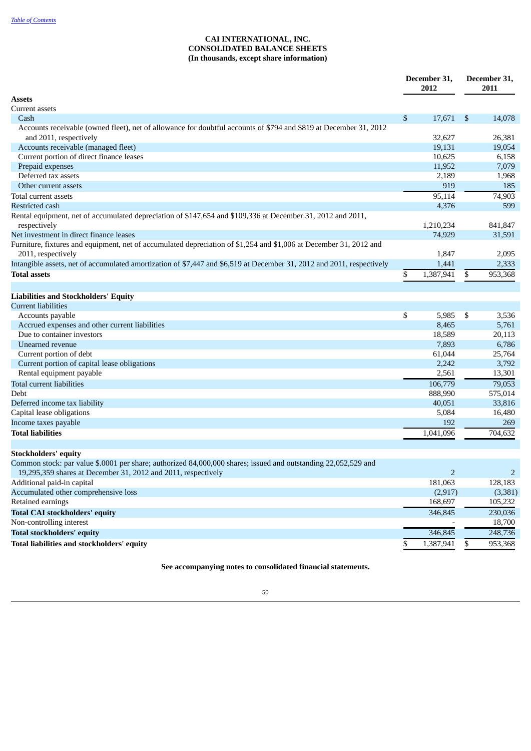*Table of Contents*

**CAI INTERNATIONAL, INC.**
**CONSOLIDATED BALANCE SHEETS**
**(In thousands, except share information)**

| | December 31, 2012 | December 31, 2011 |
|---|---|---|
| **Assets** | | |
| Current assets | | |
| Cash | $ 17,671 | $ 14,078 |
| Accounts receivable (owned fleet), net of allowance for doubtful accounts of $794 and $819 at December 31, 2012 and 2011, respectively | 32,627 | 26,381 |
| Accounts receivable (managed fleet) | 19,131 | 19,054 |
| Current portion of direct finance leases | 10,625 | 6,158 |
| Prepaid expenses | 11,952 | 7,079 |
| Deferred tax assets | 2,189 | 1,968 |
| Other current assets | 919 | 185 |
| Total current assets | 95,114 | 74,903 |
| Restricted cash | 4,376 | 599 |
| Rental equipment, net of accumulated depreciation of $147,654 and $109,336 at December 31, 2012 and 2011, respectively | 1,210,234 | 841,847 |
| Net investment in direct finance leases | 74,929 | 31,591 |
| Furniture, fixtures and equipment, net of accumulated depreciation of $1,254 and $1,006 at December 31, 2012 and 2011, respectively | 1,847 | 2,095 |
| Intangible assets, net of accumulated amortization of $7,447 and $6,519 at December 31, 2012 and 2011, respectively | 1,441 | 2,333 |
| **Total assets** | $ 1,387,941 | $ 953,368 |
| | | |
| **Liabilities and Stockholders' Equity** | | |
| Current liabilities | | |
| Accounts payable | $ 5,985 | $ 3,536 |
| Accrued expenses and other current liabilities | 8,465 | 5,761 |
| Due to container investors | 18,589 | 20,113 |
| Unearned revenue | 7,893 | 6,786 |
| Current portion of debt | 61,044 | 25,764 |
| Current portion of capital lease obligations | 2,242 | 3,792 |
| Rental equipment payable | 2,561 | 13,301 |
| Total current liabilities | 106,779 | 79,053 |
| Debt | 888,990 | 575,014 |
| Deferred income tax liability | 40,051 | 33,816 |
| Capital lease obligations | 5,084 | 16,480 |
| Income taxes payable | 192 | 269 |
| **Total liabilities** | 1,041,096 | 704,632 |
| | | |
| **Stockholders' equity** | | |
| Common stock: par value $.0001 per share; authorized 84,000,000 shares; issued and outstanding 22,052,529 and 19,295,359 shares at December 31, 2012 and 2011, respectively | 2 | 2 |
| Additional paid-in capital | 181,063 | 128,183 |
| Accumulated other comprehensive loss | (2,917) | (3,381) |
| Retained earnings | 168,697 | 105,232 |
| **Total CAI stockholders' equity** | 346,845 | 230,036 |
| Non-controlling interest | - | 18,700 |
| **Total stockholders' equity** | 346,845 | 248,736 |
| **Total liabilities and stockholders' equity** | $ 1,387,941 | $ 953,368 |

**See accompanying notes to consolidated financial statements.**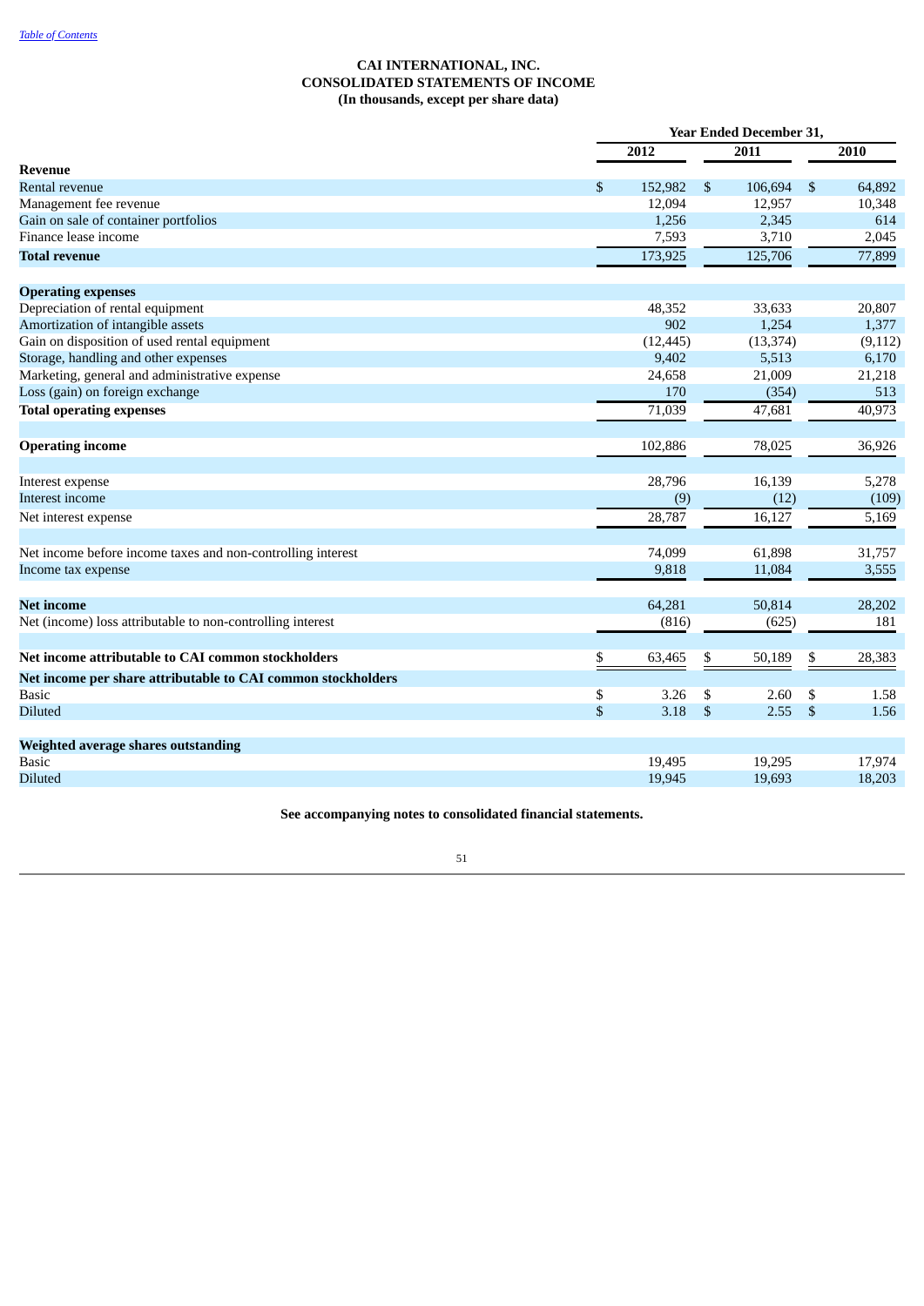Table of Contents

**CAI INTERNATIONAL, INC.**
**CONSOLIDATED STATEMENTS OF INCOME**
**(In thousands, except per share data)**

| | Year Ended December 31, | | |
|---|---|---|---|
| | 2012 | 2011 | 2010 |
| **Revenue** | | | |
| Rental revenue | $ 152,982 | $ 106,694 | $ 64,892 |
| Management fee revenue | 12,094 | 12,957 | 10,348 |
| Gain on sale of container portfolios | 1,256 | 2,345 | 614 |
| Finance lease income | 7,593 | 3,710 | 2,045 |
| **Total revenue** | 173,925 | 125,706 | 77,899 |
| **Operating expenses** | | | |
| Depreciation of rental equipment | 48,352 | 33,633 | 20,807 |
| Amortization of intangible assets | 902 | 1,254 | 1,377 |
| Gain on disposition of used rental equipment | (12,445) | (13,374) | (9,112) |
| Storage, handling and other expenses | 9,402 | 5,513 | 6,170 |
| Marketing, general and administrative expense | 24,658 | 21,009 | 21,218 |
| Loss (gain) on foreign exchange | 170 | (354) | 513 |
| **Total operating expenses** | 71,039 | 47,681 | 40,973 |
| **Operating income** | 102,886 | 78,025 | 36,926 |
| Interest expense | 28,796 | 16,139 | 5,278 |
| Interest income | (9) | (12) | (109) |
| Net interest expense | 28,787 | 16,127 | 5,169 |
| Net income before income taxes and non-controlling interest | 74,099 | 61,898 | 31,757 |
| Income tax expense | 9,818 | 11,084 | 3,555 |
| **Net income** | 64,281 | 50,814 | 28,202 |
| Net (income) loss attributable to non-controlling interest | (816) | (625) | 181 |
| **Net income attributable to CAI common stockholders** | $ 63,465 | $ 50,189 | $ 28,383 |
| **Net income per share attributable to CAI common stockholders** | | | |
| Basic | $ 3.26 | $ 2.60 | $ 1.58 |
| Diluted | $ 3.18 | $ 2.55 | $ 1.56 |
| **Weighted average shares outstanding** | | | |
| Basic | 19,495 | 19,295 | 17,974 |
| Diluted | 19,945 | 19,693 | 18,203 |

**See accompanying notes to consolidated financial statements.**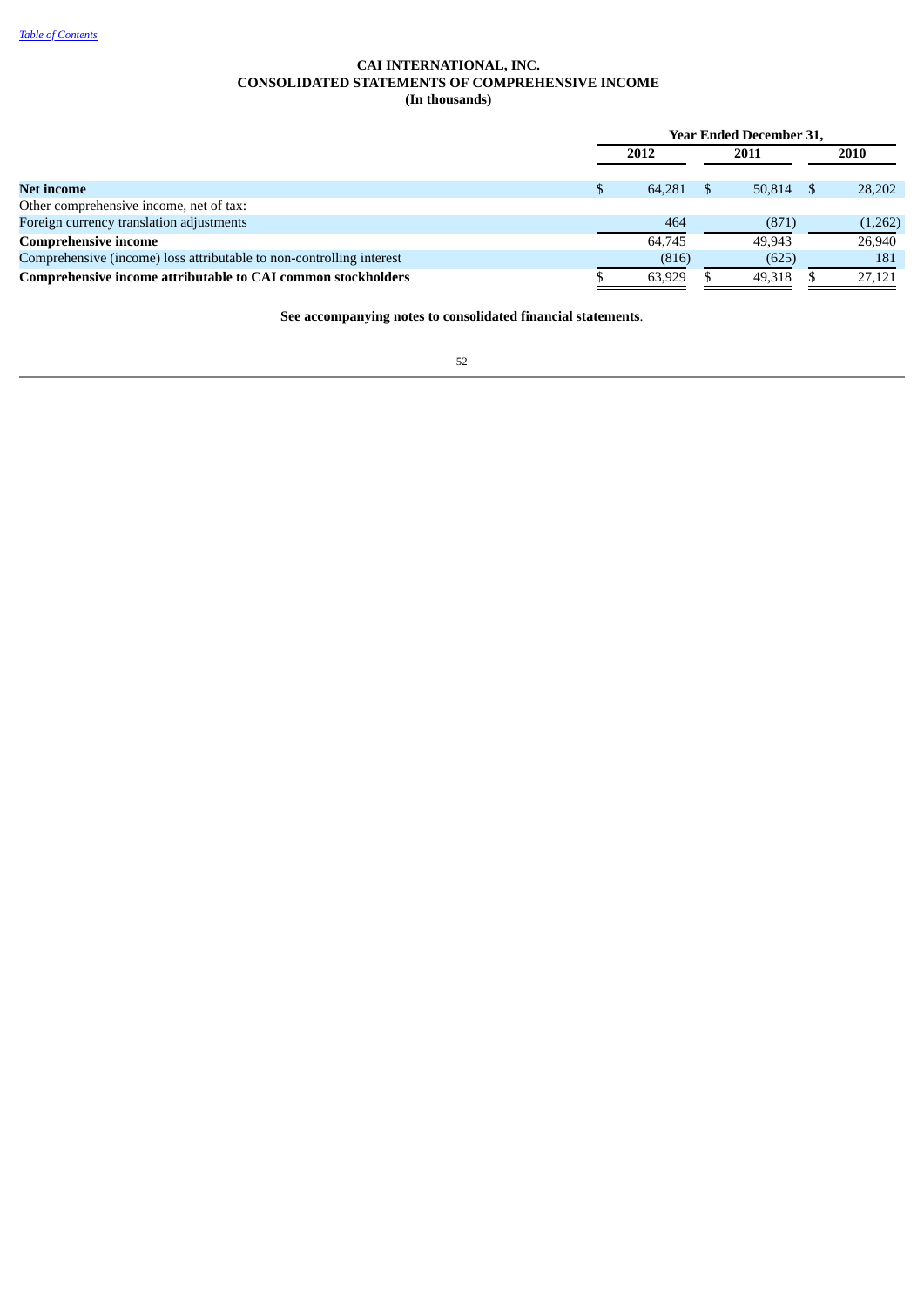# CAI INTERNATIONAL, INC.
## CONSOLIDATED STATEMENTS OF COMPREHENSIVE INCOME
### (In thousands)

| | Year Ended December 31, | | |
|---|---|---|---|
| | 2012 | 2011 | 2010 |
| **Net income** | $ 64,281 | $ 50,814 | $ 28,202 |
| Other comprehensive income, net of tax: | | | |
| Foreign currency translation adjustments | 464 | (871) | (1,262) |
| **Comprehensive income** | 64,745 | 49,943 | 26,940 |
| Comprehensive (income) loss attributable to non-controlling interest | (816) | (625) | 181 |
| **Comprehensive income attributable to CAI common stockholders** | $ 63,929 | $ 49,318 | $ 27,121 |

**See accompanying notes to consolidated financial statements**.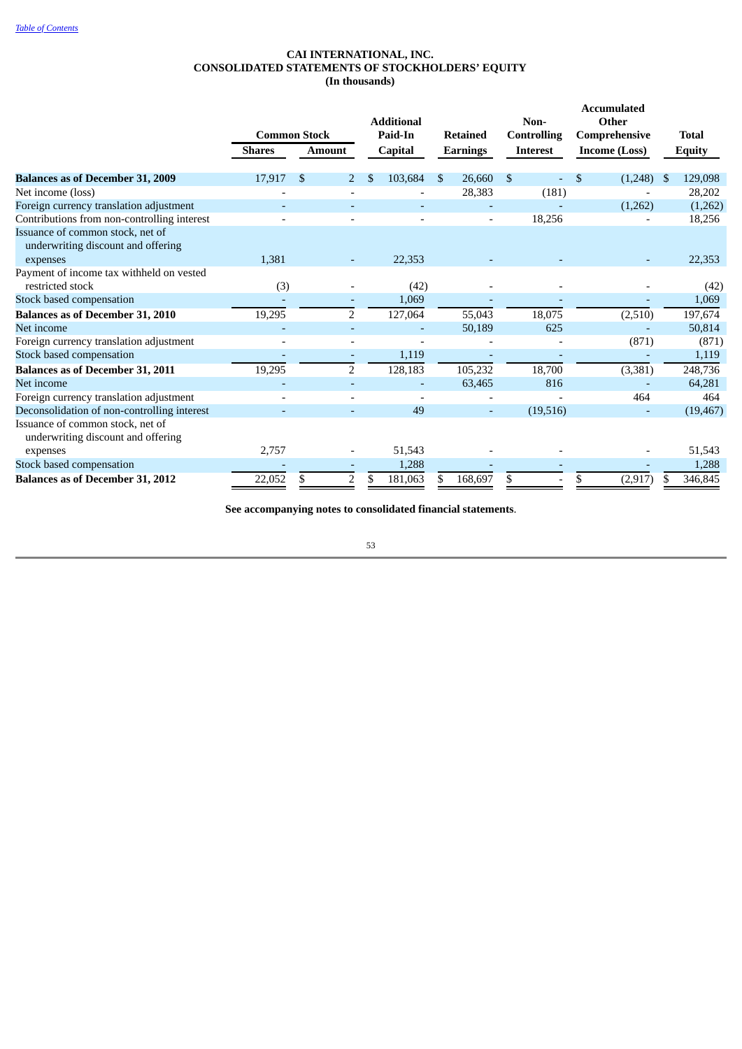Table of Contents

# CAI INTERNATIONAL, INC.
## CONSOLIDATED STATEMENTS OF STOCKHOLDERS' EQUITY
### (In thousands)

| | Common Stock | | Additional Paid-In | Retained | Non-Controlling | Accumulated Other Comprehensive | Total |
|---|---|---|---|---|---|---|---|
| | Shares | Amount | Capital | Earnings | Interest | Income (Loss) | Equity |
| **Balances as of December 31, 2009** | 17,917 | $ 2 | $ 103,684 | $ 26,660 | $ - | $ (1,248) | $ 129,098 |
| Net income (loss) | - | - | - | 28,383 | (181) | - | 28,202 |
| Foreign currency translation adjustment | - | - | - | - | - | (1,262) | (1,262) |
| Contributions from non-controlling interest | - | - | - | - | 18,256 | - | 18,256 |
| Issuance of common stock, net of underwriting discount and offering expenses | 1,381 | - | 22,353 | - | - | - | 22,353 |
| Payment of income tax withheld on vested restricted stock | (3) | - | (42) | - | - | - | (42) |
| Stock based compensation | - | - | 1,069 | - | - | - | 1,069 |
| **Balances as of December 31, 2010** | 19,295 | 2 | 127,064 | 55,043 | 18,075 | (2,510) | 197,674 |
| Net income | - | - | - | 50,189 | 625 | - | 50,814 |
| Foreign currency translation adjustment | - | - | - | - | - | (871) | (871) |
| Stock based compensation | - | - | 1,119 | - | - | - | 1,119 |
| **Balances as of December 31, 2011** | 19,295 | 2 | 128,183 | 105,232 | 18,700 | (3,381) | 248,736 |
| Net income | - | - | - | 63,465 | 816 | - | 64,281 |
| Foreign currency translation adjustment | - | - | - | - | - | 464 | 464 |
| Deconsolidation of non-controlling interest | - | - | 49 | - | (19,516) | - | (19,467) |
| Issuance of common stock, net of underwriting discount and offering expenses | 2,757 | - | 51,543 | - | - | - | 51,543 |
| Stock based compensation | - | - | 1,288 | - | - | - | 1,288 |
| **Balances as of December 31, 2012** | 22,052 | $ 2 | $ 181,063 | $ 168,697 | $ - | $ (2,917) | $ 346,845 |

**See accompanying notes to consolidated financial statements**.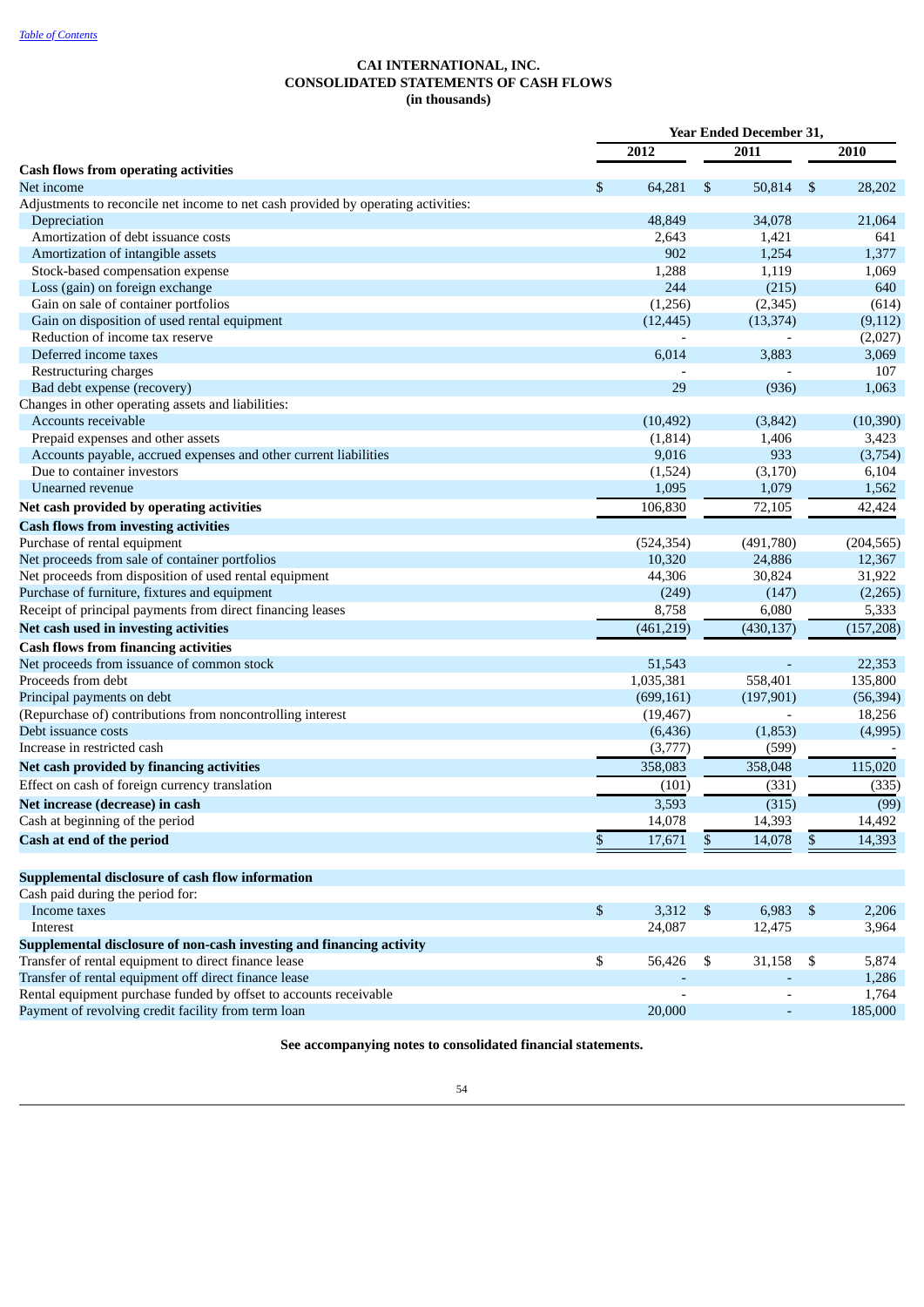[Table of Contents](#)

**CAI INTERNATIONAL, INC.**
**CONSOLIDATED STATEMENTS OF CASH FLOWS**
**(in thousands)**

| | Year Ended December 31, | | |
|---|---|---|---|
| | 2012 | 2011 | 2010 |
| **Cash flows from operating activities** | | | |
| Net income | $ 64,281 | $ 50,814 | $ 28,202 |
| Adjustments to reconcile net income to net cash provided by operating activities: | | | |
| Depreciation | 48,849 | 34,078 | 21,064 |
| Amortization of debt issuance costs | 2,643 | 1,421 | 641 |
| Amortization of intangible assets | 902 | 1,254 | 1,377 |
| Stock-based compensation expense | 1,288 | 1,119 | 1,069 |
| Loss (gain) on foreign exchange | 244 | (215) | 640 |
| Gain on sale of container portfolios | (1,256) | (2,345) | (614) |
| Gain on disposition of used rental equipment | (12,445) | (13,374) | (9,112) |
| Reduction of income tax reserve | - | - | (2,027) |
| Deferred income taxes | 6,014 | 3,883 | 3,069 |
| Restructuring charges | - | - | 107 |
| Bad debt expense (recovery) | 29 | (936) | 1,063 |
| Changes in other operating assets and liabilities: | | | |
| Accounts receivable | (10,492) | (3,842) | (10,390) |
| Prepaid expenses and other assets | (1,814) | 1,406 | 3,423 |
| Accounts payable, accrued expenses and other current liabilities | 9,016 | 933 | (3,754) |
| Due to container investors | (1,524) | (3,170) | 6,104 |
| Unearned revenue | 1,095 | 1,079 | 1,562 |
| **Net cash provided by operating activities** | 106,830 | 72,105 | 42,424 |
| **Cash flows from investing activities** | | | |
| Purchase of rental equipment | (524,354) | (491,780) | (204,565) |
| Net proceeds from sale of container portfolios | 10,320 | 24,886 | 12,367 |
| Net proceeds from disposition of used rental equipment | 44,306 | 30,824 | 31,922 |
| Purchase of furniture, fixtures and equipment | (249) | (147) | (2,265) |
| Receipt of principal payments from direct financing leases | 8,758 | 6,080 | 5,333 |
| **Net cash used in investing activities** | (461,219) | (430,137) | (157,208) |
| **Cash flows from financing activities** | | | |
| Net proceeds from issuance of common stock | 51,543 | - | 22,353 |
| Proceeds from debt | 1,035,381 | 558,401 | 135,800 |
| Principal payments on debt | (699,161) | (197,901) | (56,394) |
| (Repurchase of) contributions from noncontrolling interest | (19,467) | - | 18,256 |
| Debt issuance costs | (6,436) | (1,853) | (4,995) |
| Increase in restricted cash | (3,777) | (599) | - |
| **Net cash provided by financing activities** | 358,083 | 358,048 | 115,020 |
| Effect on cash of foreign currency translation | (101) | (331) | (335) |
| **Net increase (decrease) in cash** | 3,593 | (315) | (99) |
| Cash at beginning of the period | 14,078 | 14,393 | 14,492 |
| **Cash at end of the period** | $ 17,671 | $ 14,078 | $ 14,393 |
| | | | |
| **Supplemental disclosure of cash flow information** | | | |
| Cash paid during the period for: | | | |
| Income taxes | $ 3,312 | $ 6,983 | $ 2,206 |
| Interest | 24,087 | 12,475 | 3,964 |
| **Supplemental disclosure of non-cash investing and financing activity** | | | |
| Transfer of rental equipment to direct finance lease | $ 56,426 | $ 31,158 | $ 5,874 |
| Transfer of rental equipment off direct finance lease | - | - | 1,286 |
| Rental equipment purchase funded by offset to accounts receivable | - | - | 1,764 |
| Payment of revolving credit facility from term loan | 20,000 | - | 185,000 |

**See accompanying notes to consolidated financial statements.**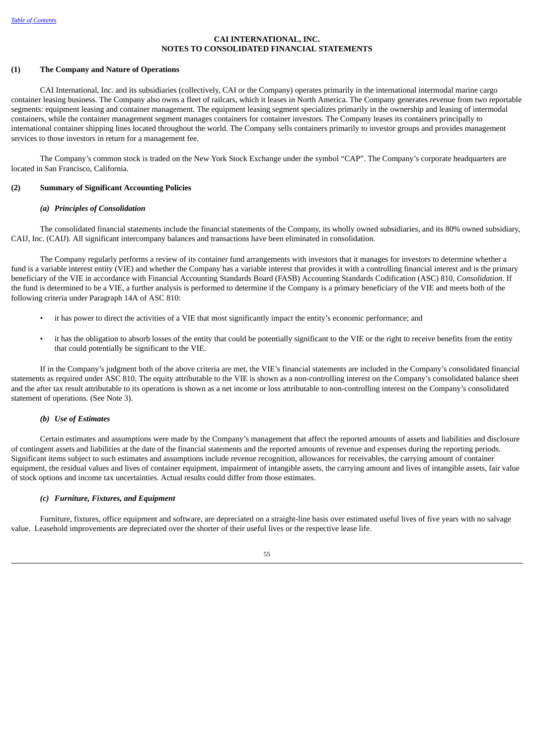**CAI INTERNATIONAL, INC.**
**NOTES TO CONSOLIDATED FINANCIAL STATEMENTS**

## (1) The Company and Nature of Operations

CAI International, Inc. and its subsidiaries (collectively, CAI or the Company) operates primarily in the international intermodal marine cargo container leasing business. The Company also owns a fleet of railcars, which it leases in North America. The Company generates revenue from two reportable segments: equipment leasing and container management. The equipment leasing segment specializes primarily in the ownership and leasing of intermodal containers, while the container management segment manages containers for container investors. The Company leases its containers principally to international container shipping lines located throughout the world. The Company sells containers primarily to investor groups and provides management services to those investors in return for a management fee.

The Company's common stock is traded on the New York Stock Exchange under the symbol "CAP". The Company's corporate headquarters are located in San Francisco, California.

## (2) Summary of Significant Accounting Policies

### *(a) Principles of Consolidation*

The consolidated financial statements include the financial statements of the Company, its wholly owned subsidiaries, and its 80% owned subsidiary, CAIJ, Inc. (CAIJ). All significant intercompany balances and transactions have been eliminated in consolidation.

The Company regularly performs a review of its container fund arrangements with investors that it manages for investors to determine whether a fund is a variable interest entity (VIE) and whether the Company has a variable interest that provides it with a controlling financial interest and is the primary beneficiary of the VIE in accordance with Financial Accounting Standards Board (FASB) Accounting Standards Codification (ASC) 810, *Consolidation*. If the fund is determined to be a VIE, a further analysis is performed to determine if the Company is a primary beneficiary of the VIE and meets both of the following criteria under Paragraph 14A of ASC 810:

- it has power to direct the activities of a VIE that most significantly impact the entity's economic performance; and
- it has the obligation to absorb losses of the entity that could be potentially significant to the VIE or the right to receive benefits from the entity that could potentially be significant to the VIE.

If in the Company's judgment both of the above criteria are met, the VIE's financial statements are included in the Company's consolidated financial statements as required under ASC 810. The equity attributable to the VIE is shown as a non-controlling interest on the Company's consolidated balance sheet and the after tax result attributable to its operations is shown as a net income or loss attributable to non-controlling interest on the Company's consolidated statement of operations. (See Note 3).

### *(b) Use of Estimates*

Certain estimates and assumptions were made by the Company's management that affect the reported amounts of assets and liabilities and disclosure of contingent assets and liabilities at the date of the financial statements and the reported amounts of revenue and expenses during the reporting periods. Significant items subject to such estimates and assumptions include revenue recognition, allowances for receivables, the carrying amount of container equipment, the residual values and lives of container equipment, impairment of intangible assets, the carrying amount and lives of intangible assets, fair value of stock options and income tax uncertainties. Actual results could differ from those estimates.

### *(c) Furniture, Fixtures, and Equipment*

Furniture, fixtures, office equipment and software, are depreciated on a straight-line basis over estimated useful lives of five years with no salvage value. Leasehold improvements are depreciated over the shorter of their useful lives or the respective lease life.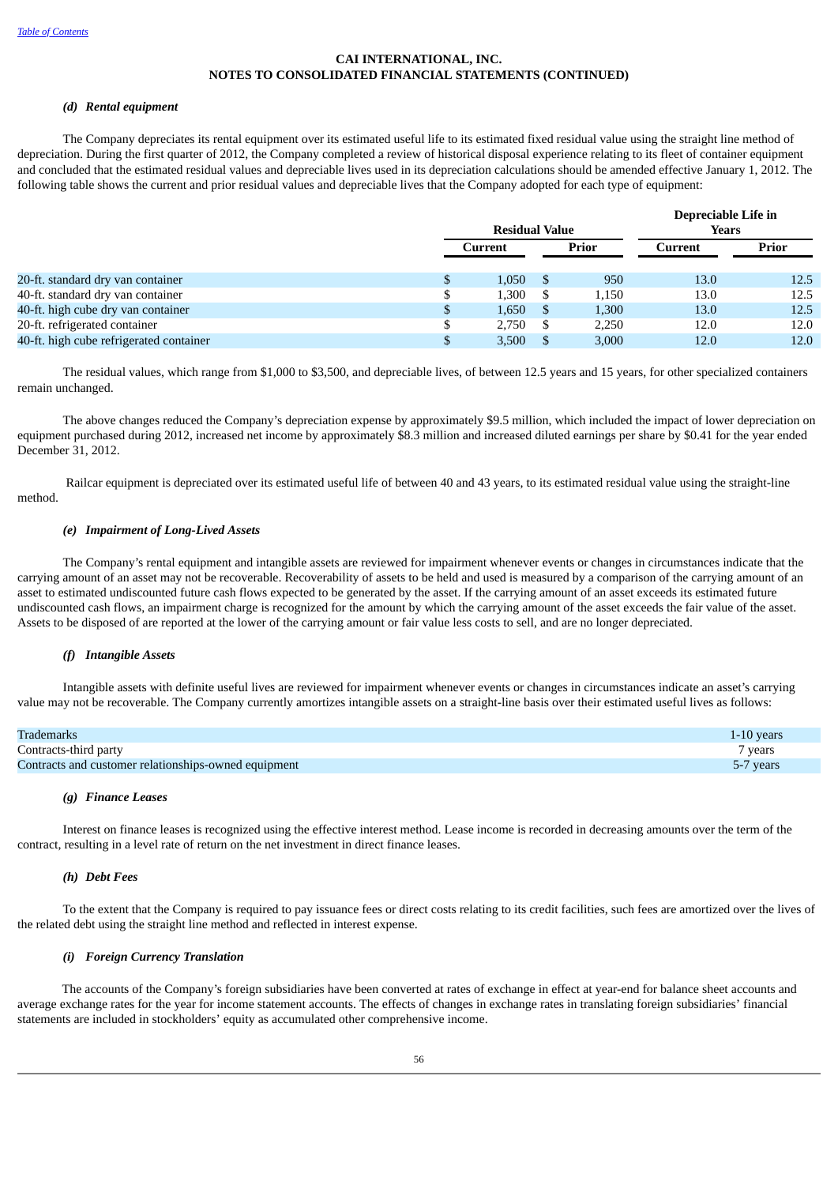CAI INTERNATIONAL, INC.
NOTES TO CONSOLIDATED FINANCIAL STATEMENTS (CONTINUED)

***(d) Rental equipment***

The Company depreciates its rental equipment over its estimated useful life to its estimated fixed residual value using the straight line method of depreciation. During the first quarter of 2012, the Company completed a review of historical disposal experience relating to its fleet of container equipment and concluded that the estimated residual values and depreciable lives used in its depreciation calculations should be amended effective January 1, 2012. The following table shows the current and prior residual values and depreciable lives that the Company adopted for each type of equipment:

| | Residual Value | | Depreciable Life in Years | |
|---|---|---|---|---|
| | Current | Prior | Current | Prior |
| 20-ft. standard dry van container | $ 1,050 | $ 950 | 13.0 | 12.5 |
| 40-ft. standard dry van container | $ 1,300 | $ 1,150 | 13.0 | 12.5 |
| 40-ft. high cube dry van container | $ 1,650 | $ 1,300 | 13.0 | 12.5 |
| 20-ft. refrigerated container | $ 2,750 | $ 2,250 | 12.0 | 12.0 |
| 40-ft. high cube refrigerated container | $ 3,500 | $ 3,000 | 12.0 | 12.0 |

The residual values, which range from $1,000 to $3,500, and depreciable lives, of between 12.5 years and 15 years, for other specialized containers remain unchanged.

The above changes reduced the Company's depreciation expense by approximately $9.5 million, which included the impact of lower depreciation on equipment purchased during 2012, increased net income by approximately $8.3 million and increased diluted earnings per share by $0.41 for the year ended December 31, 2012.

Railcar equipment is depreciated over its estimated useful life of between 40 and 43 years, to its estimated residual value using the straight-line method.

***(e) Impairment of Long-Lived Assets***

The Company's rental equipment and intangible assets are reviewed for impairment whenever events or changes in circumstances indicate that the carrying amount of an asset may not be recoverable. Recoverability of assets to be held and used is measured by a comparison of the carrying amount of an asset to estimated undiscounted future cash flows expected to be generated by the asset. If the carrying amount of an asset exceeds its estimated future undiscounted cash flows, an impairment charge is recognized for the amount by which the carrying amount of the asset exceeds the fair value of the asset. Assets to be disposed of are reported at the lower of the carrying amount or fair value less costs to sell, and are no longer depreciated.

***(f) Intangible Assets***

Intangible assets with definite useful lives are reviewed for impairment whenever events or changes in circumstances indicate an asset's carrying value may not be recoverable. The Company currently amortizes intangible assets on a straight-line basis over their estimated useful lives as follows:

| | |
|---|---|
| Trademarks | 1-10 years |
| Contracts-third party | 7 years |
| Contracts and customer relationships-owned equipment | 5-7 years |

***(g) Finance Leases***

Interest on finance leases is recognized using the effective interest method. Lease income is recorded in decreasing amounts over the term of the contract, resulting in a level rate of return on the net investment in direct finance leases.

***(h) Debt Fees***

To the extent that the Company is required to pay issuance fees or direct costs relating to its credit facilities, such fees are amortized over the lives of the related debt using the straight line method and reflected in interest expense.

***(i) Foreign Currency Translation***

The accounts of the Company's foreign subsidiaries have been converted at rates of exchange in effect at year-end for balance sheet accounts and average exchange rates for the year for income statement accounts. The effects of changes in exchange rates in translating foreign subsidiaries' financial statements are included in stockholders' equity as accumulated other comprehensive income.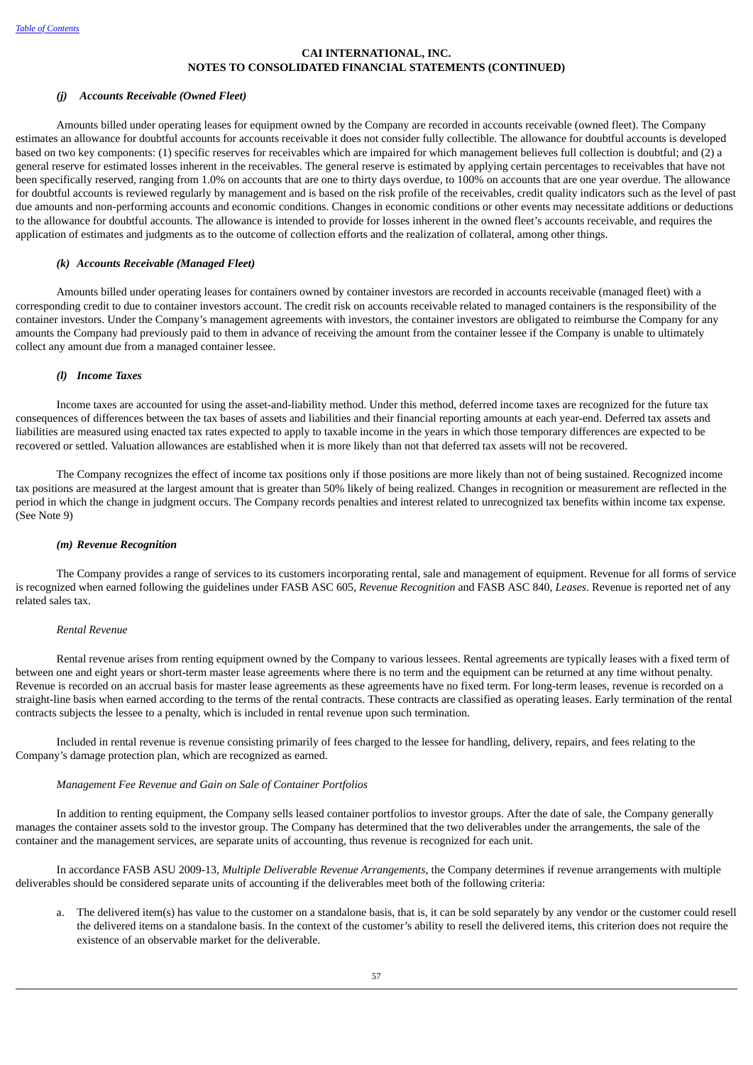**CAI INTERNATIONAL, INC.**
**NOTES TO CONSOLIDATED FINANCIAL STATEMENTS (CONTINUED)**

### *(j) Accounts Receivable (Owned Fleet)*

Amounts billed under operating leases for equipment owned by the Company are recorded in accounts receivable (owned fleet). The Company estimates an allowance for doubtful accounts for accounts receivable it does not consider fully collectible. The allowance for doubtful accounts is developed based on two key components: (1) specific reserves for receivables which are impaired for which management believes full collection is doubtful; and (2) a general reserve for estimated losses inherent in the receivables. The general reserve is estimated by applying certain percentages to receivables that have not been specifically reserved, ranging from 1.0% on accounts that are one to thirty days overdue, to 100% on accounts that are one year overdue. The allowance for doubtful accounts is reviewed regularly by management and is based on the risk profile of the receivables, credit quality indicators such as the level of past due amounts and non-performing accounts and economic conditions. Changes in economic conditions or other events may necessitate additions or deductions to the allowance for doubtful accounts. The allowance is intended to provide for losses inherent in the owned fleet's accounts receivable, and requires the application of estimates and judgments as to the outcome of collection efforts and the realization of collateral, among other things.

### *(k) Accounts Receivable (Managed Fleet)*

Amounts billed under operating leases for containers owned by container investors are recorded in accounts receivable (managed fleet) with a corresponding credit to due to container investors account. The credit risk on accounts receivable related to managed containers is the responsibility of the container investors. Under the Company's management agreements with investors, the container investors are obligated to reimburse the Company for any amounts the Company had previously paid to them in advance of receiving the amount from the container lessee if the Company is unable to ultimately collect any amount due from a managed container lessee.

### *(l) Income Taxes*

Income taxes are accounted for using the asset-and-liability method. Under this method, deferred income taxes are recognized for the future tax consequences of differences between the tax bases of assets and liabilities and their financial reporting amounts at each year-end. Deferred tax assets and liabilities are measured using enacted tax rates expected to apply to taxable income in the years in which those temporary differences are expected to be recovered or settled. Valuation allowances are established when it is more likely than not that deferred tax assets will not be recovered.

The Company recognizes the effect of income tax positions only if those positions are more likely than not of being sustained. Recognized income tax positions are measured at the largest amount that is greater than 50% likely of being realized. Changes in recognition or measurement are reflected in the period in which the change in judgment occurs. The Company records penalties and interest related to unrecognized tax benefits within income tax expense. (See Note 9)

### *(m) Revenue Recognition*

The Company provides a range of services to its customers incorporating rental, sale and management of equipment. Revenue for all forms of service is recognized when earned following the guidelines under FASB ASC 605, *Revenue Recognition* and FASB ASC 840, *Leases*. Revenue is reported net of any related sales tax.

*Rental Revenue*

Rental revenue arises from renting equipment owned by the Company to various lessees. Rental agreements are typically leases with a fixed term of between one and eight years or short-term master lease agreements where there is no term and the equipment can be returned at any time without penalty. Revenue is recorded on an accrual basis for master lease agreements as these agreements have no fixed term. For long-term leases, revenue is recorded on a straight-line basis when earned according to the terms of the rental contracts. These contracts are classified as operating leases. Early termination of the rental contracts subjects the lessee to a penalty, which is included in rental revenue upon such termination.

Included in rental revenue is revenue consisting primarily of fees charged to the lessee for handling, delivery, repairs, and fees relating to the Company's damage protection plan, which are recognized as earned.

*Management Fee Revenue and Gain on Sale of Container Portfolios*

In addition to renting equipment, the Company sells leased container portfolios to investor groups. After the date of sale, the Company generally manages the container assets sold to the investor group. The Company has determined that the two deliverables under the arrangements, the sale of the container and the management services, are separate units of accounting, thus revenue is recognized for each unit.

In accordance FASB ASU 2009-13, *Multiple Deliverable Revenue Arrangements*, the Company determines if revenue arrangements with multiple deliverables should be considered separate units of accounting if the deliverables meet both of the following criteria:

a. The delivered item(s) has value to the customer on a standalone basis, that is, it can be sold separately by any vendor or the customer could resell the delivered items on a standalone basis. In the context of the customer's ability to resell the delivered items, this criterion does not require the existence of an observable market for the deliverable.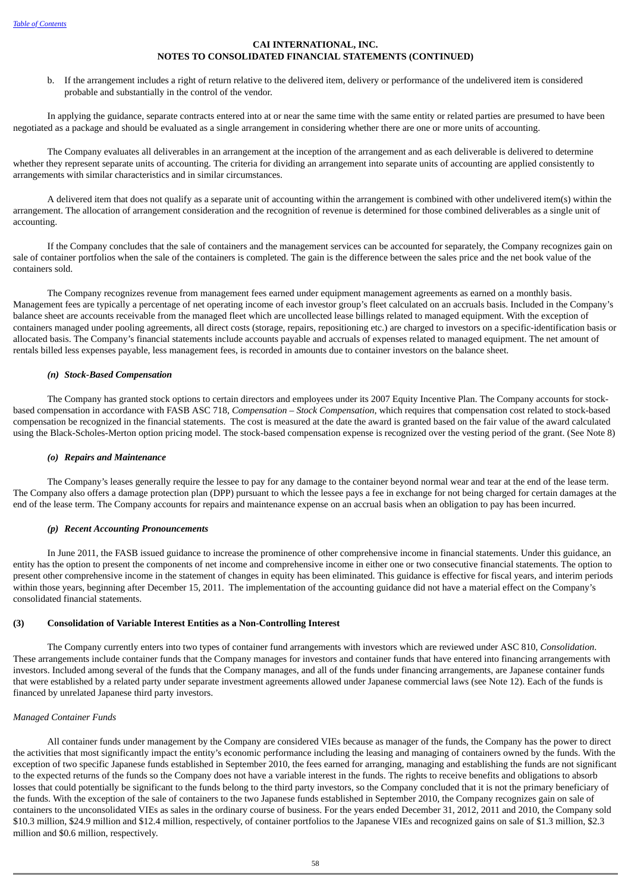**CAI INTERNATIONAL, INC.**
**NOTES TO CONSOLIDATED FINANCIAL STATEMENTS (CONTINUED)**

b. If the arrangement includes a right of return relative to the delivered item, delivery or performance of the undelivered item is considered probable and substantially in the control of the vendor.

In applying the guidance, separate contracts entered into at or near the same time with the same entity or related parties are presumed to have been negotiated as a package and should be evaluated as a single arrangement in considering whether there are one or more units of accounting.

The Company evaluates all deliverables in an arrangement at the inception of the arrangement and as each deliverable is delivered to determine whether they represent separate units of accounting. The criteria for dividing an arrangement into separate units of accounting are applied consistently to arrangements with similar characteristics and in similar circumstances.

A delivered item that does not qualify as a separate unit of accounting within the arrangement is combined with other undelivered item(s) within the arrangement. The allocation of arrangement consideration and the recognition of revenue is determined for those combined deliverables as a single unit of accounting.

If the Company concludes that the sale of containers and the management services can be accounted for separately, the Company recognizes gain on sale of container portfolios when the sale of the containers is completed. The gain is the difference between the sales price and the net book value of the containers sold.

The Company recognizes revenue from management fees earned under equipment management agreements as earned on a monthly basis. Management fees are typically a percentage of net operating income of each investor group's fleet calculated on an accruals basis. Included in the Company's balance sheet are accounts receivable from the managed fleet which are uncollected lease billings related to managed equipment. With the exception of containers managed under pooling agreements, all direct costs (storage, repairs, repositioning etc.) are charged to investors on a specific-identification basis or allocated basis. The Company's financial statements include accounts payable and accruals of expenses related to managed equipment. The net amount of rentals billed less expenses payable, less management fees, is recorded in amounts due to container investors on the balance sheet.

***(n) Stock-Based Compensation***

The Company has granted stock options to certain directors and employees under its 2007 Equity Incentive Plan. The Company accounts for stock-based compensation in accordance with FASB ASC 718, *Compensation – Stock Compensation*, which requires that compensation cost related to stock-based compensation be recognized in the financial statements. The cost is measured at the date the award is granted based on the fair value of the award calculated using the Black-Scholes-Merton option pricing model. The stock-based compensation expense is recognized over the vesting period of the grant. (See Note 8)

***(o) Repairs and Maintenance***

The Company's leases generally require the lessee to pay for any damage to the container beyond normal wear and tear at the end of the lease term. The Company also offers a damage protection plan (DPP) pursuant to which the lessee pays a fee in exchange for not being charged for certain damages at the end of the lease term. The Company accounts for repairs and maintenance expense on an accrual basis when an obligation to pay has been incurred.

***(p) Recent Accounting Pronouncements***

In June 2011, the FASB issued guidance to increase the prominence of other comprehensive income in financial statements. Under this guidance, an entity has the option to present the components of net income and comprehensive income in either one or two consecutive financial statements. The option to present other comprehensive income in the statement of changes in equity has been eliminated. This guidance is effective for fiscal years, and interim periods within those years, beginning after December 15, 2011. The implementation of the accounting guidance did not have a material effect on the Company's consolidated financial statements.

## (3) Consolidation of Variable Interest Entities as a Non-Controlling Interest

The Company currently enters into two types of container fund arrangements with investors which are reviewed under ASC 810, *Consolidation*. These arrangements include container funds that the Company manages for investors and container funds that have entered into financing arrangements with investors. Included among several of the funds that the Company manages, and all of the funds under financing arrangements, are Japanese container funds that were established by a related party under separate investment agreements allowed under Japanese commercial laws (see Note 12). Each of the funds is financed by unrelated Japanese third party investors.

*Managed Container Funds*

All container funds under management by the Company are considered VIEs because as manager of the funds, the Company has the power to direct the activities that most significantly impact the entity's economic performance including the leasing and managing of containers owned by the funds. With the exception of two specific Japanese funds established in September 2010, the fees earned for arranging, managing and establishing the funds are not significant to the expected returns of the funds so the Company does not have a variable interest in the funds. The rights to receive benefits and obligations to absorb losses that could potentially be significant to the funds belong to the third party investors, so the Company concluded that it is not the primary beneficiary of the funds. With the exception of the sale of containers to the two Japanese funds established in September 2010, the Company recognizes gain on sale of containers to the unconsolidated VIEs as sales in the ordinary course of business. For the years ended December 31, 2012, 2011 and 2010, the Company sold $10.3 million, $24.9 million and $12.4 million, respectively, of container portfolios to the Japanese VIEs and recognized gains on sale of $1.3 million, $2.3 million and $0.6 million, respectively.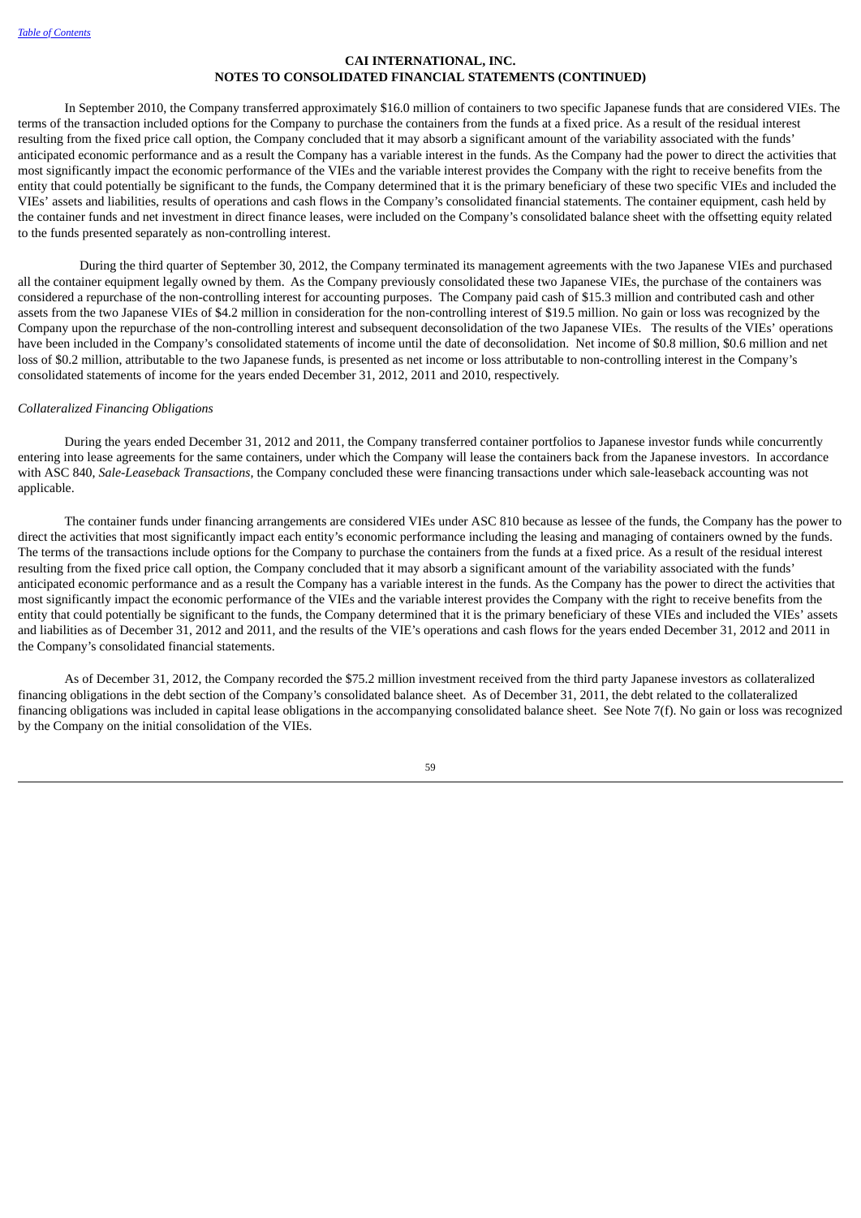**CAI INTERNATIONAL, INC.**
**NOTES TO CONSOLIDATED FINANCIAL STATEMENTS (CONTINUED)**

In September 2010, the Company transferred approximately $16.0 million of containers to two specific Japanese funds that are considered VIEs. The terms of the transaction included options for the Company to purchase the containers from the funds at a fixed price. As a result of the residual interest resulting from the fixed price call option, the Company concluded that it may absorb a significant amount of the variability associated with the funds' anticipated economic performance and as a result the Company has a variable interest in the funds. As the Company had the power to direct the activities that most significantly impact the economic performance of the VIEs and the variable interest provides the Company with the right to receive benefits from the entity that could potentially be significant to the funds, the Company determined that it is the primary beneficiary of these two specific VIEs and included the VIEs' assets and liabilities, results of operations and cash flows in the Company's consolidated financial statements. The container equipment, cash held by the container funds and net investment in direct finance leases, were included on the Company's consolidated balance sheet with the offsetting equity related to the funds presented separately as non-controlling interest.

During the third quarter of September 30, 2012, the Company terminated its management agreements with the two Japanese VIEs and purchased all the container equipment legally owned by them. As the Company previously consolidated these two Japanese VIEs, the purchase of the containers was considered a repurchase of the non-controlling interest for accounting purposes. The Company paid cash of $15.3 million and contributed cash and other assets from the two Japanese VIEs of $4.2 million in consideration for the non-controlling interest of $19.5 million. No gain or loss was recognized by the Company upon the repurchase of the non-controlling interest and subsequent deconsolidation of the two Japanese VIEs. The results of the VIEs' operations have been included in the Company's consolidated statements of income until the date of deconsolidation. Net income of $0.8 million, $0.6 million and net loss of $0.2 million, attributable to the two Japanese funds, is presented as net income or loss attributable to non-controlling interest in the Company's consolidated statements of income for the years ended December 31, 2012, 2011 and 2010, respectively.

*Collateralized Financing Obligations*

During the years ended December 31, 2012 and 2011, the Company transferred container portfolios to Japanese investor funds while concurrently entering into lease agreements for the same containers, under which the Company will lease the containers back from the Japanese investors. In accordance with ASC 840, *Sale-Leaseback Transactions*, the Company concluded these were financing transactions under which sale-leaseback accounting was not applicable.

The container funds under financing arrangements are considered VIEs under ASC 810 because as lessee of the funds, the Company has the power to direct the activities that most significantly impact each entity's economic performance including the leasing and managing of containers owned by the funds. The terms of the transactions include options for the Company to purchase the containers from the funds at a fixed price. As a result of the residual interest resulting from the fixed price call option, the Company concluded that it may absorb a significant amount of the variability associated with the funds' anticipated economic performance and as a result the Company has a variable interest in the funds. As the Company has the power to direct the activities that most significantly impact the economic performance of the VIEs and the variable interest provides the Company with the right to receive benefits from the entity that could potentially be significant to the funds, the Company determined that it is the primary beneficiary of these VIEs and included the VIEs' assets and liabilities as of December 31, 2012 and 2011, and the results of the VIE's operations and cash flows for the years ended December 31, 2012 and 2011 in the Company's consolidated financial statements.

As of December 31, 2012, the Company recorded the $75.2 million investment received from the third party Japanese investors as collateralized financing obligations in the debt section of the Company's consolidated balance sheet. As of December 31, 2011, the debt related to the collateralized financing obligations was included in capital lease obligations in the accompanying consolidated balance sheet. See Note 7(f). No gain or loss was recognized by the Company on the initial consolidation of the VIEs.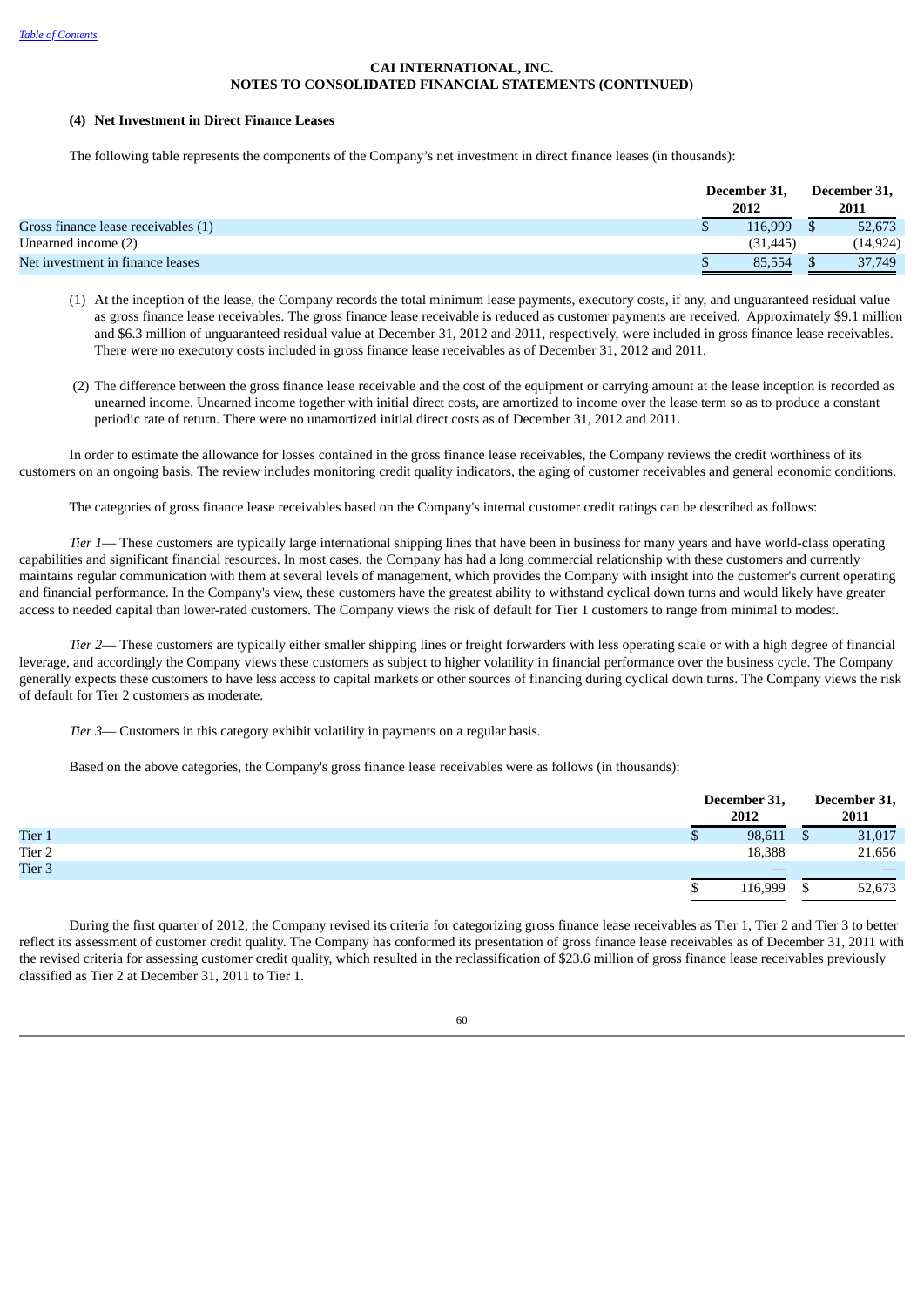**CAI INTERNATIONAL, INC.**
**NOTES TO CONSOLIDATED FINANCIAL STATEMENTS (CONTINUED)**

**(4) Net Investment in Direct Finance Leases**

The following table represents the components of the Company's net investment in direct finance leases (in thousands):

| | December 31, 2012 | December 31, 2011 |
|---|---|---|
| Gross finance lease receivables (1) | $ 116,999 | $ 52,673 |
| Unearned income (2) | (31,445) | (14,924) |
| Net investment in finance leases | $ 85,554 | $ 37,749 |

(1) At the inception of the lease, the Company records the total minimum lease payments, executory costs, if any, and unguaranteed residual value as gross finance lease receivables. The gross finance lease receivable is reduced as customer payments are received. Approximately $9.1 million and $6.3 million of unguaranteed residual value at December 31, 2012 and 2011, respectively, were included in gross finance lease receivables. There were no executory costs included in gross finance lease receivables as of December 31, 2012 and 2011.

(2) The difference between the gross finance lease receivable and the cost of the equipment or carrying amount at the lease inception is recorded as unearned income. Unearned income together with initial direct costs, are amortized to income over the lease term so as to produce a constant periodic rate of return. There were no unamortized initial direct costs as of December 31, 2012 and 2011.

In order to estimate the allowance for losses contained in the gross finance lease receivables, the Company reviews the credit worthiness of its customers on an ongoing basis. The review includes monitoring credit quality indicators, the aging of customer receivables and general economic conditions.

The categories of gross finance lease receivables based on the Company's internal customer credit ratings can be described as follows:

*Tier 1*— These customers are typically large international shipping lines that have been in business for many years and have world-class operating capabilities and significant financial resources. In most cases, the Company has had a long commercial relationship with these customers and currently maintains regular communication with them at several levels of management, which provides the Company with insight into the customer's current operating and financial performance. In the Company's view, these customers have the greatest ability to withstand cyclical down turns and would likely have greater access to needed capital than lower-rated customers. The Company views the risk of default for Tier 1 customers to range from minimal to modest.

*Tier 2*— These customers are typically either smaller shipping lines or freight forwarders with less operating scale or with a high degree of financial leverage, and accordingly the Company views these customers as subject to higher volatility in financial performance over the business cycle. The Company generally expects these customers to have less access to capital markets or other sources of financing during cyclical down turns. The Company views the risk of default for Tier 2 customers as moderate.

*Tier 3*— Customers in this category exhibit volatility in payments on a regular basis.

Based on the above categories, the Company's gross finance lease receivables were as follows (in thousands):

| | December 31, 2012 | December 31, 2011 |
|---|---|---|
| Tier 1 | $ 98,611 | $ 31,017 |
| Tier 2 | 18,388 | 21,656 |
| Tier 3 | — | — |
| | $ 116,999 | $ 52,673 |

During the first quarter of 2012, the Company revised its criteria for categorizing gross finance lease receivables as Tier 1, Tier 2 and Tier 3 to better reflect its assessment of customer credit quality. The Company has conformed its presentation of gross finance lease receivables as of December 31, 2011 with the revised criteria for assessing customer credit quality, which resulted in the reclassification of $23.6 million of gross finance lease receivables previously classified as Tier 2 at December 31, 2011 to Tier 1.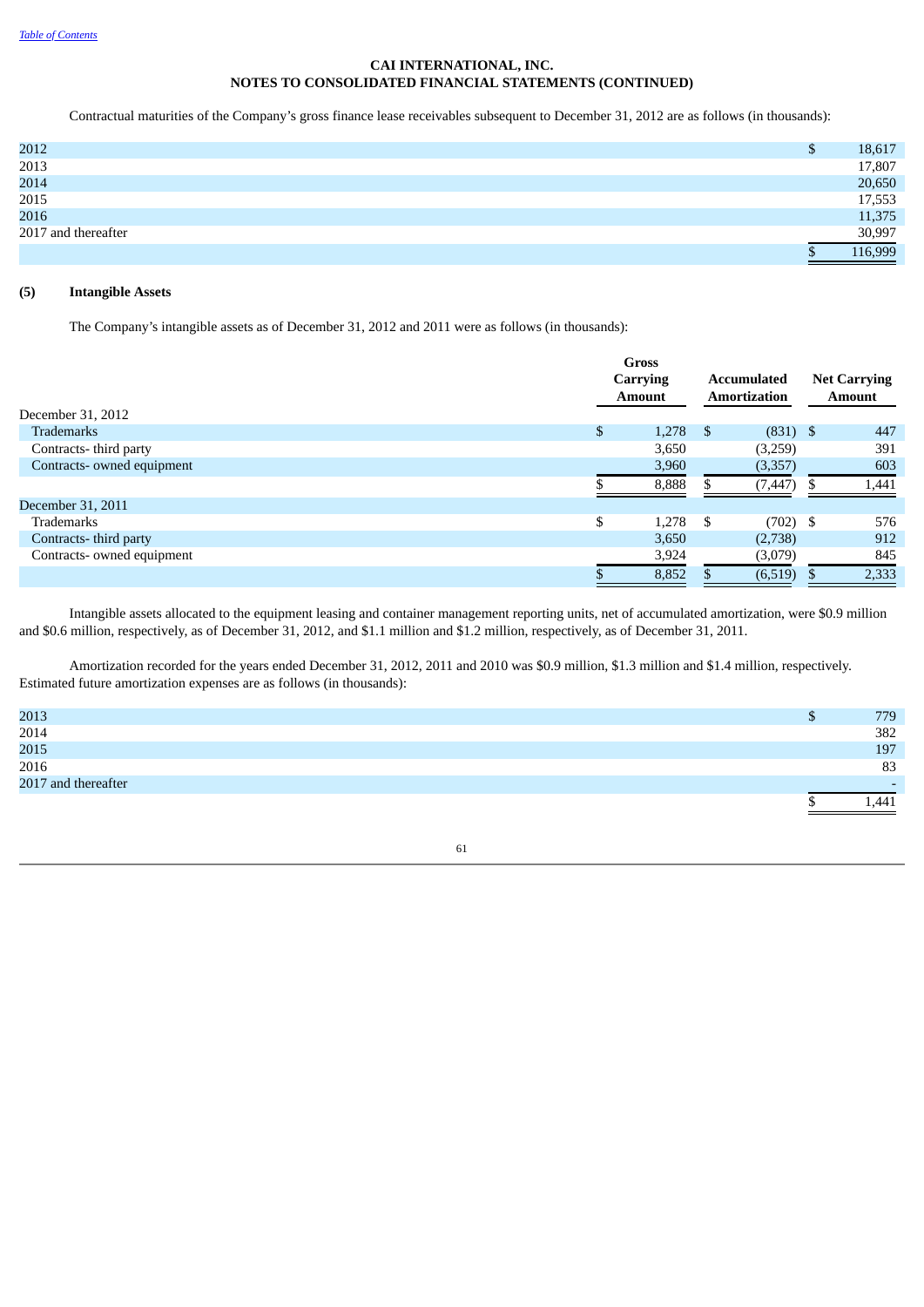**CAI INTERNATIONAL, INC.**
**NOTES TO CONSOLIDATED FINANCIAL STATEMENTS (CONTINUED)**

Contractual maturities of the Company's gross finance lease receivables subsequent to December 31, 2012 are as follows (in thousands):

| | |
|---|---|
| 2012 | $ 18,617 |
| 2013 | 17,807 |
| 2014 | 20,650 |
| 2015 | 17,553 |
| 2016 | 11,375 |
| 2017 and thereafter | 30,997 |
| | $ 116,999 |

## (5) Intangible Assets

The Company's intangible assets as of December 31, 2012 and 2011 were as follows (in thousands):

| | Gross Carrying Amount | Accumulated Amortization | Net Carrying Amount |
|---|---|---|---|
| December 31, 2012 | | | |
| Trademarks | $ 1,278 | $ (831) | $ 447 |
| Contracts- third party | 3,650 | (3,259) | 391 |
| Contracts- owned equipment | 3,960 | (3,357) | 603 |
| | $ 8,888 | $ (7,447) | $ 1,441 |
| December 31, 2011 | | | |
| Trademarks | $ 1,278 | $ (702) | $ 576 |
| Contracts- third party | 3,650 | (2,738) | 912 |
| Contracts- owned equipment | 3,924 | (3,079) | 845 |
| | $ 8,852 | $ (6,519) | $ 2,333 |

Intangible assets allocated to the equipment leasing and container management reporting units, net of accumulated amortization, were $0.9 million and $0.6 million, respectively, as of December 31, 2012, and $1.1 million and $1.2 million, respectively, as of December 31, 2011.

Amortization recorded for the years ended December 31, 2012, 2011 and 2010 was $0.9 million, $1.3 million and $1.4 million, respectively. Estimated future amortization expenses are as follows (in thousands):

| | |
|---|---|
| 2013 | $ 779 |
| 2014 | 382 |
| 2015 | 197 |
| 2016 | 83 |
| 2017 and thereafter | - |
| | $ 1,441 |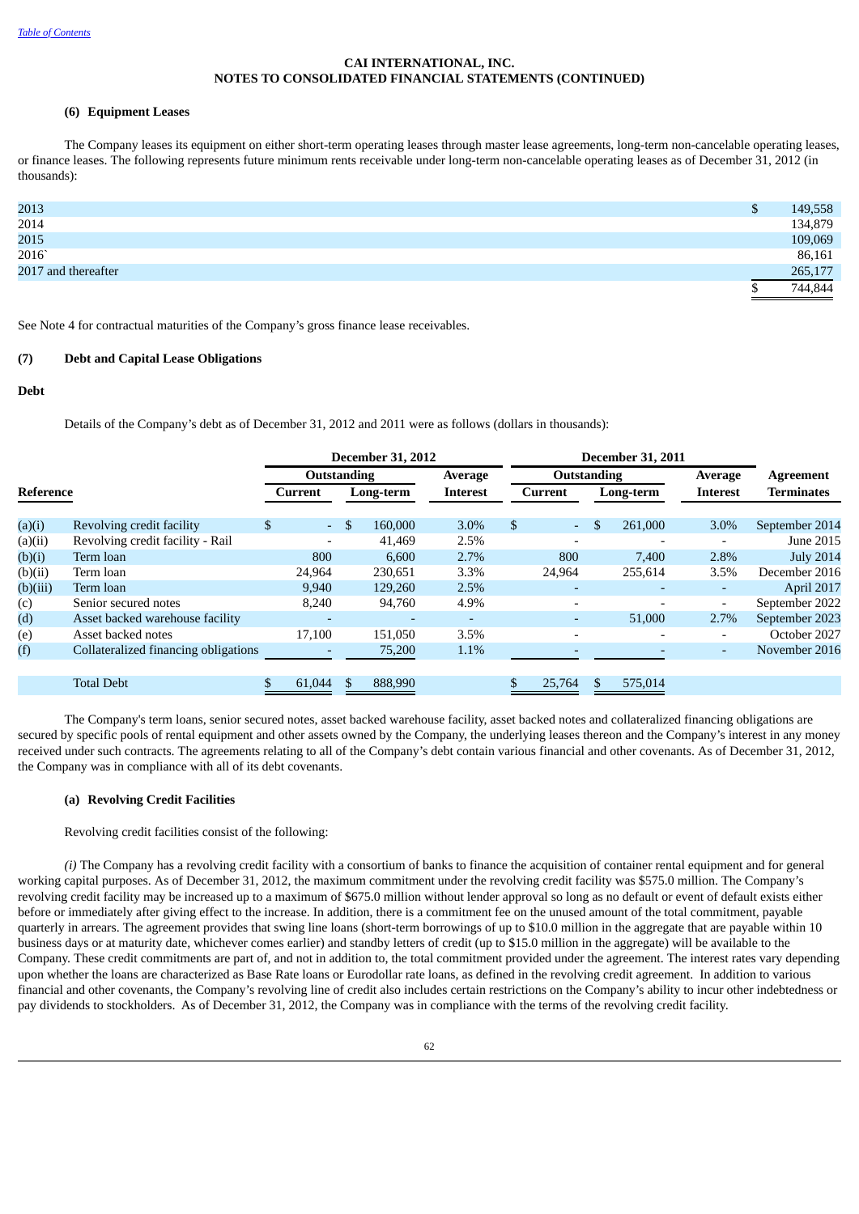Table of Contents

**CAI INTERNATIONAL, INC.**
**NOTES TO CONSOLIDATED FINANCIAL STATEMENTS (CONTINUED)**

**(6) Equipment Leases**

The Company leases its equipment on either short-term operating leases through master lease agreements, long-term non-cancelable operating leases, or finance leases. The following represents future minimum rents receivable under long-term non-cancelable operating leases as of December 31, 2012 (in thousands):

| | |
|---|---|
| 2013 | $ 149,558 |
| 2014 | 134,879 |
| 2015 | 109,069 |
| 2016` | 86,161 |
| 2017 and thereafter | 265,177 |
| | $ 744,844 |

See Note 4 for contractual maturities of the Company's gross finance lease receivables.

**(7) Debt and Capital Lease Obligations**

**Debt**

Details of the Company's debt as of December 31, 2012 and 2011 were as follows (dollars in thousands):

| | | December 31, 2012 | | | December 31, 2011 | | | |
|---|---|---|---|---|---|---|---|---|
| | | Outstanding | | Average | Outstanding | | Average | Agreement |
| Reference | | Current | Long-term | Interest | Current | Long-term | Interest | Terminates |
| (a)(i) | Revolving credit facility | $ - | $ 160,000 | 3.0% | $ - | $ 261,000 | 3.0% | September 2014 |
| (a)(ii) | Revolving credit facility - Rail | - | 41,469 | 2.5% | - | - | - | June 2015 |
| (b)(i) | Term loan | 800 | 6,600 | 2.7% | 800 | 7,400 | 2.8% | July 2014 |
| (b)(ii) | Term loan | 24,964 | 230,651 | 3.3% | 24,964 | 255,614 | 3.5% | December 2016 |
| (b)(iii) | Term loan | 9,940 | 129,260 | 2.5% | - | - | - | April 2017 |
| (c) | Senior secured notes | 8,240 | 94,760 | 4.9% | - | - | - | September 2022 |
| (d) | Asset backed warehouse facility | - | - | - | - | 51,000 | 2.7% | September 2023 |
| (e) | Asset backed notes | 17,100 | 151,050 | 3.5% | - | - | - | October 2027 |
| (f) | Collateralized financing obligations | - | 75,200 | 1.1% | - | - | - | November 2016 |
| | Total Debt | $ 61,044 | $ 888,990 | | $ 25,764 | $ 575,014 | | |

The Company's term loans, senior secured notes, asset backed warehouse facility, asset backed notes and collateralized financing obligations are secured by specific pools of rental equipment and other assets owned by the Company, the underlying leases thereon and the Company's interest in any money received under such contracts. The agreements relating to all of the Company's debt contain various financial and other covenants. As of December 31, 2012, the Company was in compliance with all of its debt covenants.

**(a) Revolving Credit Facilities**

Revolving credit facilities consist of the following:

*(i)* The Company has a revolving credit facility with a consortium of banks to finance the acquisition of container rental equipment and for general working capital purposes. As of December 31, 2012, the maximum commitment under the revolving credit facility was $575.0 million. The Company's revolving credit facility may be increased up to a maximum of $675.0 million without lender approval so long as no default or event of default exists either before or immediately after giving effect to the increase. In addition, there is a commitment fee on the unused amount of the total commitment, payable quarterly in arrears. The agreement provides that swing line loans (short-term borrowings of up to $10.0 million in the aggregate that are payable within 10 business days or at maturity date, whichever comes earlier) and standby letters of credit (up to $15.0 million in the aggregate) will be available to the Company. These credit commitments are part of, and not in addition to, the total commitment provided under the agreement. The interest rates vary depending upon whether the loans are characterized as Base Rate loans or Eurodollar rate loans, as defined in the revolving credit agreement. In addition to various financial and other covenants, the Company's revolving line of credit also includes certain restrictions on the Company's ability to incur other indebtedness or pay dividends to stockholders. As of December 31, 2012, the Company was in compliance with the terms of the revolving credit facility.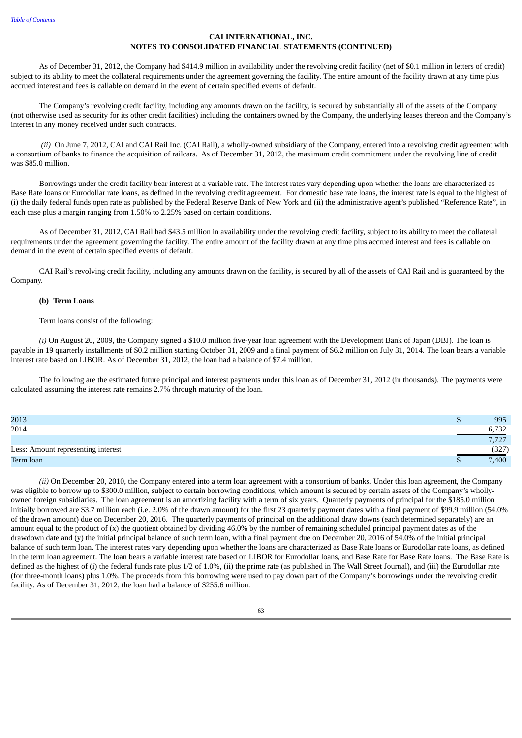**CAI INTERNATIONAL, INC.**
**NOTES TO CONSOLIDATED FINANCIAL STATEMENTS (CONTINUED)**

As of December 31, 2012, the Company had $414.9 million in availability under the revolving credit facility (net of $0.1 million in letters of credit) subject to its ability to meet the collateral requirements under the agreement governing the facility. The entire amount of the facility drawn at any time plus accrued interest and fees is callable on demand in the event of certain specified events of default.

The Company's revolving credit facility, including any amounts drawn on the facility, is secured by substantially all of the assets of the Company (not otherwise used as security for its other credit facilities) including the containers owned by the Company, the underlying leases thereon and the Company's interest in any money received under such contracts.

*(ii)* On June 7, 2012, CAI and CAI Rail Inc. (CAI Rail), a wholly-owned subsidiary of the Company, entered into a revolving credit agreement with a consortium of banks to finance the acquisition of railcars. As of December 31, 2012, the maximum credit commitment under the revolving line of credit was $85.0 million.

Borrowings under the credit facility bear interest at a variable rate. The interest rates vary depending upon whether the loans are characterized as Base Rate loans or Eurodollar rate loans, as defined in the revolving credit agreement. For domestic base rate loans, the interest rate is equal to the highest of (i) the daily federal funds open rate as published by the Federal Reserve Bank of New York and (ii) the administrative agent's published "Reference Rate", in each case plus a margin ranging from 1.50% to 2.25% based on certain conditions.

As of December 31, 2012, CAI Rail had $43.5 million in availability under the revolving credit facility, subject to its ability to meet the collateral requirements under the agreement governing the facility. The entire amount of the facility drawn at any time plus accrued interest and fees is callable on demand in the event of certain specified events of default.

CAI Rail's revolving credit facility, including any amounts drawn on the facility, is secured by all of the assets of CAI Rail and is guaranteed by the Company.

**(b) Term Loans**

Term loans consist of the following:

*(i)* On August 20, 2009, the Company signed a $10.0 million five-year loan agreement with the Development Bank of Japan (DBJ). The loan is payable in 19 quarterly installments of $0.2 million starting October 31, 2009 and a final payment of $6.2 million on July 31, 2014. The loan bears a variable interest rate based on LIBOR. As of December 31, 2012, the loan had a balance of $7.4 million.

The following are the estimated future principal and interest payments under this loan as of December 31, 2012 (in thousands). The payments were calculated assuming the interest rate remains 2.7% through maturity of the loan.

| | |
|---|---|
| 2013 | $ 995 |
| 2014 | 6,732 |
| | 7,727 |
| Less: Amount representing interest | (327) |
| Term loan | $ 7,400 |

*(ii)* On December 20, 2010, the Company entered into a term loan agreement with a consortium of banks. Under this loan agreement, the Company was eligible to borrow up to $300.0 million, subject to certain borrowing conditions, which amount is secured by certain assets of the Company's wholly-owned foreign subsidiaries. The loan agreement is an amortizing facility with a term of six years. Quarterly payments of principal for the $185.0 million initially borrowed are $3.7 million each (i.e. 2.0% of the drawn amount) for the first 23 quarterly payment dates with a final payment of $99.9 million (54.0% of the drawn amount) due on December 20, 2016. The quarterly payments of principal on the additional draw downs (each determined separately) are an amount equal to the product of (x) the quotient obtained by dividing 46.0% by the number of remaining scheduled principal payment dates as of the drawdown date and (y) the initial principal balance of such term loan, with a final payment due on December 20, 2016 of 54.0% of the initial principal balance of such term loan. The interest rates vary depending upon whether the loans are characterized as Base Rate loans or Eurodollar rate loans, as defined in the term loan agreement. The loan bears a variable interest rate based on LIBOR for Eurodollar loans, and Base Rate for Base Rate loans. The Base Rate is defined as the highest of (i) the federal funds rate plus 1/2 of 1.0%, (ii) the prime rate (as published in The Wall Street Journal), and (iii) the Eurodollar rate (for three-month loans) plus 1.0%. The proceeds from this borrowing were used to pay down part of the Company's borrowings under the revolving credit facility. As of December 31, 2012, the loan had a balance of $255.6 million.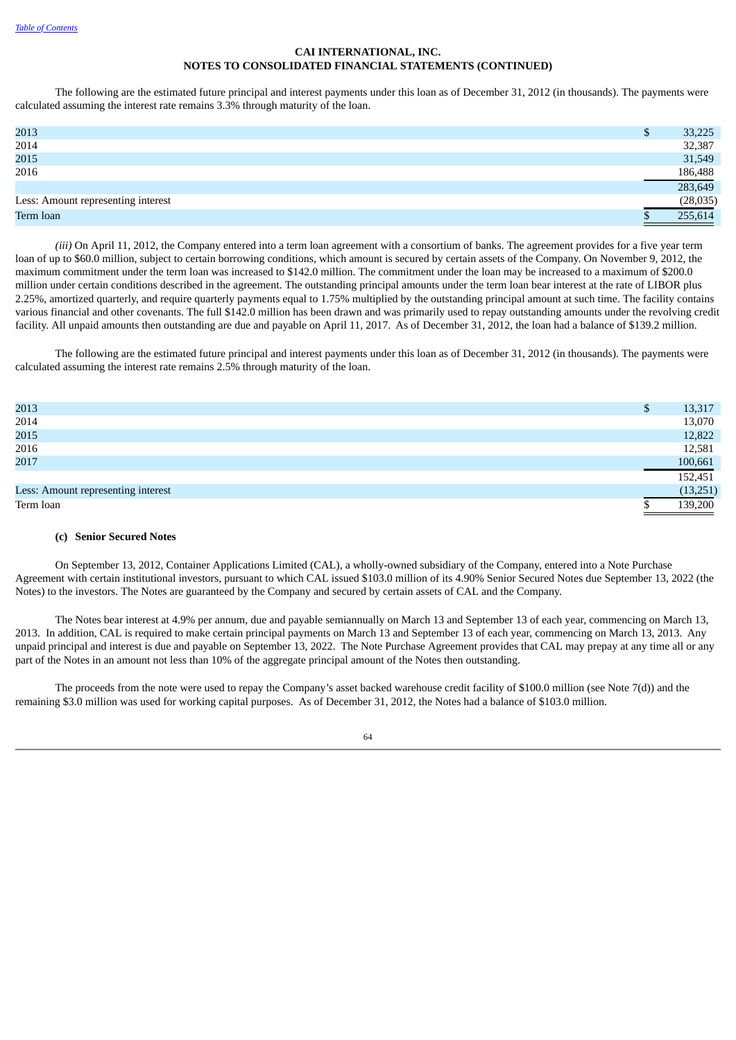**CAI INTERNATIONAL, INC.**
**NOTES TO CONSOLIDATED FINANCIAL STATEMENTS (CONTINUED)**

The following are the estimated future principal and interest payments under this loan as of December 31, 2012 (in thousands). The payments were calculated assuming the interest rate remains 3.3% through maturity of the loan.

| | |
|---|---|
| 2013 | $ 33,225 |
| 2014 | 32,387 |
| 2015 | 31,549 |
| 2016 | 186,488 |
| | 283,649 |
| Less: Amount representing interest | (28,035) |
| Term loan | $ 255,614 |

*(iii)* On April 11, 2012, the Company entered into a term loan agreement with a consortium of banks. The agreement provides for a five year term loan of up to $60.0 million, subject to certain borrowing conditions, which amount is secured by certain assets of the Company. On November 9, 2012, the maximum commitment under the term loan was increased to $142.0 million. The commitment under the loan may be increased to a maximum of $200.0 million under certain conditions described in the agreement. The outstanding principal amounts under the term loan bear interest at the rate of LIBOR plus 2.25%, amortized quarterly, and require quarterly payments equal to 1.75% multiplied by the outstanding principal amount at such time. The facility contains various financial and other covenants. The full $142.0 million has been drawn and was primarily used to repay outstanding amounts under the revolving credit facility. All unpaid amounts then outstanding are due and payable on April 11, 2017. As of December 31, 2012, the loan had a balance of $139.2 million.

The following are the estimated future principal and interest payments under this loan as of December 31, 2012 (in thousands). The payments were calculated assuming the interest rate remains 2.5% through maturity of the loan.

| | |
|---|---|
| 2013 | $ 13,317 |
| 2014 | 13,070 |
| 2015 | 12,822 |
| 2016 | 12,581 |
| 2017 | 100,661 |
| | 152,451 |
| Less: Amount representing interest | (13,251) |
| Term loan | $ 139,200 |

**(c) Senior Secured Notes**

On September 13, 2012, Container Applications Limited (CAL), a wholly-owned subsidiary of the Company, entered into a Note Purchase Agreement with certain institutional investors, pursuant to which CAL issued $103.0 million of its 4.90% Senior Secured Notes due September 13, 2022 (the Notes) to the investors. The Notes are guaranteed by the Company and secured by certain assets of CAL and the Company.

The Notes bear interest at 4.9% per annum, due and payable semiannually on March 13 and September 13 of each year, commencing on March 13, 2013. In addition, CAL is required to make certain principal payments on March 13 and September 13 of each year, commencing on March 13, 2013. Any unpaid principal and interest is due and payable on September 13, 2022. The Note Purchase Agreement provides that CAL may prepay at any time all or any part of the Notes in an amount not less than 10% of the aggregate principal amount of the Notes then outstanding.

The proceeds from the note were used to repay the Company's asset backed warehouse credit facility of $100.0 million (see Note 7(d)) and the remaining $3.0 million was used for working capital purposes. As of December 31, 2012, the Notes had a balance of $103.0 million.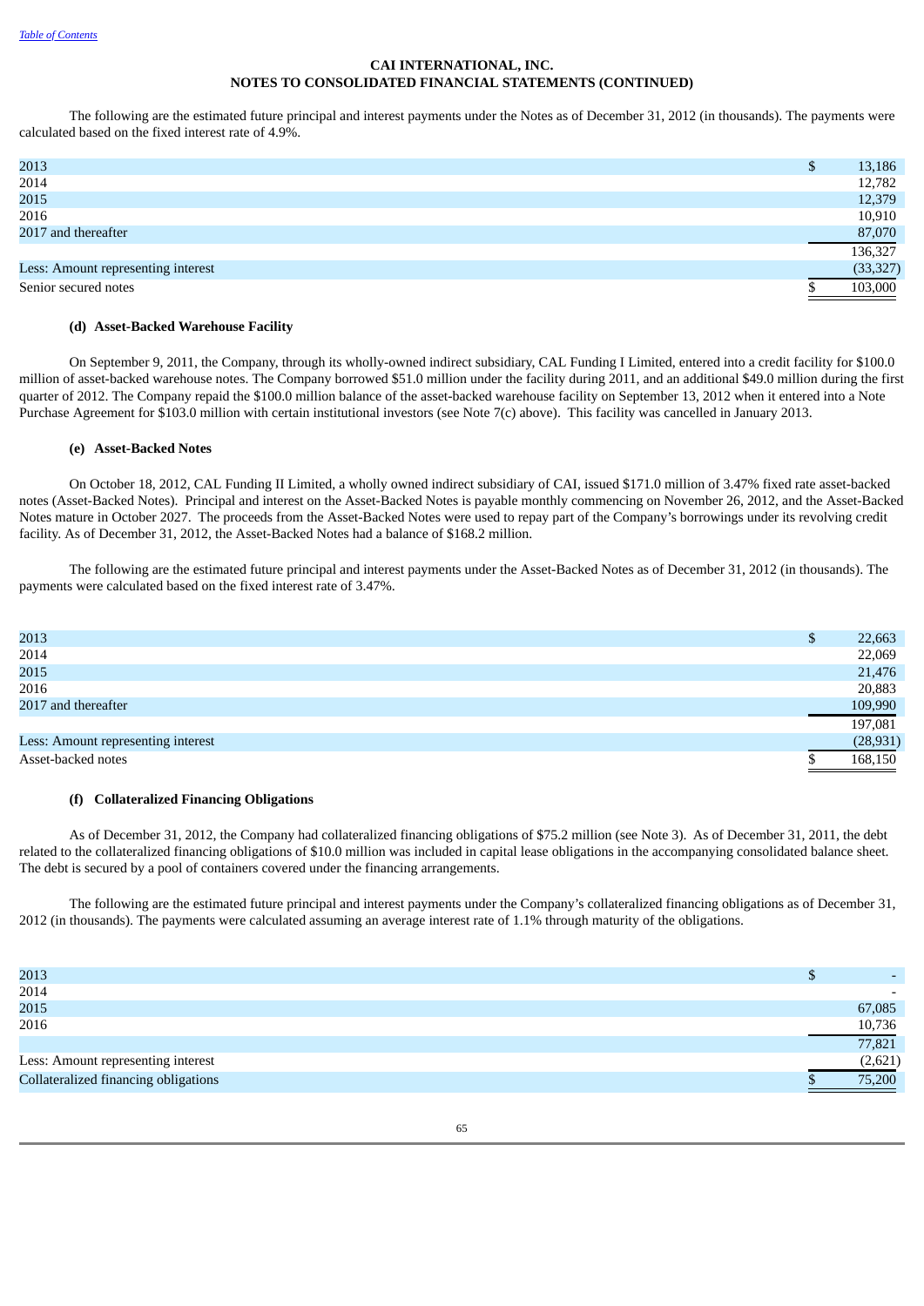CAI INTERNATIONAL, INC.
NOTES TO CONSOLIDATED FINANCIAL STATEMENTS (CONTINUED)

The following are the estimated future principal and interest payments under the Notes as of December 31, 2012 (in thousands). The payments were calculated based on the fixed interest rate of 4.9%.

| | |
|---|---|
| 2013 | $ 13,186 |
| 2014 | 12,782 |
| 2015 | 12,379 |
| 2016 | 10,910 |
| 2017 and thereafter | 87,070 |
| | 136,327 |
| Less: Amount representing interest | (33,327) |
| Senior secured notes | $ 103,000 |

**(d) Asset-Backed Warehouse Facility**

On September 9, 2011, the Company, through its wholly-owned indirect subsidiary, CAL Funding I Limited, entered into a credit facility for $100.0 million of asset-backed warehouse notes. The Company borrowed $51.0 million under the facility during 2011, and an additional $49.0 million during the first quarter of 2012. The Company repaid the $100.0 million balance of the asset-backed warehouse facility on September 13, 2012 when it entered into a Note Purchase Agreement for $103.0 million with certain institutional investors (see Note 7(c) above). This facility was cancelled in January 2013.

**(e) Asset-Backed Notes**

On October 18, 2012, CAL Funding II Limited, a wholly owned indirect subsidiary of CAI, issued $171.0 million of 3.47% fixed rate asset-backed notes (Asset-Backed Notes). Principal and interest on the Asset-Backed Notes is payable monthly commencing on November 26, 2012, and the Asset-Backed Notes mature in October 2027. The proceeds from the Asset-Backed Notes were used to repay part of the Company's borrowings under its revolving credit facility. As of December 31, 2012, the Asset-Backed Notes had a balance of $168.2 million.

The following are the estimated future principal and interest payments under the Asset-Backed Notes as of December 31, 2012 (in thousands). The payments were calculated based on the fixed interest rate of 3.47%.

| | |
|---|---|
| 2013 | $ 22,663 |
| 2014 | 22,069 |
| 2015 | 21,476 |
| 2016 | 20,883 |
| 2017 and thereafter | 109,990 |
| | 197,081 |
| Less: Amount representing interest | (28,931) |
| Asset-backed notes | $ 168,150 |

**(f) Collateralized Financing Obligations**

As of December 31, 2012, the Company had collateralized financing obligations of $75.2 million (see Note 3). As of December 31, 2011, the debt related to the collateralized financing obligations of $10.0 million was included in capital lease obligations in the accompanying consolidated balance sheet. The debt is secured by a pool of containers covered under the financing arrangements.

The following are the estimated future principal and interest payments under the Company's collateralized financing obligations as of December 31, 2012 (in thousands). The payments were calculated assuming an average interest rate of 1.1% through maturity of the obligations.

| | |
|---|---|
| 2013 | $ - |
| 2014 | - |
| 2015 | 67,085 |
| 2016 | 10,736 |
| | 77,821 |
| Less: Amount representing interest | (2,621) |
| Collateralized financing obligations | $ 75,200 |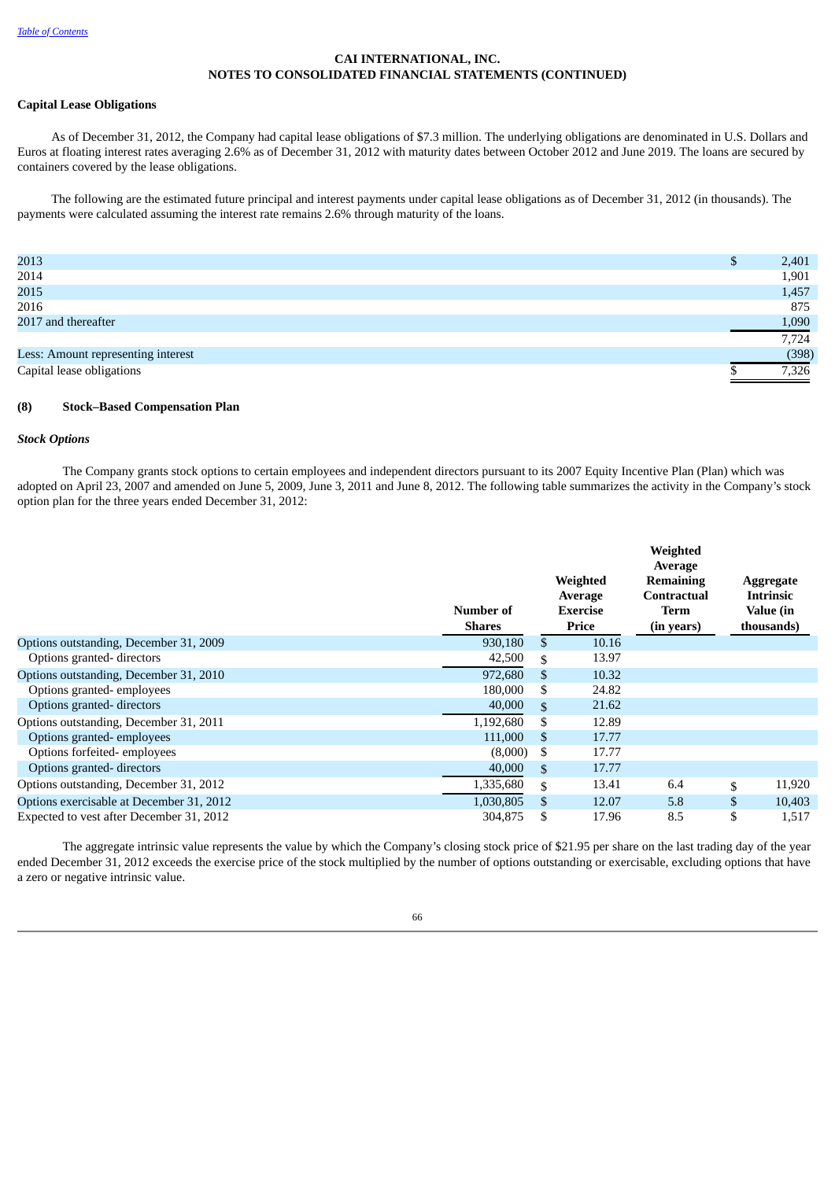**CAI INTERNATIONAL, INC.**
**NOTES TO CONSOLIDATED FINANCIAL STATEMENTS (CONTINUED)**

**Capital Lease Obligations**

As of December 31, 2012, the Company had capital lease obligations of $7.3 million. The underlying obligations are denominated in U.S. Dollars and Euros at floating interest rates averaging 2.6% as of December 31, 2012 with maturity dates between October 2012 and June 2019. The loans are secured by containers covered by the lease obligations.

The following are the estimated future principal and interest payments under capital lease obligations as of December 31, 2012 (in thousands). The payments were calculated assuming the interest rate remains 2.6% through maturity of the loans.

| | |
|---|---|
| 2013 | $ 2,401 |
| 2014 | 1,901 |
| 2015 | 1,457 |
| 2016 | 875 |
| 2017 and thereafter | 1,090 |
| | 7,724 |
| Less: Amount representing interest | (398) |
| Capital lease obligations | $ 7,326 |

## (8) Stock–Based Compensation Plan

***Stock Options***

The Company grants stock options to certain employees and independent directors pursuant to its 2007 Equity Incentive Plan (Plan) which was adopted on April 23, 2007 and amended on June 5, 2009, June 3, 2011 and June 8, 2012. The following table summarizes the activity in the Company's stock option plan for the three years ended December 31, 2012:

| | Number of Shares | Weighted Average Exercise Price | Weighted Average Remaining Contractual Term (in years) | Aggregate Intrinsic Value (in thousands) |
|---|---|---|---|---|
| Options outstanding, December 31, 2009 | 930,180 | $ 10.16 | | |
| Options granted- directors | 42,500 | $ 13.97 | | |
| Options outstanding, December 31, 2010 | 972,680 | $ 10.32 | | |
| Options granted- employees | 180,000 | $ 24.82 | | |
| Options granted- directors | 40,000 | $ 21.62 | | |
| Options outstanding, December 31, 2011 | 1,192,680 | $ 12.89 | | |
| Options granted- employees | 111,000 | $ 17.77 | | |
| Options forfeited- employees | (8,000) | $ 17.77 | | |
| Options granted- directors | 40,000 | $ 17.77 | | |
| Options outstanding, December 31, 2012 | 1,335,680 | $ 13.41 | 6.4 | $ 11,920 |
| Options exercisable at December 31, 2012 | 1,030,805 | $ 12.07 | 5.8 | $ 10,403 |
| Expected to vest after December 31, 2012 | 304,875 | $ 17.96 | 8.5 | $ 1,517 |

The aggregate intrinsic value represents the value by which the Company's closing stock price of $21.95 per share on the last trading day of the year ended December 31, 2012 exceeds the exercise price of the stock multiplied by the number of options outstanding or exercisable, excluding options that have a zero or negative intrinsic value.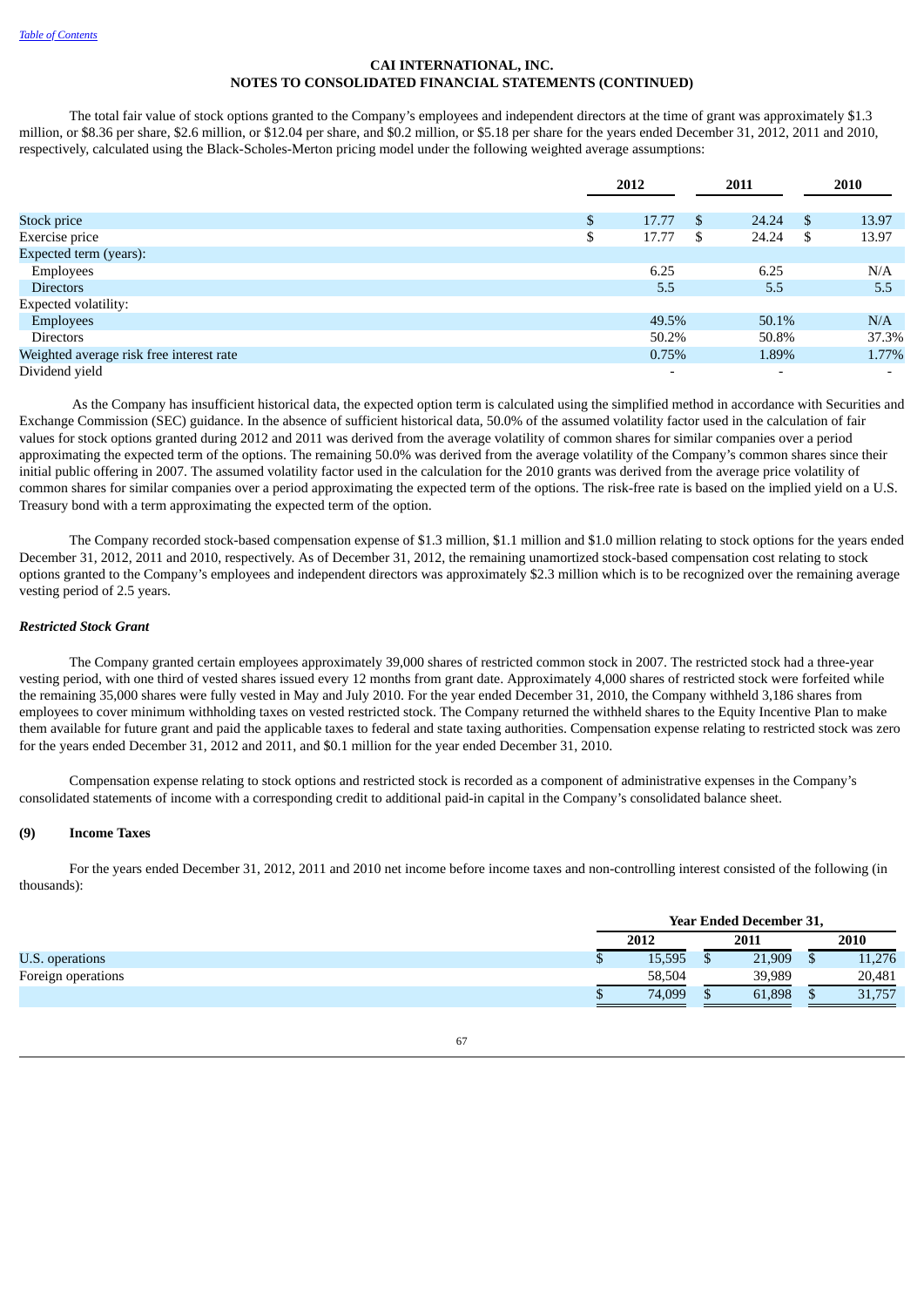The total fair value of stock options granted to the Company's employees and independent directors at the time of grant was approximately $1.3 million, or $8.36 per share, $2.6 million, or $12.04 per share, and $0.2 million, or $5.18 per share for the years ended December 31, 2012, 2011 and 2010, respectively, calculated using the Black-Scholes-Merton pricing model under the following weighted average assumptions:

| | 2012 | 2011 | 2010 |
|---|---|---|---|
| Stock price | $ 17.77 | $ 24.24 | $ 13.97 |
| Exercise price | $ 17.77 | $ 24.24 | $ 13.97 |
| Expected term (years): | | | |
| Employees | 6.25 | 6.25 | N/A |
| Directors | 5.5 | 5.5 | 5.5 |
| Expected volatility: | | | |
| Employees | 49.5% | 50.1% | N/A |
| Directors | 50.2% | 50.8% | 37.3% |
| Weighted average risk free interest rate | 0.75% | 1.89% | 1.77% |
| Dividend yield | - | - | - |

As the Company has insufficient historical data, the expected option term is calculated using the simplified method in accordance with Securities and Exchange Commission (SEC) guidance. In the absence of sufficient historical data, 50.0% of the assumed volatility factor used in the calculation of fair values for stock options granted during 2012 and 2011 was derived from the average volatility of common shares for similar companies over a period approximating the expected term of the options. The remaining 50.0% was derived from the average volatility of the Company's common shares since their initial public offering in 2007. The assumed volatility factor used in the calculation for the 2010 grants was derived from the average price volatility of common shares for similar companies over a period approximating the expected term of the options. The risk-free rate is based on the implied yield on a U.S. Treasury bond with a term approximating the expected term of the option.

The Company recorded stock-based compensation expense of $1.3 million, $1.1 million and $1.0 million relating to stock options for the years ended December 31, 2012, 2011 and 2010, respectively. As of December 31, 2012, the remaining unamortized stock-based compensation cost relating to stock options granted to the Company's employees and independent directors was approximately $2.3 million which is to be recognized over the remaining average vesting period of 2.5 years.

***Restricted Stock Grant***

The Company granted certain employees approximately 39,000 shares of restricted common stock in 2007. The restricted stock had a three-year vesting period, with one third of vested shares issued every 12 months from grant date. Approximately 4,000 shares of restricted stock were forfeited while the remaining 35,000 shares were fully vested in May and July 2010. For the year ended December 31, 2010, the Company withheld 3,186 shares from employees to cover minimum withholding taxes on vested restricted stock. The Company returned the withheld shares to the Equity Incentive Plan to make them available for future grant and paid the applicable taxes to federal and state taxing authorities. Compensation expense relating to restricted stock was zero for the years ended December 31, 2012 and 2011, and $0.1 million for the year ended December 31, 2010.

Compensation expense relating to stock options and restricted stock is recorded as a component of administrative expenses in the Company's consolidated statements of income with a corresponding credit to additional paid-in capital in the Company's consolidated balance sheet.

## (9) Income Taxes

For the years ended December 31, 2012, 2011 and 2010 net income before income taxes and non-controlling interest consisted of the following (in thousands):

| | Year Ended December 31, | | |
|---|---|---|---|
| | 2012 | 2011 | 2010 |
| U.S. operations | $ 15,595 | $ 21,909 | $ 11,276 |
| Foreign operations | 58,504 | 39,989 | 20,481 |
| | $ 74,099 | $ 61,898 | $ 31,757 |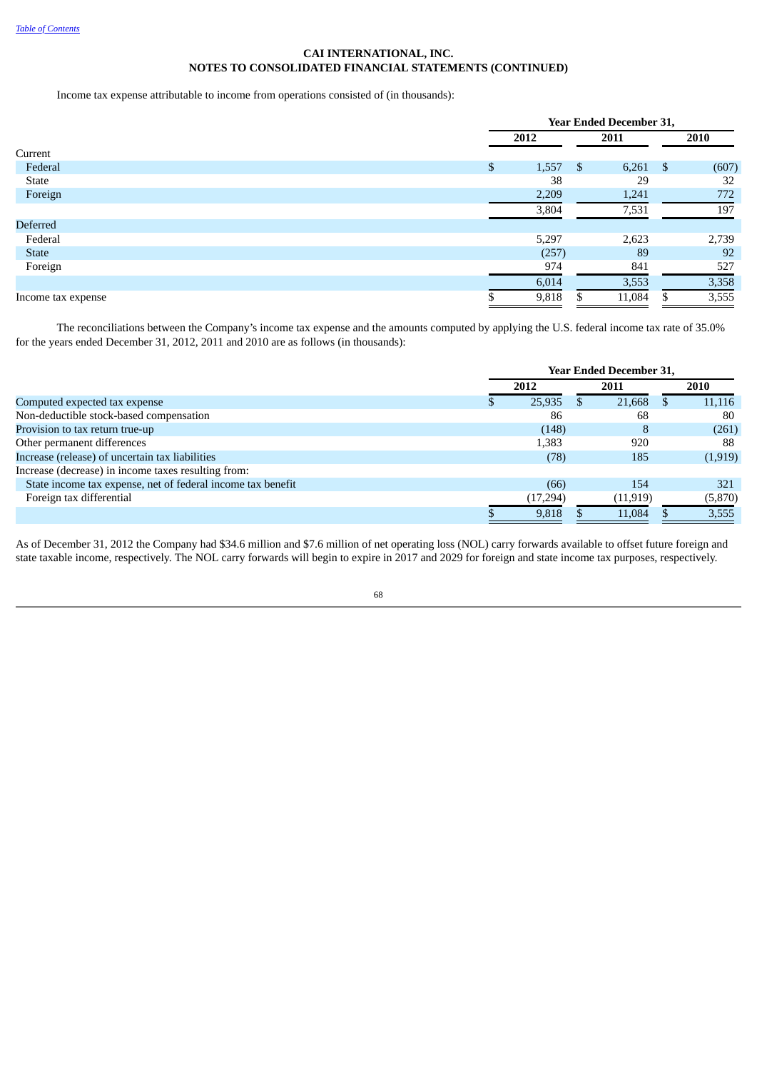Table of Contents

**CAI INTERNATIONAL, INC.**
**NOTES TO CONSOLIDATED FINANCIAL STATEMENTS (CONTINUED)**

Income tax expense attributable to income from operations consisted of (in thousands):

| | Year Ended December 31, | | |
|---|---|---|---|
| | 2012 | 2011 | 2010 |
| Current | | | |
| Federal | $ 1,557 | $ 6,261 | $ (607) |
| State | 38 | 29 | 32 |
| Foreign | 2,209 | 1,241 | 772 |
| | 3,804 | 7,531 | 197 |
| Deferred | | | |
| Federal | 5,297 | 2,623 | 2,739 |
| State | (257) | 89 | 92 |
| Foreign | 974 | 841 | 527 |
| | 6,014 | 3,553 | 3,358 |
| Income tax expense | $ 9,818 | $ 11,084 | $ 3,555 |

The reconciliations between the Company's income tax expense and the amounts computed by applying the U.S. federal income tax rate of 35.0% for the years ended December 31, 2012, 2011 and 2010 are as follows (in thousands):

| | Year Ended December 31, | | |
|---|---|---|---|
| | 2012 | 2011 | 2010 |
| Computed expected tax expense | $ 25,935 | $ 21,668 | $ 11,116 |
| Non-deductible stock-based compensation | 86 | 68 | 80 |
| Provision to tax return true-up | (148) | 8 | (261) |
| Other permanent differences | 1,383 | 920 | 88 |
| Increase (release) of uncertain tax liabilities | (78) | 185 | (1,919) |
| Increase (decrease) in income taxes resulting from: | | | |
| State income tax expense, net of federal income tax benefit | (66) | 154 | 321 |
| Foreign tax differential | (17,294) | (11,919) | (5,870) |
| | $ 9,818 | $ 11,084 | $ 3,555 |

As of December 31, 2012 the Company had $34.6 million and $7.6 million of net operating loss (NOL) carry forwards available to offset future foreign and state taxable income, respectively. The NOL carry forwards will begin to expire in 2017 and 2029 for foreign and state income tax purposes, respectively.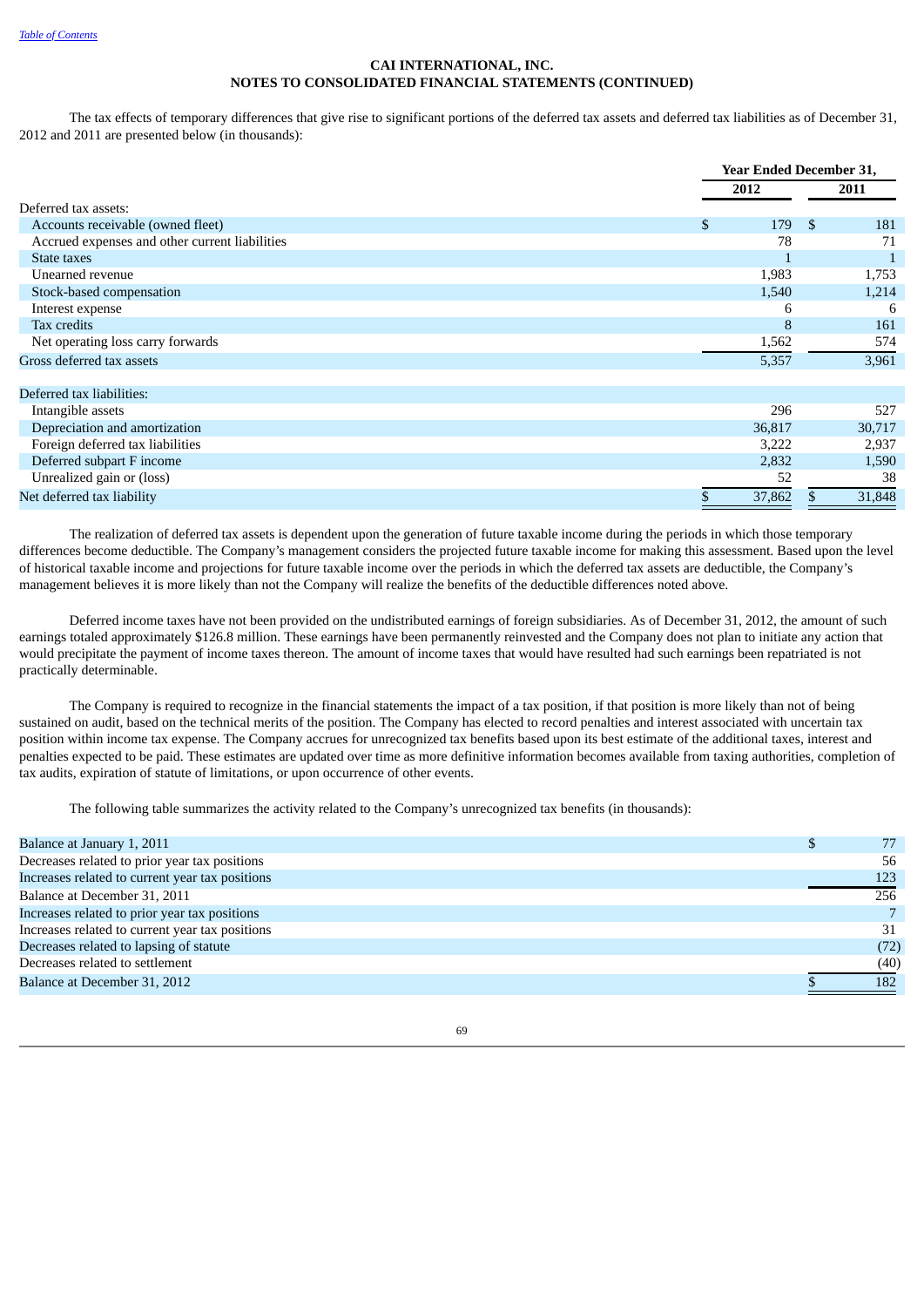**CAI INTERNATIONAL, INC.**
**NOTES TO CONSOLIDATED FINANCIAL STATEMENTS (CONTINUED)**

The tax effects of temporary differences that give rise to significant portions of the deferred tax assets and deferred tax liabilities as of December 31, 2012 and 2011 are presented below (in thousands):

| | Year Ended December 31, | |
|---|---|---|
| | 2012 | 2011 |
| Deferred tax assets: | | |
| Accounts receivable (owned fleet) | $ 179 | $ 181 |
| Accrued expenses and other current liabilities | 78 | 71 |
| State taxes | 1 | 1 |
| Unearned revenue | 1,983 | 1,753 |
| Stock-based compensation | 1,540 | 1,214 |
| Interest expense | 6 | 6 |
| Tax credits | 8 | 161 |
| Net operating loss carry forwards | 1,562 | 574 |
| Gross deferred tax assets | 5,357 | 3,961 |
| Deferred tax liabilities: | | |
| Intangible assets | 296 | 527 |
| Depreciation and amortization | 36,817 | 30,717 |
| Foreign deferred tax liabilities | 3,222 | 2,937 |
| Deferred subpart F income | 2,832 | 1,590 |
| Unrealized gain or (loss) | 52 | 38 |
| Net deferred tax liability | $ 37,862 | $ 31,848 |

The realization of deferred tax assets is dependent upon the generation of future taxable income during the periods in which those temporary differences become deductible. The Company's management considers the projected future taxable income for making this assessment. Based upon the level of historical taxable income and projections for future taxable income over the periods in which the deferred tax assets are deductible, the Company's management believes it is more likely than not the Company will realize the benefits of the deductible differences noted above.

Deferred income taxes have not been provided on the undistributed earnings of foreign subsidiaries. As of December 31, 2012, the amount of such earnings totaled approximately $126.8 million. These earnings have been permanently reinvested and the Company does not plan to initiate any action that would precipitate the payment of income taxes thereon. The amount of income taxes that would have resulted had such earnings been repatriated is not practically determinable.

The Company is required to recognize in the financial statements the impact of a tax position, if that position is more likely than not of being sustained on audit, based on the technical merits of the position. The Company has elected to record penalties and interest associated with uncertain tax position within income tax expense. The Company accrues for unrecognized tax benefits based upon its best estimate of the additional taxes, interest and penalties expected to be paid. These estimates are updated over time as more definitive information becomes available from taxing authorities, completion of tax audits, expiration of statute of limitations, or upon occurrence of other events.

The following table summarizes the activity related to the Company's unrecognized tax benefits (in thousands):

| | |
|---|---|
| Balance at January 1, 2011 | $ 77 |
| Decreases related to prior year tax positions | 56 |
| Increases related to current year tax positions | 123 |
| Balance at December 31, 2011 | 256 |
| Increases related to prior year tax positions | 7 |
| Increases related to current year tax positions | 31 |
| Decreases related to lapsing of statute | (72) |
| Decreases related to settlement | (40) |
| Balance at December 31, 2012 | $ 182 |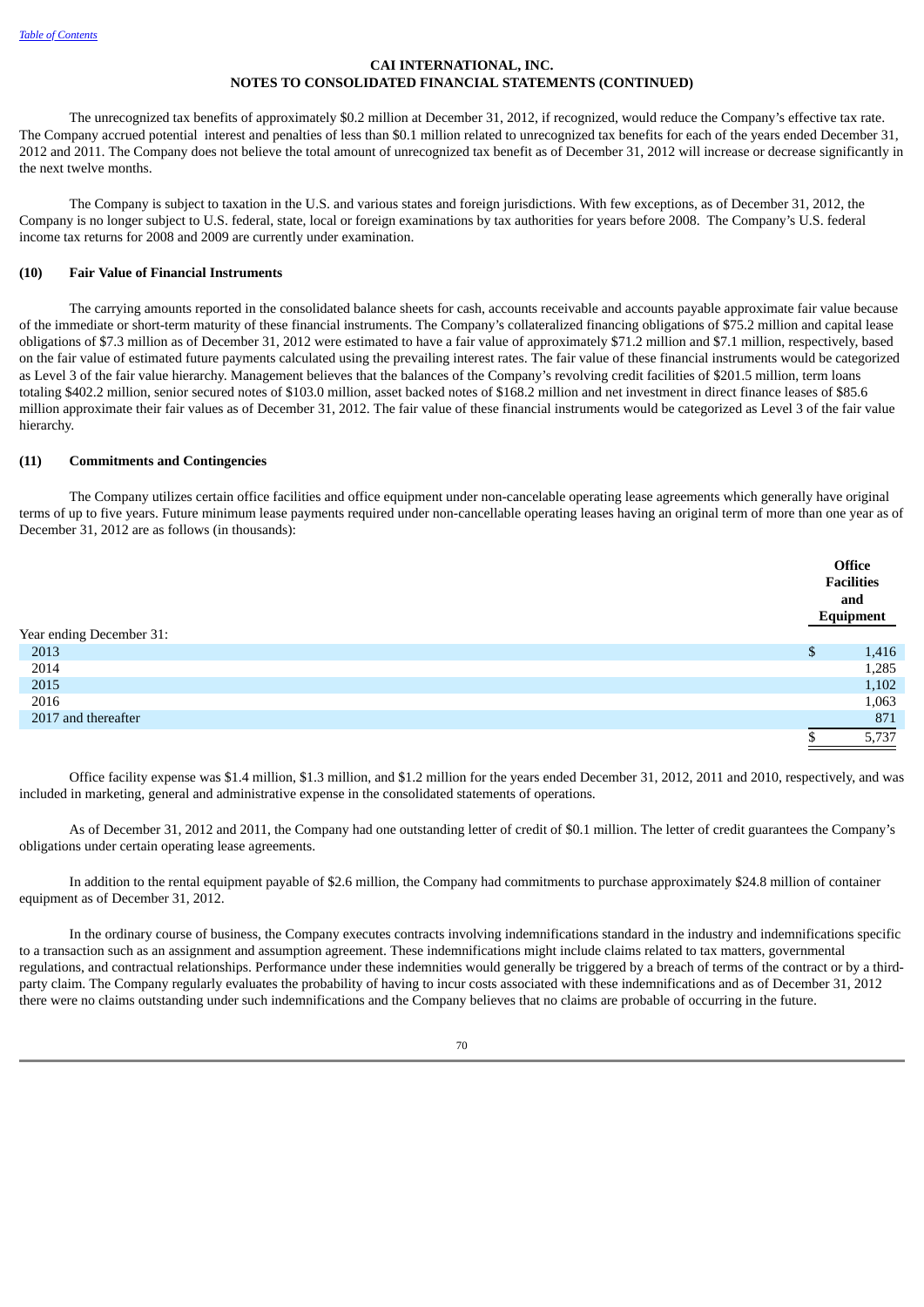CAI INTERNATIONAL, INC.
NOTES TO CONSOLIDATED FINANCIAL STATEMENTS (CONTINUED)

The unrecognized tax benefits of approximately $0.2 million at December 31, 2012, if recognized, would reduce the Company's effective tax rate. The Company accrued potential interest and penalties of less than $0.1 million related to unrecognized tax benefits for each of the years ended December 31, 2012 and 2011. The Company does not believe the total amount of unrecognized tax benefit as of December 31, 2012 will increase or decrease significantly in the next twelve months.

The Company is subject to taxation in the U.S. and various states and foreign jurisdictions. With few exceptions, as of December 31, 2012, the Company is no longer subject to U.S. federal, state, local or foreign examinations by tax authorities for years before 2008. The Company's U.S. federal income tax returns for 2008 and 2009 are currently under examination.

**(10) Fair Value of Financial Instruments**

The carrying amounts reported in the consolidated balance sheets for cash, accounts receivable and accounts payable approximate fair value because of the immediate or short-term maturity of these financial instruments. The Company's collateralized financing obligations of $75.2 million and capital lease obligations of $7.3 million as of December 31, 2012 were estimated to have a fair value of approximately $71.2 million and $7.1 million, respectively, based on the fair value of estimated future payments calculated using the prevailing interest rates. The fair value of these financial instruments would be categorized as Level 3 of the fair value hierarchy. Management believes that the balances of the Company's revolving credit facilities of $201.5 million, term loans totaling $402.2 million, senior secured notes of $103.0 million, asset backed notes of $168.2 million and net investment in direct finance leases of $85.6 million approximate their fair values as of December 31, 2012. The fair value of these financial instruments would be categorized as Level 3 of the fair value hierarchy.

**(11) Commitments and Contingencies**

The Company utilizes certain office facilities and office equipment under non-cancelable operating lease agreements which generally have original terms of up to five years. Future minimum lease payments required under non-cancellable operating leases having an original term of more than one year as of December 31, 2012 are as follows (in thousands):

| | Office Facilities and Equipment |
|---|---|
| Year ending December 31: | |
| 2013 | $ 1,416 |
| 2014 | 1,285 |
| 2015 | 1,102 |
| 2016 | 1,063 |
| 2017 and thereafter | 871 |
| | $ 5,737 |

Office facility expense was $1.4 million, $1.3 million, and $1.2 million for the years ended December 31, 2012, 2011 and 2010, respectively, and was included in marketing, general and administrative expense in the consolidated statements of operations.

As of December 31, 2012 and 2011, the Company had one outstanding letter of credit of $0.1 million. The letter of credit guarantees the Company's obligations under certain operating lease agreements.

In addition to the rental equipment payable of $2.6 million, the Company had commitments to purchase approximately $24.8 million of container equipment as of December 31, 2012.

In the ordinary course of business, the Company executes contracts involving indemnifications standard in the industry and indemnifications specific to a transaction such as an assignment and assumption agreement. These indemnifications might include claims related to tax matters, governmental regulations, and contractual relationships. Performance under these indemnities would generally be triggered by a breach of terms of the contract or by a third-party claim. The Company regularly evaluates the probability of having to incur costs associated with these indemnifications and as of December 31, 2012 there were no claims outstanding under such indemnifications and the Company believes that no claims are probable of occurring in the future.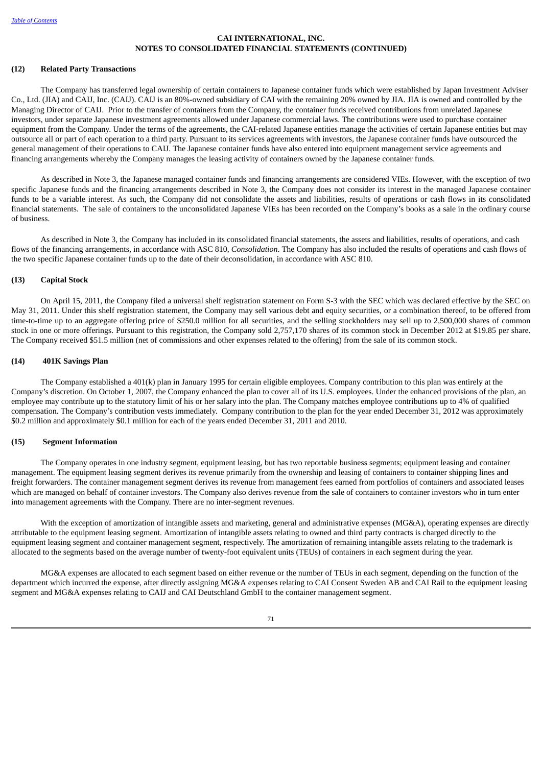**CAI INTERNATIONAL, INC.**
**NOTES TO CONSOLIDATED FINANCIAL STATEMENTS (CONTINUED)**

## (12) Related Party Transactions

The Company has transferred legal ownership of certain containers to Japanese container funds which were established by Japan Investment Adviser Co., Ltd. (JIA) and CAIJ, Inc. (CAIJ). CAIJ is an 80%-owned subsidiary of CAI with the remaining 20% owned by JIA. JIA is owned and controlled by the Managing Director of CAIJ. Prior to the transfer of containers from the Company, the container funds received contributions from unrelated Japanese investors, under separate Japanese investment agreements allowed under Japanese commercial laws. The contributions were used to purchase container equipment from the Company. Under the terms of the agreements, the CAI-related Japanese entities manage the activities of certain Japanese entities but may outsource all or part of each operation to a third party. Pursuant to its services agreements with investors, the Japanese container funds have outsourced the general management of their operations to CAIJ. The Japanese container funds have also entered into equipment management service agreements and financing arrangements whereby the Company manages the leasing activity of containers owned by the Japanese container funds.

As described in Note 3, the Japanese managed container funds and financing arrangements are considered VIEs. However, with the exception of two specific Japanese funds and the financing arrangements described in Note 3, the Company does not consider its interest in the managed Japanese container funds to be a variable interest. As such, the Company did not consolidate the assets and liabilities, results of operations or cash flows in its consolidated financial statements. The sale of containers to the unconsolidated Japanese VIEs has been recorded on the Company's books as a sale in the ordinary course of business.

As described in Note 3, the Company has included in its consolidated financial statements, the assets and liabilities, results of operations, and cash flows of the financing arrangements, in accordance with ASC 810, *Consolidation*. The Company has also included the results of operations and cash flows of the two specific Japanese container funds up to the date of their deconsolidation, in accordance with ASC 810.

## (13) Capital Stock

On April 15, 2011, the Company filed a universal shelf registration statement on Form S-3 with the SEC which was declared effective by the SEC on May 31, 2011. Under this shelf registration statement, the Company may sell various debt and equity securities, or a combination thereof, to be offered from time-to-time up to an aggregate offering price of $250.0 million for all securities, and the selling stockholders may sell up to 2,500,000 shares of common stock in one or more offerings. Pursuant to this registration, the Company sold 2,757,170 shares of its common stock in December 2012 at $19.85 per share. The Company received $51.5 million (net of commissions and other expenses related to the offering) from the sale of its common stock.

## (14) 401K Savings Plan

The Company established a 401(k) plan in January 1995 for certain eligible employees. Company contribution to this plan was entirely at the Company's discretion. On October 1, 2007, the Company enhanced the plan to cover all of its U.S. employees. Under the enhanced provisions of the plan, an employee may contribute up to the statutory limit of his or her salary into the plan. The Company matches employee contributions up to 4% of qualified compensation. The Company's contribution vests immediately. Company contribution to the plan for the year ended December 31, 2012 was approximately $0.2 million and approximately $0.1 million for each of the years ended December 31, 2011 and 2010.

## (15) Segment Information

The Company operates in one industry segment, equipment leasing, but has two reportable business segments; equipment leasing and container management. The equipment leasing segment derives its revenue primarily from the ownership and leasing of containers to container shipping lines and freight forwarders. The container management segment derives its revenue from management fees earned from portfolios of containers and associated leases which are managed on behalf of container investors. The Company also derives revenue from the sale of containers to container investors who in turn enter into management agreements with the Company. There are no inter-segment revenues.

With the exception of amortization of intangible assets and marketing, general and administrative expenses (MG&A), operating expenses are directly attributable to the equipment leasing segment. Amortization of intangible assets relating to owned and third party contracts is charged directly to the equipment leasing segment and container management segment, respectively. The amortization of remaining intangible assets relating to the trademark is allocated to the segments based on the average number of twenty-foot equivalent units (TEUs) of containers in each segment during the year.

MG&A expenses are allocated to each segment based on either revenue or the number of TEUs in each segment, depending on the function of the department which incurred the expense, after directly assigning MG&A expenses relating to CAI Consent Sweden AB and CAI Rail to the equipment leasing segment and MG&A expenses relating to CAIJ and CAI Deutschland GmbH to the container management segment.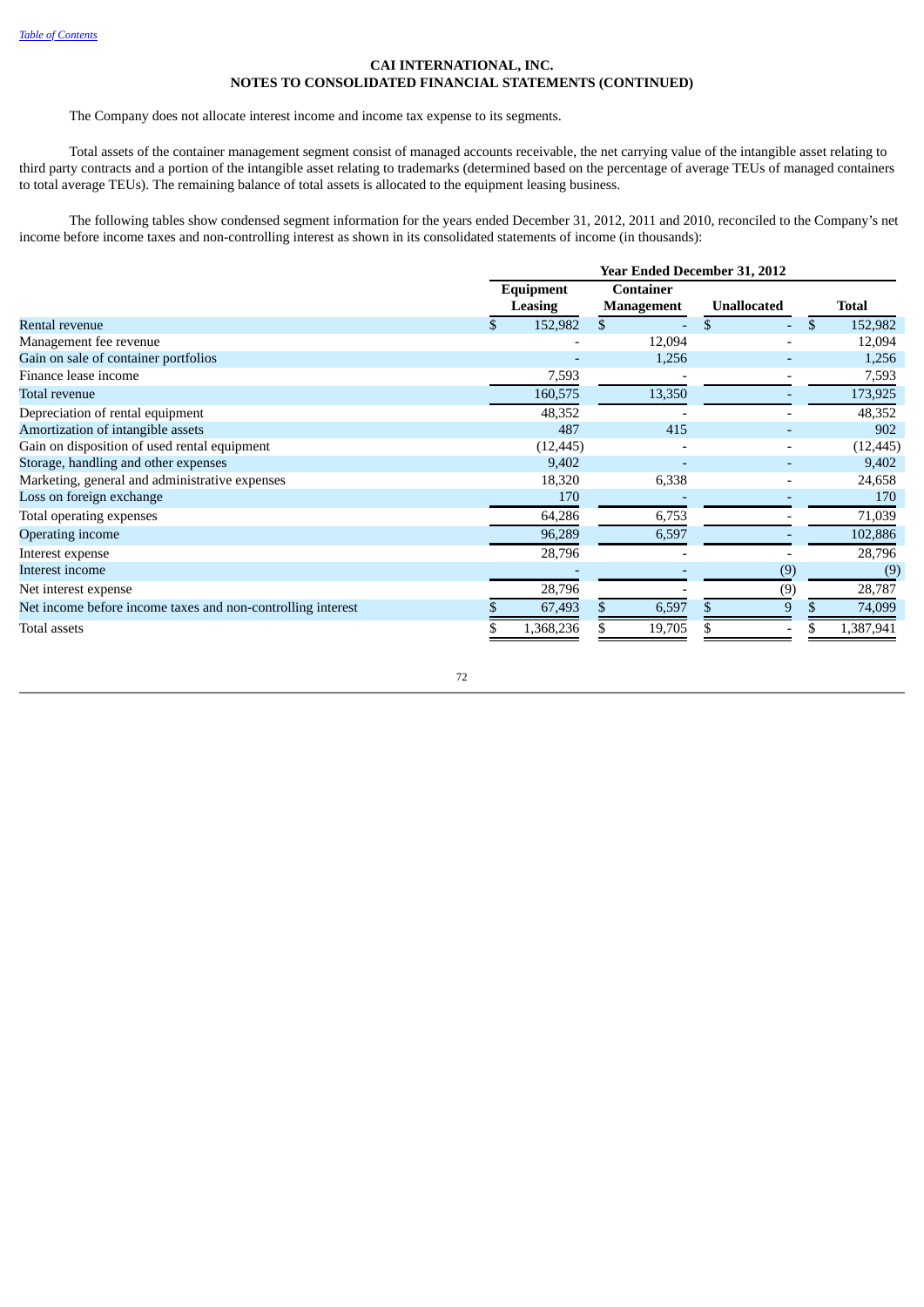**CAI INTERNATIONAL, INC.**
**NOTES TO CONSOLIDATED FINANCIAL STATEMENTS (CONTINUED)**

The Company does not allocate interest income and income tax expense to its segments.

Total assets of the container management segment consist of managed accounts receivable, the net carrying value of the intangible asset relating to third party contracts and a portion of the intangible asset relating to trademarks (determined based on the percentage of average TEUs of managed containers to total average TEUs). The remaining balance of total assets is allocated to the equipment leasing business.

The following tables show condensed segment information for the years ended December 31, 2012, 2011 and 2010, reconciled to the Company's net income before income taxes and non-controlling interest as shown in its consolidated statements of income (in thousands):

| | Year Ended December 31, 2012 | | | |
|---|---|---|---|---|
| | Equipment Leasing | Container Management | Unallocated | Total |
| Rental revenue | $ 152,982 | $ - | $ - | $ 152,982 |
| Management fee revenue | - | 12,094 | - | 12,094 |
| Gain on sale of container portfolios | - | 1,256 | - | 1,256 |
| Finance lease income | 7,593 | - | - | 7,593 |
| Total revenue | 160,575 | 13,350 | - | 173,925 |
| Depreciation of rental equipment | 48,352 | - | - | 48,352 |
| Amortization of intangible assets | 487 | 415 | - | 902 |
| Gain on disposition of used rental equipment | (12,445) | - | - | (12,445) |
| Storage, handling and other expenses | 9,402 | - | - | 9,402 |
| Marketing, general and administrative expenses | 18,320 | 6,338 | - | 24,658 |
| Loss on foreign exchange | 170 | - | - | 170 |
| Total operating expenses | 64,286 | 6,753 | - | 71,039 |
| Operating income | 96,289 | 6,597 | - | 102,886 |
| Interest expense | 28,796 | - | - | 28,796 |
| Interest income | - | - | (9) | (9) |
| Net interest expense | 28,796 | - | (9) | 28,787 |
| Net income before income taxes and non-controlling interest | $ 67,493 | $ 6,597 | $ 9 | $ 74,099 |
| Total assets | $ 1,368,236 | $ 19,705 | $ - | $ 1,387,941 |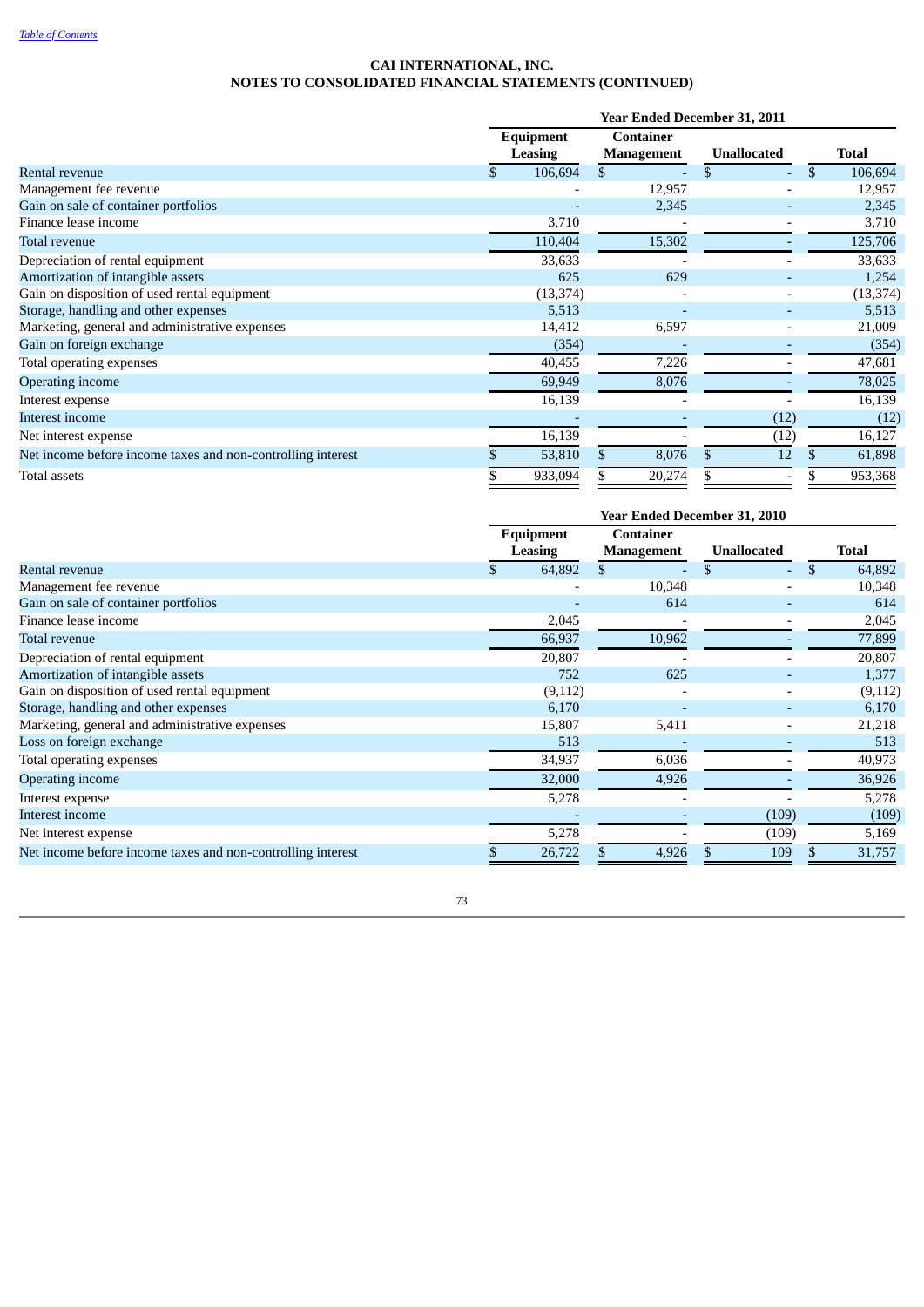**CAI INTERNATIONAL, INC.**
**NOTES TO CONSOLIDATED FINANCIAL STATEMENTS (CONTINUED)**

| | Year Ended December 31, 2011 | | | |
|---|---|---|---|---|
| | Equipment Leasing | Container Management | Unallocated | Total |
| Rental revenue | $ 106,694 | $ - | $ - | $ 106,694 |
| Management fee revenue | - | 12,957 | - | 12,957 |
| Gain on sale of container portfolios | - | 2,345 | - | 2,345 |
| Finance lease income | 3,710 | - | - | 3,710 |
| Total revenue | 110,404 | 15,302 | - | 125,706 |
| Depreciation of rental equipment | 33,633 | - | - | 33,633 |
| Amortization of intangible assets | 625 | 629 | - | 1,254 |
| Gain on disposition of used rental equipment | (13,374) | - | - | (13,374) |
| Storage, handling and other expenses | 5,513 | - | - | 5,513 |
| Marketing, general and administrative expenses | 14,412 | 6,597 | - | 21,009 |
| Gain on foreign exchange | (354) | - | - | (354) |
| Total operating expenses | 40,455 | 7,226 | - | 47,681 |
| Operating income | 69,949 | 8,076 | - | 78,025 |
| Interest expense | 16,139 | - | - | 16,139 |
| Interest income | - | - | (12) | (12) |
| Net interest expense | 16,139 | - | (12) | 16,127 |
| Net income before income taxes and non-controlling interest | $ 53,810 | $ 8,076 | $ 12 | $ 61,898 |
| Total assets | $ 933,094 | $ 20,274 | $ - | $ 953,368 |

| | Year Ended December 31, 2010 | | | |
|---|---|---|---|---|
| | Equipment Leasing | Container Management | Unallocated | Total |
| Rental revenue | $ 64,892 | $ - | $ - | $ 64,892 |
| Management fee revenue | - | 10,348 | - | 10,348 |
| Gain on sale of container portfolios | - | 614 | - | 614 |
| Finance lease income | 2,045 | - | - | 2,045 |
| Total revenue | 66,937 | 10,962 | - | 77,899 |
| Depreciation of rental equipment | 20,807 | - | - | 20,807 |
| Amortization of intangible assets | 752 | 625 | - | 1,377 |
| Gain on disposition of used rental equipment | (9,112) | - | - | (9,112) |
| Storage, handling and other expenses | 6,170 | - | - | 6,170 |
| Marketing, general and administrative expenses | 15,807 | 5,411 | - | 21,218 |
| Loss on foreign exchange | 513 | - | - | 513 |
| Total operating expenses | 34,937 | 6,036 | - | 40,973 |
| Operating income | 32,000 | 4,926 | - | 36,926 |
| Interest expense | 5,278 | - | - | 5,278 |
| Interest income | - | - | (109) | (109) |
| Net interest expense | 5,278 | - | (109) | 5,169 |
| Net income before income taxes and non-controlling interest | $ 26,722 | $ 4,926 | $ 109 | $ 31,757 |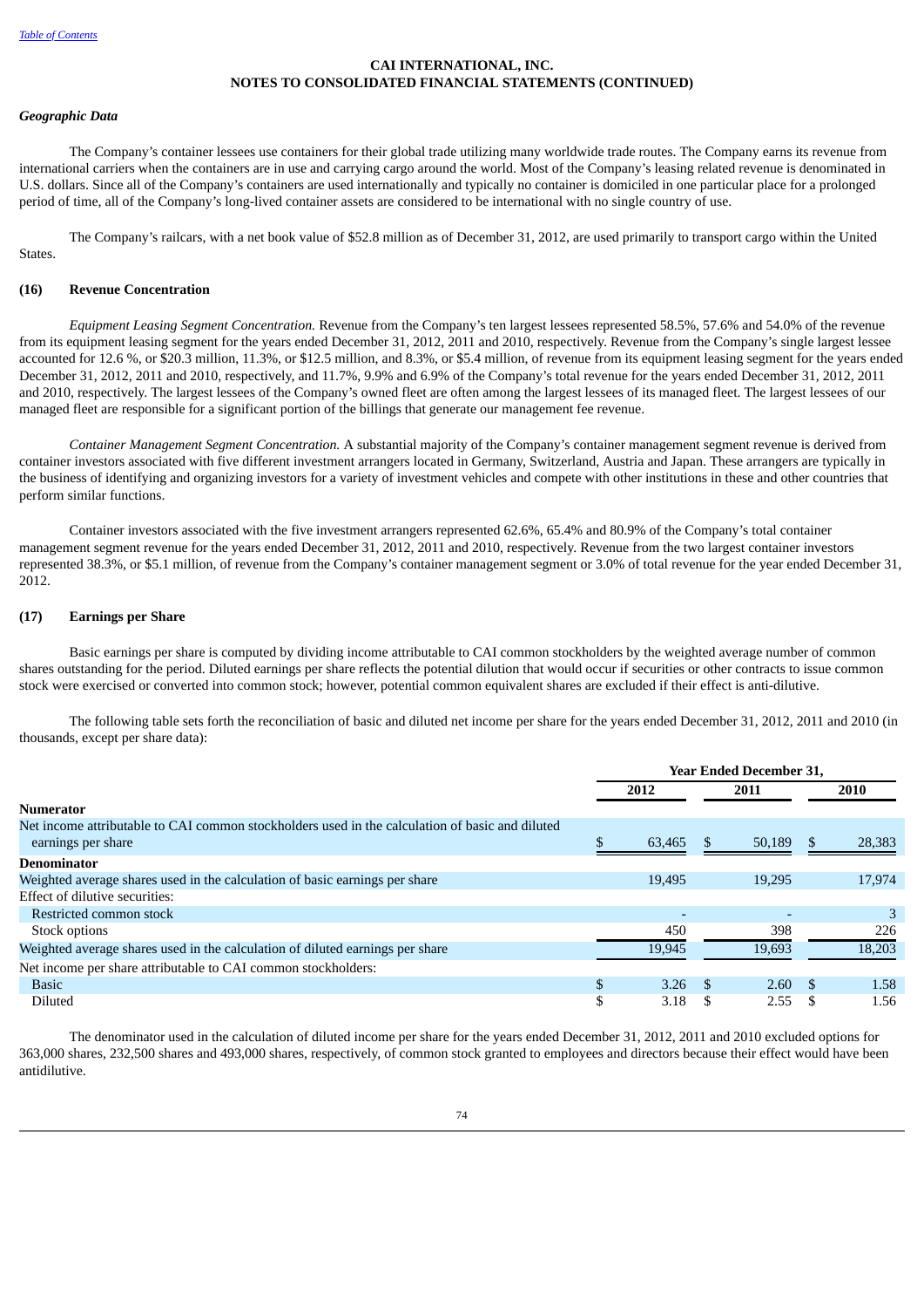# CAI INTERNATIONAL, INC.
# NOTES TO CONSOLIDATED FINANCIAL STATEMENTS (CONTINUED)

*Geographic Data*

The Company's container lessees use containers for their global trade utilizing many worldwide trade routes. The Company earns its revenue from international carriers when the containers are in use and carrying cargo around the world. Most of the Company's leasing related revenue is denominated in U.S. dollars. Since all of the Company's containers are used internationally and typically no container is domiciled in one particular place for a prolonged period of time, all of the Company's long-lived container assets are considered to be international with no single country of use.

The Company's railcars, with a net book value of $52.8 million as of December 31, 2012, are used primarily to transport cargo within the United States.

## (16) Revenue Concentration

*Equipment Leasing Segment Concentration.* Revenue from the Company's ten largest lessees represented 58.5%, 57.6% and 54.0% of the revenue from its equipment leasing segment for the years ended December 31, 2012, 2011 and 2010, respectively. Revenue from the Company's single largest lessee accounted for 12.6 %, or $20.3 million, 11.3%, or $12.5 million, and 8.3%, or $5.4 million, of revenue from its equipment leasing segment for the years ended December 31, 2012, 2011 and 2010, respectively, and 11.7%, 9.9% and 6.9% of the Company's total revenue for the years ended December 31, 2012, 2011 and 2010, respectively. The largest lessees of the Company's owned fleet are often among the largest lessees of its managed fleet. The largest lessees of our managed fleet are responsible for a significant portion of the billings that generate our management fee revenue.

*Container Management Segment Concentration.* A substantial majority of the Company's container management segment revenue is derived from container investors associated with five different investment arrangers located in Germany, Switzerland, Austria and Japan. These arrangers are typically in the business of identifying and organizing investors for a variety of investment vehicles and compete with other institutions in these and other countries that perform similar functions.

Container investors associated with the five investment arrangers represented 62.6%, 65.4% and 80.9% of the Company's total container management segment revenue for the years ended December 31, 2012, 2011 and 2010, respectively. Revenue from the two largest container investors represented 38.3%, or $5.1 million, of revenue from the Company's container management segment or 3.0% of total revenue for the year ended December 31, 2012.

## (17) Earnings per Share

Basic earnings per share is computed by dividing income attributable to CAI common stockholders by the weighted average number of common shares outstanding for the period. Diluted earnings per share reflects the potential dilution that would occur if securities or other contracts to issue common stock were exercised or converted into common stock; however, potential common equivalent shares are excluded if their effect is anti-dilutive.

The following table sets forth the reconciliation of basic and diluted net income per share for the years ended December 31, 2012, 2011 and 2010 (in thousands, except per share data):

| | Year Ended December 31, | | |
|---|---|---|---|
| | 2012 | 2011 | 2010 |
| **Numerator** | | | |
| Net income attributable to CAI common stockholders used in the calculation of basic and diluted earnings per share | $ 63,465 | $ 50,189 | $ 28,383 |
| **Denominator** | | | |
| Weighted average shares used in the calculation of basic earnings per share | 19,495 | 19,295 | 17,974 |
| Effect of dilutive securities: | | | |
| Restricted common stock | - | - | 3 |
| Stock options | 450 | 398 | 226 |
| Weighted average shares used in the calculation of diluted earnings per share | 19,945 | 19,693 | 18,203 |
| Net income per share attributable to CAI common stockholders: | | | |
| Basic | $ 3.26 | $ 2.60 | $ 1.58 |
| Diluted | $ 3.18 | $ 2.55 | $ 1.56 |

The denominator used in the calculation of diluted income per share for the years ended December 31, 2012, 2011 and 2010 excluded options for 363,000 shares, 232,500 shares and 493,000 shares, respectively, of common stock granted to employees and directors because their effect would have been antidilutive.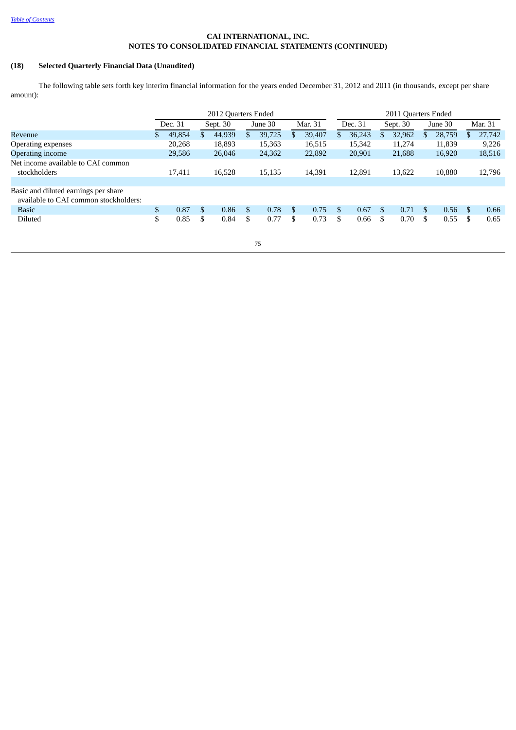**CAI INTERNATIONAL, INC.**
**NOTES TO CONSOLIDATED FINANCIAL STATEMENTS (CONTINUED)**

## (18) Selected Quarterly Financial Data (Unaudited)

The following table sets forth key interim financial information for the years ended December 31, 2012 and 2011 (in thousands, except per share amount):

| | 2012 Quarters Ended | | | | 2011 Quarters Ended | | | |
|---|---|---|---|---|---|---|---|---|
| | Dec. 31 | Sept. 30 | June 30 | Mar. 31 | Dec. 31 | Sept. 30 | June 30 | Mar. 31 |
| Revenue | $ 49,854 | $ 44,939 | $ 39,725 | $ 39,407 | $ 36,243 | $ 32,962 | $ 28,759 | $ 27,742 |
| Operating expenses | 20,268 | 18,893 | 15,363 | 16,515 | 15,342 | 11,274 | 11,839 | 9,226 |
| Operating income | 29,586 | 26,046 | 24,362 | 22,892 | 20,901 | 21,688 | 16,920 | 18,516 |
| Net income available to CAI common stockholders | 17,411 | 16,528 | 15,135 | 14,391 | 12,891 | 13,622 | 10,880 | 12,796 |
| | | | | | | | | |
| Basic and diluted earnings per share available to CAI common stockholders: | | | | | | | | |
| Basic | $ 0.87 | $ 0.86 | $ 0.78 | $ 0.75 | $ 0.67 | $ 0.71 | $ 0.56 | $ 0.66 |
| Diluted | $ 0.85 | $ 0.84 | $ 0.77 | $ 0.73 | $ 0.66 | $ 0.70 | $ 0.55 | $ 0.65 |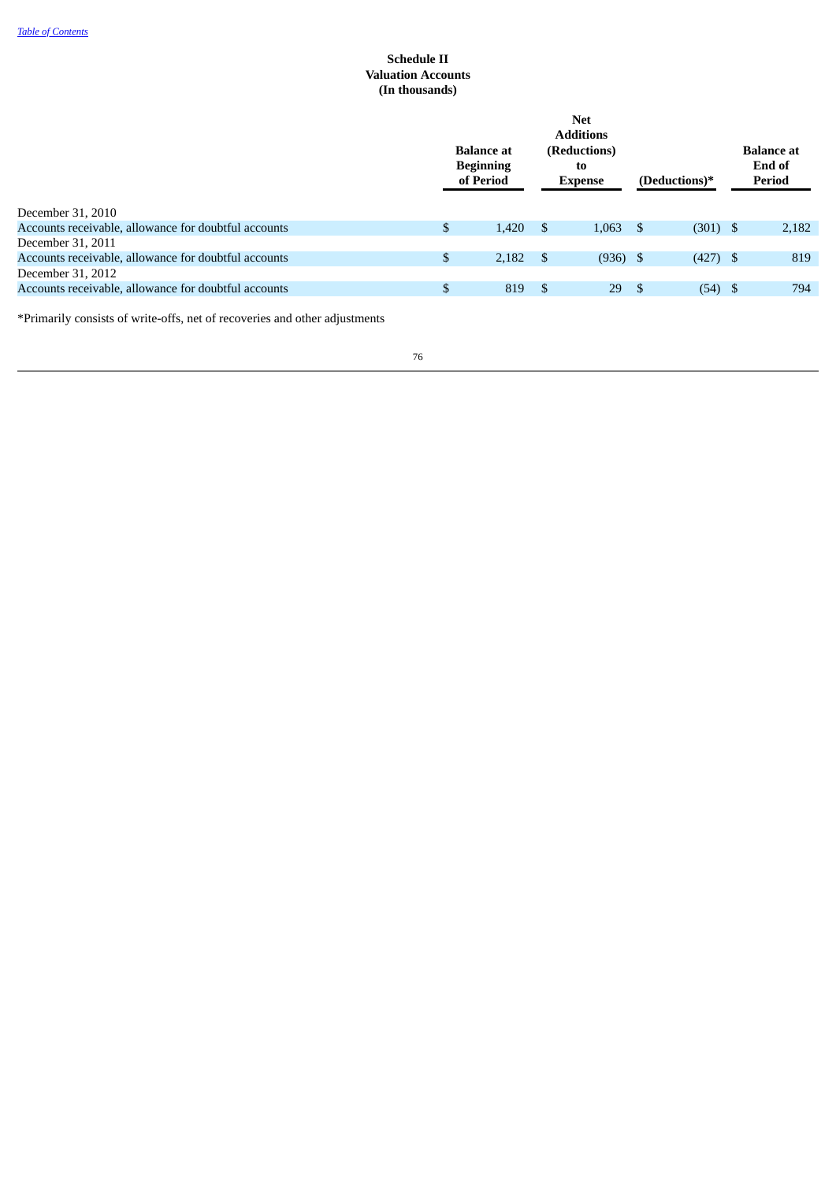[Table of Contents](#)

**Schedule II**
**Valuation Accounts**
**(In thousands)**

| | Balance at Beginning of Period | Net Additions (Reductions) to Expense | (Deductions)* | Balance at End of Period |
|---|---|---|---|---|
| December 31, 2010 | | | | |
| Accounts receivable, allowance for doubtful accounts | $ 1,420 | $ 1,063 | $ (301) | $ 2,182 |
| December 31, 2011 | | | | |
| Accounts receivable, allowance for doubtful accounts | $ 2,182 | $ (936) | $ (427) | $ 819 |
| December 31, 2012 | | | | |
| Accounts receivable, allowance for doubtful accounts | $ 819 | $ 29 | $ (54) | $ 794 |

*Primarily consists of write-offs, net of recoveries and other adjustments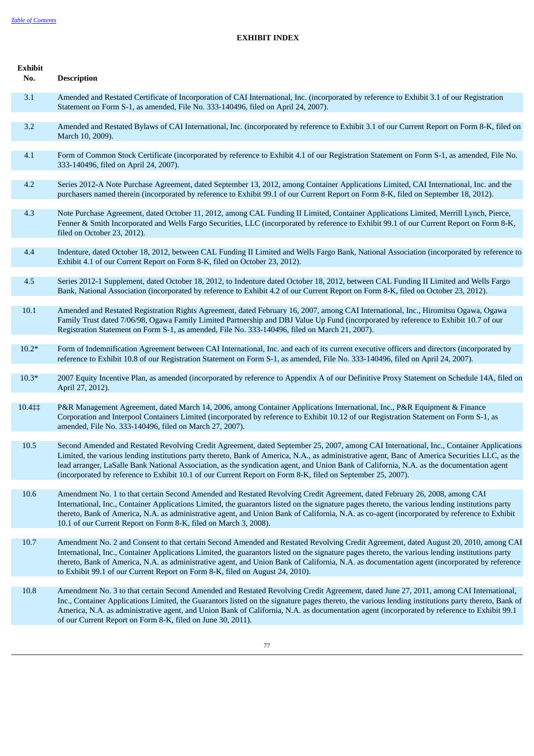[Table of Contents](#)

## EXHIBIT INDEX

| Exhibit No. | Description |
|---|---|
| 3.1 | Amended and Restated Certificate of Incorporation of CAI International, Inc. (incorporated by reference to Exhibit 3.1 of our Registration Statement on Form S-1, as amended, File No. 333-140496, filed on April 24, 2007). |
| 3.2 | Amended and Restated Bylaws of CAI International, Inc. (incorporated by reference to Exhibit 3.1 of our Current Report on Form 8-K, filed on March 10, 2009). |
| 4.1 | Form of Common Stock Certificate (incorporated by reference to Exhibit 4.1 of our Registration Statement on Form S-1, as amended, File No. 333-140496, filed on April 24, 2007). |
| 4.2 | Series 2012-A Note Purchase Agreement, dated September 13, 2012, among Container Applications Limited, CAI International, Inc. and the purchasers named therein (incorporated by reference to Exhibit 99.1 of our Current Report on Form 8-K, filed on September 18, 2012). |
| 4.3 | Note Purchase Agreement, dated October 11, 2012, among CAL Funding II Limited, Container Applications Limited, Merrill Lynch, Pierce, Fenner & Smith Incorporated and Wells Fargo Securities, LLC (incorporated by reference to Exhibit 99.1 of our Current Report on Form 8-K, filed on October 23, 2012). |
| 4.4 | Indenture, dated October 18, 2012, between CAL Funding II Limited and Wells Fargo Bank, National Association (incorporated by reference to Exhibit 4.1 of our Current Report on Form 8-K, filed on October 23, 2012). |
| 4.5 | Series 2012-1 Supplement, dated October 18, 2012, to Indenture dated October 18, 2012, between CAL Funding II Limited and Wells Fargo Bank, National Association (incorporated by reference to Exhibit 4.2 of our Current Report on Form 8-K, filed on October 23, 2012). |
| 10.1 | Amended and Restated Registration Rights Agreement, dated February 16, 2007, among CAI International, Inc., Hiromitsu Ogawa, Ogawa Family Trust dated 7/06/98, Ogawa Family Limited Partnership and DBJ Value Up Fund (incorporated by reference to Exhibit 10.7 of our Registration Statement on Form S-1, as amended, File No. 333-140496, filed on March 21, 2007). |
| 10.2* | Form of Indemnification Agreement between CAI International, Inc. and each of its current executive officers and directors (incorporated by reference to Exhibit 10.8 of our Registration Statement on Form S-1, as amended, File No. 333-140496, filed on April 24, 2007). |
| 10.3* | 2007 Equity Incentive Plan, as amended (incorporated by reference to Appendix A of our Definitive Proxy Statement on Schedule 14A, filed on April 27, 2012). |
| 10.4‡‡ | P&R Management Agreement, dated March 14, 2006, among Container Applications International, Inc., P&R Equipment & Finance Corporation and Interpool Containers Limited (incorporated by reference to Exhibit 10.12 of our Registration Statement on Form S-1, as amended, File No. 333-140496, filed on March 27, 2007). |
| 10.5 | Second Amended and Restated Revolving Credit Agreement, dated September 25, 2007, among CAI International, Inc., Container Applications Limited, the various lending institutions party thereto, Bank of America, N.A., as administrative agent, Banc of America Securities LLC, as the lead arranger, LaSalle Bank National Association, as the syndication agent, and Union Bank of California, N.A. as the documentation agent (incorporated by reference to Exhibit 10.1 of our Current Report on Form 8-K, filed on September 25, 2007). |
| 10.6 | Amendment No. 1 to that certain Second Amended and Restated Revolving Credit Agreement, dated February 26, 2008, among CAI International, Inc., Container Applications Limited, the guarantors listed on the signature pages thereto, the various lending institutions party thereto, Bank of America, N.A. as administrative agent, and Union Bank of California, N.A. as co-agent (incorporated by reference to Exhibit 10.1 of our Current Report on Form 8-K, filed on March 3, 2008). |
| 10.7 | Amendment No. 2 and Consent to that certain Second Amended and Restated Revolving Credit Agreement, dated August 20, 2010, among CAI International, Inc., Container Applications Limited, the guarantors listed on the signature pages thereto, the various lending institutions party thereto, Bank of America, N.A. as administrative agent, and Union Bank of California, N.A. as documentation agent (incorporated by reference to Exhibit 99.1 of our Current Report on Form 8-K, filed on August 24, 2010). |
| 10.8 | Amendment No. 3 to that certain Second Amended and Restated Revolving Credit Agreement, dated June 27, 2011, among CAI International, Inc., Container Applications Limited, the Guarantors listed on the signature pages thereto, the various lending institutions party thereto, Bank of America, N.A. as administrative agent, and Union Bank of California, N.A. as documentation agent (incorporated by reference to Exhibit 99.1 of our Current Report on Form 8-K, filed on June 30, 2011). |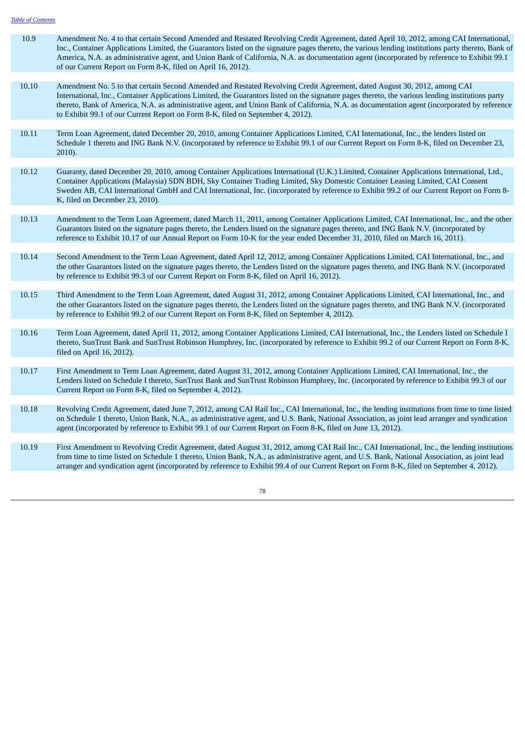| | |
|---|---|
| 10.9 | Amendment No. 4 to that certain Second Amended and Restated Revolving Credit Agreement, dated April 10, 2012, among CAI International, Inc., Container Applications Limited, the Guarantors listed on the signature pages thereto, the various lending institutions party thereto, Bank of America, N.A. as administrative agent, and Union Bank of California, N.A. as documentation agent (incorporated by reference to Exhibit 99.1 of our Current Report on Form 8-K, filed on April 16, 2012). |
| 10.10 | Amendment No. 5 to that certain Second Amended and Restated Revolving Credit Agreement, dated August 30, 2012, among CAI International, Inc., Container Applications Limited, the Guarantors listed on the signature pages thereto, the various lending institutions party thereto, Bank of America, N.A. as administrative agent, and Union Bank of California, N.A. as documentation agent (incorporated by reference to Exhibit 99.1 of our Current Report on Form 8-K, filed on September 4, 2012). |
| 10.11 | Term Loan Agreement, dated December 20, 2010, among Container Applications Limited, CAI International, Inc., the lenders listed on Schedule 1 thereto and ING Bank N.V. (incorporated by reference to Exhibit 99.1 of our Current Report on Form 8-K, filed on December 23, 2010). |
| 10.12 | Guaranty, dated December 20, 2010, among Container Applications International (U.K.) Limited, Container Applications International, Ltd., Container Applications (Malaysia) SDN BDH, Sky Container Trading Limited, Sky Domestic Container Leasing Limited, CAI Consent Sweden AB, CAI International GmbH and CAI International, Inc. (incorporated by reference to Exhibit 99.2 of our Current Report on Form 8-K, filed on December 23, 2010). |
| 10.13 | Amendment to the Term Loan Agreement, dated March 11, 2011, among Container Applications Limited, CAI International, Inc., and the other Guarantors listed on the signature pages thereto, the Lenders listed on the signature pages thereto, and ING Bank N.V. (incorporated by reference to Exhibit 10.17 of our Annual Report on Form 10-K for the year ended December 31, 2010, filed on March 16, 2011). |
| 10.14 | Second Amendment to the Term Loan Agreement, dated April 12, 2012, among Container Applications Limited, CAI International, Inc., and the other Guarantors listed on the signature pages thereto, the Lenders listed on the signature pages thereto, and ING Bank N.V. (incorporated by reference to Exhibit 99.3 of our Current Report on Form 8-K, filed on April 16, 2012). |
| 10.15 | Third Amendment to the Term Loan Agreement, dated August 31, 2012, among Container Applications Limited, CAI International, Inc., and the other Guarantors listed on the signature pages thereto, the Lenders listed on the signature pages thereto, and ING Bank N.V. (incorporated by reference to Exhibit 99.2 of our Current Report on Form 8-K, filed on September 4, 2012). |
| 10.16 | Term Loan Agreement, dated April 11, 2012, among Container Applications Limited, CAI International, Inc., the Lenders listed on Schedule I thereto, SunTrust Bank and SunTrust Robinson Humphrey, Inc. (incorporated by reference to Exhibit 99.2 of our Current Report on Form 8-K, filed on April 16, 2012). |
| 10.17 | First Amendment to Term Loan Agreement, dated August 31, 2012, among Container Applications Limited, CAI International, Inc., the Lenders listed on Schedule I thereto, SunTrust Bank and SunTrust Robinson Humphrey, Inc. (incorporated by reference to Exhibit 99.3 of our Current Report on Form 8-K, filed on September 4, 2012). |
| 10.18 | Revolving Credit Agreement, dated June 7, 2012, among CAI Rail Inc., CAI International, Inc., the lending institutions from time to time listed on Schedule 1 thereto, Union Bank, N.A., as administrative agent, and U.S. Bank, National Association, as joint lead arranger and syndication agent (incorporated by reference to Exhibit 99.1 of our Current Report on Form 8-K, filed on June 13, 2012). |
| 10.19 | First Amendment to Revolving Credit Agreement, dated August 31, 2012, among CAI Rail Inc., CAI International, Inc., the lending institutions from time to time listed on Schedule 1 thereto, Union Bank, N.A., as administrative agent, and U.S. Bank, National Association, as joint lead arranger and syndication agent (incorporated by reference to Exhibit 99.4 of our Current Report on Form 8-K, filed on September 4, 2012). |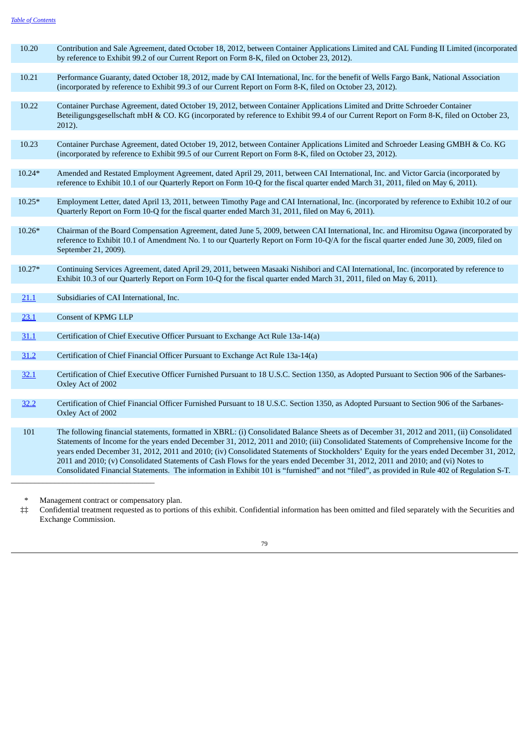| | |
|---|---|
| 10.20 | Contribution and Sale Agreement, dated October 18, 2012, between Container Applications Limited and CAL Funding II Limited (incorporated by reference to Exhibit 99.2 of our Current Report on Form 8-K, filed on October 23, 2012). |
| 10.21 | Performance Guaranty, dated October 18, 2012, made by CAI International, Inc. for the benefit of Wells Fargo Bank, National Association (incorporated by reference to Exhibit 99.3 of our Current Report on Form 8-K, filed on October 23, 2012). |
| 10.22 | Container Purchase Agreement, dated October 19, 2012, between Container Applications Limited and Dritte Schroeder Container Beteiligungsgesellschaft mbH & CO. KG (incorporated by reference to Exhibit 99.4 of our Current Report on Form 8-K, filed on October 23, 2012). |
| 10.23 | Container Purchase Agreement, dated October 19, 2012, between Container Applications Limited and Schroeder Leasing GMBH & Co. KG (incorporated by reference to Exhibit 99.5 of our Current Report on Form 8-K, filed on October 23, 2012). |
| 10.24* | Amended and Restated Employment Agreement, dated April 29, 2011, between CAI International, Inc. and Victor Garcia (incorporated by reference to Exhibit 10.1 of our Quarterly Report on Form 10-Q for the fiscal quarter ended March 31, 2011, filed on May 6, 2011). |
| 10.25* | Employment Letter, dated April 13, 2011, between Timothy Page and CAI International, Inc. (incorporated by reference to Exhibit 10.2 of our Quarterly Report on Form 10-Q for the fiscal quarter ended March 31, 2011, filed on May 6, 2011). |
| 10.26* | Chairman of the Board Compensation Agreement, dated June 5, 2009, between CAI International, Inc. and Hiromitsu Ogawa (incorporated by reference to Exhibit 10.1 of Amendment No. 1 to our Quarterly Report on Form 10-Q/A for the fiscal quarter ended June 30, 2009, filed on September 21, 2009). |
| 10.27* | Continuing Services Agreement, dated April 29, 2011, between Masaaki Nishibori and CAI International, Inc. (incorporated by reference to Exhibit 10.3 of our Quarterly Report on Form 10-Q for the fiscal quarter ended March 31, 2011, filed on May 6, 2011). |
| 21.1 | Subsidiaries of CAI International, Inc. |
| 23.1 | Consent of KPMG LLP |
| 31.1 | Certification of Chief Executive Officer Pursuant to Exchange Act Rule 13a-14(a) |
| 31.2 | Certification of Chief Financial Officer Pursuant to Exchange Act Rule 13a-14(a) |
| 32.1 | Certification of Chief Executive Officer Furnished Pursuant to 18 U.S.C. Section 1350, as Adopted Pursuant to Section 906 of the Sarbanes-Oxley Act of 2002 |
| 32.2 | Certification of Chief Financial Officer Furnished Pursuant to 18 U.S.C. Section 1350, as Adopted Pursuant to Section 906 of the Sarbanes-Oxley Act of 2002 |
| 101 | The following financial statements, formatted in XBRL: (i) Consolidated Balance Sheets as of December 31, 2012 and 2011, (ii) Consolidated Statements of Income for the years ended December 31, 2012, 2011 and 2010; (iii) Consolidated Statements of Comprehensive Income for the years ended December 31, 2012, 2011 and 2010; (iv) Consolidated Statements of Stockholders' Equity for the years ended December 31, 2012, 2011 and 2010; (v) Consolidated Statements of Cash Flows for the years ended December 31, 2012, 2011 and 2010; and (vi) Notes to Consolidated Financial Statements. The information in Exhibit 101 is "furnished" and not "filed", as provided in Rule 402 of Regulation S-T. |

\* Management contract or compensatory plan.

‡‡ Confidential treatment requested as to portions of this exhibit. Confidential information has been omitted and filed separately with the Securities and Exchange Commission.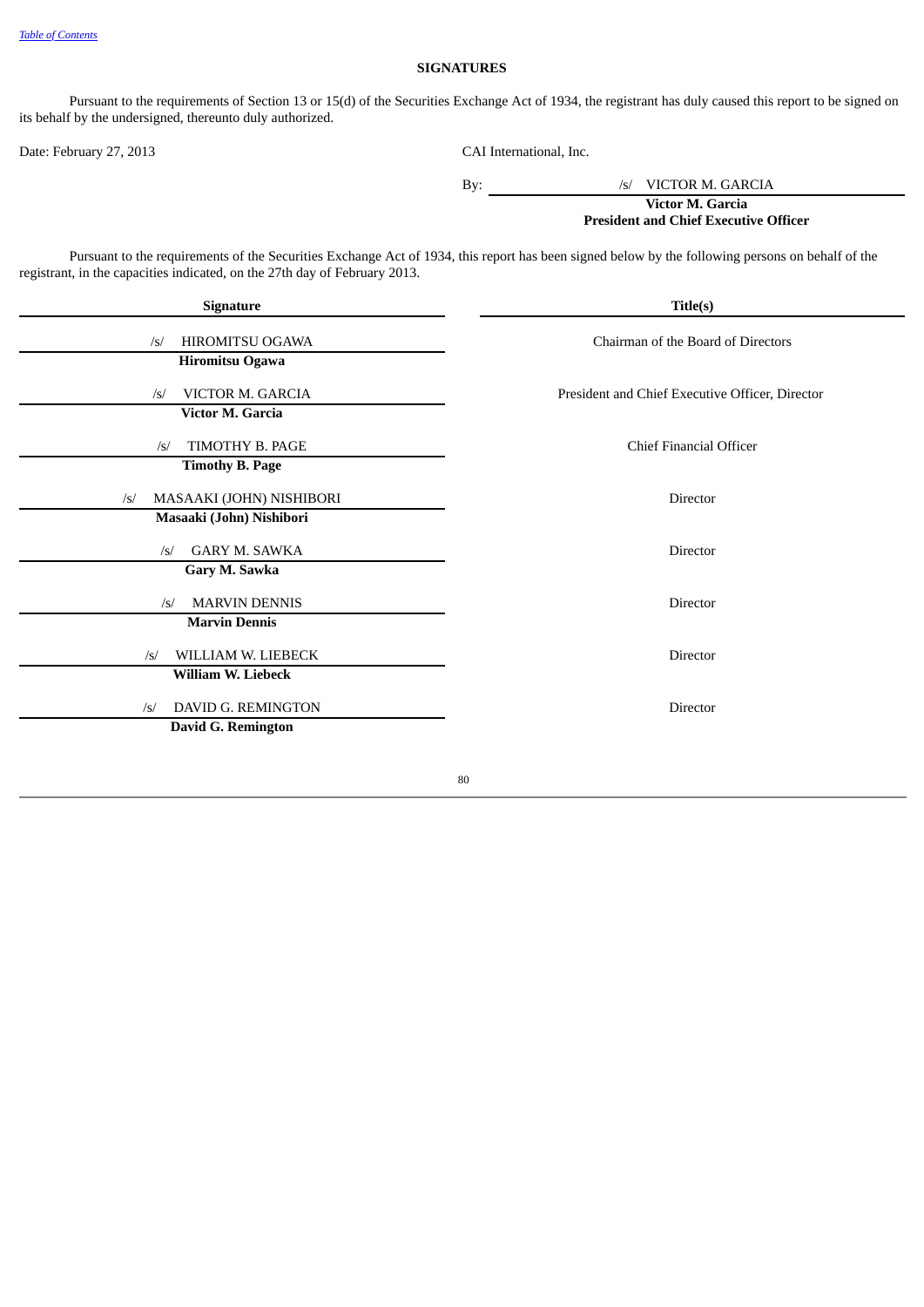[Table of Contents](#)

## SIGNATURES

Pursuant to the requirements of Section 13 or 15(d) of the Securities Exchange Act of 1934, the registrant has duly caused this report to be signed on its behalf by the undersigned, thereunto duly authorized.

Date: February 27, 2013

CAI International, Inc.

By: /s/ VICTOR M. GARCIA
**Victor M. Garcia**
**President and Chief Executive Officer**

Pursuant to the requirements of the Securities Exchange Act of 1934, this report has been signed below by the following persons on behalf of the registrant, in the capacities indicated, on the 27th day of February 2013.

| Signature | Title(s) |
|---|---|
| /s/ HIROMITSU OGAWA<br>**Hiromitsu Ogawa** | Chairman of the Board of Directors |
| /s/ VICTOR M. GARCIA<br>**Victor M. Garcia** | President and Chief Executive Officer, Director |
| /s/ TIMOTHY B. PAGE<br>**Timothy B. Page** | Chief Financial Officer |
| /s/ MASAAKI (JOHN) NISHIBORI<br>**Masaaki (John) Nishibori** | Director |
| /s/ GARY M. SAWKA<br>**Gary M. Sawka** | Director |
| /s/ MARVIN DENNIS<br>**Marvin Dennis** | Director |
| /s/ WILLIAM W. LIEBECK<br>**William W. Liebeck** | Director |
| /s/ DAVID G. REMINGTON<br>**David G. Remington** | Director |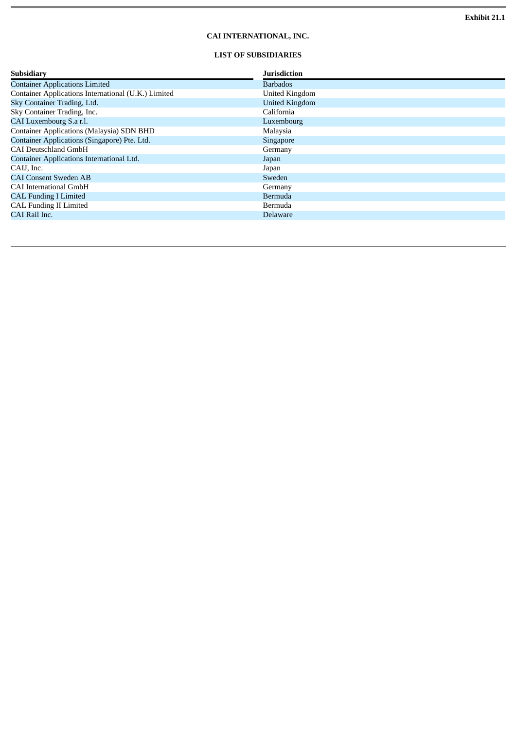Exhibit 21.1

**CAI INTERNATIONAL, INC.**

**LIST OF SUBSIDIARIES**

| Subsidiary | Jurisdiction |
|---|---|
| Container Applications Limited | Barbados |
| Container Applications International (U.K.) Limited | United Kingdom |
| Sky Container Trading, Ltd. | United Kingdom |
| Sky Container Trading, Inc. | California |
| CAI Luxembourg S.a r.l. | Luxembourg |
| Container Applications (Malaysia) SDN BHD | Malaysia |
| Container Applications (Singapore) Pte. Ltd. | Singapore |
| CAI Deutschland GmbH | Germany |
| Container Applications International Ltd. | Japan |
| CAIJ, Inc. | Japan |
| CAI Consent Sweden AB | Sweden |
| CAI International GmbH | Germany |
| CAL Funding I Limited | Bermuda |
| CAL Funding II Limited | Bermuda |
| CAI Rail Inc. | Delaware |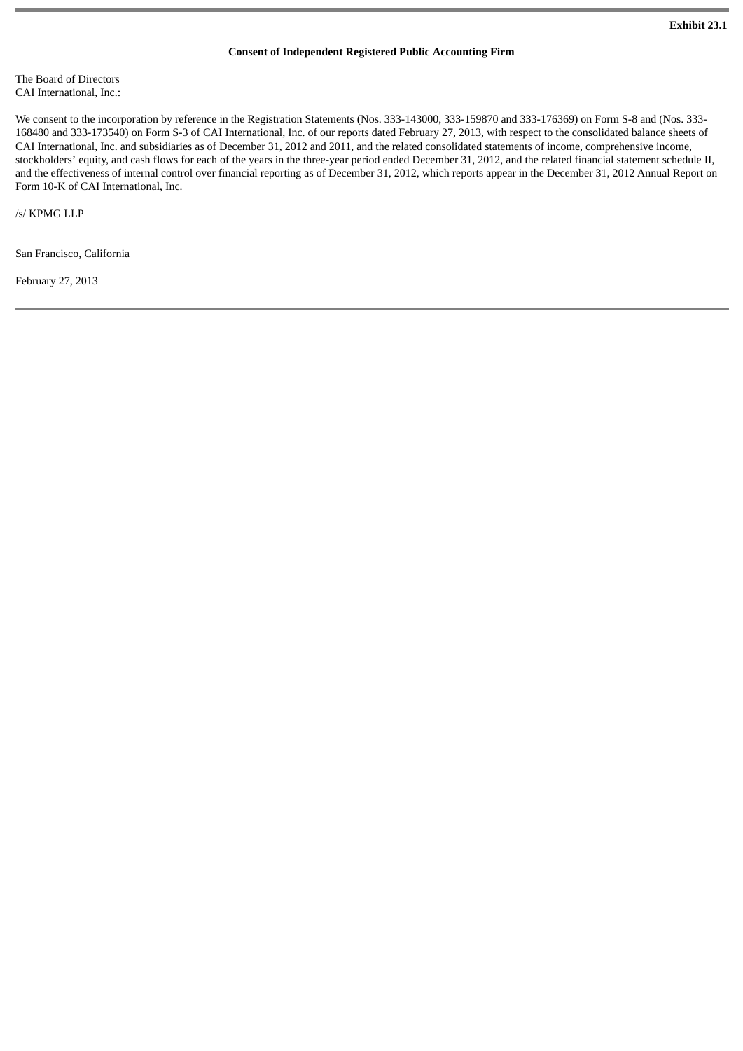**Exhibit 23.1**

**Consent of Independent Registered Public Accounting Firm**

The Board of Directors
CAI International, Inc.:

We consent to the incorporation by reference in the Registration Statements (Nos. 333-143000, 333-159870 and 333-176369) on Form S-8 and (Nos. 333-168480 and 333-173540) on Form S-3 of CAI International, Inc. of our reports dated February 27, 2013, with respect to the consolidated balance sheets of CAI International, Inc. and subsidiaries as of December 31, 2012 and 2011, and the related consolidated statements of income, comprehensive income, stockholders' equity, and cash flows for each of the years in the three-year period ended December 31, 2012, and the related financial statement schedule II, and the effectiveness of internal control over financial reporting as of December 31, 2012, which reports appear in the December 31, 2012 Annual Report on Form 10-K of CAI International, Inc.

/s/ KPMG LLP

San Francisco, California

February 27, 2013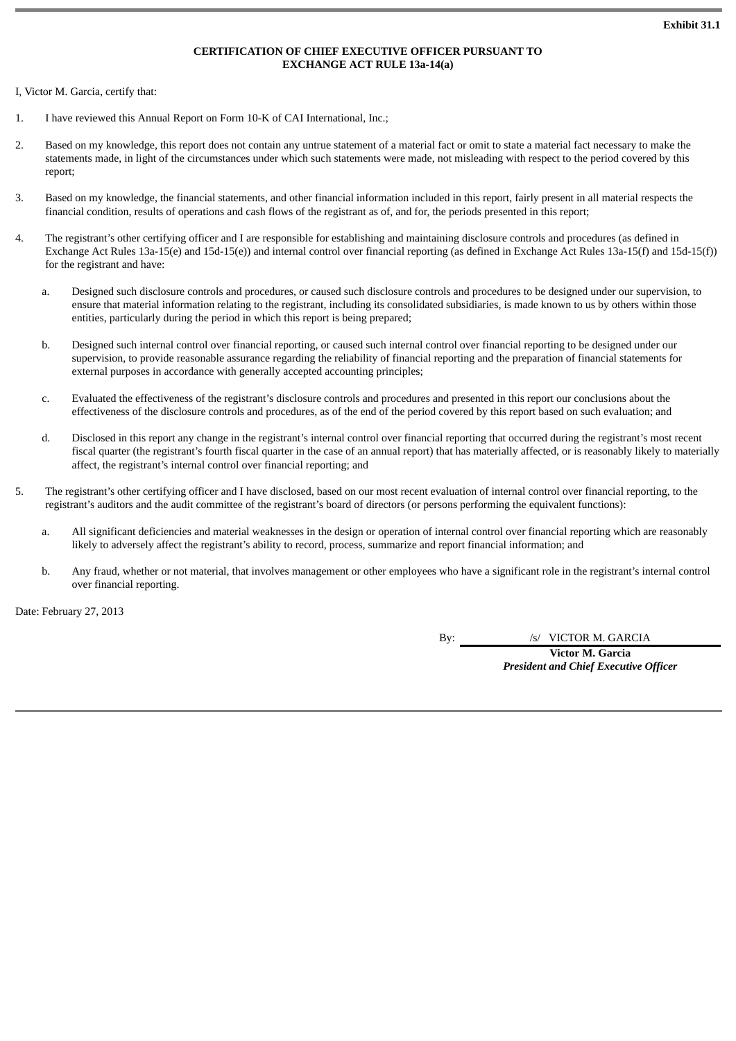**Exhibit 31.1**

**CERTIFICATION OF CHIEF EXECUTIVE OFFICER PURSUANT TO EXCHANGE ACT RULE 13a-14(a)**

I, Victor M. Garcia, certify that:

1. I have reviewed this Annual Report on Form 10-K of CAI International, Inc.;

2. Based on my knowledge, this report does not contain any untrue statement of a material fact or omit to state a material fact necessary to make the statements made, in light of the circumstances under which such statements were made, not misleading with respect to the period covered by this report;

3. Based on my knowledge, the financial statements, and other financial information included in this report, fairly present in all material respects the financial condition, results of operations and cash flows of the registrant as of, and for, the periods presented in this report;

4. The registrant's other certifying officer and I are responsible for establishing and maintaining disclosure controls and procedures (as defined in Exchange Act Rules 13a-15(e) and 15d-15(e)) and internal control over financial reporting (as defined in Exchange Act Rules 13a-15(f) and 15d-15(f)) for the registrant and have:

   a. Designed such disclosure controls and procedures, or caused such disclosure controls and procedures to be designed under our supervision, to ensure that material information relating to the registrant, including its consolidated subsidiaries, is made known to us by others within those entities, particularly during the period in which this report is being prepared;

   b. Designed such internal control over financial reporting, or caused such internal control over financial reporting to be designed under our supervision, to provide reasonable assurance regarding the reliability of financial reporting and the preparation of financial statements for external purposes in accordance with generally accepted accounting principles;

   c. Evaluated the effectiveness of the registrant's disclosure controls and procedures and presented in this report our conclusions about the effectiveness of the disclosure controls and procedures, as of the end of the period covered by this report based on such evaluation; and

   d. Disclosed in this report any change in the registrant's internal control over financial reporting that occurred during the registrant's most recent fiscal quarter (the registrant's fourth fiscal quarter in the case of an annual report) that has materially affected, or is reasonably likely to materially affect, the registrant's internal control over financial reporting; and

5. The registrant's other certifying officer and I have disclosed, based on our most recent evaluation of internal control over financial reporting, to the registrant's auditors and the audit committee of the registrant's board of directors (or persons performing the equivalent functions):

   a. All significant deficiencies and material weaknesses in the design or operation of internal control over financial reporting which are reasonably likely to adversely affect the registrant's ability to record, process, summarize and report financial information; and

   b. Any fraud, whether or not material, that involves management or other employees who have a significant role in the registrant's internal control over financial reporting.

Date: February 27, 2013

By: /s/ VICTOR M. GARCIA

**Victor M. Garcia**

***President and Chief Executive Officer***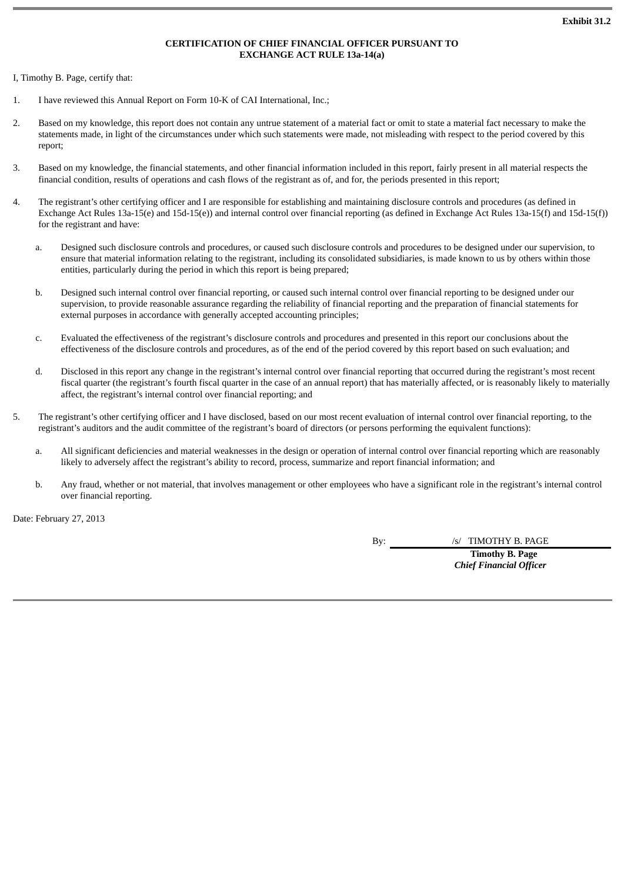**Exhibit 31.2**

**CERTIFICATION OF CHIEF FINANCIAL OFFICER PURSUANT TO EXCHANGE ACT RULE 13a-14(a)**

I, Timothy B. Page, certify that:

1. I have reviewed this Annual Report on Form 10-K of CAI International, Inc.;

2. Based on my knowledge, this report does not contain any untrue statement of a material fact or omit to state a material fact necessary to make the statements made, in light of the circumstances under which such statements were made, not misleading with respect to the period covered by this report;

3. Based on my knowledge, the financial statements, and other financial information included in this report, fairly present in all material respects the financial condition, results of operations and cash flows of the registrant as of, and for, the periods presented in this report;

4. The registrant's other certifying officer and I are responsible for establishing and maintaining disclosure controls and procedures (as defined in Exchange Act Rules 13a-15(e) and 15d-15(e)) and internal control over financial reporting (as defined in Exchange Act Rules 13a-15(f) and 15d-15(f)) for the registrant and have:

   a. Designed such disclosure controls and procedures, or caused such disclosure controls and procedures to be designed under our supervision, to ensure that material information relating to the registrant, including its consolidated subsidiaries, is made known to us by others within those entities, particularly during the period in which this report is being prepared;

   b. Designed such internal control over financial reporting, or caused such internal control over financial reporting to be designed under our supervision, to provide reasonable assurance regarding the reliability of financial reporting and the preparation of financial statements for external purposes in accordance with generally accepted accounting principles;

   c. Evaluated the effectiveness of the registrant's disclosure controls and procedures and presented in this report our conclusions about the effectiveness of the disclosure controls and procedures, as of the end of the period covered by this report based on such evaluation; and

   d. Disclosed in this report any change in the registrant's internal control over financial reporting that occurred during the registrant's most recent fiscal quarter (the registrant's fourth fiscal quarter in the case of an annual report) that has materially affected, or is reasonably likely to materially affect, the registrant's internal control over financial reporting; and

5. The registrant's other certifying officer and I have disclosed, based on our most recent evaluation of internal control over financial reporting, to the registrant's auditors and the audit committee of the registrant's board of directors (or persons performing the equivalent functions):

   a. All significant deficiencies and material weaknesses in the design or operation of internal control over financial reporting which are reasonably likely to adversely affect the registrant's ability to record, process, summarize and report financial information; and

   b. Any fraud, whether or not material, that involves management or other employees who have a significant role in the registrant's internal control over financial reporting.

Date: February 27, 2013

By: /s/ TIMOTHY B. PAGE

**Timothy B. Page**
***Chief Financial Officer***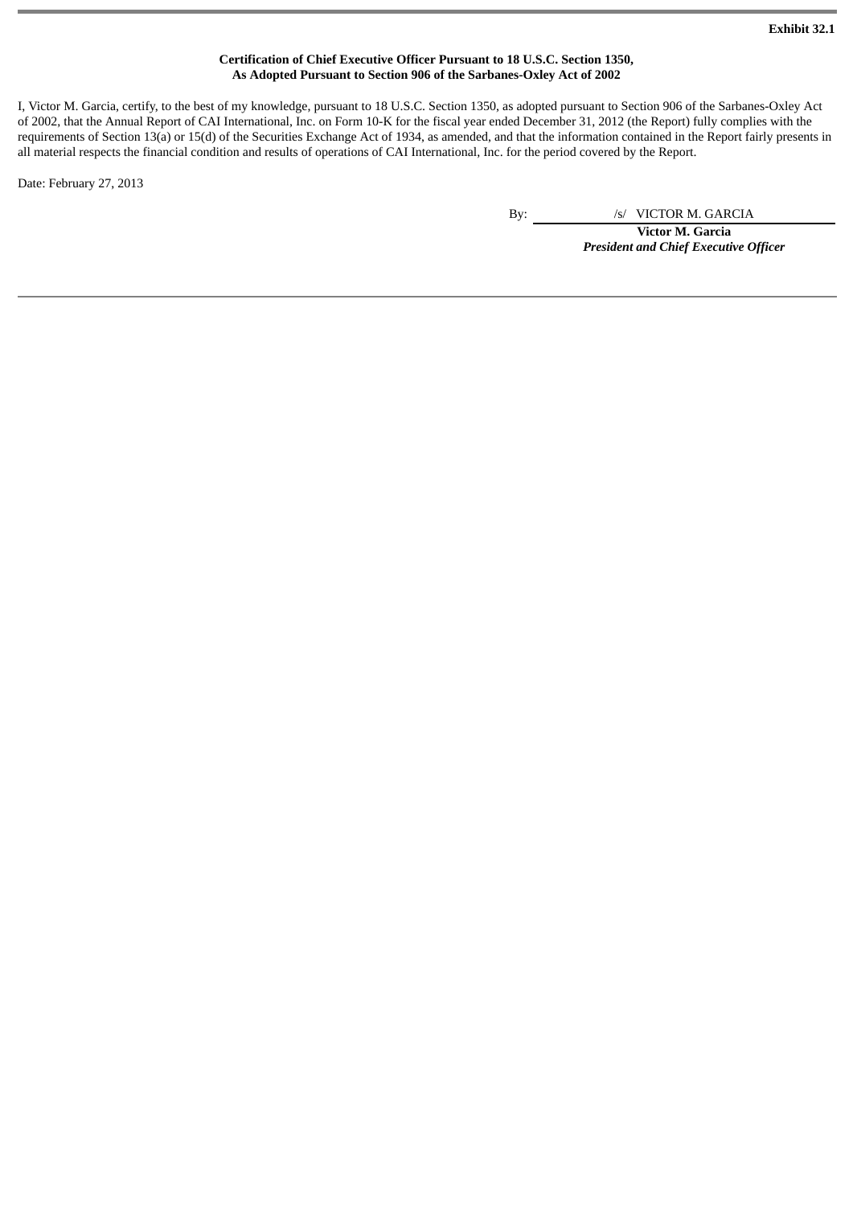**Exhibit 32.1**

**Certification of Chief Executive Officer Pursuant to 18 U.S.C. Section 1350,
As Adopted Pursuant to Section 906 of the Sarbanes-Oxley Act of 2002**

I, Victor M. Garcia, certify, to the best of my knowledge, pursuant to 18 U.S.C. Section 1350, as adopted pursuant to Section 906 of the Sarbanes-Oxley Act of 2002, that the Annual Report of CAI International, Inc. on Form 10-K for the fiscal year ended December 31, 2012 (the Report) fully complies with the requirements of Section 13(a) or 15(d) of the Securities Exchange Act of 1934, as amended, and that the information contained in the Report fairly presents in all material respects the financial condition and results of operations of CAI International, Inc. for the period covered by the Report.

Date: February 27, 2013

By: /s/ VICTOR M. GARCIA

**Victor M. Garcia**
***President and Chief Executive Officer***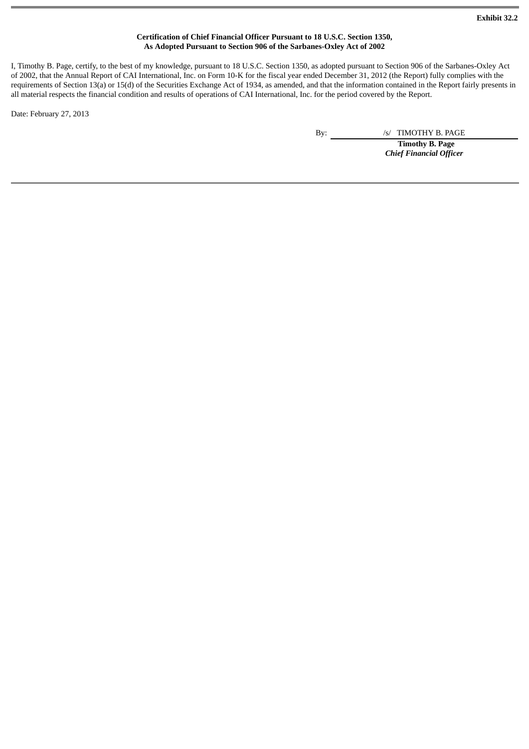**Exhibit 32.2**

**Certification of Chief Financial Officer Pursuant to 18 U.S.C. Section 1350,
As Adopted Pursuant to Section 906 of the Sarbanes-Oxley Act of 2002**

I, Timothy B. Page, certify, to the best of my knowledge, pursuant to 18 U.S.C. Section 1350, as adopted pursuant to Section 906 of the Sarbanes-Oxley Act of 2002, that the Annual Report of CAI International, Inc. on Form 10-K for the fiscal year ended December 31, 2012 (the Report) fully complies with the requirements of Section 13(a) or 15(d) of the Securities Exchange Act of 1934, as amended, and that the information contained in the Report fairly presents in all material respects the financial condition and results of operations of CAI International, Inc. for the period covered by the Report.

Date: February 27, 2013

By: /s/ TIMOTHY B. PAGE

**Timothy B. Page**
***Chief Financial Officer***